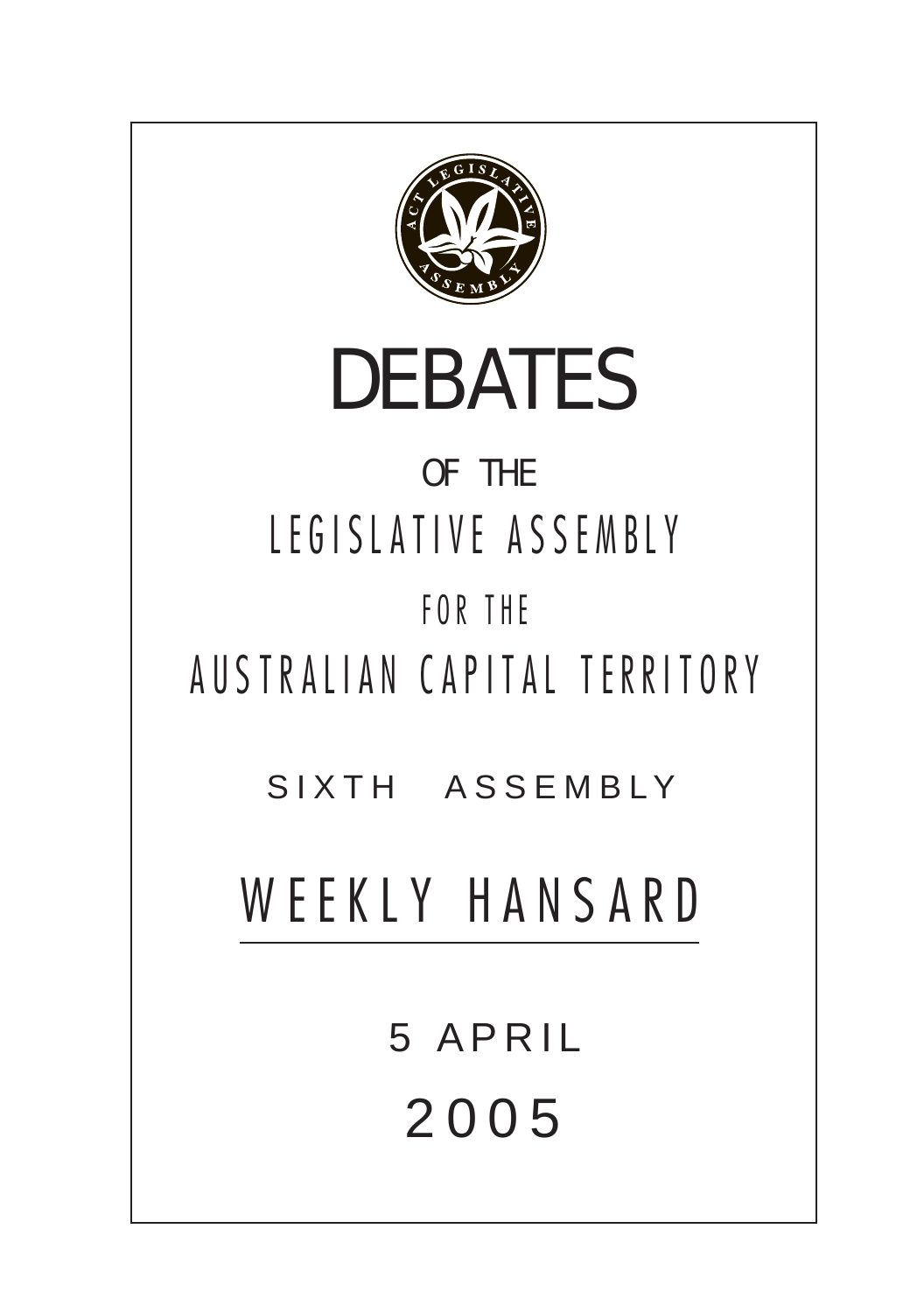# DEBATES

OF THE

LEGISLATIVE ASSEMBLY

FOR THE

AUSTRALIAN CAPITAL TERRITORY

SIXTH ASSEMBLY

## WEEKLY HANSARD

5 APRIL

2005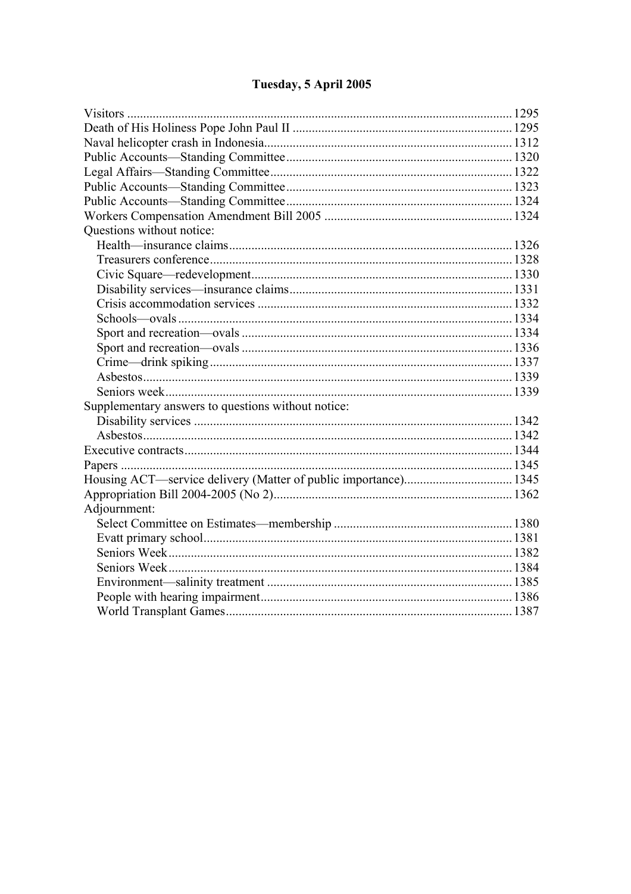## Tuesday, 5 April 2005

Visitors ........................................................................................................................ 1295
Death of His Holiness Pope John Paul II .................................................................... 1295
Naval helicopter crash in Indonesia............................................................................. 1312
Public Accounts—Standing Committee...................................................................... 1320
Legal Affairs—Standing Committee........................................................................... 1322
Public Accounts—Standing Committee...................................................................... 1323
Public Accounts—Standing Committee...................................................................... 1324
Workers Compensation Amendment Bill 2005 .......................................................... 1324
Questions without notice:
  Health—insurance claims........................................................................................ 1326
  Treasurers conference.............................................................................................. 1328
  Civic Square—redevelopment................................................................................. 1330
  Disability services—insurance claims..................................................................... 1331
  Crisis accommodation services ............................................................................... 1332
  Schools—ovals ........................................................................................................ 1334
  Sport and recreation—ovals .................................................................................... 1334
  Sport and recreation—ovals .................................................................................... 1336
  Crime—drink spiking.............................................................................................. 1337
  Asbestos................................................................................................................... 1339
  Seniors week............................................................................................................ 1339
Supplementary answers to questions without notice:
  Disability services ................................................................................................... 1342
  Asbestos................................................................................................................... 1342
Executive contracts...................................................................................................... 1344
Papers .......................................................................................................................... 1345
Housing ACT—service delivery (Matter of public importance).................................. 1345
Appropriation Bill 2004-2005 (No 2).......................................................................... 1362
Adjournment:
  Select Committee on Estimates—membership ........................................................ 1380
  Evatt primary school................................................................................................ 1381
  Seniors Week........................................................................................................... 1382
  Seniors Week........................................................................................................... 1384
  Environment—salinity treatment ............................................................................ 1385
  People with hearing impairment.............................................................................. 1386
  World Transplant Games......................................................................................... 1387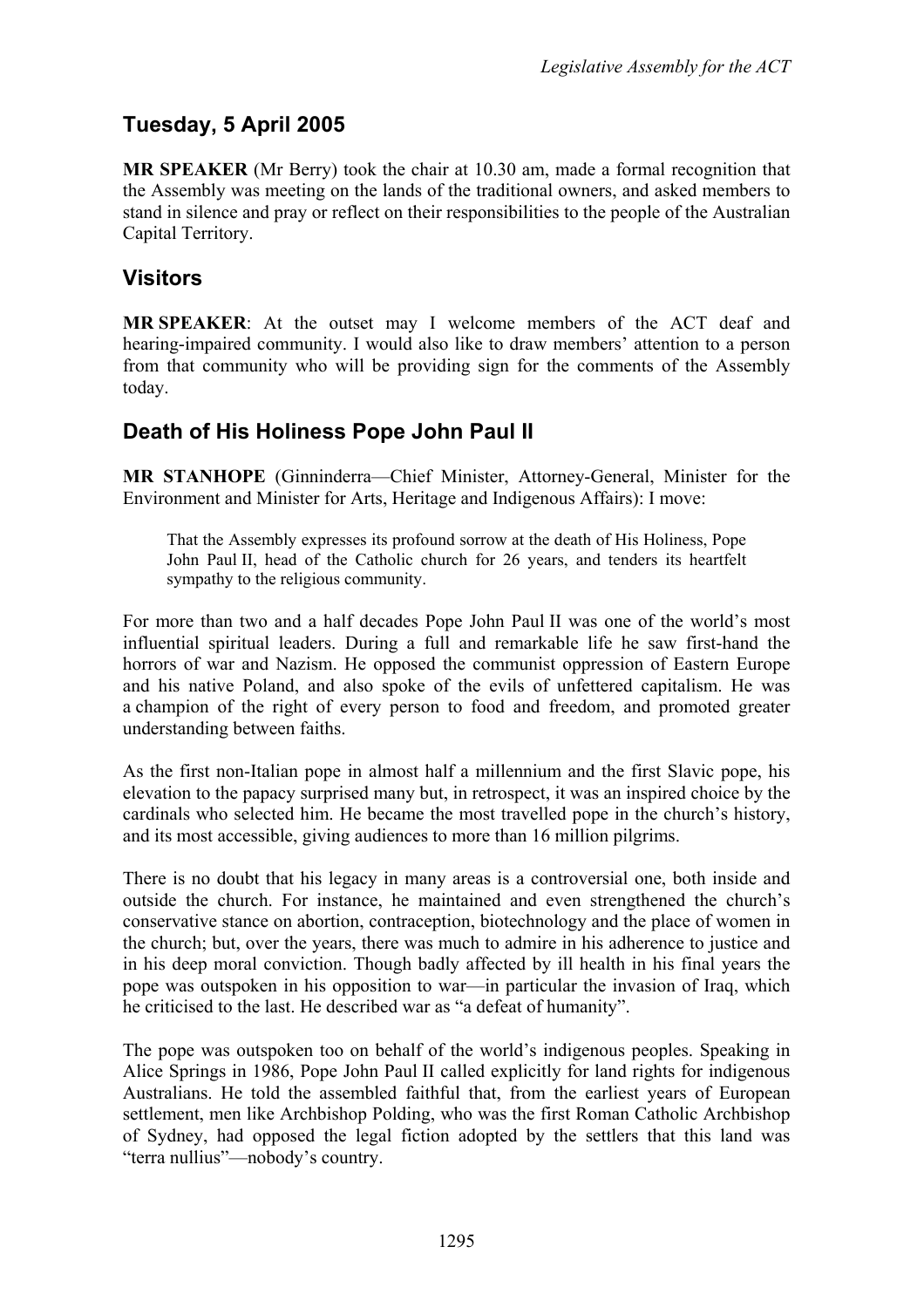## Tuesday, 5 April 2005

**MR SPEAKER** (Mr Berry) took the chair at 10.30 am, made a formal recognition that the Assembly was meeting on the lands of the traditional owners, and asked members to stand in silence and pray or reflect on their responsibilities to the people of the Australian Capital Territory.

## Visitors

**MR SPEAKER**: At the outset may I welcome members of the ACT deaf and hearing-impaired community. I would also like to draw members' attention to a person from that community who will be providing sign for the comments of the Assembly today.

## Death of His Holiness Pope John Paul II

**MR STANHOPE** (Ginninderra—Chief Minister, Attorney-General, Minister for the Environment and Minister for Arts, Heritage and Indigenous Affairs): I move:

> That the Assembly expresses its profound sorrow at the death of His Holiness, Pope John Paul II, head of the Catholic church for 26 years, and tenders its heartfelt sympathy to the religious community.

For more than two and a half decades Pope John Paul II was one of the world's most influential spiritual leaders. During a full and remarkable life he saw first-hand the horrors of war and Nazism. He opposed the communist oppression of Eastern Europe and his native Poland, and also spoke of the evils of unfettered capitalism. He was a champion of the right of every person to food and freedom, and promoted greater understanding between faiths.

As the first non-Italian pope in almost half a millennium and the first Slavic pope, his elevation to the papacy surprised many but, in retrospect, it was an inspired choice by the cardinals who selected him. He became the most travelled pope in the church's history, and its most accessible, giving audiences to more than 16 million pilgrims.

There is no doubt that his legacy in many areas is a controversial one, both inside and outside the church. For instance, he maintained and even strengthened the church's conservative stance on abortion, contraception, biotechnology and the place of women in the church; but, over the years, there was much to admire in his adherence to justice and in his deep moral conviction. Though badly affected by ill health in his final years the pope was outspoken in his opposition to war—in particular the invasion of Iraq, which he criticised to the last. He described war as "a defeat of humanity".

The pope was outspoken too on behalf of the world's indigenous peoples. Speaking in Alice Springs in 1986, Pope John Paul II called explicitly for land rights for indigenous Australians. He told the assembled faithful that, from the earliest years of European settlement, men like Archbishop Polding, who was the first Roman Catholic Archbishop of Sydney, had opposed the legal fiction adopted by the settlers that this land was "terra nullius"—nobody's country.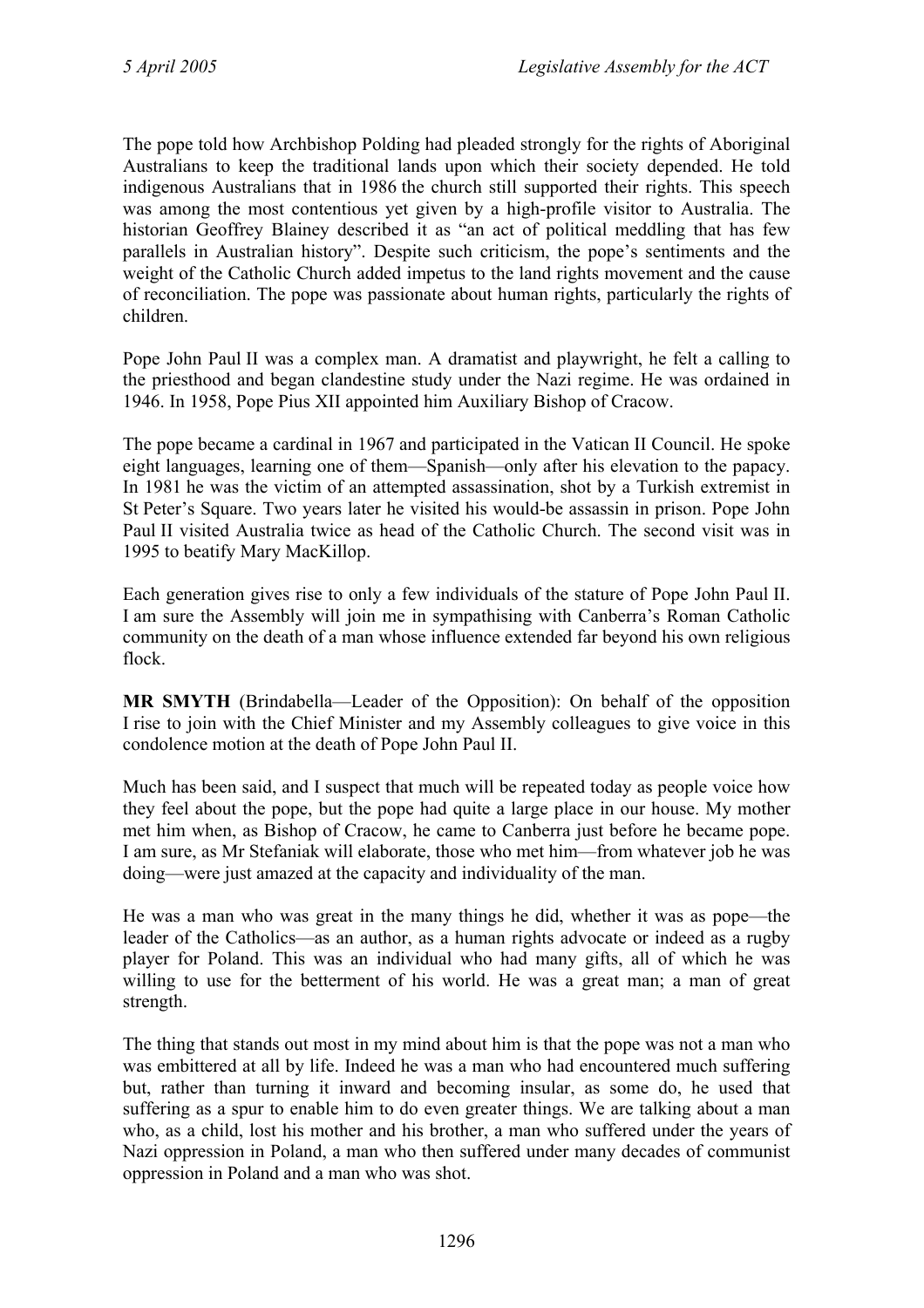The pope told how Archbishop Polding had pleaded strongly for the rights of Aboriginal Australians to keep the traditional lands upon which their society depended. He told indigenous Australians that in 1986 the church still supported their rights. This speech was among the most contentious yet given by a high-profile visitor to Australia. The historian Geoffrey Blainey described it as "an act of political meddling that has few parallels in Australian history". Despite such criticism, the pope's sentiments and the weight of the Catholic Church added impetus to the land rights movement and the cause of reconciliation. The pope was passionate about human rights, particularly the rights of children.

Pope John Paul II was a complex man. A dramatist and playwright, he felt a calling to the priesthood and began clandestine study under the Nazi regime. He was ordained in 1946. In 1958, Pope Pius XII appointed him Auxiliary Bishop of Cracow.

The pope became a cardinal in 1967 and participated in the Vatican II Council. He spoke eight languages, learning one of them—Spanish—only after his elevation to the papacy. In 1981 he was the victim of an attempted assassination, shot by a Turkish extremist in St Peter's Square. Two years later he visited his would-be assassin in prison. Pope John Paul II visited Australia twice as head of the Catholic Church. The second visit was in 1995 to beatify Mary MacKillop.

Each generation gives rise to only a few individuals of the stature of Pope John Paul II. I am sure the Assembly will join me in sympathising with Canberra's Roman Catholic community on the death of a man whose influence extended far beyond his own religious flock.

**MR SMYTH** (Brindabella—Leader of the Opposition): On behalf of the opposition I rise to join with the Chief Minister and my Assembly colleagues to give voice in this condolence motion at the death of Pope John Paul II.

Much has been said, and I suspect that much will be repeated today as people voice how they feel about the pope, but the pope had quite a large place in our house. My mother met him when, as Bishop of Cracow, he came to Canberra just before he became pope. I am sure, as Mr Stefaniak will elaborate, those who met him—from whatever job he was doing—were just amazed at the capacity and individuality of the man.

He was a man who was great in the many things he did, whether it was as pope—the leader of the Catholics—as an author, as a human rights advocate or indeed as a rugby player for Poland. This was an individual who had many gifts, all of which he was willing to use for the betterment of his world. He was a great man; a man of great strength.

The thing that stands out most in my mind about him is that the pope was not a man who was embittered at all by life. Indeed he was a man who had encountered much suffering but, rather than turning it inward and becoming insular, as some do, he used that suffering as a spur to enable him to do even greater things. We are talking about a man who, as a child, lost his mother and his brother, a man who suffered under the years of Nazi oppression in Poland, a man who then suffered under many decades of communist oppression in Poland and a man who was shot.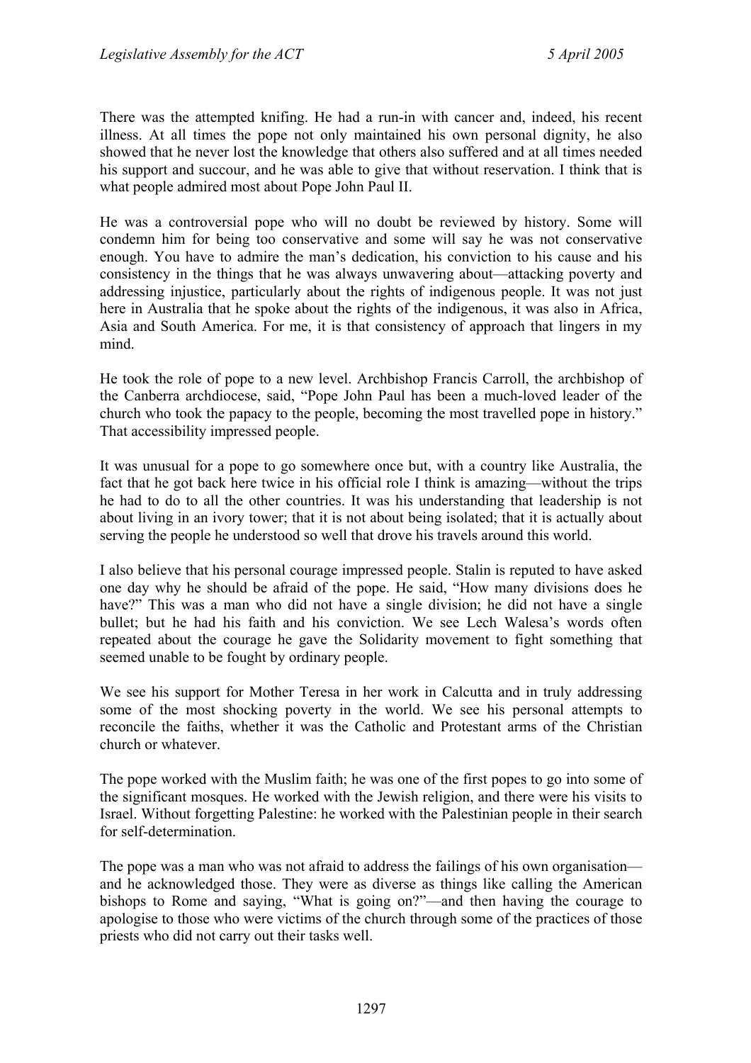There was the attempted knifing. He had a run-in with cancer and, indeed, his recent illness. At all times the pope not only maintained his own personal dignity, he also showed that he never lost the knowledge that others also suffered and at all times needed his support and succour, and he was able to give that without reservation. I think that is what people admired most about Pope John Paul II.

He was a controversial pope who will no doubt be reviewed by history. Some will condemn him for being too conservative and some will say he was not conservative enough. You have to admire the man's dedication, his conviction to his cause and his consistency in the things that he was always unwavering about—attacking poverty and addressing injustice, particularly about the rights of indigenous people. It was not just here in Australia that he spoke about the rights of the indigenous, it was also in Africa, Asia and South America. For me, it is that consistency of approach that lingers in my mind.

He took the role of pope to a new level. Archbishop Francis Carroll, the archbishop of the Canberra archdiocese, said, "Pope John Paul has been a much-loved leader of the church who took the papacy to the people, becoming the most travelled pope in history." That accessibility impressed people.

It was unusual for a pope to go somewhere once but, with a country like Australia, the fact that he got back here twice in his official role I think is amazing—without the trips he had to do to all the other countries. It was his understanding that leadership is not about living in an ivory tower; that it is not about being isolated; that it is actually about serving the people he understood so well that drove his travels around this world.

I also believe that his personal courage impressed people. Stalin is reputed to have asked one day why he should be afraid of the pope. He said, "How many divisions does he have?" This was a man who did not have a single division; he did not have a single bullet; but he had his faith and his conviction. We see Lech Walesa's words often repeated about the courage he gave the Solidarity movement to fight something that seemed unable to be fought by ordinary people.

We see his support for Mother Teresa in her work in Calcutta and in truly addressing some of the most shocking poverty in the world. We see his personal attempts to reconcile the faiths, whether it was the Catholic and Protestant arms of the Christian church or whatever.

The pope worked with the Muslim faith; he was one of the first popes to go into some of the significant mosques. He worked with the Jewish religion, and there were his visits to Israel. Without forgetting Palestine: he worked with the Palestinian people in their search for self-determination.

The pope was a man who was not afraid to address the failings of his own organisation—and he acknowledged those. They were as diverse as things like calling the American bishops to Rome and saying, "What is going on?"—and then having the courage to apologise to those who were victims of the church through some of the practices of those priests who did not carry out their tasks well.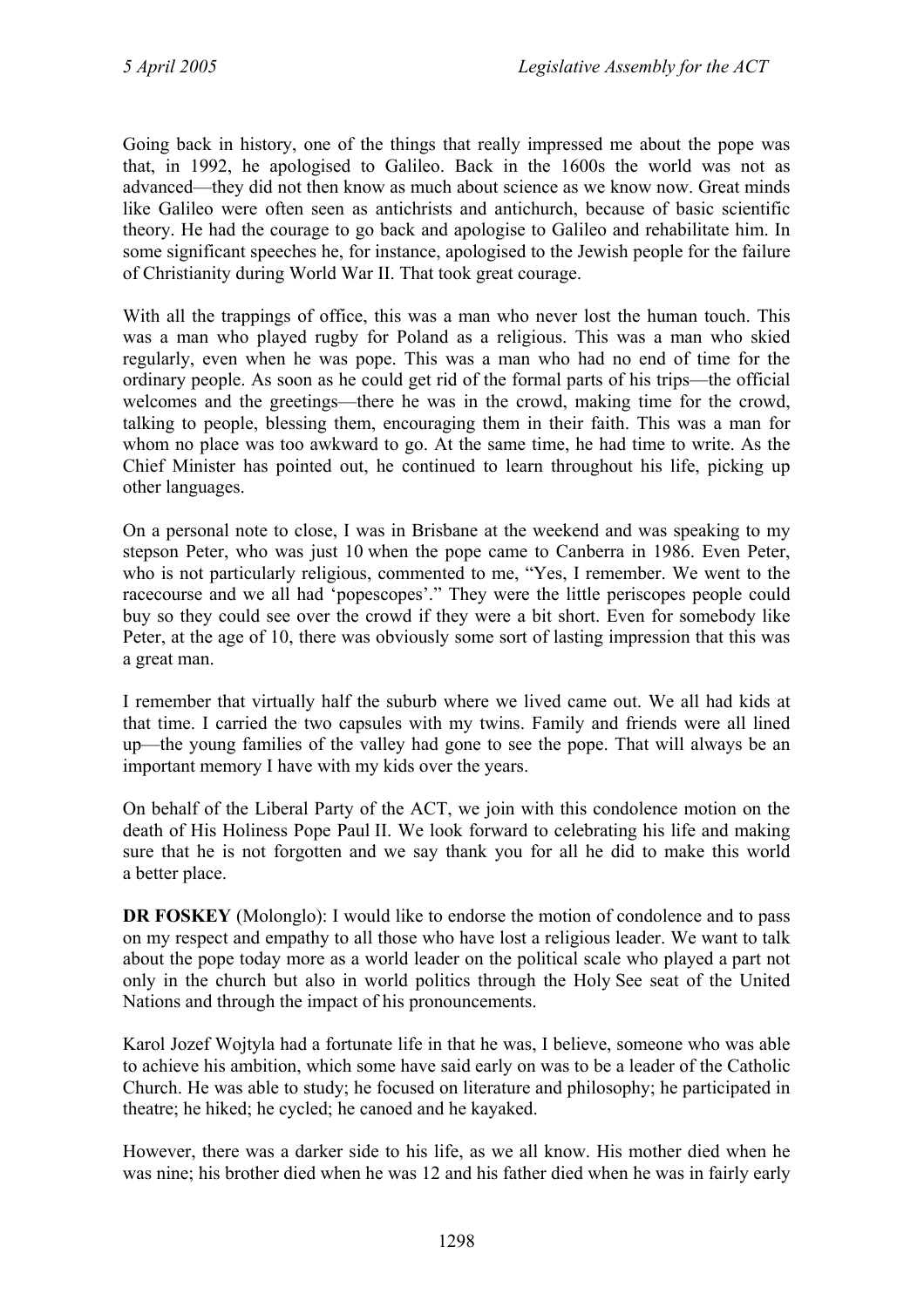Going back in history, one of the things that really impressed me about the pope was that, in 1992, he apologised to Galileo. Back in the 1600s the world was not as advanced—they did not then know as much about science as we know now. Great minds like Galileo were often seen as antichrists and antichurch, because of basic scientific theory. He had the courage to go back and apologise to Galileo and rehabilitate him. In some significant speeches he, for instance, apologised to the Jewish people for the failure of Christianity during World War II. That took great courage.

With all the trappings of office, this was a man who never lost the human touch. This was a man who played rugby for Poland as a religious. This was a man who skied regularly, even when he was pope. This was a man who had no end of time for the ordinary people. As soon as he could get rid of the formal parts of his trips—the official welcomes and the greetings—there he was in the crowd, making time for the crowd, talking to people, blessing them, encouraging them in their faith. This was a man for whom no place was too awkward to go. At the same time, he had time to write. As the Chief Minister has pointed out, he continued to learn throughout his life, picking up other languages.

On a personal note to close, I was in Brisbane at the weekend and was speaking to my stepson Peter, who was just 10 when the pope came to Canberra in 1986. Even Peter, who is not particularly religious, commented to me, "Yes, I remember. We went to the racecourse and we all had 'popescopes'." They were the little periscopes people could buy so they could see over the crowd if they were a bit short. Even for somebody like Peter, at the age of 10, there was obviously some sort of lasting impression that this was a great man.

I remember that virtually half the suburb where we lived came out. We all had kids at that time. I carried the two capsules with my twins. Family and friends were all lined up—the young families of the valley had gone to see the pope. That will always be an important memory I have with my kids over the years.

On behalf of the Liberal Party of the ACT, we join with this condolence motion on the death of His Holiness Pope Paul II. We look forward to celebrating his life and making sure that he is not forgotten and we say thank you for all he did to make this world a better place.

**DR FOSKEY** (Molonglo): I would like to endorse the motion of condolence and to pass on my respect and empathy to all those who have lost a religious leader. We want to talk about the pope today more as a world leader on the political scale who played a part not only in the church but also in world politics through the Holy See seat of the United Nations and through the impact of his pronouncements.

Karol Jozef Wojtyla had a fortunate life in that he was, I believe, someone who was able to achieve his ambition, which some have said early on was to be a leader of the Catholic Church. He was able to study; he focused on literature and philosophy; he participated in theatre; he hiked; he cycled; he canoed and he kayaked.

However, there was a darker side to his life, as we all know. His mother died when he was nine; his brother died when he was 12 and his father died when he was in fairly early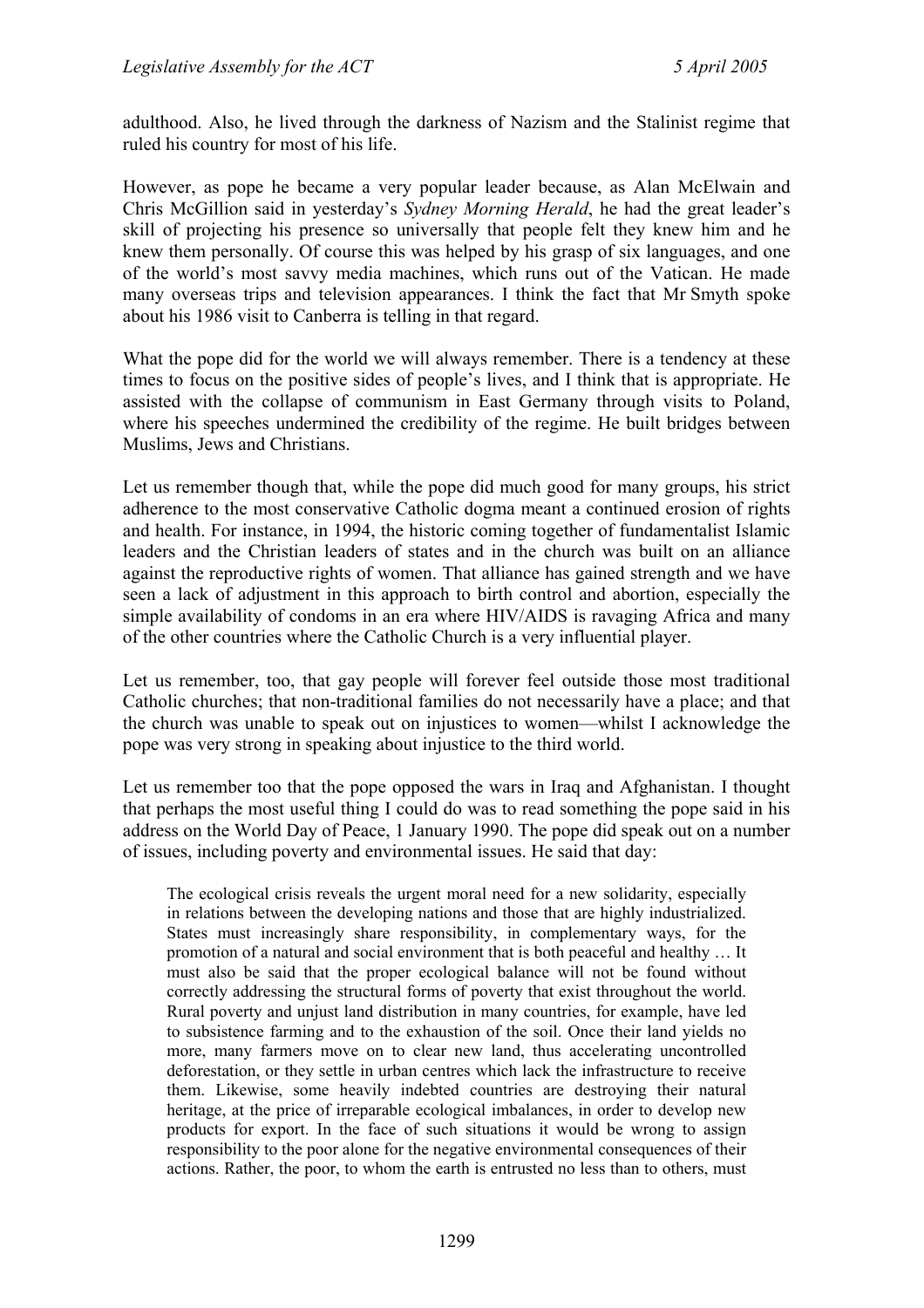adulthood. Also, he lived through the darkness of Nazism and the Stalinist regime that ruled his country for most of his life.

However, as pope he became a very popular leader because, as Alan McElwain and Chris McGillion said in yesterday's *Sydney Morning Herald*, he had the great leader's skill of projecting his presence so universally that people felt they knew him and he knew them personally. Of course this was helped by his grasp of six languages, and one of the world's most savvy media machines, which runs out of the Vatican. He made many overseas trips and television appearances. I think the fact that Mr Smyth spoke about his 1986 visit to Canberra is telling in that regard.

What the pope did for the world we will always remember. There is a tendency at these times to focus on the positive sides of people's lives, and I think that is appropriate. He assisted with the collapse of communism in East Germany through visits to Poland, where his speeches undermined the credibility of the regime. He built bridges between Muslims, Jews and Christians.

Let us remember though that, while the pope did much good for many groups, his strict adherence to the most conservative Catholic dogma meant a continued erosion of rights and health. For instance, in 1994, the historic coming together of fundamentalist Islamic leaders and the Christian leaders of states and in the church was built on an alliance against the reproductive rights of women. That alliance has gained strength and we have seen a lack of adjustment in this approach to birth control and abortion, especially the simple availability of condoms in an era where HIV/AIDS is ravaging Africa and many of the other countries where the Catholic Church is a very influential player.

Let us remember, too, that gay people will forever feel outside those most traditional Catholic churches; that non-traditional families do not necessarily have a place; and that the church was unable to speak out on injustices to women—whilst I acknowledge the pope was very strong in speaking about injustice to the third world.

Let us remember too that the pope opposed the wars in Iraq and Afghanistan. I thought that perhaps the most useful thing I could do was to read something the pope said in his address on the World Day of Peace, 1 January 1990. The pope did speak out on a number of issues, including poverty and environmental issues. He said that day:

> The ecological crisis reveals the urgent moral need for a new solidarity, especially in relations between the developing nations and those that are highly industrialized. States must increasingly share responsibility, in complementary ways, for the promotion of a natural and social environment that is both peaceful and healthy … It must also be said that the proper ecological balance will not be found without correctly addressing the structural forms of poverty that exist throughout the world. Rural poverty and unjust land distribution in many countries, for example, have led to subsistence farming and to the exhaustion of the soil. Once their land yields no more, many farmers move on to clear new land, thus accelerating uncontrolled deforestation, or they settle in urban centres which lack the infrastructure to receive them. Likewise, some heavily indebted countries are destroying their natural heritage, at the price of irreparable ecological imbalances, in order to develop new products for export. In the face of such situations it would be wrong to assign responsibility to the poor alone for the negative environmental consequences of their actions. Rather, the poor, to whom the earth is entrusted no less than to others, must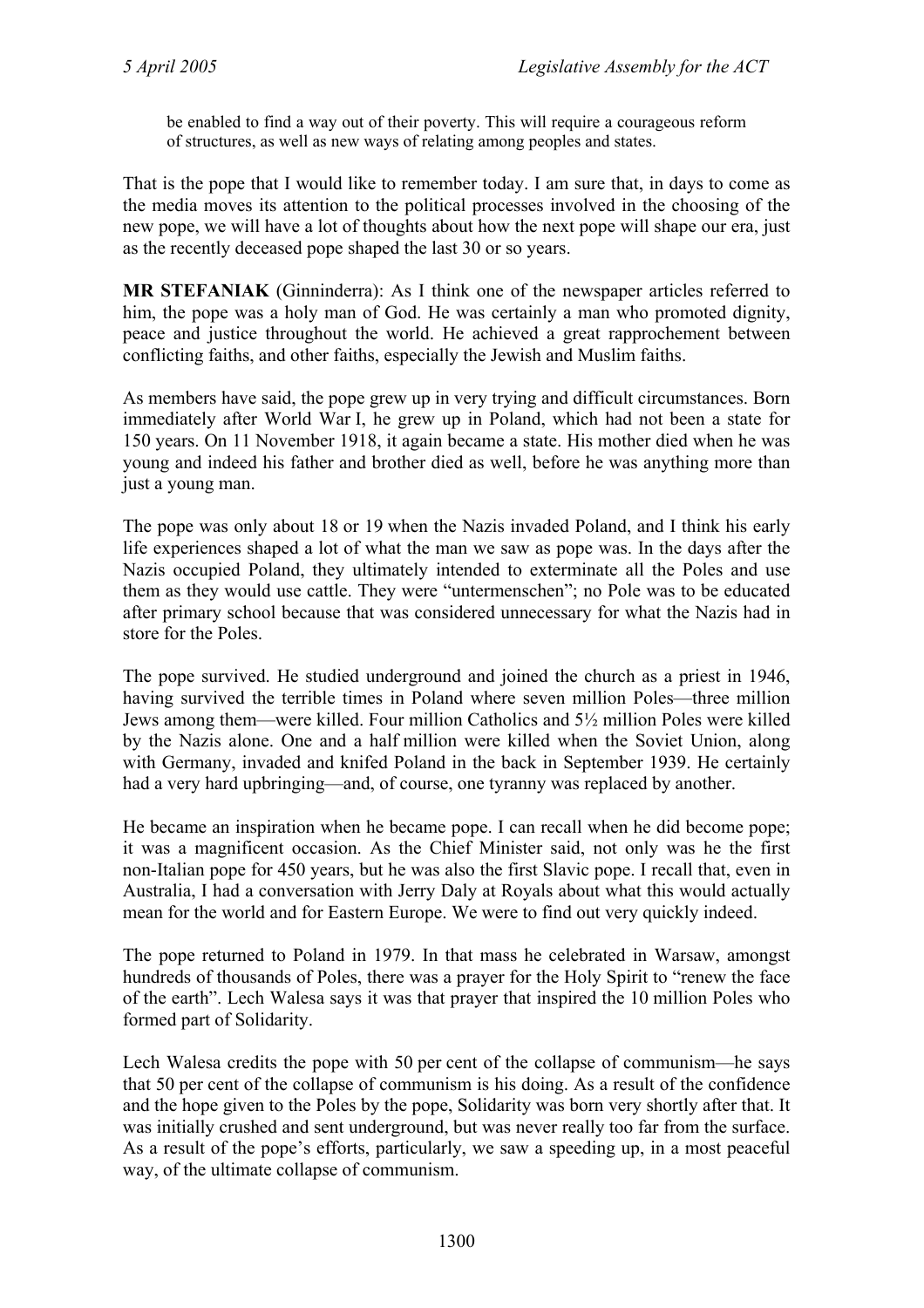> be enabled to find a way out of their poverty. This will require a courageous reform of structures, as well as new ways of relating among peoples and states.

That is the pope that I would like to remember today. I am sure that, in days to come as the media moves its attention to the political processes involved in the choosing of the new pope, we will have a lot of thoughts about how the next pope will shape our era, just as the recently deceased pope shaped the last 30 or so years.

**MR STEFANIAK** (Ginninderra): As I think one of the newspaper articles referred to him, the pope was a holy man of God. He was certainly a man who promoted dignity, peace and justice throughout the world. He achieved a great rapprochement between conflicting faiths, and other faiths, especially the Jewish and Muslim faiths.

As members have said, the pope grew up in very trying and difficult circumstances. Born immediately after World War I, he grew up in Poland, which had not been a state for 150 years. On 11 November 1918, it again became a state. His mother died when he was young and indeed his father and brother died as well, before he was anything more than just a young man.

The pope was only about 18 or 19 when the Nazis invaded Poland, and I think his early life experiences shaped a lot of what the man we saw as pope was. In the days after the Nazis occupied Poland, they ultimately intended to exterminate all the Poles and use them as they would use cattle. They were "untermenschen"; no Pole was to be educated after primary school because that was considered unnecessary for what the Nazis had in store for the Poles.

The pope survived. He studied underground and joined the church as a priest in 1946, having survived the terrible times in Poland where seven million Poles—three million Jews among them—were killed. Four million Catholics and 5½ million Poles were killed by the Nazis alone. One and a half million were killed when the Soviet Union, along with Germany, invaded and knifed Poland in the back in September 1939. He certainly had a very hard upbringing—and, of course, one tyranny was replaced by another.

He became an inspiration when he became pope. I can recall when he did become pope; it was a magnificent occasion. As the Chief Minister said, not only was he the first non-Italian pope for 450 years, but he was also the first Slavic pope. I recall that, even in Australia, I had a conversation with Jerry Daly at Royals about what this would actually mean for the world and for Eastern Europe. We were to find out very quickly indeed.

The pope returned to Poland in 1979. In that mass he celebrated in Warsaw, amongst hundreds of thousands of Poles, there was a prayer for the Holy Spirit to "renew the face of the earth". Lech Walesa says it was that prayer that inspired the 10 million Poles who formed part of Solidarity.

Lech Walesa credits the pope with 50 per cent of the collapse of communism—he says that 50 per cent of the collapse of communism is his doing. As a result of the confidence and the hope given to the Poles by the pope, Solidarity was born very shortly after that. It was initially crushed and sent underground, but was never really too far from the surface. As a result of the pope's efforts, particularly, we saw a speeding up, in a most peaceful way, of the ultimate collapse of communism.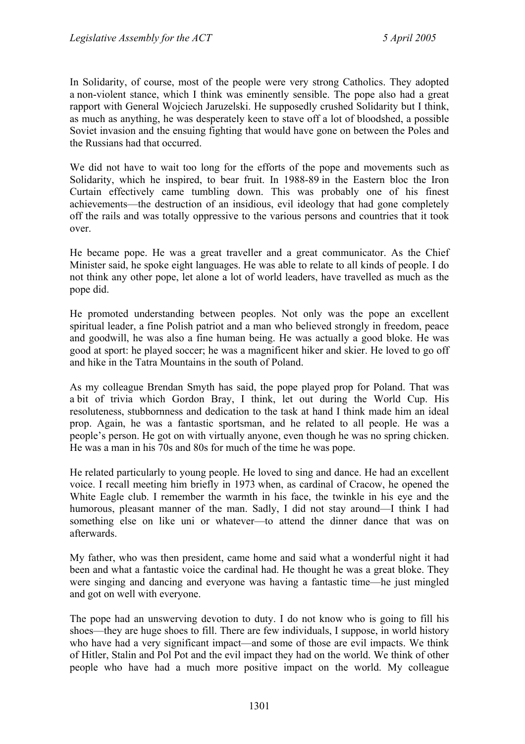In Solidarity, of course, most of the people were very strong Catholics. They adopted a non-violent stance, which I think was eminently sensible. The pope also had a great rapport with General Wojciech Jaruzelski. He supposedly crushed Solidarity but I think, as much as anything, he was desperately keen to stave off a lot of bloodshed, a possible Soviet invasion and the ensuing fighting that would have gone on between the Poles and the Russians had that occurred.

We did not have to wait too long for the efforts of the pope and movements such as Solidarity, which he inspired, to bear fruit. In 1988-89 in the Eastern bloc the Iron Curtain effectively came tumbling down. This was probably one of his finest achievements—the destruction of an insidious, evil ideology that had gone completely off the rails and was totally oppressive to the various persons and countries that it took over.

He became pope. He was a great traveller and a great communicator. As the Chief Minister said, he spoke eight languages. He was able to relate to all kinds of people. I do not think any other pope, let alone a lot of world leaders, have travelled as much as the pope did.

He promoted understanding between peoples. Not only was the pope an excellent spiritual leader, a fine Polish patriot and a man who believed strongly in freedom, peace and goodwill, he was also a fine human being. He was actually a good bloke. He was good at sport: he played soccer; he was a magnificent hiker and skier. He loved to go off and hike in the Tatra Mountains in the south of Poland.

As my colleague Brendan Smyth has said, the pope played prop for Poland. That was a bit of trivia which Gordon Bray, I think, let out during the World Cup. His resoluteness, stubbornness and dedication to the task at hand I think made him an ideal prop. Again, he was a fantastic sportsman, and he related to all people. He was a people's person. He got on with virtually anyone, even though he was no spring chicken. He was a man in his 70s and 80s for much of the time he was pope.

He related particularly to young people. He loved to sing and dance. He had an excellent voice. I recall meeting him briefly in 1973 when, as cardinal of Cracow, he opened the White Eagle club. I remember the warmth in his face, the twinkle in his eye and the humorous, pleasant manner of the man. Sadly, I did not stay around—I think I had something else on like uni or whatever—to attend the dinner dance that was on afterwards.

My father, who was then president, came home and said what a wonderful night it had been and what a fantastic voice the cardinal had. He thought he was a great bloke. They were singing and dancing and everyone was having a fantastic time—he just mingled and got on well with everyone.

The pope had an unswerving devotion to duty. I do not know who is going to fill his shoes—they are huge shoes to fill. There are few individuals, I suppose, in world history who have had a very significant impact—and some of those are evil impacts. We think of Hitler, Stalin and Pol Pot and the evil impact they had on the world. We think of other people who have had a much more positive impact on the world. My colleague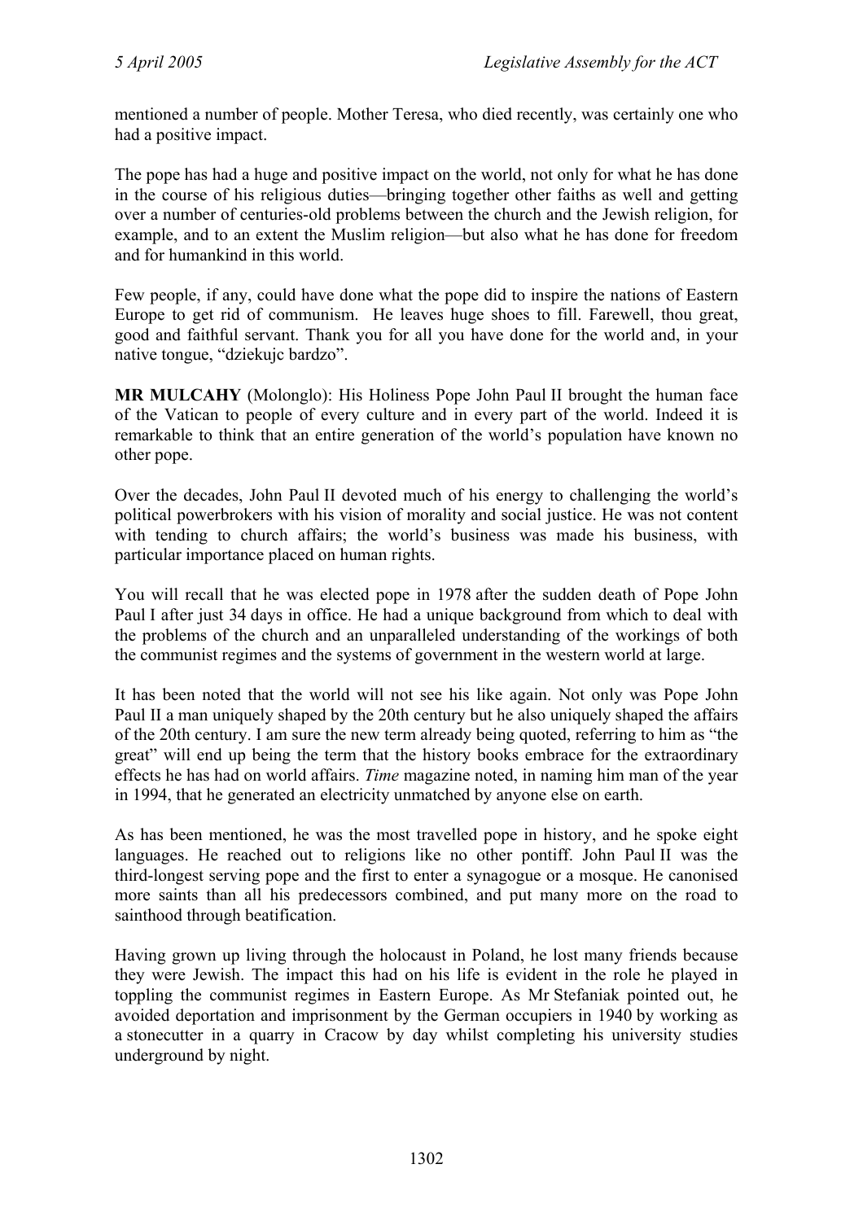mentioned a number of people. Mother Teresa, who died recently, was certainly one who had a positive impact.

The pope has had a huge and positive impact on the world, not only for what he has done in the course of his religious duties—bringing together other faiths as well and getting over a number of centuries-old problems between the church and the Jewish religion, for example, and to an extent the Muslim religion—but also what he has done for freedom and for humankind in this world.

Few people, if any, could have done what the pope did to inspire the nations of Eastern Europe to get rid of communism. He leaves huge shoes to fill. Farewell, thou great, good and faithful servant. Thank you for all you have done for the world and, in your native tongue, "dziekujc bardzo".

**MR MULCAHY** (Molonglo): His Holiness Pope John Paul II brought the human face of the Vatican to people of every culture and in every part of the world. Indeed it is remarkable to think that an entire generation of the world's population have known no other pope.

Over the decades, John Paul II devoted much of his energy to challenging the world's political powerbrokers with his vision of morality and social justice. He was not content with tending to church affairs; the world's business was made his business, with particular importance placed on human rights.

You will recall that he was elected pope in 1978 after the sudden death of Pope John Paul I after just 34 days in office. He had a unique background from which to deal with the problems of the church and an unparalleled understanding of the workings of both the communist regimes and the systems of government in the western world at large.

It has been noted that the world will not see his like again. Not only was Pope John Paul II a man uniquely shaped by the 20th century but he also uniquely shaped the affairs of the 20th century. I am sure the new term already being quoted, referring to him as "the great" will end up being the term that the history books embrace for the extraordinary effects he has had on world affairs. *Time* magazine noted, in naming him man of the year in 1994, that he generated an electricity unmatched by anyone else on earth.

As has been mentioned, he was the most travelled pope in history, and he spoke eight languages. He reached out to religions like no other pontiff. John Paul II was the third-longest serving pope and the first to enter a synagogue or a mosque. He canonised more saints than all his predecessors combined, and put many more on the road to sainthood through beatification.

Having grown up living through the holocaust in Poland, he lost many friends because they were Jewish. The impact this had on his life is evident in the role he played in toppling the communist regimes in Eastern Europe. As Mr Stefaniak pointed out, he avoided deportation and imprisonment by the German occupiers in 1940 by working as a stonecutter in a quarry in Cracow by day whilst completing his university studies underground by night.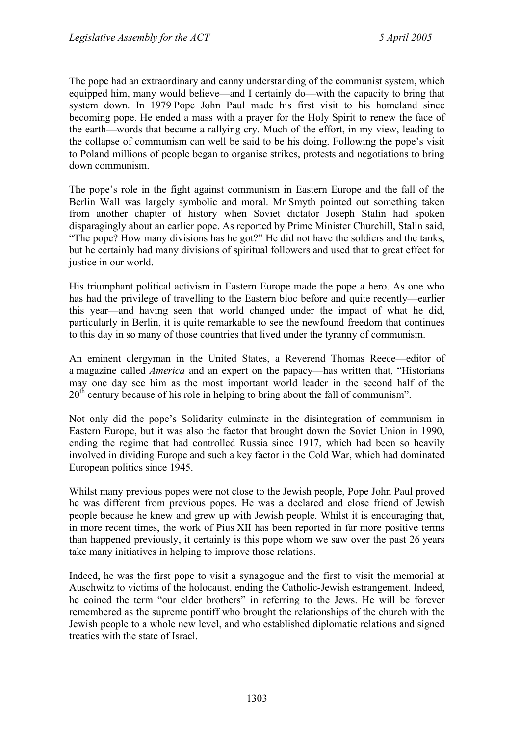The pope had an extraordinary and canny understanding of the communist system, which equipped him, many would believe—and I certainly do—with the capacity to bring that system down. In 1979 Pope John Paul made his first visit to his homeland since becoming pope. He ended a mass with a prayer for the Holy Spirit to renew the face of the earth—words that became a rallying cry. Much of the effort, in my view, leading to the collapse of communism can well be said to be his doing. Following the pope's visit to Poland millions of people began to organise strikes, protests and negotiations to bring down communism.

The pope's role in the fight against communism in Eastern Europe and the fall of the Berlin Wall was largely symbolic and moral. Mr Smyth pointed out something taken from another chapter of history when Soviet dictator Joseph Stalin had spoken disparagingly about an earlier pope. As reported by Prime Minister Churchill, Stalin said, "The pope? How many divisions has he got?" He did not have the soldiers and the tanks, but he certainly had many divisions of spiritual followers and used that to great effect for justice in our world.

His triumphant political activism in Eastern Europe made the pope a hero. As one who has had the privilege of travelling to the Eastern bloc before and quite recently—earlier this year—and having seen that world changed under the impact of what he did, particularly in Berlin, it is quite remarkable to see the newfound freedom that continues to this day in so many of those countries that lived under the tyranny of communism.

An eminent clergyman in the United States, a Reverend Thomas Reece—editor of a magazine called *America* and an expert on the papacy—has written that, "Historians may one day see him as the most important world leader in the second half of the 20th century because of his role in helping to bring about the fall of communism".

Not only did the pope's Solidarity culminate in the disintegration of communism in Eastern Europe, but it was also the factor that brought down the Soviet Union in 1990, ending the regime that had controlled Russia since 1917, which had been so heavily involved in dividing Europe and such a key factor in the Cold War, which had dominated European politics since 1945.

Whilst many previous popes were not close to the Jewish people, Pope John Paul proved he was different from previous popes. He was a declared and close friend of Jewish people because he knew and grew up with Jewish people. Whilst it is encouraging that, in more recent times, the work of Pius XII has been reported in far more positive terms than happened previously, it certainly is this pope whom we saw over the past 26 years take many initiatives in helping to improve those relations.

Indeed, he was the first pope to visit a synagogue and the first to visit the memorial at Auschwitz to victims of the holocaust, ending the Catholic-Jewish estrangement. Indeed, he coined the term "our elder brothers" in referring to the Jews. He will be forever remembered as the supreme pontiff who brought the relationships of the church with the Jewish people to a whole new level, and who established diplomatic relations and signed treaties with the state of Israel.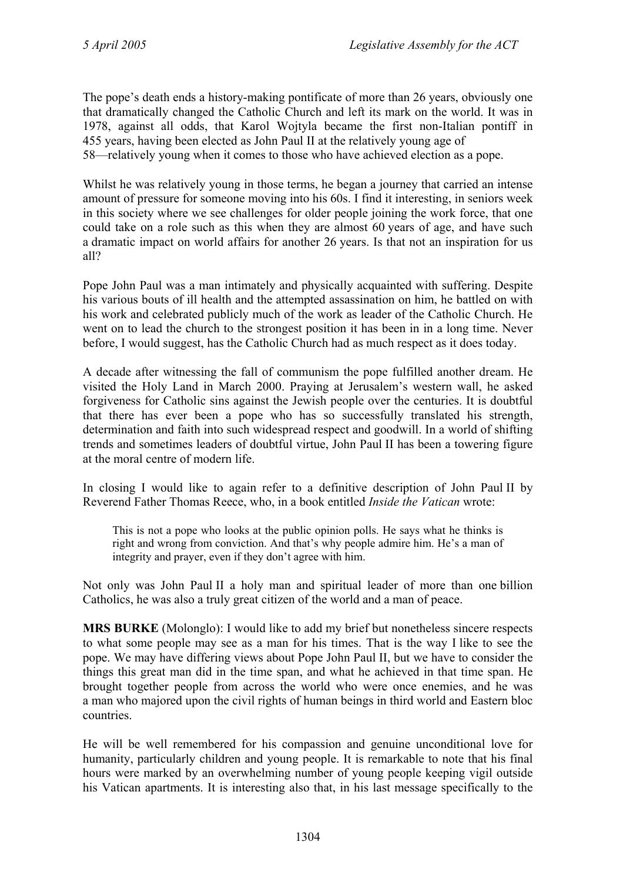The pope's death ends a history-making pontificate of more than 26 years, obviously one that dramatically changed the Catholic Church and left its mark on the world. It was in 1978, against all odds, that Karol Wojtyla became the first non-Italian pontiff in 455 years, having been elected as John Paul II at the relatively young age of 58—relatively young when it comes to those who have achieved election as a pope.

Whilst he was relatively young in those terms, he began a journey that carried an intense amount of pressure for someone moving into his 60s. I find it interesting, in seniors week in this society where we see challenges for older people joining the work force, that one could take on a role such as this when they are almost 60 years of age, and have such a dramatic impact on world affairs for another 26 years. Is that not an inspiration for us all?

Pope John Paul was a man intimately and physically acquainted with suffering. Despite his various bouts of ill health and the attempted assassination on him, he battled on with his work and celebrated publicly much of the work as leader of the Catholic Church. He went on to lead the church to the strongest position it has been in in a long time. Never before, I would suggest, has the Catholic Church had as much respect as it does today.

A decade after witnessing the fall of communism the pope fulfilled another dream. He visited the Holy Land in March 2000. Praying at Jerusalem's western wall, he asked forgiveness for Catholic sins against the Jewish people over the centuries. It is doubtful that there has ever been a pope who has so successfully translated his strength, determination and faith into such widespread respect and goodwill. In a world of shifting trends and sometimes leaders of doubtful virtue, John Paul II has been a towering figure at the moral centre of modern life.

In closing I would like to again refer to a definitive description of John Paul II by Reverend Father Thomas Reece, who, in a book entitled *Inside the Vatican* wrote:

> This is not a pope who looks at the public opinion polls. He says what he thinks is right and wrong from conviction. And that's why people admire him. He's a man of integrity and prayer, even if they don't agree with him.

Not only was John Paul II a holy man and spiritual leader of more than one billion Catholics, he was also a truly great citizen of the world and a man of peace.

**MRS BURKE** (Molonglo): I would like to add my brief but nonetheless sincere respects to what some people may see as a man for his times. That is the way I like to see the pope. We may have differing views about Pope John Paul II, but we have to consider the things this great man did in the time span, and what he achieved in that time span. He brought together people from across the world who were once enemies, and he was a man who majored upon the civil rights of human beings in third world and Eastern bloc countries.

He will be well remembered for his compassion and genuine unconditional love for humanity, particularly children and young people. It is remarkable to note that his final hours were marked by an overwhelming number of young people keeping vigil outside his Vatican apartments. It is interesting also that, in his last message specifically to the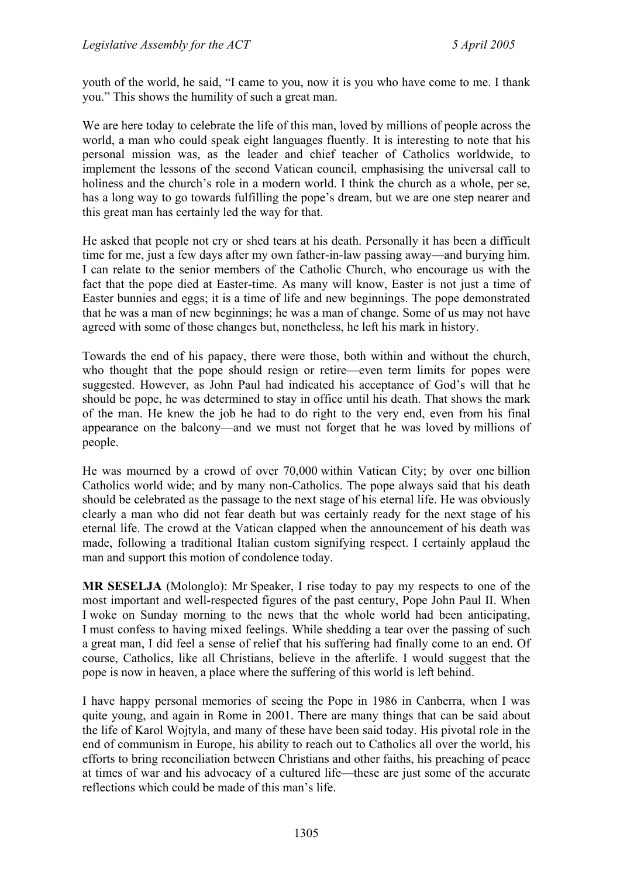youth of the world, he said, "I came to you, now it is you who have come to me. I thank you." This shows the humility of such a great man.

We are here today to celebrate the life of this man, loved by millions of people across the world, a man who could speak eight languages fluently. It is interesting to note that his personal mission was, as the leader and chief teacher of Catholics worldwide, to implement the lessons of the second Vatican council, emphasising the universal call to holiness and the church's role in a modern world. I think the church as a whole, per se, has a long way to go towards fulfilling the pope's dream, but we are one step nearer and this great man has certainly led the way for that.

He asked that people not cry or shed tears at his death. Personally it has been a difficult time for me, just a few days after my own father-in-law passing away—and burying him. I can relate to the senior members of the Catholic Church, who encourage us with the fact that the pope died at Easter-time. As many will know, Easter is not just a time of Easter bunnies and eggs; it is a time of life and new beginnings. The pope demonstrated that he was a man of new beginnings; he was a man of change. Some of us may not have agreed with some of those changes but, nonetheless, he left his mark in history.

Towards the end of his papacy, there were those, both within and without the church, who thought that the pope should resign or retire—even term limits for popes were suggested. However, as John Paul had indicated his acceptance of God's will that he should be pope, he was determined to stay in office until his death. That shows the mark of the man. He knew the job he had to do right to the very end, even from his final appearance on the balcony—and we must not forget that he was loved by millions of people.

He was mourned by a crowd of over 70,000 within Vatican City; by over one billion Catholics world wide; and by many non-Catholics. The pope always said that his death should be celebrated as the passage to the next stage of his eternal life. He was obviously clearly a man who did not fear death but was certainly ready for the next stage of his eternal life. The crowd at the Vatican clapped when the announcement of his death was made, following a traditional Italian custom signifying respect. I certainly applaud the man and support this motion of condolence today.

**MR SESELJA** (Molonglo): Mr Speaker, I rise today to pay my respects to one of the most important and well-respected figures of the past century, Pope John Paul II. When I woke on Sunday morning to the news that the whole world had been anticipating, I must confess to having mixed feelings. While shedding a tear over the passing of such a great man, I did feel a sense of relief that his suffering had finally come to an end. Of course, Catholics, like all Christians, believe in the afterlife. I would suggest that the pope is now in heaven, a place where the suffering of this world is left behind.

I have happy personal memories of seeing the Pope in 1986 in Canberra, when I was quite young, and again in Rome in 2001. There are many things that can be said about the life of Karol Wojtyla, and many of these have been said today. His pivotal role in the end of communism in Europe, his ability to reach out to Catholics all over the world, his efforts to bring reconciliation between Christians and other faiths, his preaching of peace at times of war and his advocacy of a cultured life—these are just some of the accurate reflections which could be made of this man's life.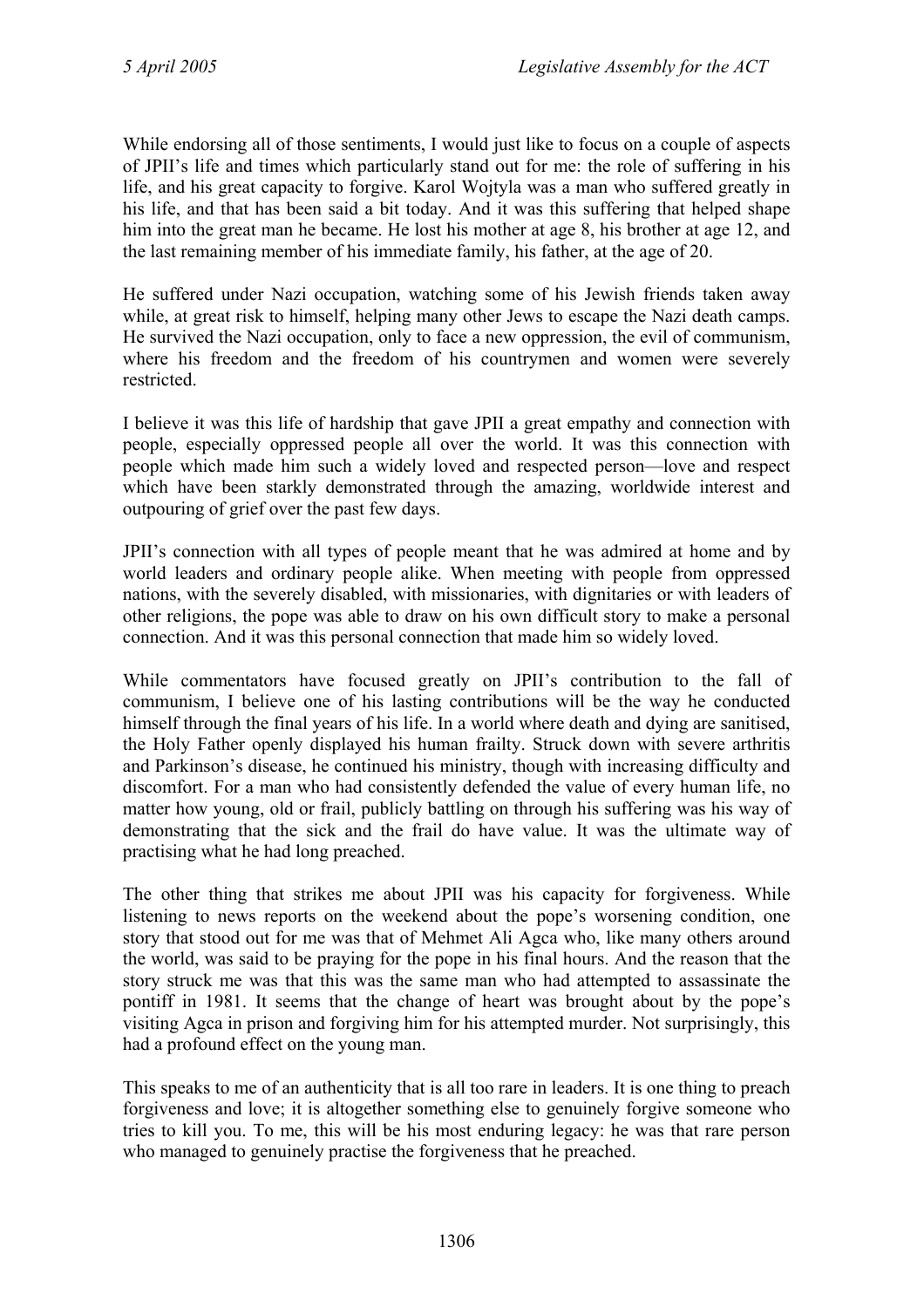While endorsing all of those sentiments, I would just like to focus on a couple of aspects of JPII's life and times which particularly stand out for me: the role of suffering in his life, and his great capacity to forgive. Karol Wojtyla was a man who suffered greatly in his life, and that has been said a bit today. And it was this suffering that helped shape him into the great man he became. He lost his mother at age 8, his brother at age 12, and the last remaining member of his immediate family, his father, at the age of 20.

He suffered under Nazi occupation, watching some of his Jewish friends taken away while, at great risk to himself, helping many other Jews to escape the Nazi death camps. He survived the Nazi occupation, only to face a new oppression, the evil of communism, where his freedom and the freedom of his countrymen and women were severely restricted.

I believe it was this life of hardship that gave JPII a great empathy and connection with people, especially oppressed people all over the world. It was this connection with people which made him such a widely loved and respected person—love and respect which have been starkly demonstrated through the amazing, worldwide interest and outpouring of grief over the past few days.

JPII's connection with all types of people meant that he was admired at home and by world leaders and ordinary people alike. When meeting with people from oppressed nations, with the severely disabled, with missionaries, with dignitaries or with leaders of other religions, the pope was able to draw on his own difficult story to make a personal connection. And it was this personal connection that made him so widely loved.

While commentators have focused greatly on JPII's contribution to the fall of communism, I believe one of his lasting contributions will be the way he conducted himself through the final years of his life. In a world where death and dying are sanitised, the Holy Father openly displayed his human frailty. Struck down with severe arthritis and Parkinson's disease, he continued his ministry, though with increasing difficulty and discomfort. For a man who had consistently defended the value of every human life, no matter how young, old or frail, publicly battling on through his suffering was his way of demonstrating that the sick and the frail do have value. It was the ultimate way of practising what he had long preached.

The other thing that strikes me about JPII was his capacity for forgiveness. While listening to news reports on the weekend about the pope's worsening condition, one story that stood out for me was that of Mehmet Ali Agca who, like many others around the world, was said to be praying for the pope in his final hours. And the reason that the story struck me was that this was the same man who had attempted to assassinate the pontiff in 1981. It seems that the change of heart was brought about by the pope's visiting Agca in prison and forgiving him for his attempted murder. Not surprisingly, this had a profound effect on the young man.

This speaks to me of an authenticity that is all too rare in leaders. It is one thing to preach forgiveness and love; it is altogether something else to genuinely forgive someone who tries to kill you. To me, this will be his most enduring legacy: he was that rare person who managed to genuinely practise the forgiveness that he preached.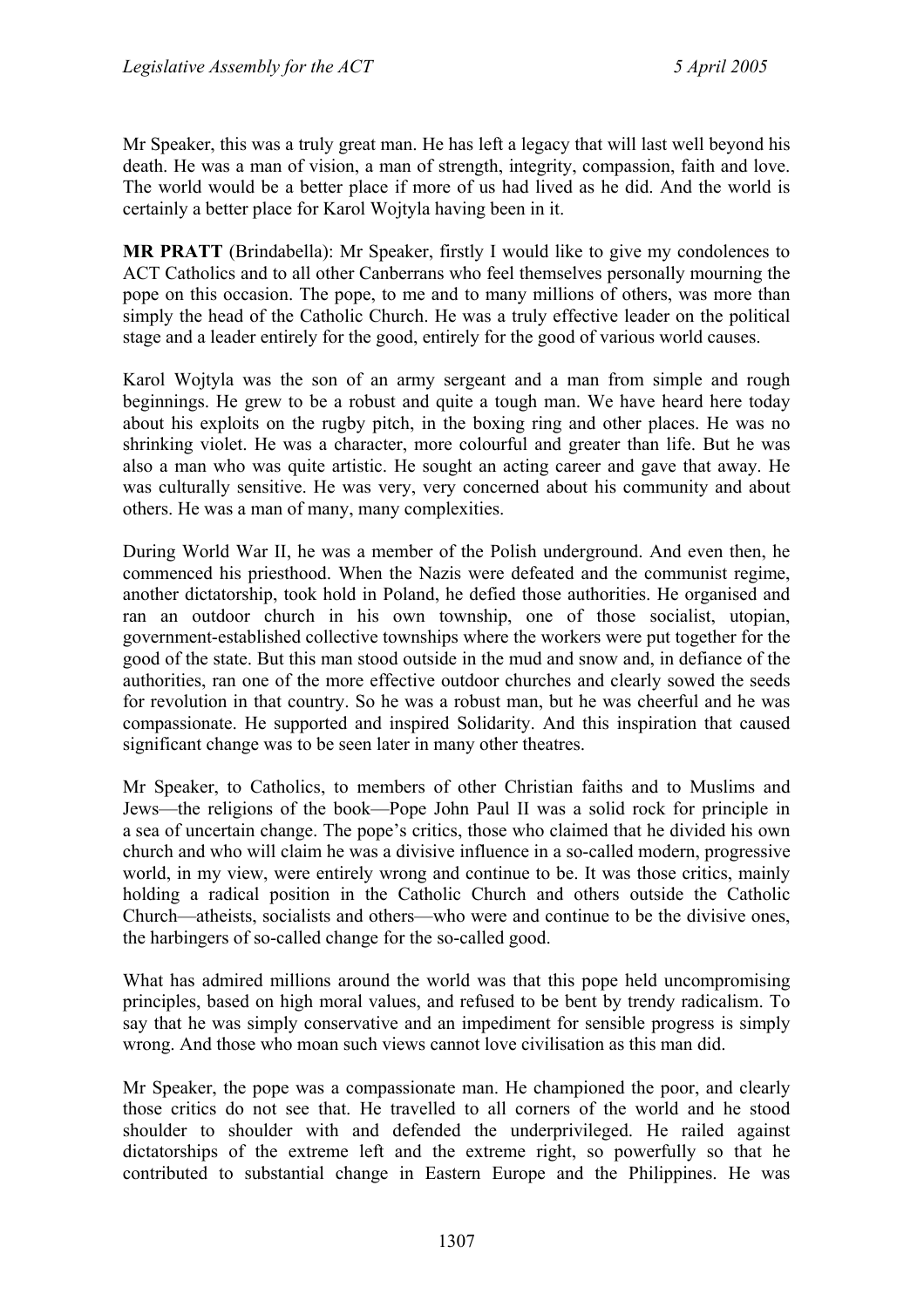Mr Speaker, this was a truly great man. He has left a legacy that will last well beyond his death. He was a man of vision, a man of strength, integrity, compassion, faith and love. The world would be a better place if more of us had lived as he did. And the world is certainly a better place for Karol Wojtyla having been in it.

**MR PRATT** (Brindabella): Mr Speaker, firstly I would like to give my condolences to ACT Catholics and to all other Canberrans who feel themselves personally mourning the pope on this occasion. The pope, to me and to many millions of others, was more than simply the head of the Catholic Church. He was a truly effective leader on the political stage and a leader entirely for the good, entirely for the good of various world causes.

Karol Wojtyla was the son of an army sergeant and a man from simple and rough beginnings. He grew to be a robust and quite a tough man. We have heard here today about his exploits on the rugby pitch, in the boxing ring and other places. He was no shrinking violet. He was a character, more colourful and greater than life. But he was also a man who was quite artistic. He sought an acting career and gave that away. He was culturally sensitive. He was very, very concerned about his community and about others. He was a man of many, many complexities.

During World War II, he was a member of the Polish underground. And even then, he commenced his priesthood. When the Nazis were defeated and the communist regime, another dictatorship, took hold in Poland, he defied those authorities. He organised and ran an outdoor church in his own township, one of those socialist, utopian, government-established collective townships where the workers were put together for the good of the state. But this man stood outside in the mud and snow and, in defiance of the authorities, ran one of the more effective outdoor churches and clearly sowed the seeds for revolution in that country. So he was a robust man, but he was cheerful and he was compassionate. He supported and inspired Solidarity. And this inspiration that caused significant change was to be seen later in many other theatres.

Mr Speaker, to Catholics, to members of other Christian faiths and to Muslims and Jews—the religions of the book—Pope John Paul II was a solid rock for principle in a sea of uncertain change. The pope's critics, those who claimed that he divided his own church and who will claim he was a divisive influence in a so-called modern, progressive world, in my view, were entirely wrong and continue to be. It was those critics, mainly holding a radical position in the Catholic Church and others outside the Catholic Church—atheists, socialists and others—who were and continue to be the divisive ones, the harbingers of so-called change for the so-called good.

What has admired millions around the world was that this pope held uncompromising principles, based on high moral values, and refused to be bent by trendy radicalism. To say that he was simply conservative and an impediment for sensible progress is simply wrong. And those who moan such views cannot love civilisation as this man did.

Mr Speaker, the pope was a compassionate man. He championed the poor, and clearly those critics do not see that. He travelled to all corners of the world and he stood shoulder to shoulder with and defended the underprivileged. He railed against dictatorships of the extreme left and the extreme right, so powerfully so that he contributed to substantial change in Eastern Europe and the Philippines. He was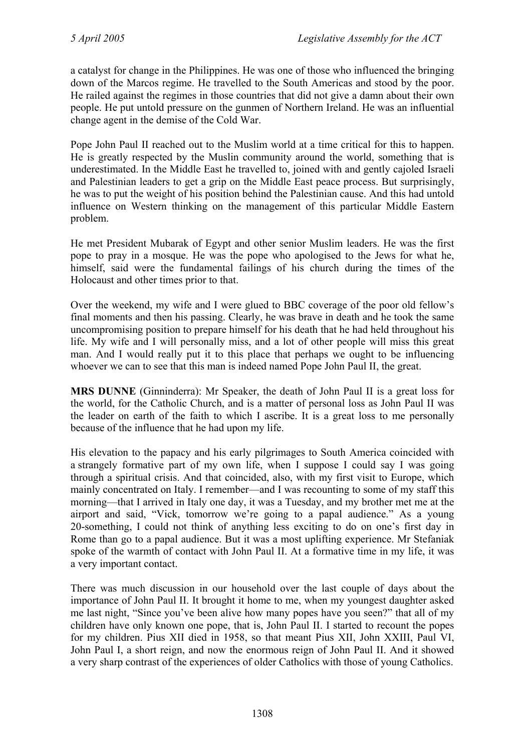a catalyst for change in the Philippines. He was one of those who influenced the bringing down of the Marcos regime. He travelled to the South Americas and stood by the poor. He railed against the regimes in those countries that did not give a damn about their own people. He put untold pressure on the gunmen of Northern Ireland. He was an influential change agent in the demise of the Cold War.

Pope John Paul II reached out to the Muslim world at a time critical for this to happen. He is greatly respected by the Muslin community around the world, something that is underestimated. In the Middle East he travelled to, joined with and gently cajoled Israeli and Palestinian leaders to get a grip on the Middle East peace process. But surprisingly, he was to put the weight of his position behind the Palestinian cause. And this had untold influence on Western thinking on the management of this particular Middle Eastern problem.

He met President Mubarak of Egypt and other senior Muslim leaders. He was the first pope to pray in a mosque. He was the pope who apologised to the Jews for what he, himself, said were the fundamental failings of his church during the times of the Holocaust and other times prior to that.

Over the weekend, my wife and I were glued to BBC coverage of the poor old fellow's final moments and then his passing. Clearly, he was brave in death and he took the same uncompromising position to prepare himself for his death that he had held throughout his life. My wife and I will personally miss, and a lot of other people will miss this great man. And I would really put it to this place that perhaps we ought to be influencing whoever we can to see that this man is indeed named Pope John Paul II, the great.

**MRS DUNNE** (Ginninderra): Mr Speaker, the death of John Paul II is a great loss for the world, for the Catholic Church, and is a matter of personal loss as John Paul II was the leader on earth of the faith to which I ascribe. It is a great loss to me personally because of the influence that he had upon my life.

His elevation to the papacy and his early pilgrimages to South America coincided with a strangely formative part of my own life, when I suppose I could say I was going through a spiritual crisis. And that coincided, also, with my first visit to Europe, which mainly concentrated on Italy. I remember—and I was recounting to some of my staff this morning—that I arrived in Italy one day, it was a Tuesday, and my brother met me at the airport and said, "Vick, tomorrow we're going to a papal audience." As a young 20-something, I could not think of anything less exciting to do on one's first day in Rome than go to a papal audience. But it was a most uplifting experience. Mr Stefaniak spoke of the warmth of contact with John Paul II. At a formative time in my life, it was a very important contact.

There was much discussion in our household over the last couple of days about the importance of John Paul II. It brought it home to me, when my youngest daughter asked me last night, "Since you've been alive how many popes have you seen?" that all of my children have only known one pope, that is, John Paul II. I started to recount the popes for my children. Pius XII died in 1958, so that meant Pius XII, John XXIII, Paul VI, John Paul I, a short reign, and now the enormous reign of John Paul II. And it showed a very sharp contrast of the experiences of older Catholics with those of young Catholics.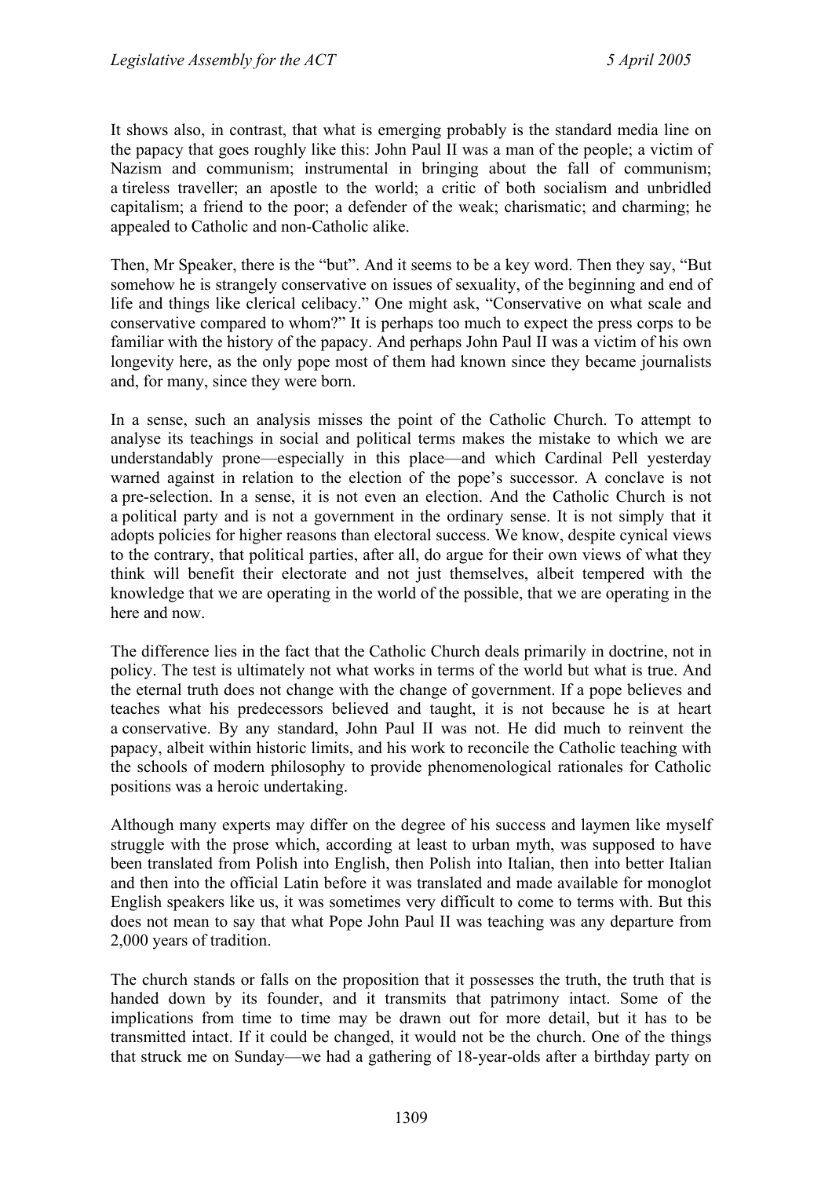It shows also, in contrast, that what is emerging probably is the standard media line on the papacy that goes roughly like this: John Paul II was a man of the people; a victim of Nazism and communism; instrumental in bringing about the fall of communism; a tireless traveller; an apostle to the world; a critic of both socialism and unbridled capitalism; a friend to the poor; a defender of the weak; charismatic; and charming; he appealed to Catholic and non-Catholic alike.

Then, Mr Speaker, there is the "but". And it seems to be a key word. Then they say, "But somehow he is strangely conservative on issues of sexuality, of the beginning and end of life and things like clerical celibacy." One might ask, "Conservative on what scale and conservative compared to whom?" It is perhaps too much to expect the press corps to be familiar with the history of the papacy. And perhaps John Paul II was a victim of his own longevity here, as the only pope most of them had known since they became journalists and, for many, since they were born.

In a sense, such an analysis misses the point of the Catholic Church. To attempt to analyse its teachings in social and political terms makes the mistake to which we are understandably prone—especially in this place—and which Cardinal Pell yesterday warned against in relation to the election of the pope's successor. A conclave is not a pre-selection. In a sense, it is not even an election. And the Catholic Church is not a political party and is not a government in the ordinary sense. It is not simply that it adopts policies for higher reasons than electoral success. We know, despite cynical views to the contrary, that political parties, after all, do argue for their own views of what they think will benefit their electorate and not just themselves, albeit tempered with the knowledge that we are operating in the world of the possible, that we are operating in the here and now.

The difference lies in the fact that the Catholic Church deals primarily in doctrine, not in policy. The test is ultimately not what works in terms of the world but what is true. And the eternal truth does not change with the change of government. If a pope believes and teaches what his predecessors believed and taught, it is not because he is at heart a conservative. By any standard, John Paul II was not. He did much to reinvent the papacy, albeit within historic limits, and his work to reconcile the Catholic teaching with the schools of modern philosophy to provide phenomenological rationales for Catholic positions was a heroic undertaking.

Although many experts may differ on the degree of his success and laymen like myself struggle with the prose which, according at least to urban myth, was supposed to have been translated from Polish into English, then Polish into Italian, then into better Italian and then into the official Latin before it was translated and made available for monoglot English speakers like us, it was sometimes very difficult to come to terms with. But this does not mean to say that what Pope John Paul II was teaching was any departure from 2,000 years of tradition.

The church stands or falls on the proposition that it possesses the truth, the truth that is handed down by its founder, and it transmits that patrimony intact. Some of the implications from time to time may be drawn out for more detail, but it has to be transmitted intact. If it could be changed, it would not be the church. One of the things that struck me on Sunday—we had a gathering of 18-year-olds after a birthday party on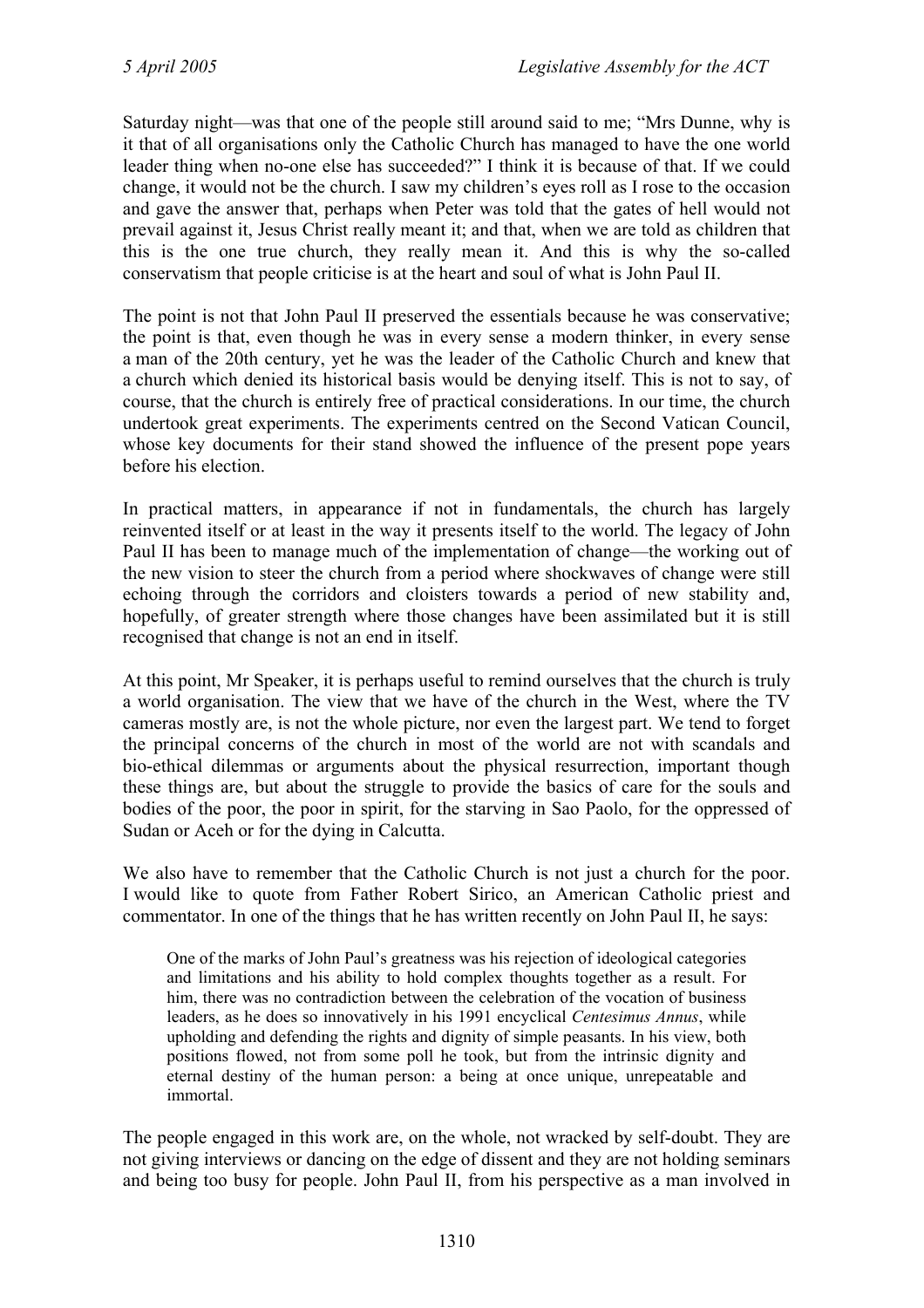Saturday night—was that one of the people still around said to me; "Mrs Dunne, why is it that of all organisations only the Catholic Church has managed to have the one world leader thing when no-one else has succeeded?" I think it is because of that. If we could change, it would not be the church. I saw my children's eyes roll as I rose to the occasion and gave the answer that, perhaps when Peter was told that the gates of hell would not prevail against it, Jesus Christ really meant it; and that, when we are told as children that this is the one true church, they really mean it. And this is why the so-called conservatism that people criticise is at the heart and soul of what is John Paul II.

The point is not that John Paul II preserved the essentials because he was conservative; the point is that, even though he was in every sense a modern thinker, in every sense a man of the 20th century, yet he was the leader of the Catholic Church and knew that a church which denied its historical basis would be denying itself. This is not to say, of course, that the church is entirely free of practical considerations. In our time, the church undertook great experiments. The experiments centred on the Second Vatican Council, whose key documents for their stand showed the influence of the present pope years before his election.

In practical matters, in appearance if not in fundamentals, the church has largely reinvented itself or at least in the way it presents itself to the world. The legacy of John Paul II has been to manage much of the implementation of change—the working out of the new vision to steer the church from a period where shockwaves of change were still echoing through the corridors and cloisters towards a period of new stability and, hopefully, of greater strength where those changes have been assimilated but it is still recognised that change is not an end in itself.

At this point, Mr Speaker, it is perhaps useful to remind ourselves that the church is truly a world organisation. The view that we have of the church in the West, where the TV cameras mostly are, is not the whole picture, nor even the largest part. We tend to forget the principal concerns of the church in most of the world are not with scandals and bio-ethical dilemmas or arguments about the physical resurrection, important though these things are, but about the struggle to provide the basics of care for the souls and bodies of the poor, the poor in spirit, for the starving in Sao Paolo, for the oppressed of Sudan or Aceh or for the dying in Calcutta.

We also have to remember that the Catholic Church is not just a church for the poor. I would like to quote from Father Robert Sirico, an American Catholic priest and commentator. In one of the things that he has written recently on John Paul II, he says:

> One of the marks of John Paul's greatness was his rejection of ideological categories and limitations and his ability to hold complex thoughts together as a result. For him, there was no contradiction between the celebration of the vocation of business leaders, as he does so innovatively in his 1991 encyclical *Centesimus Annus*, while upholding and defending the rights and dignity of simple peasants. In his view, both positions flowed, not from some poll he took, but from the intrinsic dignity and eternal destiny of the human person: a being at once unique, unrepeatable and immortal.

The people engaged in this work are, on the whole, not wracked by self-doubt. They are not giving interviews or dancing on the edge of dissent and they are not holding seminars and being too busy for people. John Paul II, from his perspective as a man involved in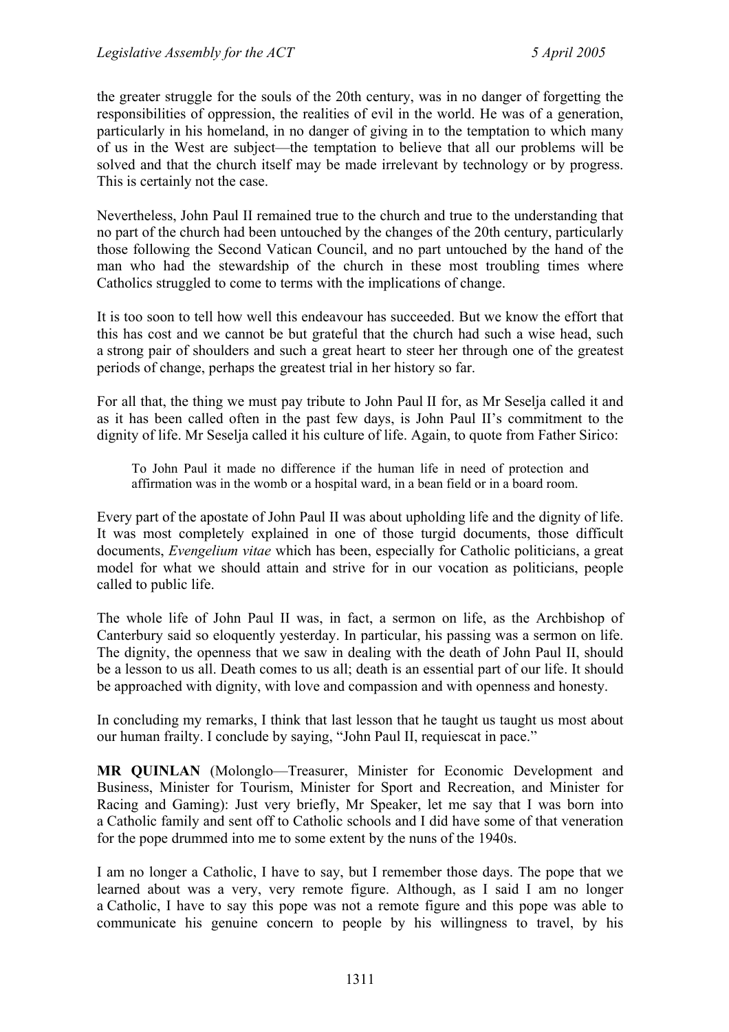the greater struggle for the souls of the 20th century, was in no danger of forgetting the responsibilities of oppression, the realities of evil in the world. He was of a generation, particularly in his homeland, in no danger of giving in to the temptation to which many of us in the West are subject—the temptation to believe that all our problems will be solved and that the church itself may be made irrelevant by technology or by progress. This is certainly not the case.

Nevertheless, John Paul II remained true to the church and true to the understanding that no part of the church had been untouched by the changes of the 20th century, particularly those following the Second Vatican Council, and no part untouched by the hand of the man who had the stewardship of the church in these most troubling times where Catholics struggled to come to terms with the implications of change.

It is too soon to tell how well this endeavour has succeeded. But we know the effort that this has cost and we cannot be but grateful that the church had such a wise head, such a strong pair of shoulders and such a great heart to steer her through one of the greatest periods of change, perhaps the greatest trial in her history so far.

For all that, the thing we must pay tribute to John Paul II for, as Mr Seselja called it and as it has been called often in the past few days, is John Paul II's commitment to the dignity of life. Mr Seselja called it his culture of life. Again, to quote from Father Sirico:

> To John Paul it made no difference if the human life in need of protection and affirmation was in the womb or a hospital ward, in a bean field or in a board room.

Every part of the apostate of John Paul II was about upholding life and the dignity of life. It was most completely explained in one of those turgid documents, those difficult documents, *Evengelium vitae* which has been, especially for Catholic politicians, a great model for what we should attain and strive for in our vocation as politicians, people called to public life.

The whole life of John Paul II was, in fact, a sermon on life, as the Archbishop of Canterbury said so eloquently yesterday. In particular, his passing was a sermon on life. The dignity, the openness that we saw in dealing with the death of John Paul II, should be a lesson to us all. Death comes to us all; death is an essential part of our life. It should be approached with dignity, with love and compassion and with openness and honesty.

In concluding my remarks, I think that last lesson that he taught us taught us most about our human frailty. I conclude by saying, "John Paul II, requiescat in pace."

**MR QUINLAN** (Molonglo—Treasurer, Minister for Economic Development and Business, Minister for Tourism, Minister for Sport and Recreation, and Minister for Racing and Gaming): Just very briefly, Mr Speaker, let me say that I was born into a Catholic family and sent off to Catholic schools and I did have some of that veneration for the pope drummed into me to some extent by the nuns of the 1940s.

I am no longer a Catholic, I have to say, but I remember those days. The pope that we learned about was a very, very remote figure. Although, as I said I am no longer a Catholic, I have to say this pope was not a remote figure and this pope was able to communicate his genuine concern to people by his willingness to travel, by his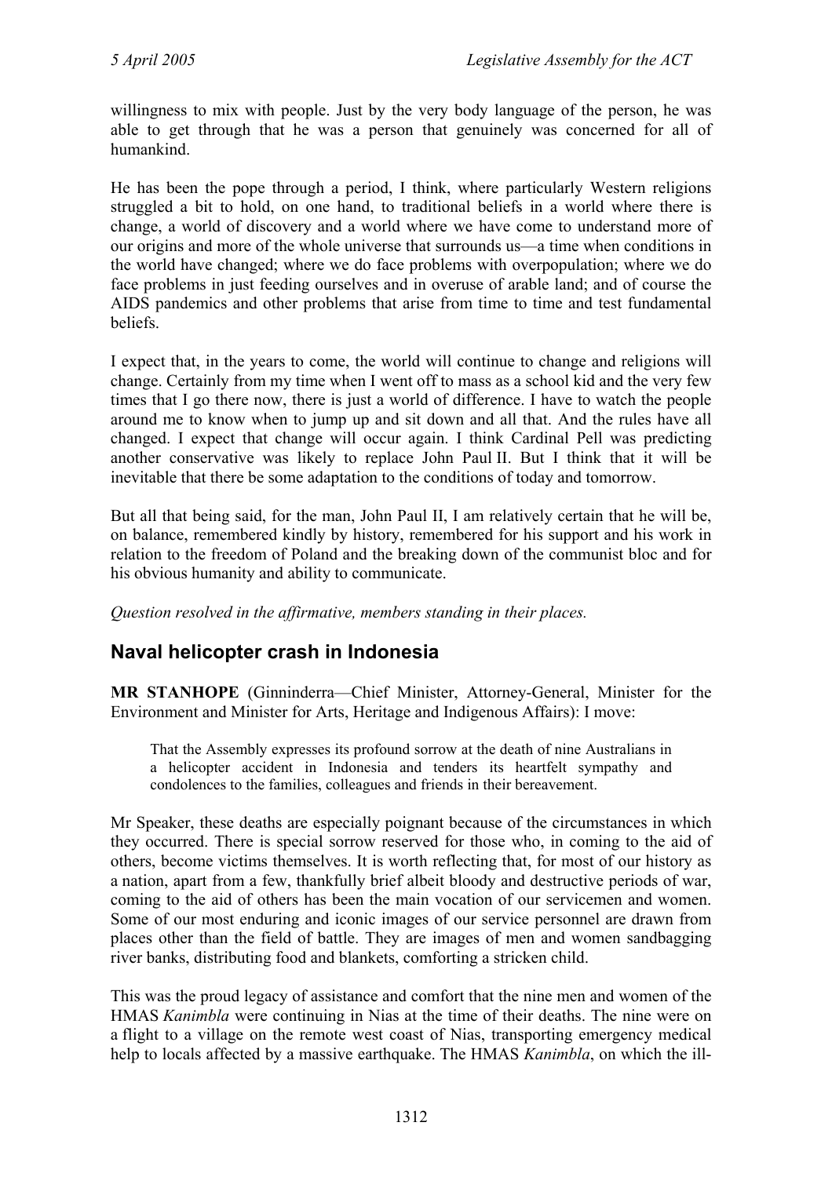willingness to mix with people. Just by the very body language of the person, he was able to get through that he was a person that genuinely was concerned for all of humankind.

He has been the pope through a period, I think, where particularly Western religions struggled a bit to hold, on one hand, to traditional beliefs in a world where there is change, a world of discovery and a world where we have come to understand more of our origins and more of the whole universe that surrounds us—a time when conditions in the world have changed; where we do face problems with overpopulation; where we do face problems in just feeding ourselves and in overuse of arable land; and of course the AIDS pandemics and other problems that arise from time to time and test fundamental beliefs.

I expect that, in the years to come, the world will continue to change and religions will change. Certainly from my time when I went off to mass as a school kid and the very few times that I go there now, there is just a world of difference. I have to watch the people around me to know when to jump up and sit down and all that. And the rules have all changed. I expect that change will occur again. I think Cardinal Pell was predicting another conservative was likely to replace John Paul II. But I think that it will be inevitable that there be some adaptation to the conditions of today and tomorrow.

But all that being said, for the man, John Paul II, I am relatively certain that he will be, on balance, remembered kindly by history, remembered for his support and his work in relation to the freedom of Poland and the breaking down of the communist bloc and for his obvious humanity and ability to communicate.

*Question resolved in the affirmative, members standing in their places.*

## Naval helicopter crash in Indonesia

**MR STANHOPE** (Ginninderra—Chief Minister, Attorney-General, Minister for the Environment and Minister for Arts, Heritage and Indigenous Affairs): I move:

> That the Assembly expresses its profound sorrow at the death of nine Australians in a helicopter accident in Indonesia and tenders its heartfelt sympathy and condolences to the families, colleagues and friends in their bereavement.

Mr Speaker, these deaths are especially poignant because of the circumstances in which they occurred. There is special sorrow reserved for those who, in coming to the aid of others, become victims themselves. It is worth reflecting that, for most of our history as a nation, apart from a few, thankfully brief albeit bloody and destructive periods of war, coming to the aid of others has been the main vocation of our servicemen and women. Some of our most enduring and iconic images of our service personnel are drawn from places other than the field of battle. They are images of men and women sandbagging river banks, distributing food and blankets, comforting a stricken child.

This was the proud legacy of assistance and comfort that the nine men and women of the HMAS *Kanimbla* were continuing in Nias at the time of their deaths. The nine were on a flight to a village on the remote west coast of Nias, transporting emergency medical help to locals affected by a massive earthquake. The HMAS *Kanimbla*, on which the ill-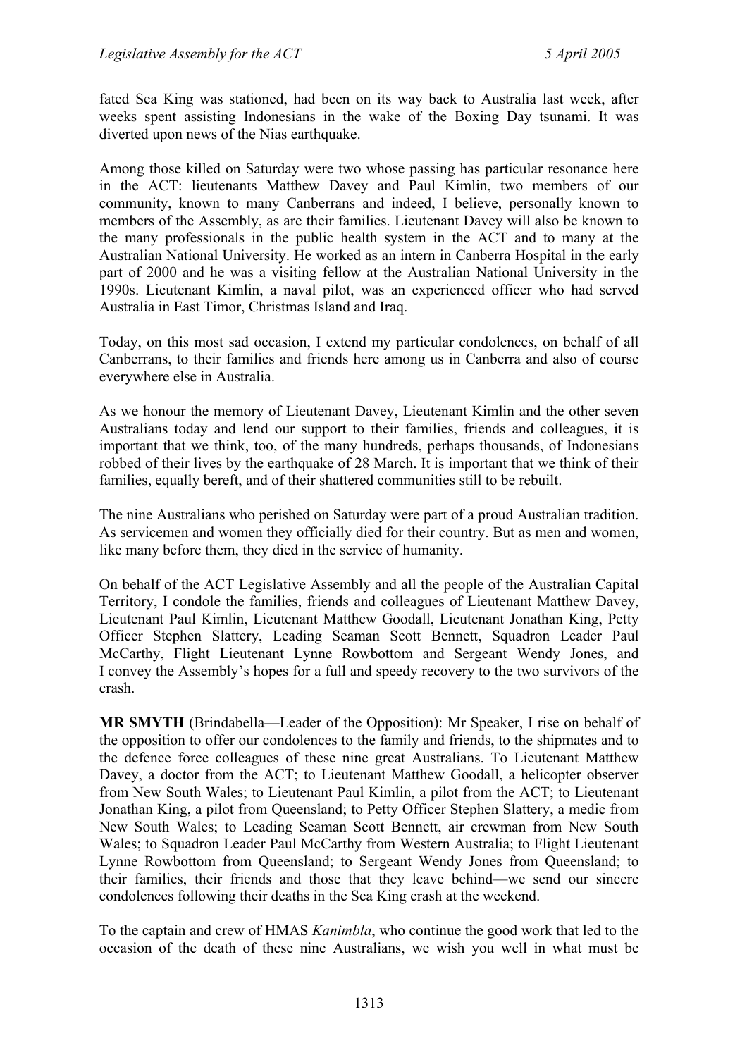fated Sea King was stationed, had been on its way back to Australia last week, after weeks spent assisting Indonesians in the wake of the Boxing Day tsunami. It was diverted upon news of the Nias earthquake.

Among those killed on Saturday were two whose passing has particular resonance here in the ACT: lieutenants Matthew Davey and Paul Kimlin, two members of our community, known to many Canberrans and indeed, I believe, personally known to members of the Assembly, as are their families. Lieutenant Davey will also be known to the many professionals in the public health system in the ACT and to many at the Australian National University. He worked as an intern in Canberra Hospital in the early part of 2000 and he was a visiting fellow at the Australian National University in the 1990s. Lieutenant Kimlin, a naval pilot, was an experienced officer who had served Australia in East Timor, Christmas Island and Iraq.

Today, on this most sad occasion, I extend my particular condolences, on behalf of all Canberrans, to their families and friends here among us in Canberra and also of course everywhere else in Australia.

As we honour the memory of Lieutenant Davey, Lieutenant Kimlin and the other seven Australians today and lend our support to their families, friends and colleagues, it is important that we think, too, of the many hundreds, perhaps thousands, of Indonesians robbed of their lives by the earthquake of 28 March. It is important that we think of their families, equally bereft, and of their shattered communities still to be rebuilt.

The nine Australians who perished on Saturday were part of a proud Australian tradition. As servicemen and women they officially died for their country. But as men and women, like many before them, they died in the service of humanity.

On behalf of the ACT Legislative Assembly and all the people of the Australian Capital Territory, I condole the families, friends and colleagues of Lieutenant Matthew Davey, Lieutenant Paul Kimlin, Lieutenant Matthew Goodall, Lieutenant Jonathan King, Petty Officer Stephen Slattery, Leading Seaman Scott Bennett, Squadron Leader Paul McCarthy, Flight Lieutenant Lynne Rowbottom and Sergeant Wendy Jones, and I convey the Assembly's hopes for a full and speedy recovery to the two survivors of the crash.

**MR SMYTH** (Brindabella—Leader of the Opposition): Mr Speaker, I rise on behalf of the opposition to offer our condolences to the family and friends, to the shipmates and to the defence force colleagues of these nine great Australians. To Lieutenant Matthew Davey, a doctor from the ACT; to Lieutenant Matthew Goodall, a helicopter observer from New South Wales; to Lieutenant Paul Kimlin, a pilot from the ACT; to Lieutenant Jonathan King, a pilot from Queensland; to Petty Officer Stephen Slattery, a medic from New South Wales; to Leading Seaman Scott Bennett, air crewman from New South Wales; to Squadron Leader Paul McCarthy from Western Australia; to Flight Lieutenant Lynne Rowbottom from Queensland; to Sergeant Wendy Jones from Queensland; to their families, their friends and those that they leave behind—we send our sincere condolences following their deaths in the Sea King crash at the weekend.

To the captain and crew of HMAS *Kanimbla*, who continue the good work that led to the occasion of the death of these nine Australians, we wish you well in what must be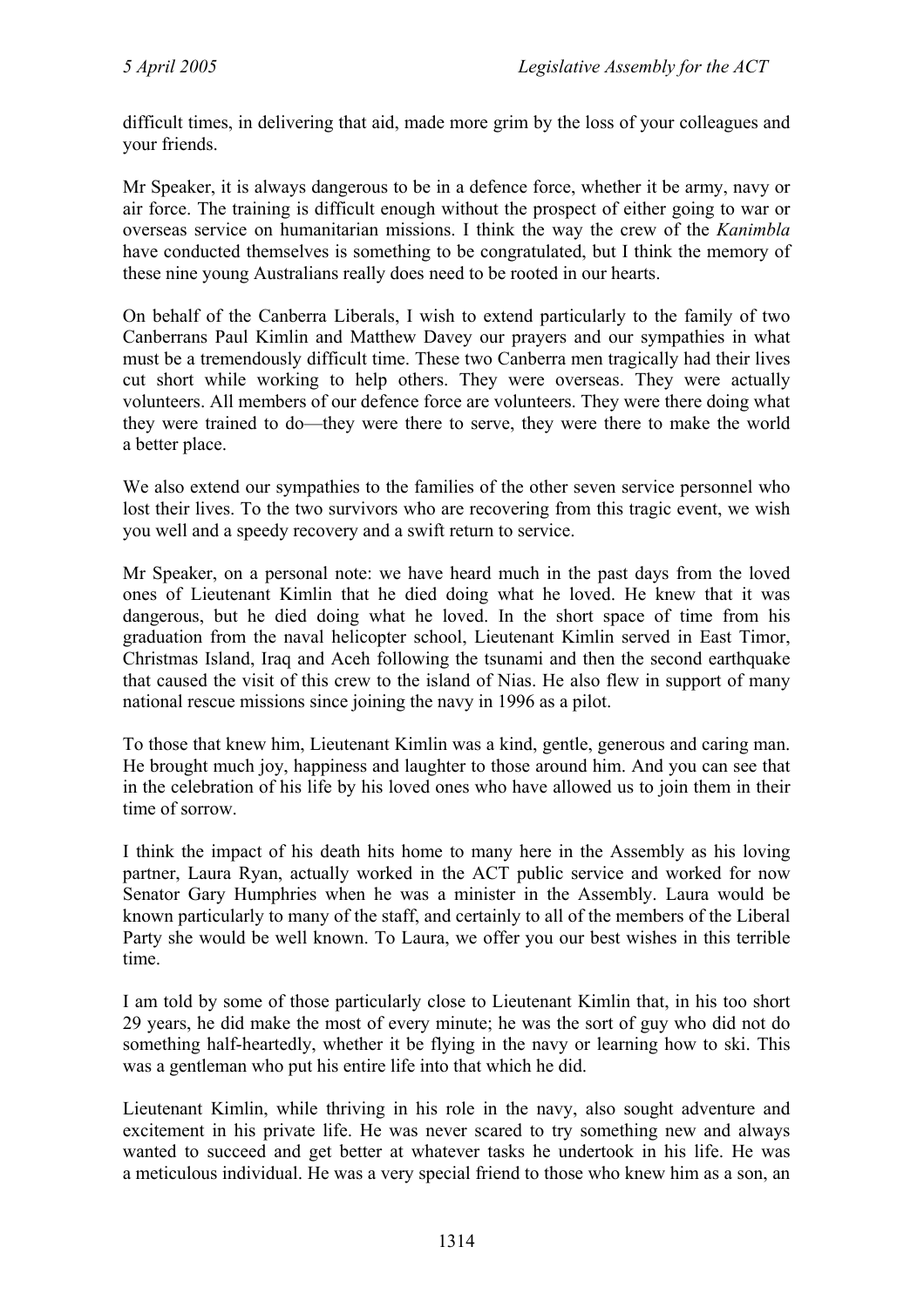difficult times, in delivering that aid, made more grim by the loss of your colleagues and your friends.

Mr Speaker, it is always dangerous to be in a defence force, whether it be army, navy or air force. The training is difficult enough without the prospect of either going to war or overseas service on humanitarian missions. I think the way the crew of the *Kanimbla* have conducted themselves is something to be congratulated, but I think the memory of these nine young Australians really does need to be rooted in our hearts.

On behalf of the Canberra Liberals, I wish to extend particularly to the family of two Canberrans Paul Kimlin and Matthew Davey our prayers and our sympathies in what must be a tremendously difficult time. These two Canberra men tragically had their lives cut short while working to help others. They were overseas. They were actually volunteers. All members of our defence force are volunteers. They were there doing what they were trained to do—they were there to serve, they were there to make the world a better place.

We also extend our sympathies to the families of the other seven service personnel who lost their lives. To the two survivors who are recovering from this tragic event, we wish you well and a speedy recovery and a swift return to service.

Mr Speaker, on a personal note: we have heard much in the past days from the loved ones of Lieutenant Kimlin that he died doing what he loved. He knew that it was dangerous, but he died doing what he loved. In the short space of time from his graduation from the naval helicopter school, Lieutenant Kimlin served in East Timor, Christmas Island, Iraq and Aceh following the tsunami and then the second earthquake that caused the visit of this crew to the island of Nias. He also flew in support of many national rescue missions since joining the navy in 1996 as a pilot.

To those that knew him, Lieutenant Kimlin was a kind, gentle, generous and caring man. He brought much joy, happiness and laughter to those around him. And you can see that in the celebration of his life by his loved ones who have allowed us to join them in their time of sorrow.

I think the impact of his death hits home to many here in the Assembly as his loving partner, Laura Ryan, actually worked in the ACT public service and worked for now Senator Gary Humphries when he was a minister in the Assembly. Laura would be known particularly to many of the staff, and certainly to all of the members of the Liberal Party she would be well known. To Laura, we offer you our best wishes in this terrible time.

I am told by some of those particularly close to Lieutenant Kimlin that, in his too short 29 years, he did make the most of every minute; he was the sort of guy who did not do something half-heartedly, whether it be flying in the navy or learning how to ski. This was a gentleman who put his entire life into that which he did.

Lieutenant Kimlin, while thriving in his role in the navy, also sought adventure and excitement in his private life. He was never scared to try something new and always wanted to succeed and get better at whatever tasks he undertook in his life. He was a meticulous individual. He was a very special friend to those who knew him as a son, an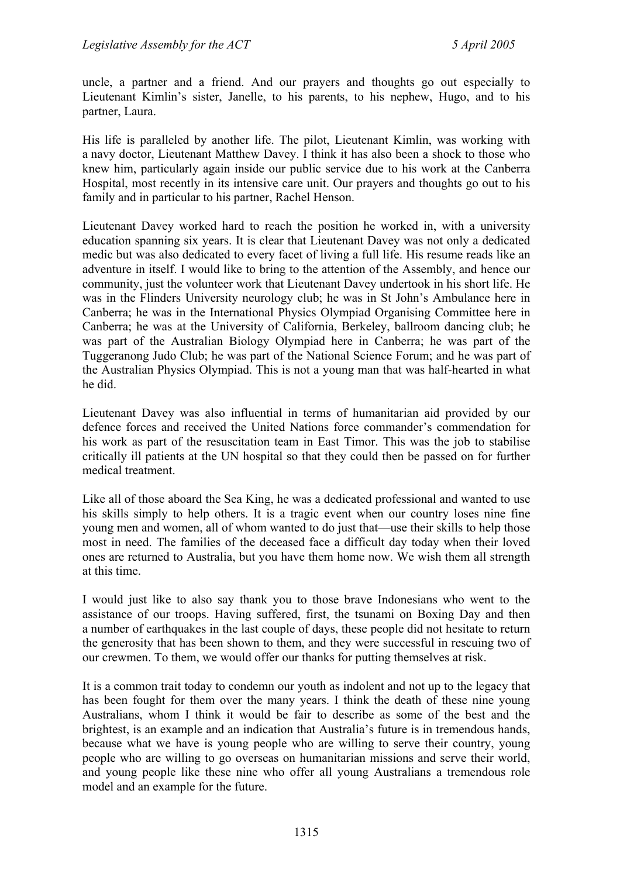uncle, a partner and a friend. And our prayers and thoughts go out especially to Lieutenant Kimlin's sister, Janelle, to his parents, to his nephew, Hugo, and to his partner, Laura.

His life is paralleled by another life. The pilot, Lieutenant Kimlin, was working with a navy doctor, Lieutenant Matthew Davey. I think it has also been a shock to those who knew him, particularly again inside our public service due to his work at the Canberra Hospital, most recently in its intensive care unit. Our prayers and thoughts go out to his family and in particular to his partner, Rachel Henson.

Lieutenant Davey worked hard to reach the position he worked in, with a university education spanning six years. It is clear that Lieutenant Davey was not only a dedicated medic but was also dedicated to every facet of living a full life. His resume reads like an adventure in itself. I would like to bring to the attention of the Assembly, and hence our community, just the volunteer work that Lieutenant Davey undertook in his short life. He was in the Flinders University neurology club; he was in St John's Ambulance here in Canberra; he was in the International Physics Olympiad Organising Committee here in Canberra; he was at the University of California, Berkeley, ballroom dancing club; he was part of the Australian Biology Olympiad here in Canberra; he was part of the Tuggeranong Judo Club; he was part of the National Science Forum; and he was part of the Australian Physics Olympiad. This is not a young man that was half-hearted in what he did.

Lieutenant Davey was also influential in terms of humanitarian aid provided by our defence forces and received the United Nations force commander's commendation for his work as part of the resuscitation team in East Timor. This was the job to stabilise critically ill patients at the UN hospital so that they could then be passed on for further medical treatment.

Like all of those aboard the Sea King, he was a dedicated professional and wanted to use his skills simply to help others. It is a tragic event when our country loses nine fine young men and women, all of whom wanted to do just that—use their skills to help those most in need. The families of the deceased face a difficult day today when their loved ones are returned to Australia, but you have them home now. We wish them all strength at this time.

I would just like to also say thank you to those brave Indonesians who went to the assistance of our troops. Having suffered, first, the tsunami on Boxing Day and then a number of earthquakes in the last couple of days, these people did not hesitate to return the generosity that has been shown to them, and they were successful in rescuing two of our crewmen. To them, we would offer our thanks for putting themselves at risk.

It is a common trait today to condemn our youth as indolent and not up to the legacy that has been fought for them over the many years. I think the death of these nine young Australians, whom I think it would be fair to describe as some of the best and the brightest, is an example and an indication that Australia's future is in tremendous hands, because what we have is young people who are willing to serve their country, young people who are willing to go overseas on humanitarian missions and serve their world, and young people like these nine who offer all young Australians a tremendous role model and an example for the future.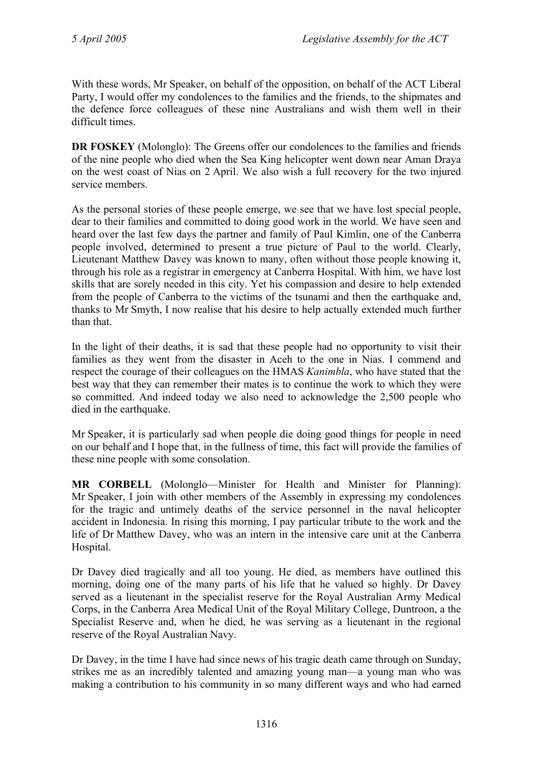With these words, Mr Speaker, on behalf of the opposition, on behalf of the ACT Liberal Party, I would offer my condolences to the families and the friends, to the shipmates and the defence force colleagues of these nine Australians and wish them well in their difficult times.

**DR FOSKEY** (Molonglo): The Greens offer our condolences to the families and friends of the nine people who died when the Sea King helicopter went down near Aman Draya on the west coast of Nias on 2 April. We also wish a full recovery for the two injured service members.

As the personal stories of these people emerge, we see that we have lost special people, dear to their families and committed to doing good work in the world. We have seen and heard over the last few days the partner and family of Paul Kimlin, one of the Canberra people involved, determined to present a true picture of Paul to the world. Clearly, Lieutenant Matthew Davey was known to many, often without those people knowing it, through his role as a registrar in emergency at Canberra Hospital. With him, we have lost skills that are sorely needed in this city. Yet his compassion and desire to help extended from the people of Canberra to the victims of the tsunami and then the earthquake and, thanks to Mr Smyth, I now realise that his desire to help actually extended much further than that.

In the light of their deaths, it is sad that these people had no opportunity to visit their families as they went from the disaster in Aceh to the one in Nias. I commend and respect the courage of their colleagues on the HMAS *Kanimbla*, who have stated that the best way that they can remember their mates is to continue the work to which they were so committed. And indeed today we also need to acknowledge the 2,500 people who died in the earthquake.

Mr Speaker, it is particularly sad when people die doing good things for people in need on our behalf and I hope that, in the fullness of time, this fact will provide the families of these nine people with some consolation.

**MR CORBELL** (Molonglo—Minister for Health and Minister for Planning): Mr Speaker, I join with other members of the Assembly in expressing my condolences for the tragic and untimely deaths of the service personnel in the naval helicopter accident in Indonesia. In rising this morning, I pay particular tribute to the work and the life of Dr Matthew Davey, who was an intern in the intensive care unit at the Canberra Hospital.

Dr Davey died tragically and all too young. He died, as members have outlined this morning, doing one of the many parts of his life that he valued so highly. Dr Davey served as a lieutenant in the specialist reserve for the Royal Australian Army Medical Corps, in the Canberra Area Medical Unit of the Royal Military College, Duntroon, a the Specialist Reserve and, when he died, he was serving as a lieutenant in the regional reserve of the Royal Australian Navy.

Dr Davey, in the time I have had since news of his tragic death came through on Sunday, strikes me as an incredibly talented and amazing young man—a young man who was making a contribution to his community in so many different ways and who had earned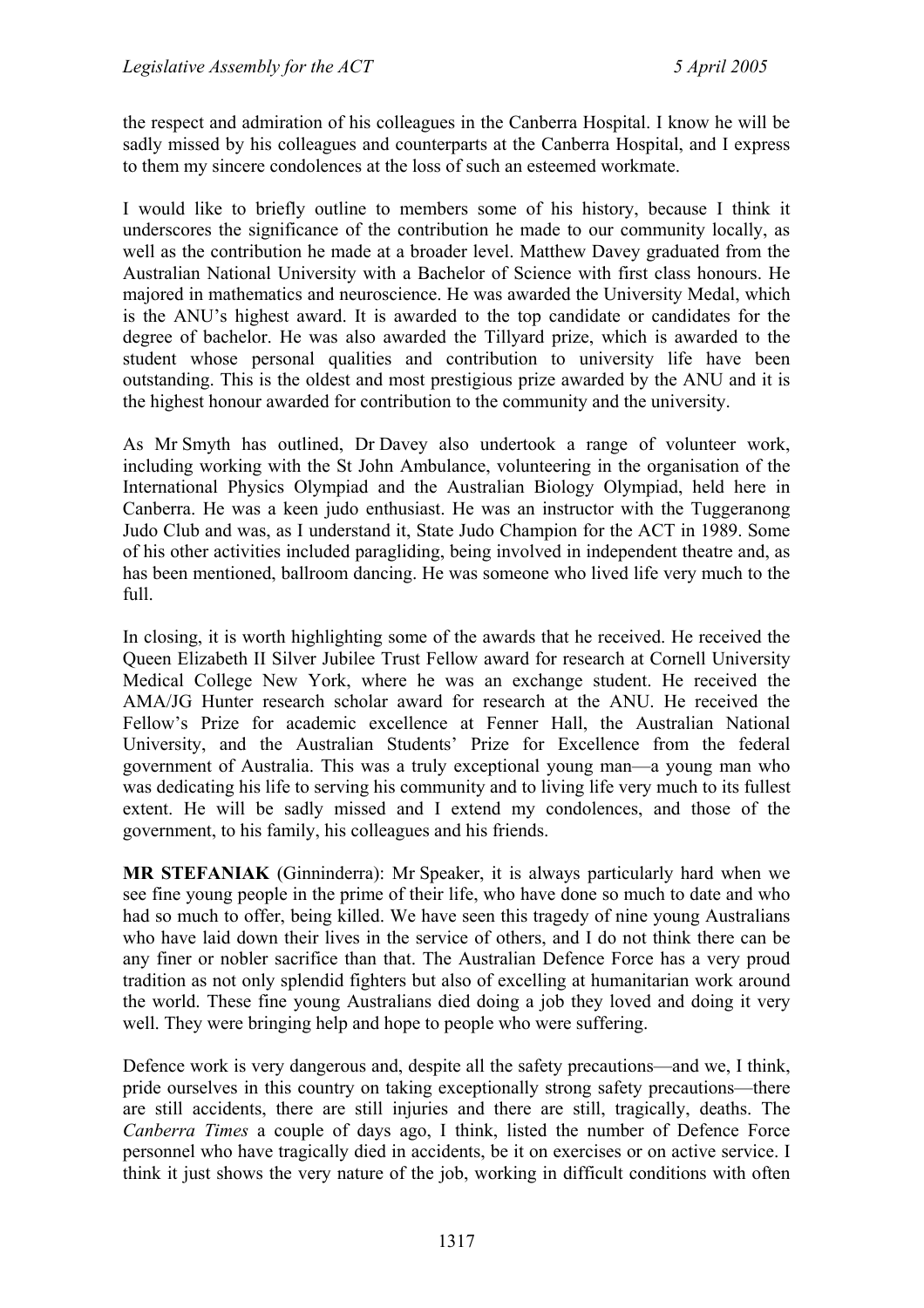the respect and admiration of his colleagues in the Canberra Hospital. I know he will be sadly missed by his colleagues and counterparts at the Canberra Hospital, and I express to them my sincere condolences at the loss of such an esteemed workmate.

I would like to briefly outline to members some of his history, because I think it underscores the significance of the contribution he made to our community locally, as well as the contribution he made at a broader level. Matthew Davey graduated from the Australian National University with a Bachelor of Science with first class honours. He majored in mathematics and neuroscience. He was awarded the University Medal, which is the ANU's highest award. It is awarded to the top candidate or candidates for the degree of bachelor. He was also awarded the Tillyard prize, which is awarded to the student whose personal qualities and contribution to university life have been outstanding. This is the oldest and most prestigious prize awarded by the ANU and it is the highest honour awarded for contribution to the community and the university.

As Mr Smyth has outlined, Dr Davey also undertook a range of volunteer work, including working with the St John Ambulance, volunteering in the organisation of the International Physics Olympiad and the Australian Biology Olympiad, held here in Canberra. He was a keen judo enthusiast. He was an instructor with the Tuggeranong Judo Club and was, as I understand it, State Judo Champion for the ACT in 1989. Some of his other activities included paragliding, being involved in independent theatre and, as has been mentioned, ballroom dancing. He was someone who lived life very much to the full.

In closing, it is worth highlighting some of the awards that he received. He received the Queen Elizabeth II Silver Jubilee Trust Fellow award for research at Cornell University Medical College New York, where he was an exchange student. He received the AMA/JG Hunter research scholar award for research at the ANU. He received the Fellow's Prize for academic excellence at Fenner Hall, the Australian National University, and the Australian Students' Prize for Excellence from the federal government of Australia. This was a truly exceptional young man—a young man who was dedicating his life to serving his community and to living life very much to its fullest extent. He will be sadly missed and I extend my condolences, and those of the government, to his family, his colleagues and his friends.

**MR STEFANIAK** (Ginninderra): Mr Speaker, it is always particularly hard when we see fine young people in the prime of their life, who have done so much to date and who had so much to offer, being killed. We have seen this tragedy of nine young Australians who have laid down their lives in the service of others, and I do not think there can be any finer or nobler sacrifice than that. The Australian Defence Force has a very proud tradition as not only splendid fighters but also of excelling at humanitarian work around the world. These fine young Australians died doing a job they loved and doing it very well. They were bringing help and hope to people who were suffering.

Defence work is very dangerous and, despite all the safety precautions—and we, I think, pride ourselves in this country on taking exceptionally strong safety precautions—there are still accidents, there are still injuries and there are still, tragically, deaths. The *Canberra Times* a couple of days ago, I think, listed the number of Defence Force personnel who have tragically died in accidents, be it on exercises or on active service. I think it just shows the very nature of the job, working in difficult conditions with often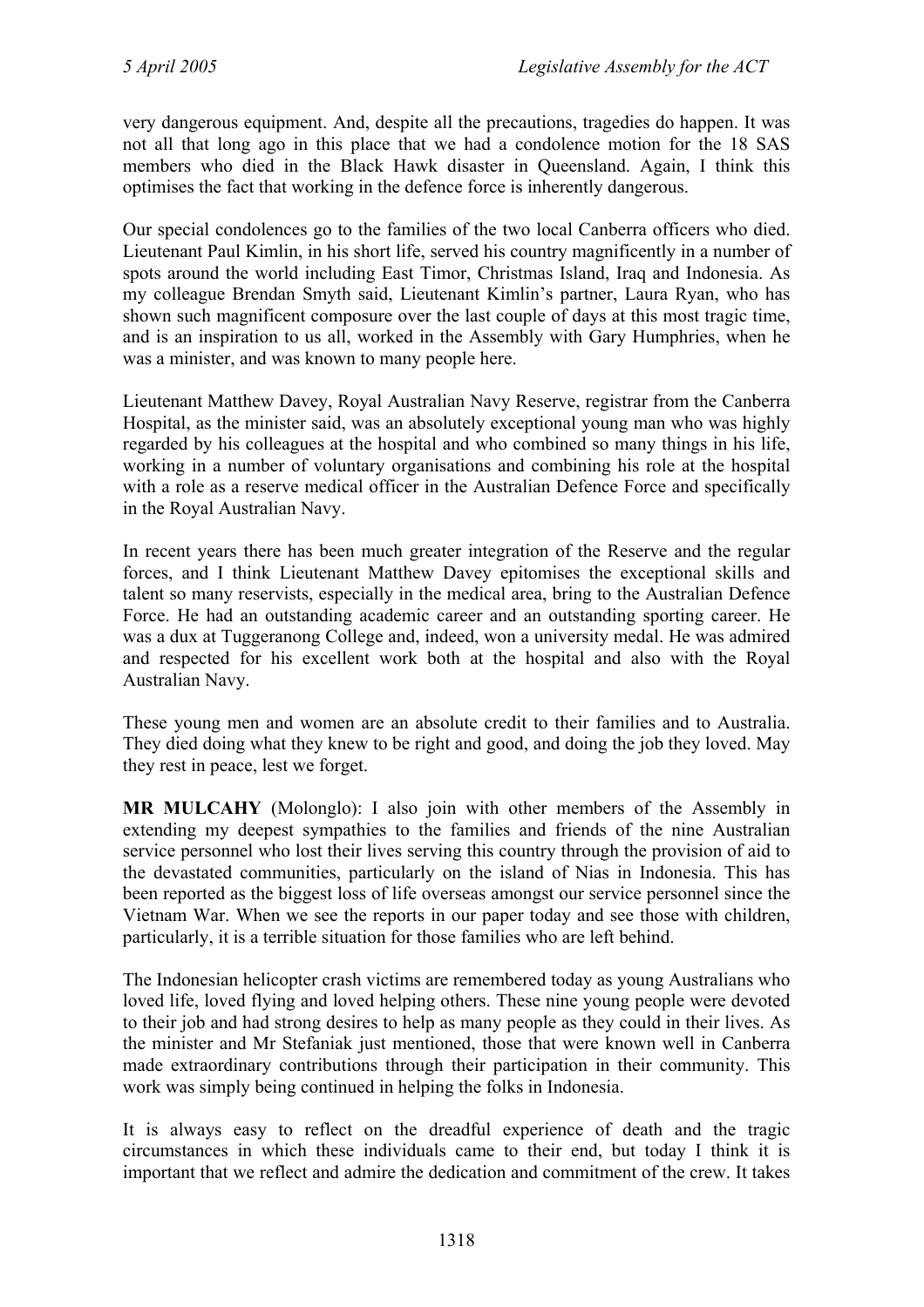very dangerous equipment. And, despite all the precautions, tragedies do happen. It was not all that long ago in this place that we had a condolence motion for the 18 SAS members who died in the Black Hawk disaster in Queensland. Again, I think this optimises the fact that working in the defence force is inherently dangerous.

Our special condolences go to the families of the two local Canberra officers who died. Lieutenant Paul Kimlin, in his short life, served his country magnificently in a number of spots around the world including East Timor, Christmas Island, Iraq and Indonesia. As my colleague Brendan Smyth said, Lieutenant Kimlin's partner, Laura Ryan, who has shown such magnificent composure over the last couple of days at this most tragic time, and is an inspiration to us all, worked in the Assembly with Gary Humphries, when he was a minister, and was known to many people here.

Lieutenant Matthew Davey, Royal Australian Navy Reserve, registrar from the Canberra Hospital, as the minister said, was an absolutely exceptional young man who was highly regarded by his colleagues at the hospital and who combined so many things in his life, working in a number of voluntary organisations and combining his role at the hospital with a role as a reserve medical officer in the Australian Defence Force and specifically in the Royal Australian Navy.

In recent years there has been much greater integration of the Reserve and the regular forces, and I think Lieutenant Matthew Davey epitomises the exceptional skills and talent so many reservists, especially in the medical area, bring to the Australian Defence Force. He had an outstanding academic career and an outstanding sporting career. He was a dux at Tuggeranong College and, indeed, won a university medal. He was admired and respected for his excellent work both at the hospital and also with the Royal Australian Navy.

These young men and women are an absolute credit to their families and to Australia. They died doing what they knew to be right and good, and doing the job they loved. May they rest in peace, lest we forget.

**MR MULCAHY** (Molonglo): I also join with other members of the Assembly in extending my deepest sympathies to the families and friends of the nine Australian service personnel who lost their lives serving this country through the provision of aid to the devastated communities, particularly on the island of Nias in Indonesia. This has been reported as the biggest loss of life overseas amongst our service personnel since the Vietnam War. When we see the reports in our paper today and see those with children, particularly, it is a terrible situation for those families who are left behind.

The Indonesian helicopter crash victims are remembered today as young Australians who loved life, loved flying and loved helping others. These nine young people were devoted to their job and had strong desires to help as many people as they could in their lives. As the minister and Mr Stefaniak just mentioned, those that were known well in Canberra made extraordinary contributions through their participation in their community. This work was simply being continued in helping the folks in Indonesia.

It is always easy to reflect on the dreadful experience of death and the tragic circumstances in which these individuals came to their end, but today I think it is important that we reflect and admire the dedication and commitment of the crew. It takes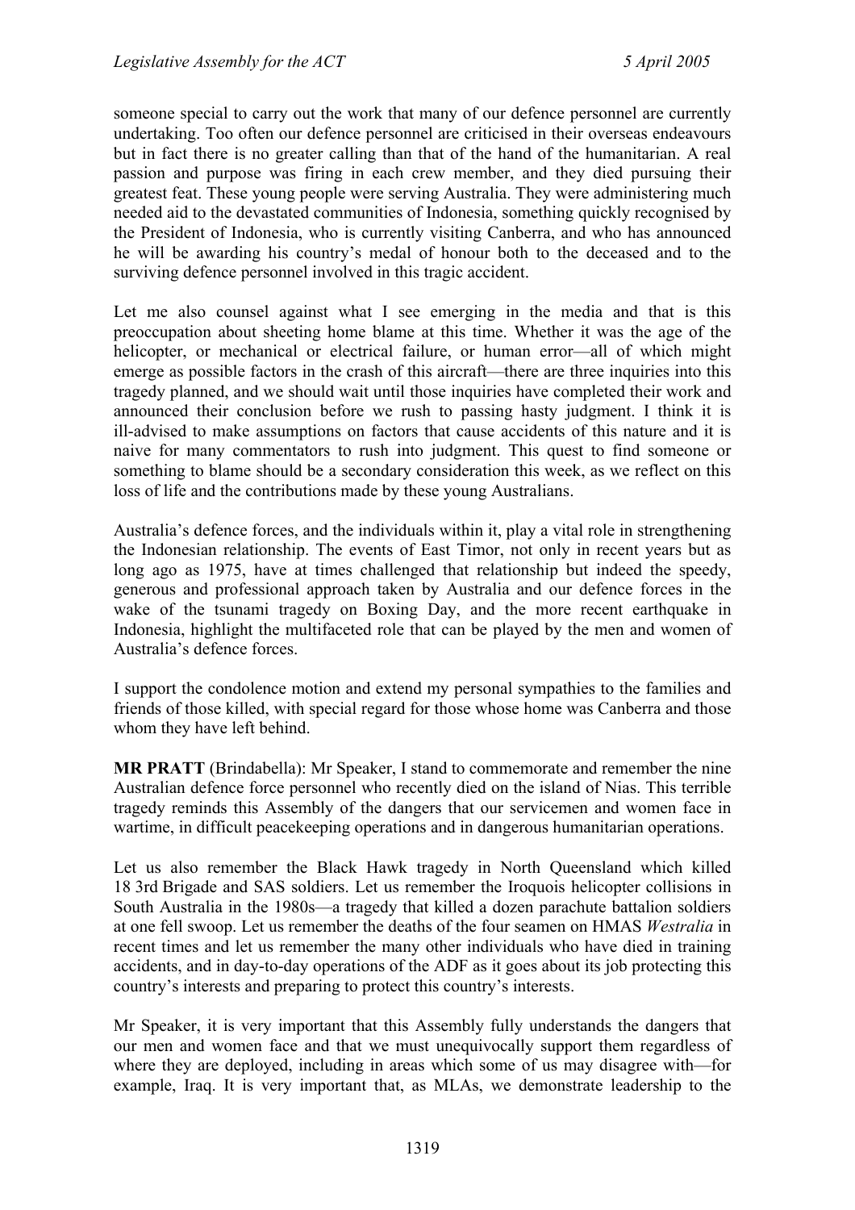someone special to carry out the work that many of our defence personnel are currently undertaking. Too often our defence personnel are criticised in their overseas endeavours but in fact there is no greater calling than that of the hand of the humanitarian. A real passion and purpose was firing in each crew member, and they died pursuing their greatest feat. These young people were serving Australia. They were administering much needed aid to the devastated communities of Indonesia, something quickly recognised by the President of Indonesia, who is currently visiting Canberra, and who has announced he will be awarding his country's medal of honour both to the deceased and to the surviving defence personnel involved in this tragic accident.

Let me also counsel against what I see emerging in the media and that is this preoccupation about sheeting home blame at this time. Whether it was the age of the helicopter, or mechanical or electrical failure, or human error—all of which might emerge as possible factors in the crash of this aircraft—there are three inquiries into this tragedy planned, and we should wait until those inquiries have completed their work and announced their conclusion before we rush to passing hasty judgment. I think it is ill-advised to make assumptions on factors that cause accidents of this nature and it is naive for many commentators to rush into judgment. This quest to find someone or something to blame should be a secondary consideration this week, as we reflect on this loss of life and the contributions made by these young Australians.

Australia's defence forces, and the individuals within it, play a vital role in strengthening the Indonesian relationship. The events of East Timor, not only in recent years but as long ago as 1975, have at times challenged that relationship but indeed the speedy, generous and professional approach taken by Australia and our defence forces in the wake of the tsunami tragedy on Boxing Day, and the more recent earthquake in Indonesia, highlight the multifaceted role that can be played by the men and women of Australia's defence forces.

I support the condolence motion and extend my personal sympathies to the families and friends of those killed, with special regard for those whose home was Canberra and those whom they have left behind.

**MR PRATT** (Brindabella): Mr Speaker, I stand to commemorate and remember the nine Australian defence force personnel who recently died on the island of Nias. This terrible tragedy reminds this Assembly of the dangers that our servicemen and women face in wartime, in difficult peacekeeping operations and in dangerous humanitarian operations.

Let us also remember the Black Hawk tragedy in North Queensland which killed 18 3rd Brigade and SAS soldiers. Let us remember the Iroquois helicopter collisions in South Australia in the 1980s—a tragedy that killed a dozen parachute battalion soldiers at one fell swoop. Let us remember the deaths of the four seamen on HMAS *Westralia* in recent times and let us remember the many other individuals who have died in training accidents, and in day-to-day operations of the ADF as it goes about its job protecting this country's interests and preparing to protect this country's interests.

Mr Speaker, it is very important that this Assembly fully understands the dangers that our men and women face and that we must unequivocally support them regardless of where they are deployed, including in areas which some of us may disagree with—for example, Iraq. It is very important that, as MLAs, we demonstrate leadership to the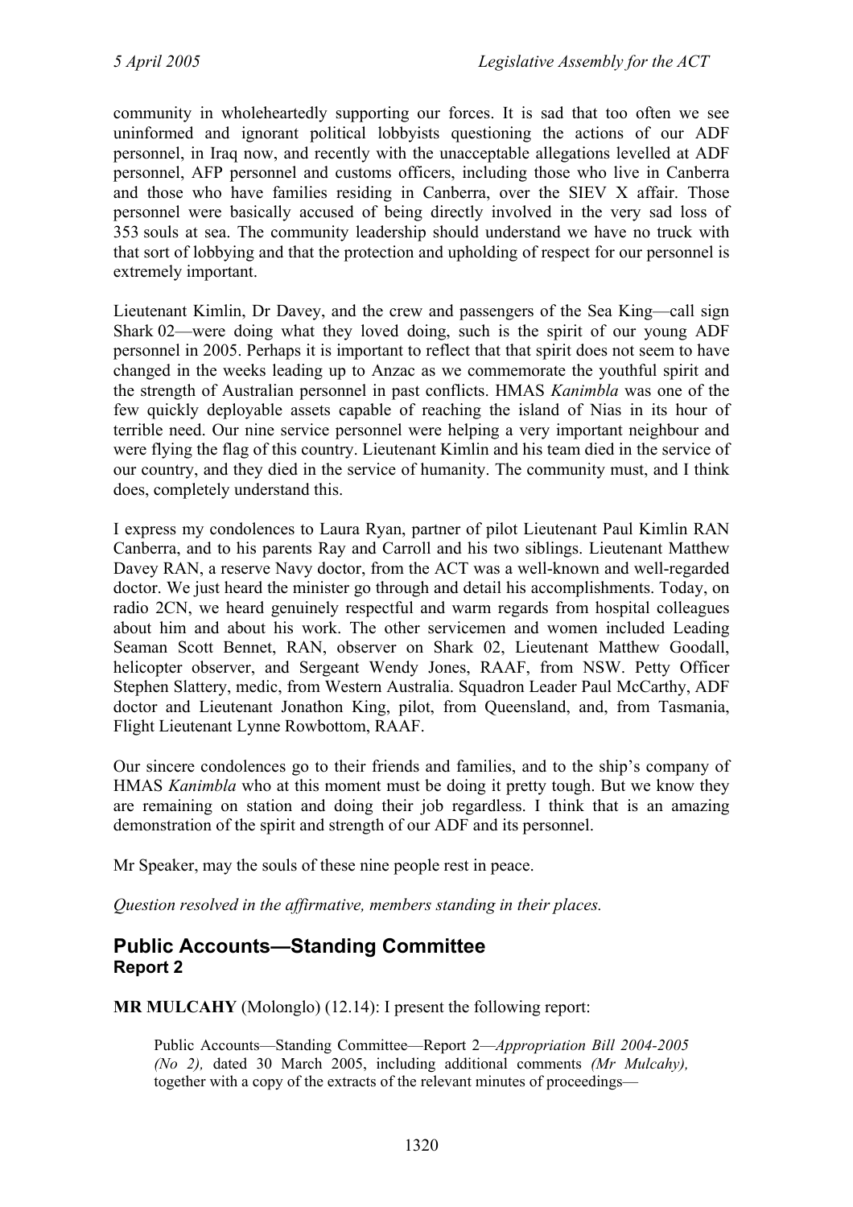community in wholeheartedly supporting our forces. It is sad that too often we see uninformed and ignorant political lobbyists questioning the actions of our ADF personnel, in Iraq now, and recently with the unacceptable allegations levelled at ADF personnel, AFP personnel and customs officers, including those who live in Canberra and those who have families residing in Canberra, over the SIEV X affair. Those personnel were basically accused of being directly involved in the very sad loss of 353 souls at sea. The community leadership should understand we have no truck with that sort of lobbying and that the protection and upholding of respect for our personnel is extremely important.

Lieutenant Kimlin, Dr Davey, and the crew and passengers of the Sea King—call sign Shark 02—were doing what they loved doing, such is the spirit of our young ADF personnel in 2005. Perhaps it is important to reflect that that spirit does not seem to have changed in the weeks leading up to Anzac as we commemorate the youthful spirit and the strength of Australian personnel in past conflicts. HMAS *Kanimbla* was one of the few quickly deployable assets capable of reaching the island of Nias in its hour of terrible need. Our nine service personnel were helping a very important neighbour and were flying the flag of this country. Lieutenant Kimlin and his team died in the service of our country, and they died in the service of humanity. The community must, and I think does, completely understand this.

I express my condolences to Laura Ryan, partner of pilot Lieutenant Paul Kimlin RAN Canberra, and to his parents Ray and Carroll and his two siblings. Lieutenant Matthew Davey RAN, a reserve Navy doctor, from the ACT was a well-known and well-regarded doctor. We just heard the minister go through and detail his accomplishments. Today, on radio 2CN, we heard genuinely respectful and warm regards from hospital colleagues about him and about his work. The other servicemen and women included Leading Seaman Scott Bennet, RAN, observer on Shark 02, Lieutenant Matthew Goodall, helicopter observer, and Sergeant Wendy Jones, RAAF, from NSW. Petty Officer Stephen Slattery, medic, from Western Australia. Squadron Leader Paul McCarthy, ADF doctor and Lieutenant Jonathon King, pilot, from Queensland, and, from Tasmania, Flight Lieutenant Lynne Rowbottom, RAAF.

Our sincere condolences go to their friends and families, and to the ship's company of HMAS *Kanimbla* who at this moment must be doing it pretty tough. But we know they are remaining on station and doing their job regardless. I think that is an amazing demonstration of the spirit and strength of our ADF and its personnel.

Mr Speaker, may the souls of these nine people rest in peace.

*Question resolved in the affirmative, members standing in their places.*

## Public Accounts—Standing Committee
### Report 2

**MR MULCAHY** (Molonglo) (12.14): I present the following report:

> Public Accounts—Standing Committee—Report 2—*Appropriation Bill 2004-2005 (No 2),* dated 30 March 2005, including additional comments *(Mr Mulcahy),* together with a copy of the extracts of the relevant minutes of proceedings—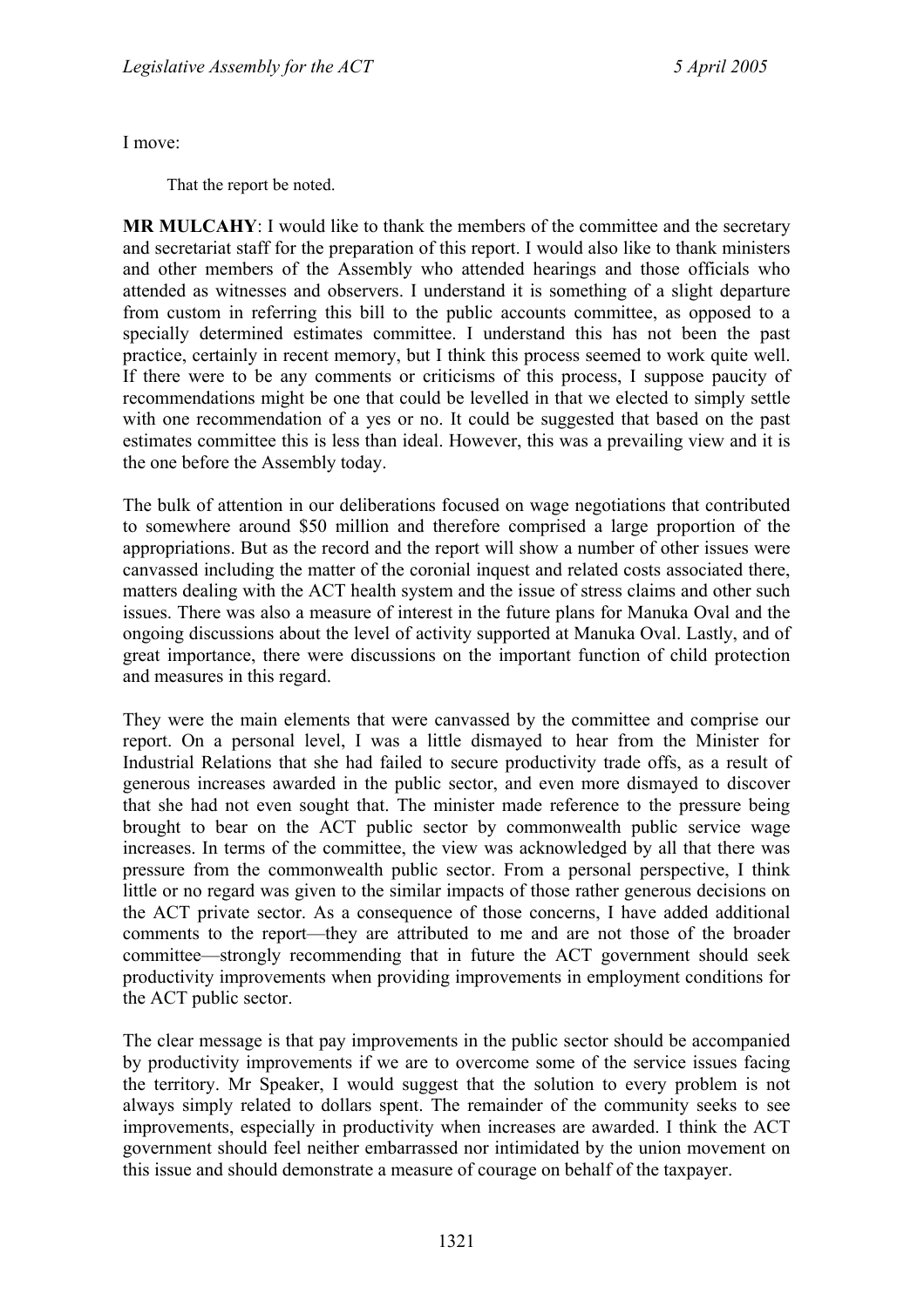I move:

That the report be noted.

**MR MULCAHY**: I would like to thank the members of the committee and the secretary and secretariat staff for the preparation of this report. I would also like to thank ministers and other members of the Assembly who attended hearings and those officials who attended as witnesses and observers. I understand it is something of a slight departure from custom in referring this bill to the public accounts committee, as opposed to a specially determined estimates committee. I understand this has not been the past practice, certainly in recent memory, but I think this process seemed to work quite well. If there were to be any comments or criticisms of this process, I suppose paucity of recommendations might be one that could be levelled in that we elected to simply settle with one recommendation of a yes or no. It could be suggested that based on the past estimates committee this is less than ideal. However, this was a prevailing view and it is the one before the Assembly today.

The bulk of attention in our deliberations focused on wage negotiations that contributed to somewhere around $50 million and therefore comprised a large proportion of the appropriations. But as the record and the report will show a number of other issues were canvassed including the matter of the coronial inquest and related costs associated there, matters dealing with the ACT health system and the issue of stress claims and other such issues. There was also a measure of interest in the future plans for Manuka Oval and the ongoing discussions about the level of activity supported at Manuka Oval. Lastly, and of great importance, there were discussions on the important function of child protection and measures in this regard.

They were the main elements that were canvassed by the committee and comprise our report. On a personal level, I was a little dismayed to hear from the Minister for Industrial Relations that she had failed to secure productivity trade offs, as a result of generous increases awarded in the public sector, and even more dismayed to discover that she had not even sought that. The minister made reference to the pressure being brought to bear on the ACT public sector by commonwealth public service wage increases. In terms of the committee, the view was acknowledged by all that there was pressure from the commonwealth public sector. From a personal perspective, I think little or no regard was given to the similar impacts of those rather generous decisions on the ACT private sector. As a consequence of those concerns, I have added additional comments to the report—they are attributed to me and are not those of the broader committee—strongly recommending that in future the ACT government should seek productivity improvements when providing improvements in employment conditions for the ACT public sector.

The clear message is that pay improvements in the public sector should be accompanied by productivity improvements if we are to overcome some of the service issues facing the territory. Mr Speaker, I would suggest that the solution to every problem is not always simply related to dollars spent. The remainder of the community seeks to see improvements, especially in productivity when increases are awarded. I think the ACT government should feel neither embarrassed nor intimidated by the union movement on this issue and should demonstrate a measure of courage on behalf of the taxpayer.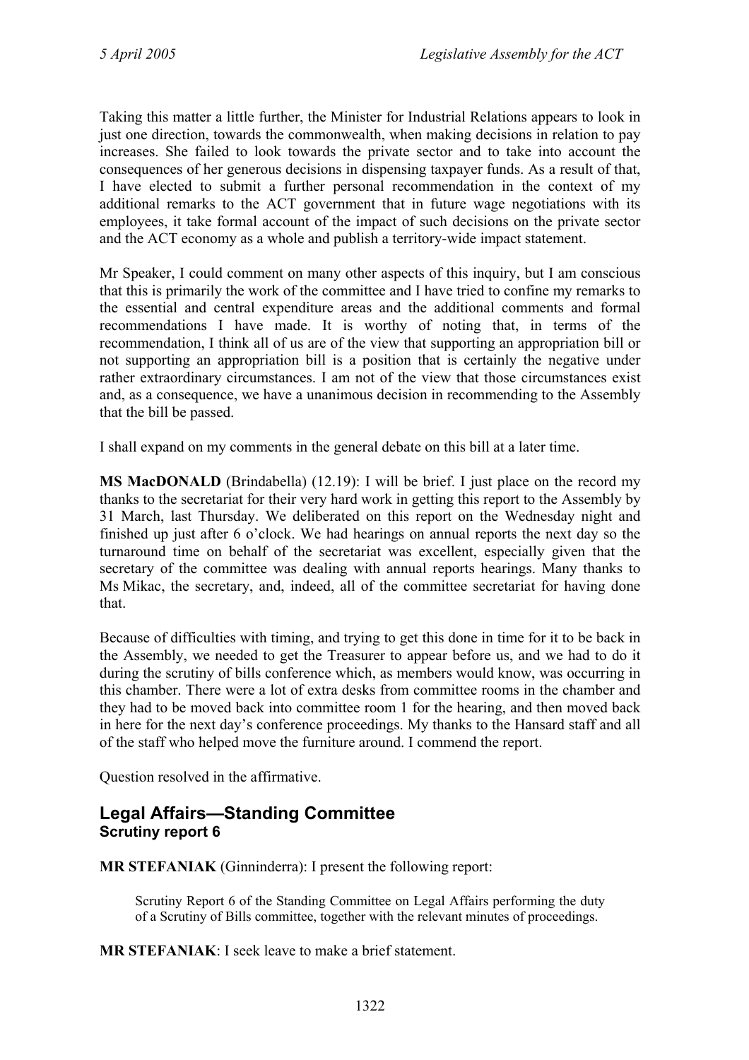Taking this matter a little further, the Minister for Industrial Relations appears to look in just one direction, towards the commonwealth, when making decisions in relation to pay increases. She failed to look towards the private sector and to take into account the consequences of her generous decisions in dispensing taxpayer funds. As a result of that, I have elected to submit a further personal recommendation in the context of my additional remarks to the ACT government that in future wage negotiations with its employees, it take formal account of the impact of such decisions on the private sector and the ACT economy as a whole and publish a territory-wide impact statement.

Mr Speaker, I could comment on many other aspects of this inquiry, but I am conscious that this is primarily the work of the committee and I have tried to confine my remarks to the essential and central expenditure areas and the additional comments and formal recommendations I have made. It is worthy of noting that, in terms of the recommendation, I think all of us are of the view that supporting an appropriation bill or not supporting an appropriation bill is a position that is certainly the negative under rather extraordinary circumstances. I am not of the view that those circumstances exist and, as a consequence, we have a unanimous decision in recommending to the Assembly that the bill be passed.

I shall expand on my comments in the general debate on this bill at a later time.

**MS MacDONALD** (Brindabella) (12.19): I will be brief. I just place on the record my thanks to the secretariat for their very hard work in getting this report to the Assembly by 31 March, last Thursday. We deliberated on this report on the Wednesday night and finished up just after 6 o'clock. We had hearings on annual reports the next day so the turnaround time on behalf of the secretariat was excellent, especially given that the secretary of the committee was dealing with annual reports hearings. Many thanks to Ms Mikac, the secretary, and, indeed, all of the committee secretariat for having done that.

Because of difficulties with timing, and trying to get this done in time for it to be back in the Assembly, we needed to get the Treasurer to appear before us, and we had to do it during the scrutiny of bills conference which, as members would know, was occurring in this chamber. There were a lot of extra desks from committee rooms in the chamber and they had to be moved back into committee room 1 for the hearing, and then moved back in here for the next day's conference proceedings. My thanks to the Hansard staff and all of the staff who helped move the furniture around. I commend the report.

Question resolved in the affirmative.

## Legal Affairs—Standing Committee
### Scrutiny report 6

**MR STEFANIAK** (Ginninderra): I present the following report:

> Scrutiny Report 6 of the Standing Committee on Legal Affairs performing the duty of a Scrutiny of Bills committee, together with the relevant minutes of proceedings.

**MR STEFANIAK**: I seek leave to make a brief statement.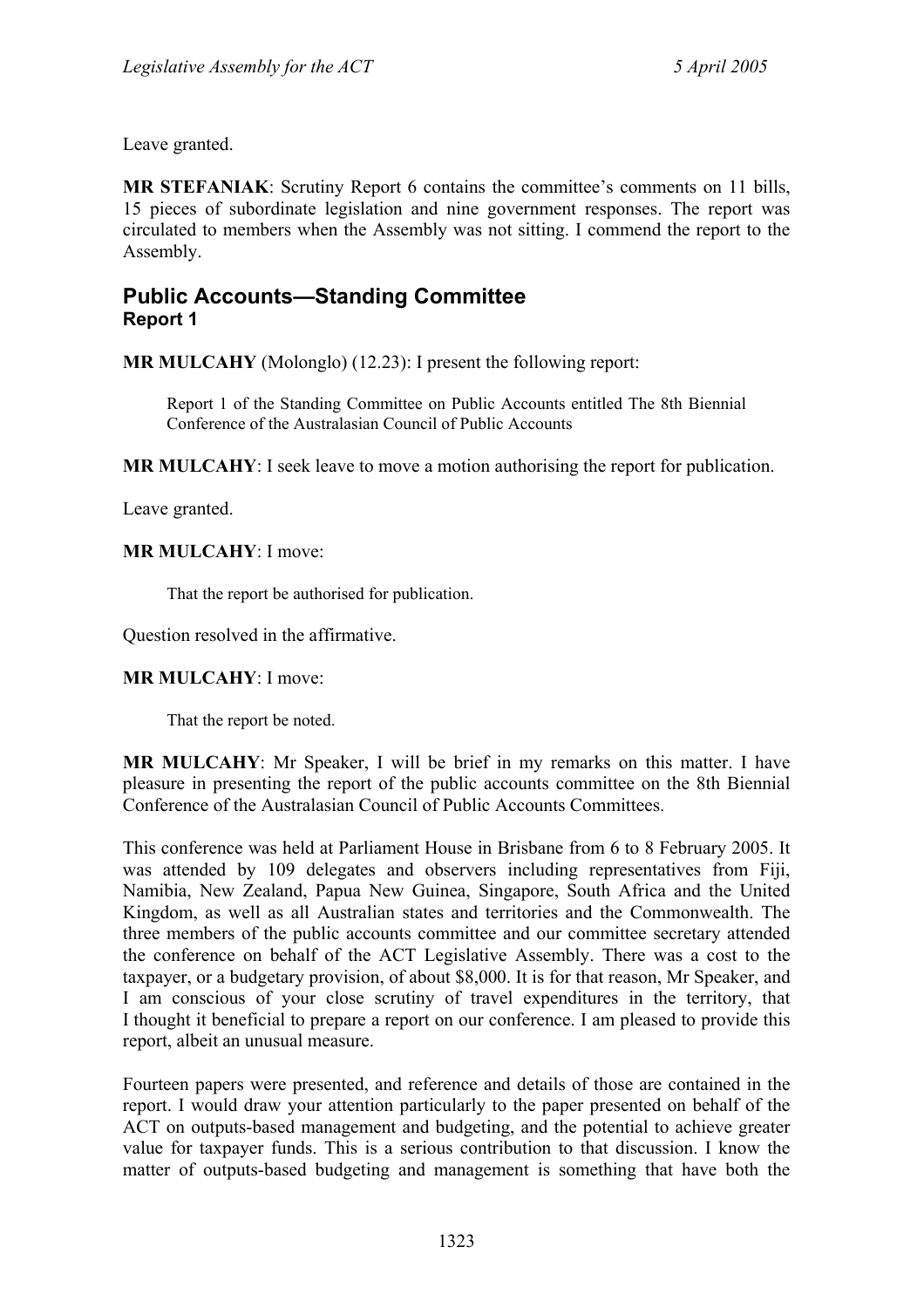Leave granted.

**MR STEFANIAK**: Scrutiny Report 6 contains the committee's comments on 11 bills, 15 pieces of subordinate legislation and nine government responses. The report was circulated to members when the Assembly was not sitting. I commend the report to the Assembly.

## Public Accounts—Standing Committee

### Report 1

**MR MULCAHY** (Molonglo) (12.23): I present the following report:

> Report 1 of the Standing Committee on Public Accounts entitled The 8th Biennial Conference of the Australasian Council of Public Accounts

**MR MULCAHY**: I seek leave to move a motion authorising the report for publication.

Leave granted.

**MR MULCAHY**: I move:

> That the report be authorised for publication.

Question resolved in the affirmative.

**MR MULCAHY**: I move:

> That the report be noted.

**MR MULCAHY**: Mr Speaker, I will be brief in my remarks on this matter. I have pleasure in presenting the report of the public accounts committee on the 8th Biennial Conference of the Australasian Council of Public Accounts Committees.

This conference was held at Parliament House in Brisbane from 6 to 8 February 2005. It was attended by 109 delegates and observers including representatives from Fiji, Namibia, New Zealand, Papua New Guinea, Singapore, South Africa and the United Kingdom, as well as all Australian states and territories and the Commonwealth. The three members of the public accounts committee and our committee secretary attended the conference on behalf of the ACT Legislative Assembly. There was a cost to the taxpayer, or a budgetary provision, of about $8,000. It is for that reason, Mr Speaker, and I am conscious of your close scrutiny of travel expenditures in the territory, that I thought it beneficial to prepare a report on our conference. I am pleased to provide this report, albeit an unusual measure.

Fourteen papers were presented, and reference and details of those are contained in the report. I would draw your attention particularly to the paper presented on behalf of the ACT on outputs-based management and budgeting, and the potential to achieve greater value for taxpayer funds. This is a serious contribution to that discussion. I know the matter of outputs-based budgeting and management is something that have both the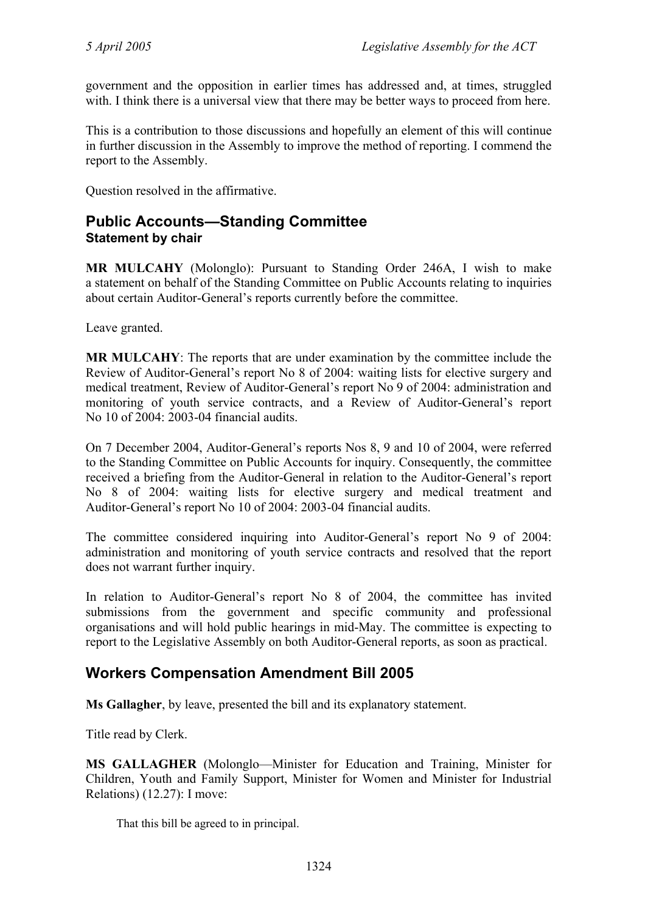government and the opposition in earlier times has addressed and, at times, struggled with. I think there is a universal view that there may be better ways to proceed from here.

This is a contribution to those discussions and hopefully an element of this will continue in further discussion in the Assembly to improve the method of reporting. I commend the report to the Assembly.

Question resolved in the affirmative.

## Public Accounts—Standing Committee

### Statement by chair

**MR MULCAHY** (Molonglo): Pursuant to Standing Order 246A, I wish to make a statement on behalf of the Standing Committee on Public Accounts relating to inquiries about certain Auditor-General's reports currently before the committee.

Leave granted.

**MR MULCAHY**: The reports that are under examination by the committee include the Review of Auditor-General's report No 8 of 2004: waiting lists for elective surgery and medical treatment, Review of Auditor-General's report No 9 of 2004: administration and monitoring of youth service contracts, and a Review of Auditor-General's report No 10 of 2004: 2003-04 financial audits.

On 7 December 2004, Auditor-General's reports Nos 8, 9 and 10 of 2004, were referred to the Standing Committee on Public Accounts for inquiry. Consequently, the committee received a briefing from the Auditor-General in relation to the Auditor-General's report No 8 of 2004: waiting lists for elective surgery and medical treatment and Auditor-General's report No 10 of 2004: 2003-04 financial audits.

The committee considered inquiring into Auditor-General's report No 9 of 2004: administration and monitoring of youth service contracts and resolved that the report does not warrant further inquiry.

In relation to Auditor-General's report No 8 of 2004, the committee has invited submissions from the government and specific community and professional organisations and will hold public hearings in mid-May. The committee is expecting to report to the Legislative Assembly on both Auditor-General reports, as soon as practical.

## Workers Compensation Amendment Bill 2005

**Ms Gallagher**, by leave, presented the bill and its explanatory statement.

Title read by Clerk.

**MS GALLAGHER** (Molonglo—Minister for Education and Training, Minister for Children, Youth and Family Support, Minister for Women and Minister for Industrial Relations) (12.27): I move:

> That this bill be agreed to in principal.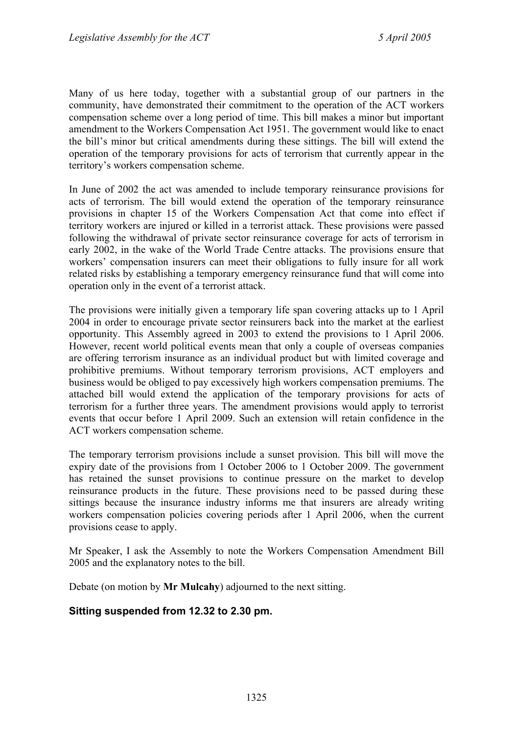Many of us here today, together with a substantial group of our partners in the community, have demonstrated their commitment to the operation of the ACT workers compensation scheme over a long period of time. This bill makes a minor but important amendment to the Workers Compensation Act 1951. The government would like to enact the bill's minor but critical amendments during these sittings. The bill will extend the operation of the temporary provisions for acts of terrorism that currently appear in the territory's workers compensation scheme.

In June of 2002 the act was amended to include temporary reinsurance provisions for acts of terrorism. The bill would extend the operation of the temporary reinsurance provisions in chapter 15 of the Workers Compensation Act that come into effect if territory workers are injured or killed in a terrorist attack. These provisions were passed following the withdrawal of private sector reinsurance coverage for acts of terrorism in early 2002, in the wake of the World Trade Centre attacks. The provisions ensure that workers' compensation insurers can meet their obligations to fully insure for all work related risks by establishing a temporary emergency reinsurance fund that will come into operation only in the event of a terrorist attack.

The provisions were initially given a temporary life span covering attacks up to 1 April 2004 in order to encourage private sector reinsurers back into the market at the earliest opportunity. This Assembly agreed in 2003 to extend the provisions to 1 April 2006. However, recent world political events mean that only a couple of overseas companies are offering terrorism insurance as an individual product but with limited coverage and prohibitive premiums. Without temporary terrorism provisions, ACT employers and business would be obliged to pay excessively high workers compensation premiums. The attached bill would extend the application of the temporary provisions for acts of terrorism for a further three years. The amendment provisions would apply to terrorist events that occur before 1 April 2009. Such an extension will retain confidence in the ACT workers compensation scheme.

The temporary terrorism provisions include a sunset provision. This bill will move the expiry date of the provisions from 1 October 2006 to 1 October 2009. The government has retained the sunset provisions to continue pressure on the market to develop reinsurance products in the future. These provisions need to be passed during these sittings because the insurance industry informs me that insurers are already writing workers compensation policies covering periods after 1 April 2006, when the current provisions cease to apply.

Mr Speaker, I ask the Assembly to note the Workers Compensation Amendment Bill 2005 and the explanatory notes to the bill.

Debate (on motion by **Mr Mulcahy**) adjourned to the next sitting.

### Sitting suspended from 12.32 to 2.30 pm.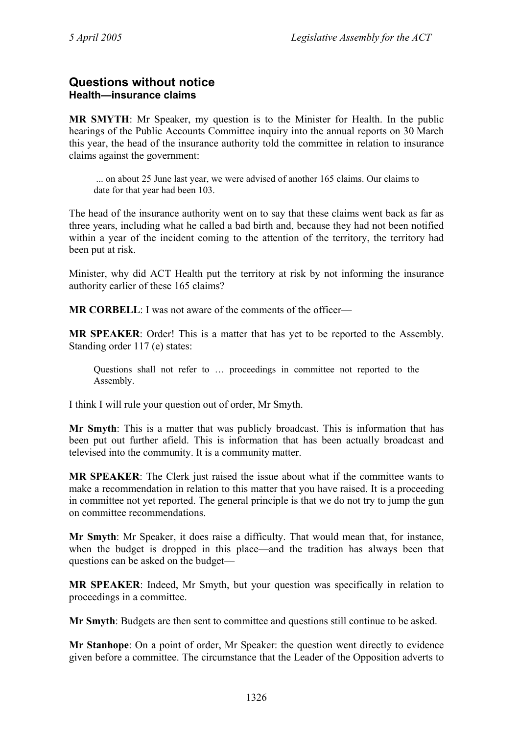## Questions without notice

### Health—insurance claims

**MR SMYTH**: Mr Speaker, my question is to the Minister for Health. In the public hearings of the Public Accounts Committee inquiry into the annual reports on 30 March this year, the head of the insurance authority told the committee in relation to insurance claims against the government:

> ... on about 25 June last year, we were advised of another 165 claims. Our claims to date for that year had been 103.

The head of the insurance authority went on to say that these claims went back as far as three years, including what he called a bad birth and, because they had not been notified within a year of the incident coming to the attention of the territory, the territory had been put at risk.

Minister, why did ACT Health put the territory at risk by not informing the insurance authority earlier of these 165 claims?

**MR CORBELL**: I was not aware of the comments of the officer—

**MR SPEAKER**: Order! This is a matter that has yet to be reported to the Assembly. Standing order 117 (e) states:

> Questions shall not refer to … proceedings in committee not reported to the Assembly.

I think I will rule your question out of order, Mr Smyth.

**Mr Smyth**: This is a matter that was publicly broadcast. This is information that has been put out further afield. This is information that has been actually broadcast and televised into the community. It is a community matter.

**MR SPEAKER**: The Clerk just raised the issue about what if the committee wants to make a recommendation in relation to this matter that you have raised. It is a proceeding in committee not yet reported. The general principle is that we do not try to jump the gun on committee recommendations.

**Mr Smyth**: Mr Speaker, it does raise a difficulty. That would mean that, for instance, when the budget is dropped in this place—and the tradition has always been that questions can be asked on the budget—

**MR SPEAKER**: Indeed, Mr Smyth, but your question was specifically in relation to proceedings in a committee.

**Mr Smyth**: Budgets are then sent to committee and questions still continue to be asked.

**Mr Stanhope**: On a point of order, Mr Speaker: the question went directly to evidence given before a committee. The circumstance that the Leader of the Opposition adverts to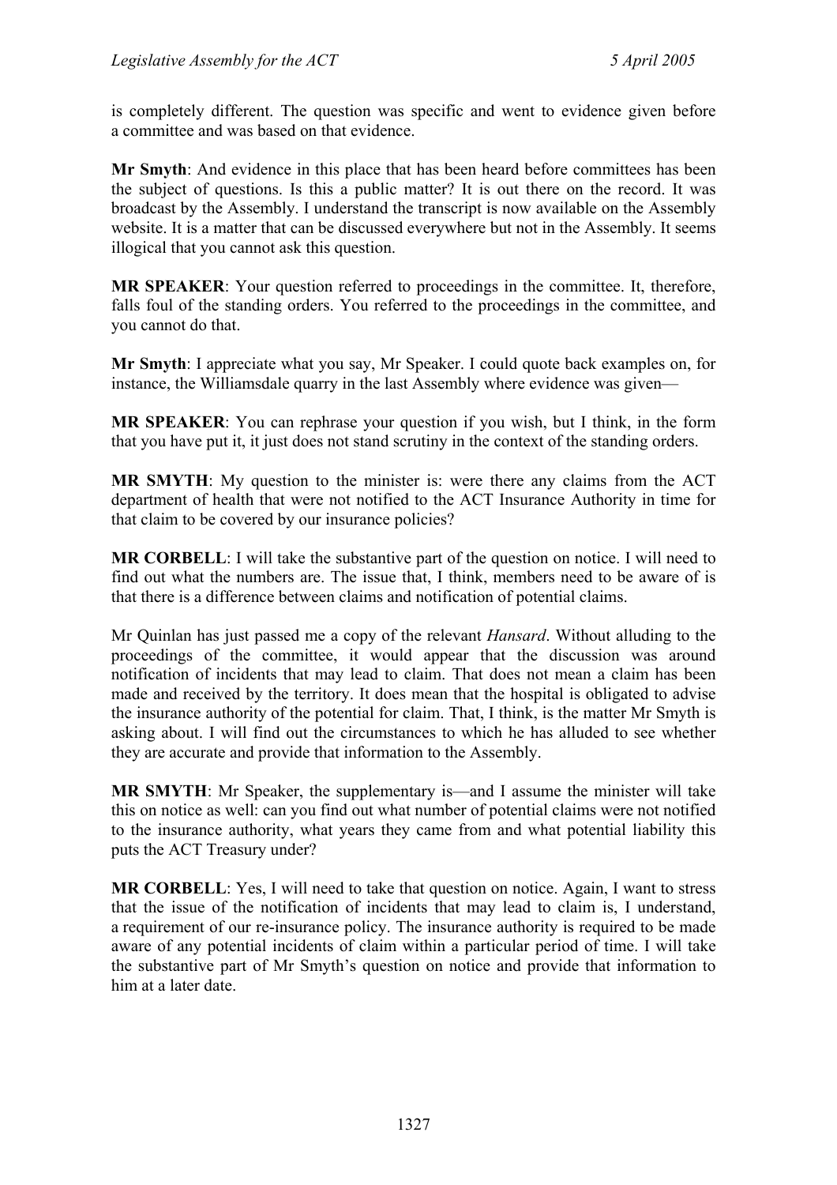is completely different. The question was specific and went to evidence given before a committee and was based on that evidence.

**Mr Smyth**: And evidence in this place that has been heard before committees has been the subject of questions. Is this a public matter? It is out there on the record. It was broadcast by the Assembly. I understand the transcript is now available on the Assembly website. It is a matter that can be discussed everywhere but not in the Assembly. It seems illogical that you cannot ask this question.

**MR SPEAKER**: Your question referred to proceedings in the committee. It, therefore, falls foul of the standing orders. You referred to the proceedings in the committee, and you cannot do that.

**Mr Smyth**: I appreciate what you say, Mr Speaker. I could quote back examples on, for instance, the Williamsdale quarry in the last Assembly where evidence was given—

**MR SPEAKER**: You can rephrase your question if you wish, but I think, in the form that you have put it, it just does not stand scrutiny in the context of the standing orders.

**MR SMYTH**: My question to the minister is: were there any claims from the ACT department of health that were not notified to the ACT Insurance Authority in time for that claim to be covered by our insurance policies?

**MR CORBELL**: I will take the substantive part of the question on notice. I will need to find out what the numbers are. The issue that, I think, members need to be aware of is that there is a difference between claims and notification of potential claims.

Mr Quinlan has just passed me a copy of the relevant *Hansard*. Without alluding to the proceedings of the committee, it would appear that the discussion was around notification of incidents that may lead to claim. That does not mean a claim has been made and received by the territory. It does mean that the hospital is obligated to advise the insurance authority of the potential for claim. That, I think, is the matter Mr Smyth is asking about. I will find out the circumstances to which he has alluded to see whether they are accurate and provide that information to the Assembly.

**MR SMYTH**: Mr Speaker, the supplementary is—and I assume the minister will take this on notice as well: can you find out what number of potential claims were not notified to the insurance authority, what years they came from and what potential liability this puts the ACT Treasury under?

**MR CORBELL**: Yes, I will need to take that question on notice. Again, I want to stress that the issue of the notification of incidents that may lead to claim is, I understand, a requirement of our re-insurance policy. The insurance authority is required to be made aware of any potential incidents of claim within a particular period of time. I will take the substantive part of Mr Smyth's question on notice and provide that information to him at a later date.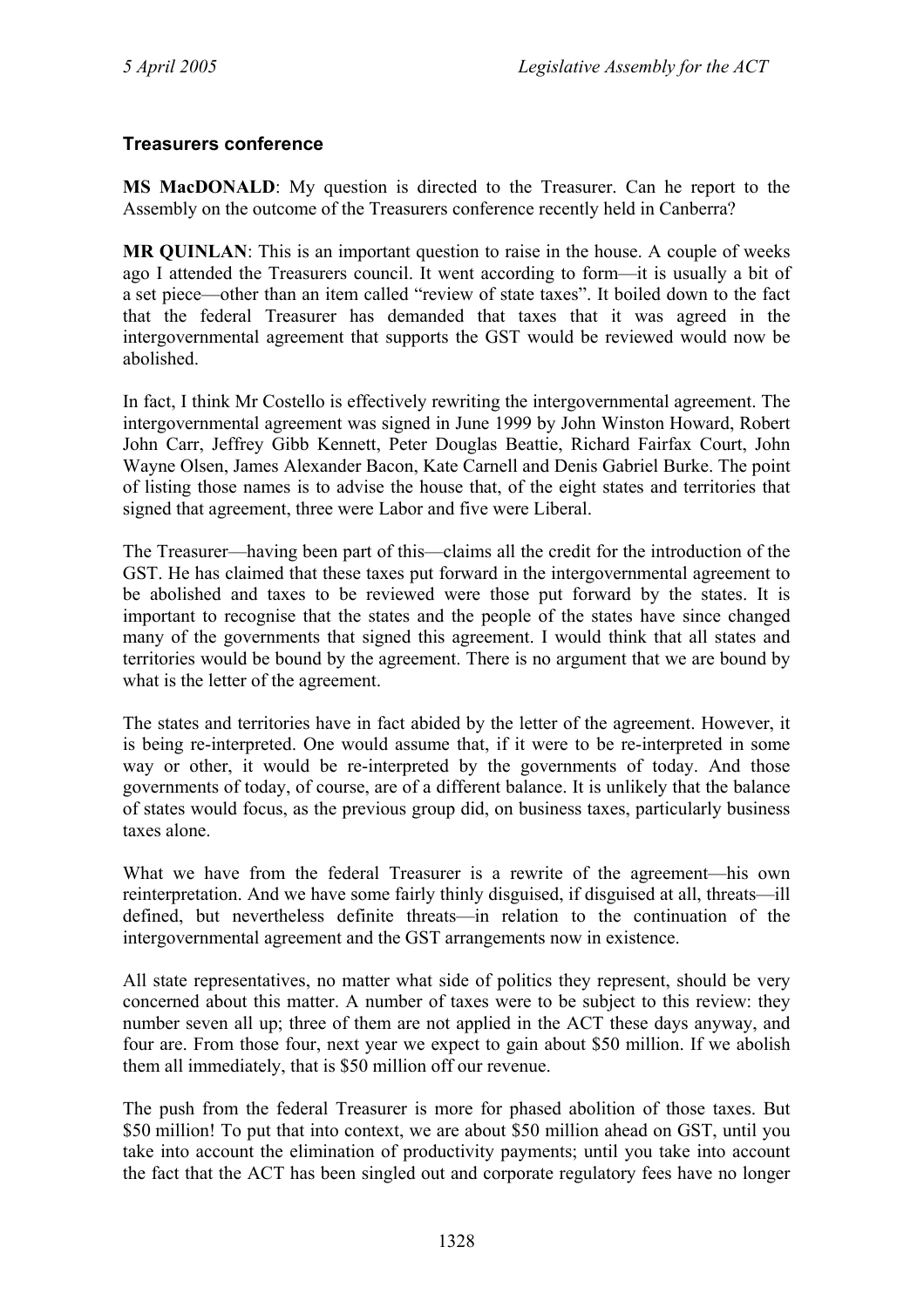### Treasurers conference

**MS MacDONALD**: My question is directed to the Treasurer. Can he report to the Assembly on the outcome of the Treasurers conference recently held in Canberra?

**MR QUINLAN**: This is an important question to raise in the house. A couple of weeks ago I attended the Treasurers council. It went according to form—it is usually a bit of a set piece—other than an item called "review of state taxes". It boiled down to the fact that the federal Treasurer has demanded that taxes that it was agreed in the intergovernmental agreement that supports the GST would be reviewed would now be abolished.

In fact, I think Mr Costello is effectively rewriting the intergovernmental agreement. The intergovernmental agreement was signed in June 1999 by John Winston Howard, Robert John Carr, Jeffrey Gibb Kennett, Peter Douglas Beattie, Richard Fairfax Court, John Wayne Olsen, James Alexander Bacon, Kate Carnell and Denis Gabriel Burke. The point of listing those names is to advise the house that, of the eight states and territories that signed that agreement, three were Labor and five were Liberal.

The Treasurer—having been part of this—claims all the credit for the introduction of the GST. He has claimed that these taxes put forward in the intergovernmental agreement to be abolished and taxes to be reviewed were those put forward by the states. It is important to recognise that the states and the people of the states have since changed many of the governments that signed this agreement. I would think that all states and territories would be bound by the agreement. There is no argument that we are bound by what is the letter of the agreement.

The states and territories have in fact abided by the letter of the agreement. However, it is being re-interpreted. One would assume that, if it were to be re-interpreted in some way or other, it would be re-interpreted by the governments of today. And those governments of today, of course, are of a different balance. It is unlikely that the balance of states would focus, as the previous group did, on business taxes, particularly business taxes alone.

What we have from the federal Treasurer is a rewrite of the agreement—his own reinterpretation. And we have some fairly thinly disguised, if disguised at all, threats—ill defined, but nevertheless definite threats—in relation to the continuation of the intergovernmental agreement and the GST arrangements now in existence.

All state representatives, no matter what side of politics they represent, should be very concerned about this matter. A number of taxes were to be subject to this review: they number seven all up; three of them are not applied in the ACT these days anyway, and four are. From those four, next year we expect to gain about $50 million. If we abolish them all immediately, that is $50 million off our revenue.

The push from the federal Treasurer is more for phased abolition of those taxes. But $50 million! To put that into context, we are about $50 million ahead on GST, until you take into account the elimination of productivity payments; until you take into account the fact that the ACT has been singled out and corporate regulatory fees have no longer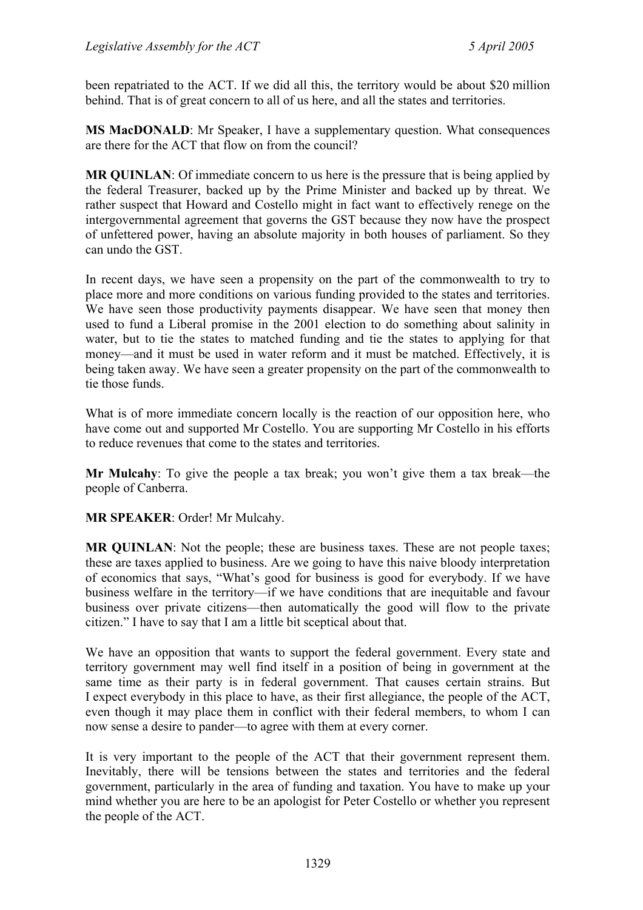been repatriated to the ACT. If we did all this, the territory would be about $20 million behind. That is of great concern to all of us here, and all the states and territories.

**MS MacDONALD**: Mr Speaker, I have a supplementary question. What consequences are there for the ACT that flow on from the council?

**MR QUINLAN**: Of immediate concern to us here is the pressure that is being applied by the federal Treasurer, backed up by the Prime Minister and backed up by threat. We rather suspect that Howard and Costello might in fact want to effectively renege on the intergovernmental agreement that governs the GST because they now have the prospect of unfettered power, having an absolute majority in both houses of parliament. So they can undo the GST.

In recent days, we have seen a propensity on the part of the commonwealth to try to place more and more conditions on various funding provided to the states and territories. We have seen those productivity payments disappear. We have seen that money then used to fund a Liberal promise in the 2001 election to do something about salinity in water, but to tie the states to matched funding and tie the states to applying for that money—and it must be used in water reform and it must be matched. Effectively, it is being taken away. We have seen a greater propensity on the part of the commonwealth to tie those funds.

What is of more immediate concern locally is the reaction of our opposition here, who have come out and supported Mr Costello. You are supporting Mr Costello in his efforts to reduce revenues that come to the states and territories.

**Mr Mulcahy**: To give the people a tax break; you won't give them a tax break—the people of Canberra.

**MR SPEAKER**: Order! Mr Mulcahy.

**MR QUINLAN**: Not the people; these are business taxes. These are not people taxes; these are taxes applied to business. Are we going to have this naive bloody interpretation of economics that says, "What's good for business is good for everybody. If we have business welfare in the territory—if we have conditions that are inequitable and favour business over private citizens—then automatically the good will flow to the private citizen." I have to say that I am a little bit sceptical about that.

We have an opposition that wants to support the federal government. Every state and territory government may well find itself in a position of being in government at the same time as their party is in federal government. That causes certain strains. But I expect everybody in this place to have, as their first allegiance, the people of the ACT, even though it may place them in conflict with their federal members, to whom I can now sense a desire to pander—to agree with them at every corner.

It is very important to the people of the ACT that their government represent them. Inevitably, there will be tensions between the states and territories and the federal government, particularly in the area of funding and taxation. You have to make up your mind whether you are here to be an apologist for Peter Costello or whether you represent the people of the ACT.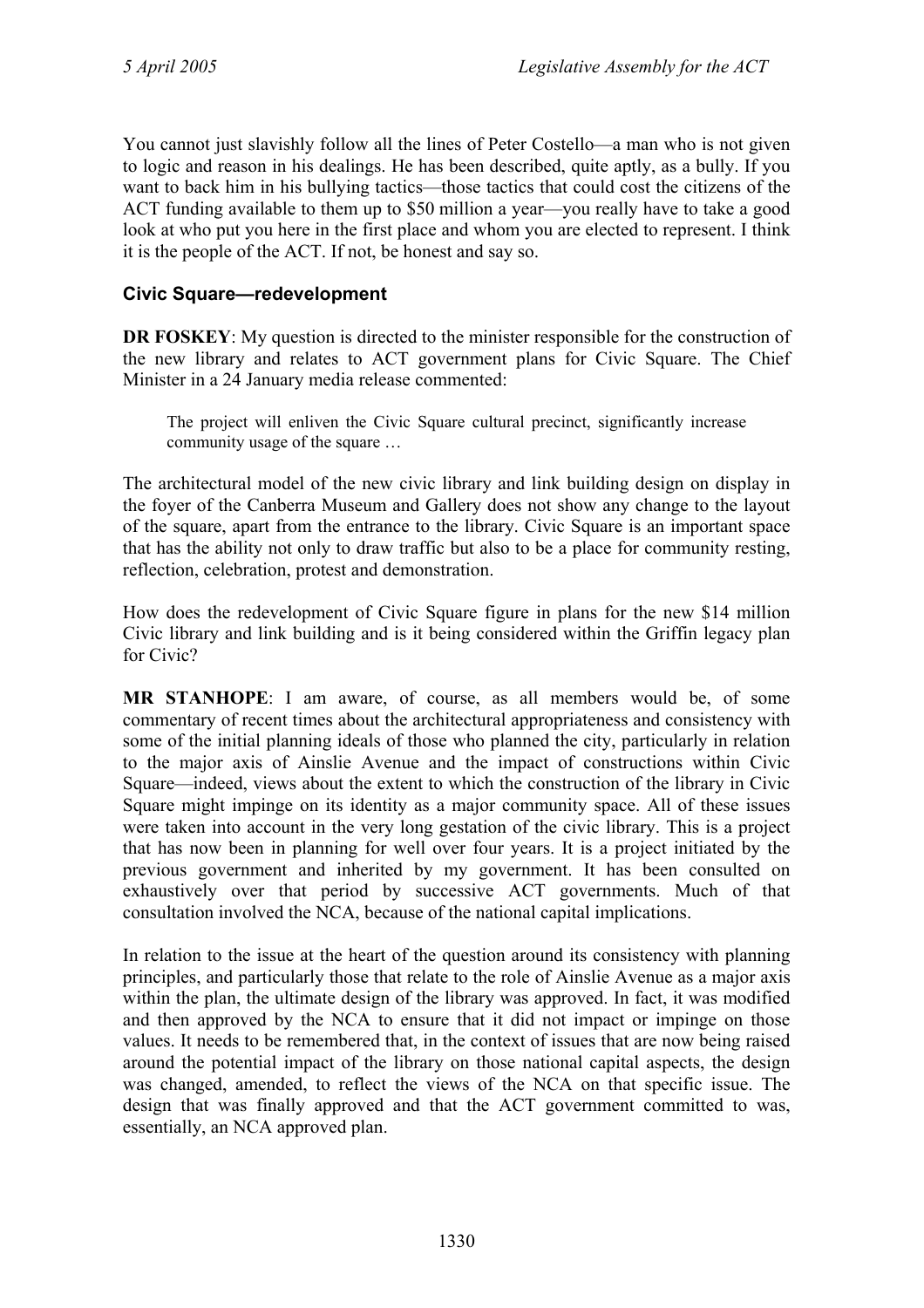You cannot just slavishly follow all the lines of Peter Costello—a man who is not given to logic and reason in his dealings. He has been described, quite aptly, as a bully. If you want to back him in his bullying tactics—those tactics that could cost the citizens of the ACT funding available to them up to $50 million a year—you really have to take a good look at who put you here in the first place and whom you are elected to represent. I think it is the people of the ACT. If not, be honest and say so.

### Civic Square—redevelopment

**DR FOSKEY**: My question is directed to the minister responsible for the construction of the new library and relates to ACT government plans for Civic Square. The Chief Minister in a 24 January media release commented:

> The project will enliven the Civic Square cultural precinct, significantly increase community usage of the square …

The architectural model of the new civic library and link building design on display in the foyer of the Canberra Museum and Gallery does not show any change to the layout of the square, apart from the entrance to the library. Civic Square is an important space that has the ability not only to draw traffic but also to be a place for community resting, reflection, celebration, protest and demonstration.

How does the redevelopment of Civic Square figure in plans for the new $14 million Civic library and link building and is it being considered within the Griffin legacy plan for Civic?

**MR STANHOPE**: I am aware, of course, as all members would be, of some commentary of recent times about the architectural appropriateness and consistency with some of the initial planning ideals of those who planned the city, particularly in relation to the major axis of Ainslie Avenue and the impact of constructions within Civic Square—indeed, views about the extent to which the construction of the library in Civic Square might impinge on its identity as a major community space. All of these issues were taken into account in the very long gestation of the civic library. This is a project that has now been in planning for well over four years. It is a project initiated by the previous government and inherited by my government. It has been consulted on exhaustively over that period by successive ACT governments. Much of that consultation involved the NCA, because of the national capital implications.

In relation to the issue at the heart of the question around its consistency with planning principles, and particularly those that relate to the role of Ainslie Avenue as a major axis within the plan, the ultimate design of the library was approved. In fact, it was modified and then approved by the NCA to ensure that it did not impact or impinge on those values. It needs to be remembered that, in the context of issues that are now being raised around the potential impact of the library on those national capital aspects, the design was changed, amended, to reflect the views of the NCA on that specific issue. The design that was finally approved and that the ACT government committed to was, essentially, an NCA approved plan.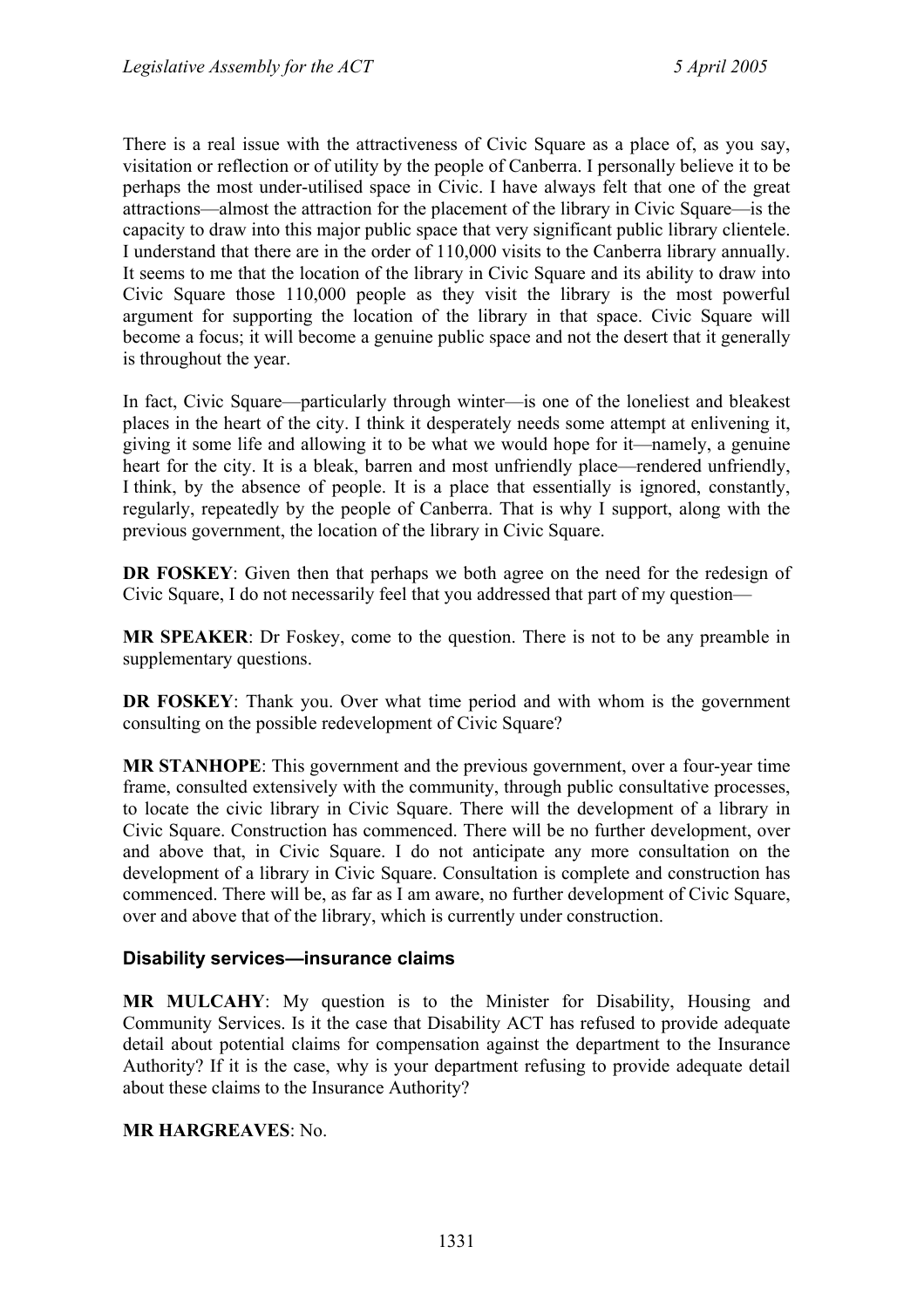There is a real issue with the attractiveness of Civic Square as a place of, as you say, visitation or reflection or of utility by the people of Canberra. I personally believe it to be perhaps the most under-utilised space in Civic. I have always felt that one of the great attractions—almost the attraction for the placement of the library in Civic Square—is the capacity to draw into this major public space that very significant public library clientele. I understand that there are in the order of 110,000 visits to the Canberra library annually. It seems to me that the location of the library in Civic Square and its ability to draw into Civic Square those 110,000 people as they visit the library is the most powerful argument for supporting the location of the library in that space. Civic Square will become a focus; it will become a genuine public space and not the desert that it generally is throughout the year.

In fact, Civic Square—particularly through winter—is one of the loneliest and bleakest places in the heart of the city. I think it desperately needs some attempt at enlivening it, giving it some life and allowing it to be what we would hope for it—namely, a genuine heart for the city. It is a bleak, barren and most unfriendly place—rendered unfriendly, I think, by the absence of people. It is a place that essentially is ignored, constantly, regularly, repeatedly by the people of Canberra. That is why I support, along with the previous government, the location of the library in Civic Square.

**DR FOSKEY**: Given then that perhaps we both agree on the need for the redesign of Civic Square, I do not necessarily feel that you addressed that part of my question—

**MR SPEAKER**: Dr Foskey, come to the question. There is not to be any preamble in supplementary questions.

**DR FOSKEY**: Thank you. Over what time period and with whom is the government consulting on the possible redevelopment of Civic Square?

**MR STANHOPE**: This government and the previous government, over a four-year time frame, consulted extensively with the community, through public consultative processes, to locate the civic library in Civic Square. There will be the development of a library in Civic Square. Construction has commenced. There will be no further development, over and above that, in Civic Square. I do not anticipate any more consultation on the development of a library in Civic Square. Consultation is complete and construction has commenced. There will be, as far as I am aware, no further development of Civic Square, over and above that of the library, which is currently under construction.

### Disability services—insurance claims

**MR MULCAHY**: My question is to the Minister for Disability, Housing and Community Services. Is it the case that Disability ACT has refused to provide adequate detail about potential claims for compensation against the department to the Insurance Authority? If it is the case, why is your department refusing to provide adequate detail about these claims to the Insurance Authority?

**MR HARGREAVES**: No.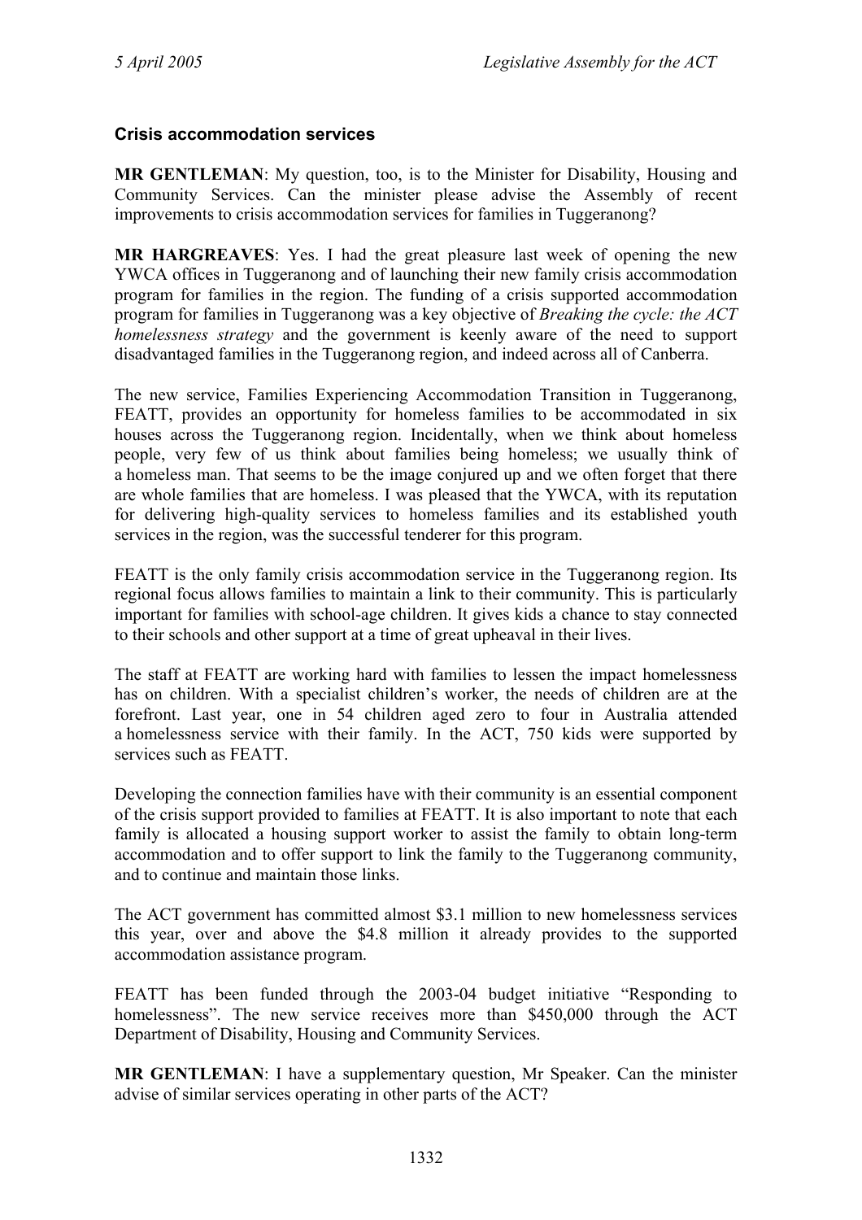### Crisis accommodation services

**MR GENTLEMAN**: My question, too, is to the Minister for Disability, Housing and Community Services. Can the minister please advise the Assembly of recent improvements to crisis accommodation services for families in Tuggeranong?

**MR HARGREAVES**: Yes. I had the great pleasure last week of opening the new YWCA offices in Tuggeranong and of launching their new family crisis accommodation program for families in the region. The funding of a crisis supported accommodation program for families in Tuggeranong was a key objective of *Breaking the cycle: the ACT homelessness strategy* and the government is keenly aware of the need to support disadvantaged families in the Tuggeranong region, and indeed across all of Canberra.

The new service, Families Experiencing Accommodation Transition in Tuggeranong, FEATT, provides an opportunity for homeless families to be accommodated in six houses across the Tuggeranong region. Incidentally, when we think about homeless people, very few of us think about families being homeless; we usually think of a homeless man. That seems to be the image conjured up and we often forget that there are whole families that are homeless. I was pleased that the YWCA, with its reputation for delivering high-quality services to homeless families and its established youth services in the region, was the successful tenderer for this program.

FEATT is the only family crisis accommodation service in the Tuggeranong region. Its regional focus allows families to maintain a link to their community. This is particularly important for families with school-age children. It gives kids a chance to stay connected to their schools and other support at a time of great upheaval in their lives.

The staff at FEATT are working hard with families to lessen the impact homelessness has on children. With a specialist children's worker, the needs of children are at the forefront. Last year, one in 54 children aged zero to four in Australia attended a homelessness service with their family. In the ACT, 750 kids were supported by services such as FEATT.

Developing the connection families have with their community is an essential component of the crisis support provided to families at FEATT. It is also important to note that each family is allocated a housing support worker to assist the family to obtain long-term accommodation and to offer support to link the family to the Tuggeranong community, and to continue and maintain those links.

The ACT government has committed almost $3.1 million to new homelessness services this year, over and above the $4.8 million it already provides to the supported accommodation assistance program.

FEATT has been funded through the 2003-04 budget initiative "Responding to homelessness". The new service receives more than $450,000 through the ACT Department of Disability, Housing and Community Services.

**MR GENTLEMAN**: I have a supplementary question, Mr Speaker. Can the minister advise of similar services operating in other parts of the ACT?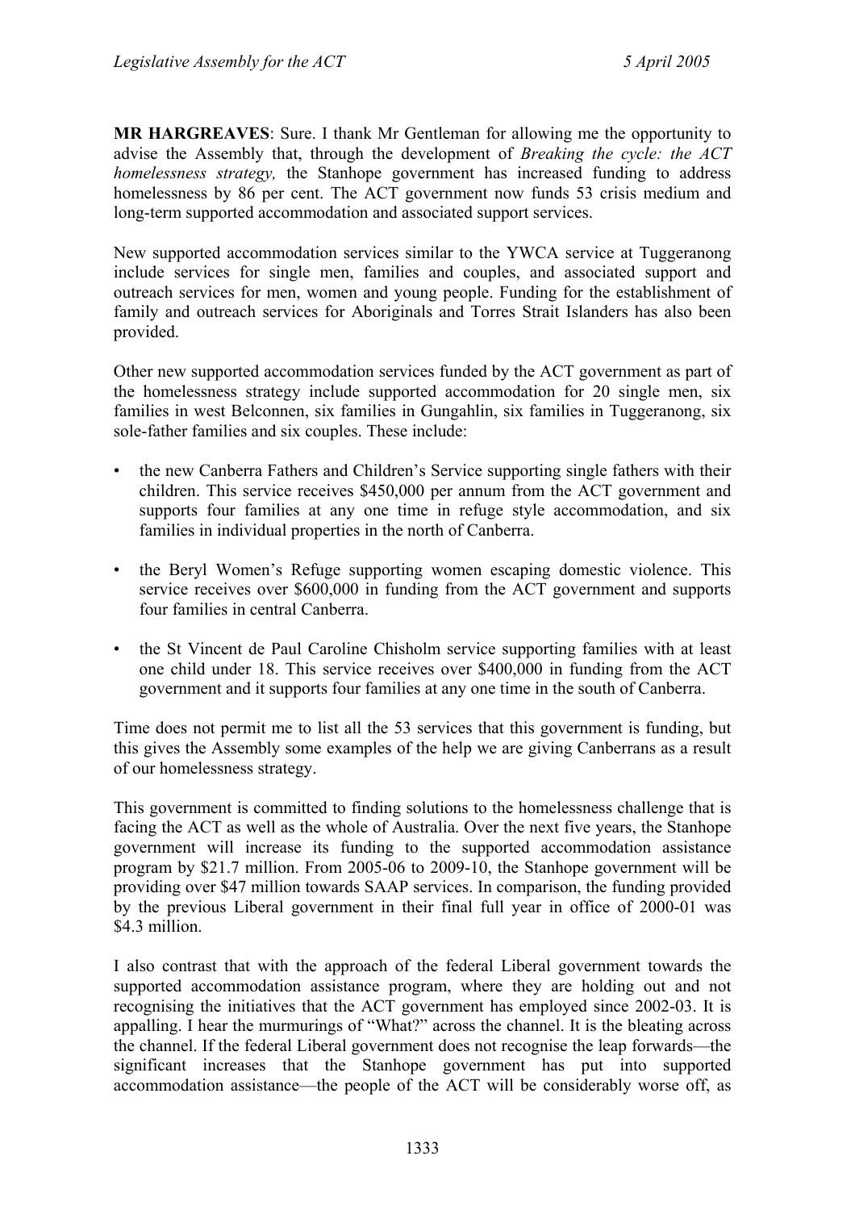**MR HARGREAVES**: Sure. I thank Mr Gentleman for allowing me the opportunity to advise the Assembly that, through the development of *Breaking the cycle: the ACT homelessness strategy,* the Stanhope government has increased funding to address homelessness by 86 per cent. The ACT government now funds 53 crisis medium and long-term supported accommodation and associated support services.

New supported accommodation services similar to the YWCA service at Tuggeranong include services for single men, families and couples, and associated support and outreach services for men, women and young people. Funding for the establishment of family and outreach services for Aboriginals and Torres Strait Islanders has also been provided.

Other new supported accommodation services funded by the ACT government as part of the homelessness strategy include supported accommodation for 20 single men, six families in west Belconnen, six families in Gungahlin, six families in Tuggeranong, six sole-father families and six couples. These include:

- the new Canberra Fathers and Children's Service supporting single fathers with their children. This service receives $450,000 per annum from the ACT government and supports four families at any one time in refuge style accommodation, and six families in individual properties in the north of Canberra.
- the Beryl Women's Refuge supporting women escaping domestic violence. This service receives over $600,000 in funding from the ACT government and supports four families in central Canberra.
- the St Vincent de Paul Caroline Chisholm service supporting families with at least one child under 18. This service receives over $400,000 in funding from the ACT government and it supports four families at any one time in the south of Canberra.

Time does not permit me to list all the 53 services that this government is funding, but this gives the Assembly some examples of the help we are giving Canberrans as a result of our homelessness strategy.

This government is committed to finding solutions to the homelessness challenge that is facing the ACT as well as the whole of Australia. Over the next five years, the Stanhope government will increase its funding to the supported accommodation assistance program by $21.7 million. From 2005-06 to 2009-10, the Stanhope government will be providing over $47 million towards SAAP services. In comparison, the funding provided by the previous Liberal government in their final full year in office of 2000-01 was $4.3 million.

I also contrast that with the approach of the federal Liberal government towards the supported accommodation assistance program, where they are holding out and not recognising the initiatives that the ACT government has employed since 2002-03. It is appalling. I hear the murmurings of "What?" across the channel. It is the bleating across the channel. If the federal Liberal government does not recognise the leap forwards—the significant increases that the Stanhope government has put into supported accommodation assistance—the people of the ACT will be considerably worse off, as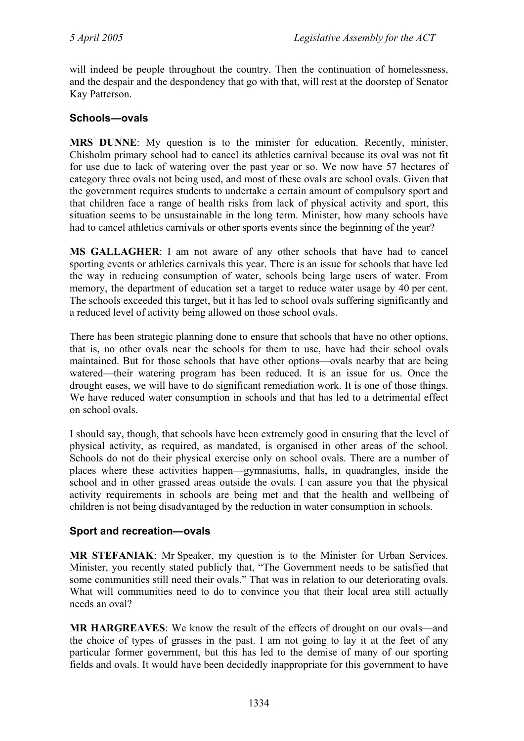will indeed be people throughout the country. Then the continuation of homelessness, and the despair and the despondency that go with that, will rest at the doorstep of Senator Kay Patterson.

### Schools—ovals

**MRS DUNNE**: My question is to the minister for education. Recently, minister, Chisholm primary school had to cancel its athletics carnival because its oval was not fit for use due to lack of watering over the past year or so. We now have 57 hectares of category three ovals not being used, and most of these ovals are school ovals. Given that the government requires students to undertake a certain amount of compulsory sport and that children face a range of health risks from lack of physical activity and sport, this situation seems to be unsustainable in the long term. Minister, how many schools have had to cancel athletics carnivals or other sports events since the beginning of the year?

**MS GALLAGHER**: I am not aware of any other schools that have had to cancel sporting events or athletics carnivals this year. There is an issue for schools that have led the way in reducing consumption of water, schools being large users of water. From memory, the department of education set a target to reduce water usage by 40 per cent. The schools exceeded this target, but it has led to school ovals suffering significantly and a reduced level of activity being allowed on those school ovals.

There has been strategic planning done to ensure that schools that have no other options, that is, no other ovals near the schools for them to use, have had their school ovals maintained. But for those schools that have other options—ovals nearby that are being watered—their watering program has been reduced. It is an issue for us. Once the drought eases, we will have to do significant remediation work. It is one of those things. We have reduced water consumption in schools and that has led to a detrimental effect on school ovals.

I should say, though, that schools have been extremely good in ensuring that the level of physical activity, as required, as mandated, is organised in other areas of the school. Schools do not do their physical exercise only on school ovals. There are a number of places where these activities happen—gymnasiums, halls, in quadrangles, inside the school and in other grassed areas outside the ovals. I can assure you that the physical activity requirements in schools are being met and that the health and wellbeing of children is not being disadvantaged by the reduction in water consumption in schools.

### Sport and recreation—ovals

**MR STEFANIAK**: Mr Speaker, my question is to the Minister for Urban Services. Minister, you recently stated publicly that, "The Government needs to be satisfied that some communities still need their ovals." That was in relation to our deteriorating ovals. What will communities need to do to convince you that their local area still actually needs an oval?

**MR HARGREAVES**: We know the result of the effects of drought on our ovals—and the choice of types of grasses in the past. I am not going to lay it at the feet of any particular former government, but this has led to the demise of many of our sporting fields and ovals. It would have been decidedly inappropriate for this government to have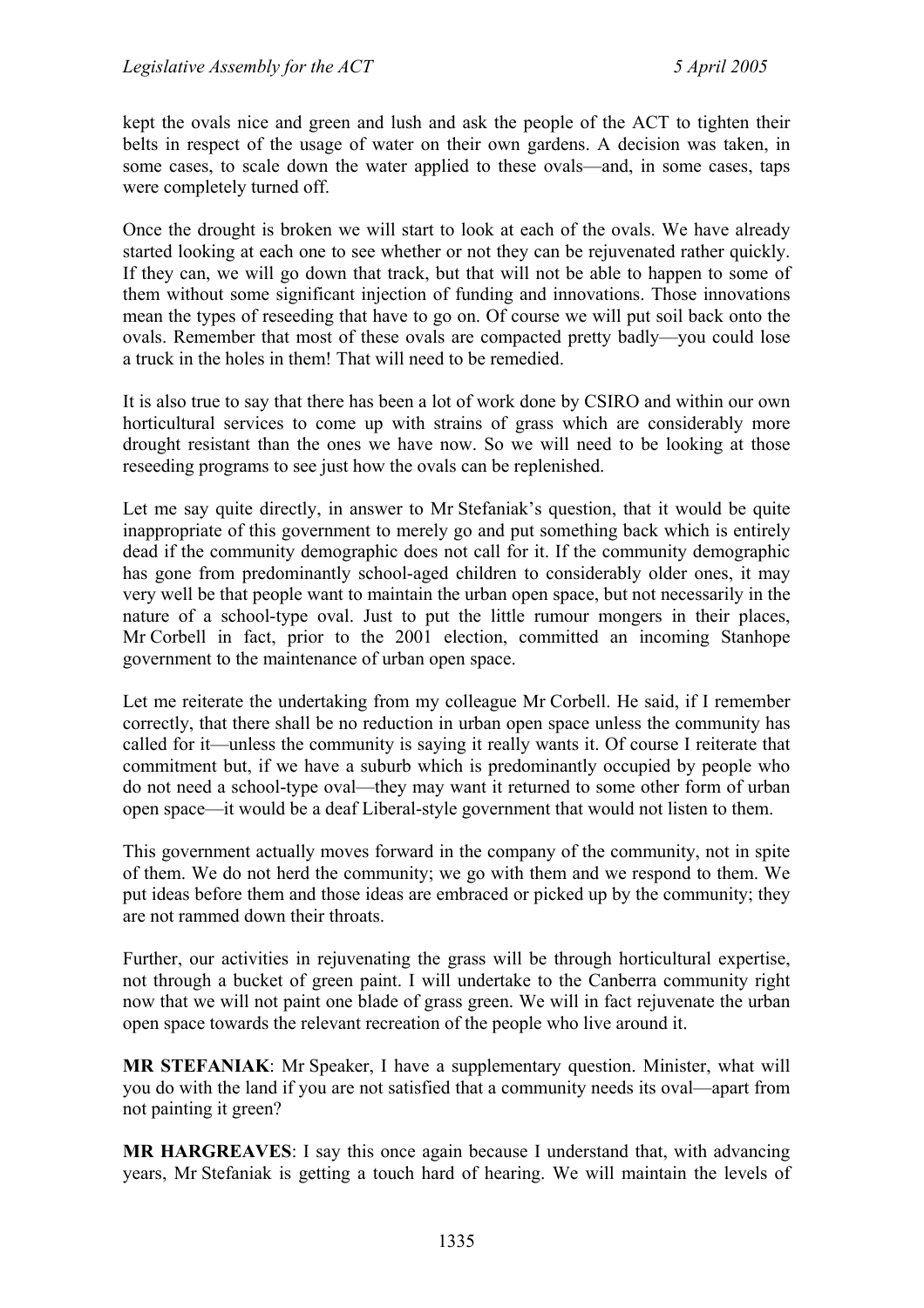kept the ovals nice and green and lush and ask the people of the ACT to tighten their belts in respect of the usage of water on their own gardens. A decision was taken, in some cases, to scale down the water applied to these ovals—and, in some cases, taps were completely turned off.

Once the drought is broken we will start to look at each of the ovals. We have already started looking at each one to see whether or not they can be rejuvenated rather quickly. If they can, we will go down that track, but that will not be able to happen to some of them without some significant injection of funding and innovations. Those innovations mean the types of reseeding that have to go on. Of course we will put soil back onto the ovals. Remember that most of these ovals are compacted pretty badly—you could lose a truck in the holes in them! That will need to be remedied.

It is also true to say that there has been a lot of work done by CSIRO and within our own horticultural services to come up with strains of grass which are considerably more drought resistant than the ones we have now. So we will need to be looking at those reseeding programs to see just how the ovals can be replenished.

Let me say quite directly, in answer to Mr Stefaniak's question, that it would be quite inappropriate of this government to merely go and put something back which is entirely dead if the community demographic does not call for it. If the community demographic has gone from predominantly school-aged children to considerably older ones, it may very well be that people want to maintain the urban open space, but not necessarily in the nature of a school-type oval. Just to put the little rumour mongers in their places, Mr Corbell in fact, prior to the 2001 election, committed an incoming Stanhope government to the maintenance of urban open space.

Let me reiterate the undertaking from my colleague Mr Corbell. He said, if I remember correctly, that there shall be no reduction in urban open space unless the community has called for it—unless the community is saying it really wants it. Of course I reiterate that commitment but, if we have a suburb which is predominantly occupied by people who do not need a school-type oval—they may want it returned to some other form of urban open space—it would be a deaf Liberal-style government that would not listen to them.

This government actually moves forward in the company of the community, not in spite of them. We do not herd the community; we go with them and we respond to them. We put ideas before them and those ideas are embraced or picked up by the community; they are not rammed down their throats.

Further, our activities in rejuvenating the grass will be through horticultural expertise, not through a bucket of green paint. I will undertake to the Canberra community right now that we will not paint one blade of grass green. We will in fact rejuvenate the urban open space towards the relevant recreation of the people who live around it.

**MR STEFANIAK**: Mr Speaker, I have a supplementary question. Minister, what will you do with the land if you are not satisfied that a community needs its oval—apart from not painting it green?

**MR HARGREAVES**: I say this once again because I understand that, with advancing years, Mr Stefaniak is getting a touch hard of hearing. We will maintain the levels of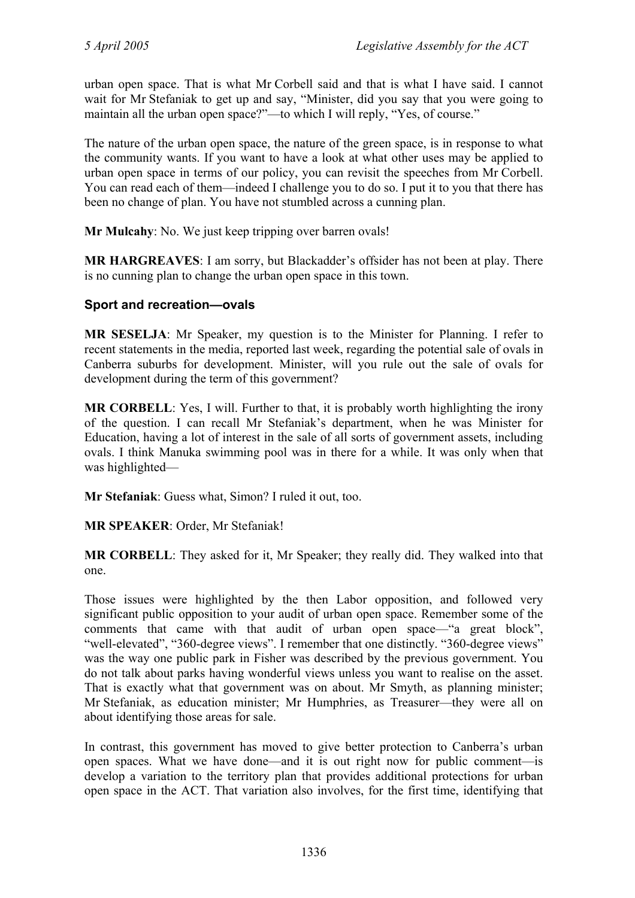urban open space. That is what Mr Corbell said and that is what I have said. I cannot wait for Mr Stefaniak to get up and say, "Minister, did you say that you were going to maintain all the urban open space?"—to which I will reply, "Yes, of course."

The nature of the urban open space, the nature of the green space, is in response to what the community wants. If you want to have a look at what other uses may be applied to urban open space in terms of our policy, you can revisit the speeches from Mr Corbell. You can read each of them—indeed I challenge you to do so. I put it to you that there has been no change of plan. You have not stumbled across a cunning plan.

**Mr Mulcahy**: No. We just keep tripping over barren ovals!

**MR HARGREAVES**: I am sorry, but Blackadder's offsider has not been at play. There is no cunning plan to change the urban open space in this town.

### Sport and recreation—ovals

**MR SESELJA**: Mr Speaker, my question is to the Minister for Planning. I refer to recent statements in the media, reported last week, regarding the potential sale of ovals in Canberra suburbs for development. Minister, will you rule out the sale of ovals for development during the term of this government?

**MR CORBELL**: Yes, I will. Further to that, it is probably worth highlighting the irony of the question. I can recall Mr Stefaniak's department, when he was Minister for Education, having a lot of interest in the sale of all sorts of government assets, including ovals. I think Manuka swimming pool was in there for a while. It was only when that was highlighted—

**Mr Stefaniak**: Guess what, Simon? I ruled it out, too.

**MR SPEAKER**: Order, Mr Stefaniak!

**MR CORBELL**: They asked for it, Mr Speaker; they really did. They walked into that one.

Those issues were highlighted by the then Labor opposition, and followed very significant public opposition to your audit of urban open space. Remember some of the comments that came with that audit of urban open space—"a great block", "well-elevated", "360-degree views". I remember that one distinctly. "360-degree views" was the way one public park in Fisher was described by the previous government. You do not talk about parks having wonderful views unless you want to realise on the asset. That is exactly what that government was on about. Mr Smyth, as planning minister; Mr Stefaniak, as education minister; Mr Humphries, as Treasurer—they were all on about identifying those areas for sale.

In contrast, this government has moved to give better protection to Canberra's urban open spaces. What we have done—and it is out right now for public comment—is develop a variation to the territory plan that provides additional protections for urban open space in the ACT. That variation also involves, for the first time, identifying that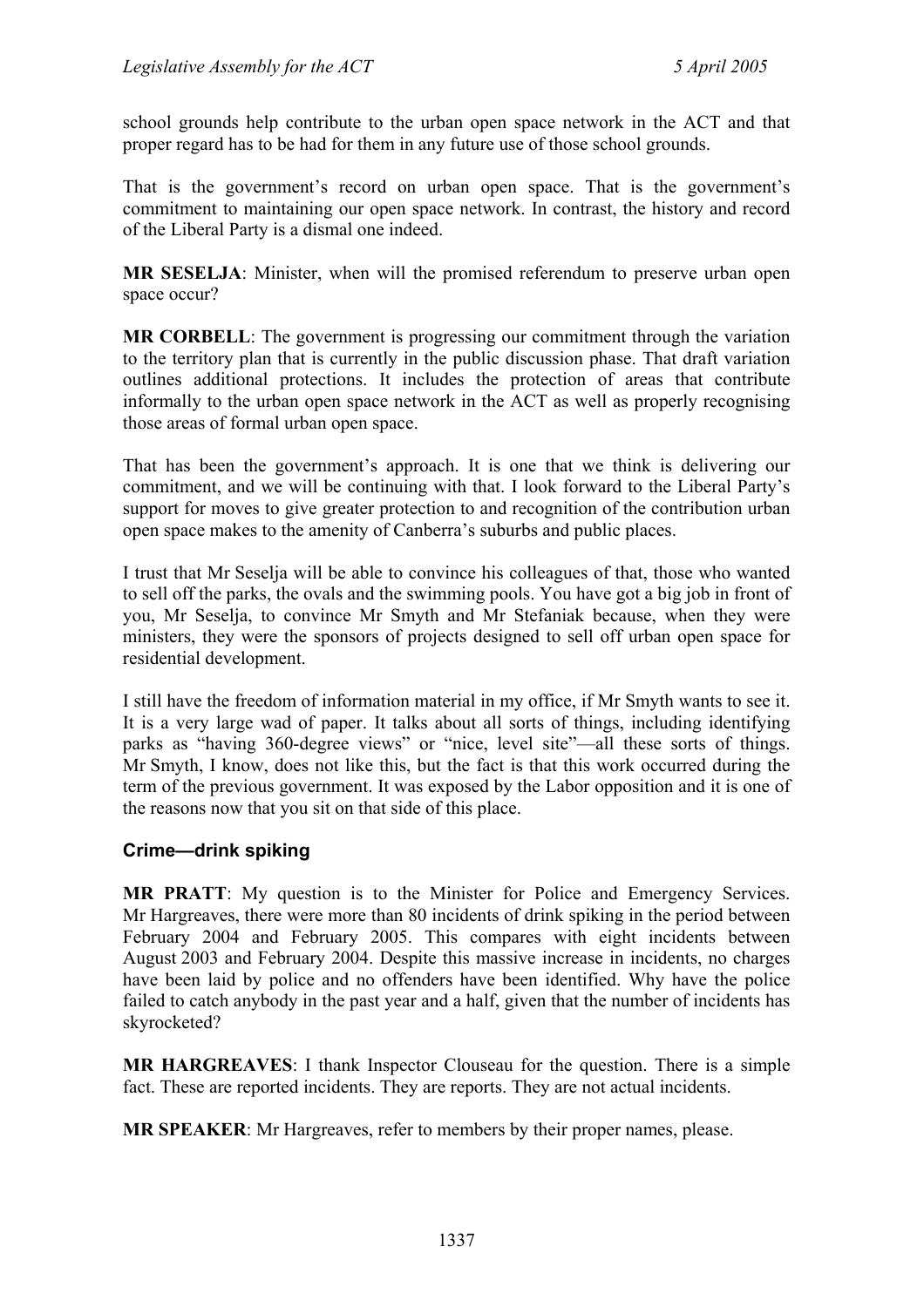school grounds help contribute to the urban open space network in the ACT and that proper regard has to be had for them in any future use of those school grounds.

That is the government's record on urban open space. That is the government's commitment to maintaining our open space network. In contrast, the history and record of the Liberal Party is a dismal one indeed.

**MR SESELJA**: Minister, when will the promised referendum to preserve urban open space occur?

**MR CORBELL**: The government is progressing our commitment through the variation to the territory plan that is currently in the public discussion phase. That draft variation outlines additional protections. It includes the protection of areas that contribute informally to the urban open space network in the ACT as well as properly recognising those areas of formal urban open space.

That has been the government's approach. It is one that we think is delivering our commitment, and we will be continuing with that. I look forward to the Liberal Party's support for moves to give greater protection to and recognition of the contribution urban open space makes to the amenity of Canberra's suburbs and public places.

I trust that Mr Seselja will be able to convince his colleagues of that, those who wanted to sell off the parks, the ovals and the swimming pools. You have got a big job in front of you, Mr Seselja, to convince Mr Smyth and Mr Stefaniak because, when they were ministers, they were the sponsors of projects designed to sell off urban open space for residential development.

I still have the freedom of information material in my office, if Mr Smyth wants to see it. It is a very large wad of paper. It talks about all sorts of things, including identifying parks as "having 360-degree views" or "nice, level site"—all these sorts of things. Mr Smyth, I know, does not like this, but the fact is that this work occurred during the term of the previous government. It was exposed by the Labor opposition and it is one of the reasons now that you sit on that side of this place.

### Crime—drink spiking

**MR PRATT**: My question is to the Minister for Police and Emergency Services. Mr Hargreaves, there were more than 80 incidents of drink spiking in the period between February 2004 and February 2005. This compares with eight incidents between August 2003 and February 2004. Despite this massive increase in incidents, no charges have been laid by police and no offenders have been identified. Why have the police failed to catch anybody in the past year and a half, given that the number of incidents has skyrocketed?

**MR HARGREAVES**: I thank Inspector Clouseau for the question. There is a simple fact. These are reported incidents. They are reports. They are not actual incidents.

**MR SPEAKER**: Mr Hargreaves, refer to members by their proper names, please.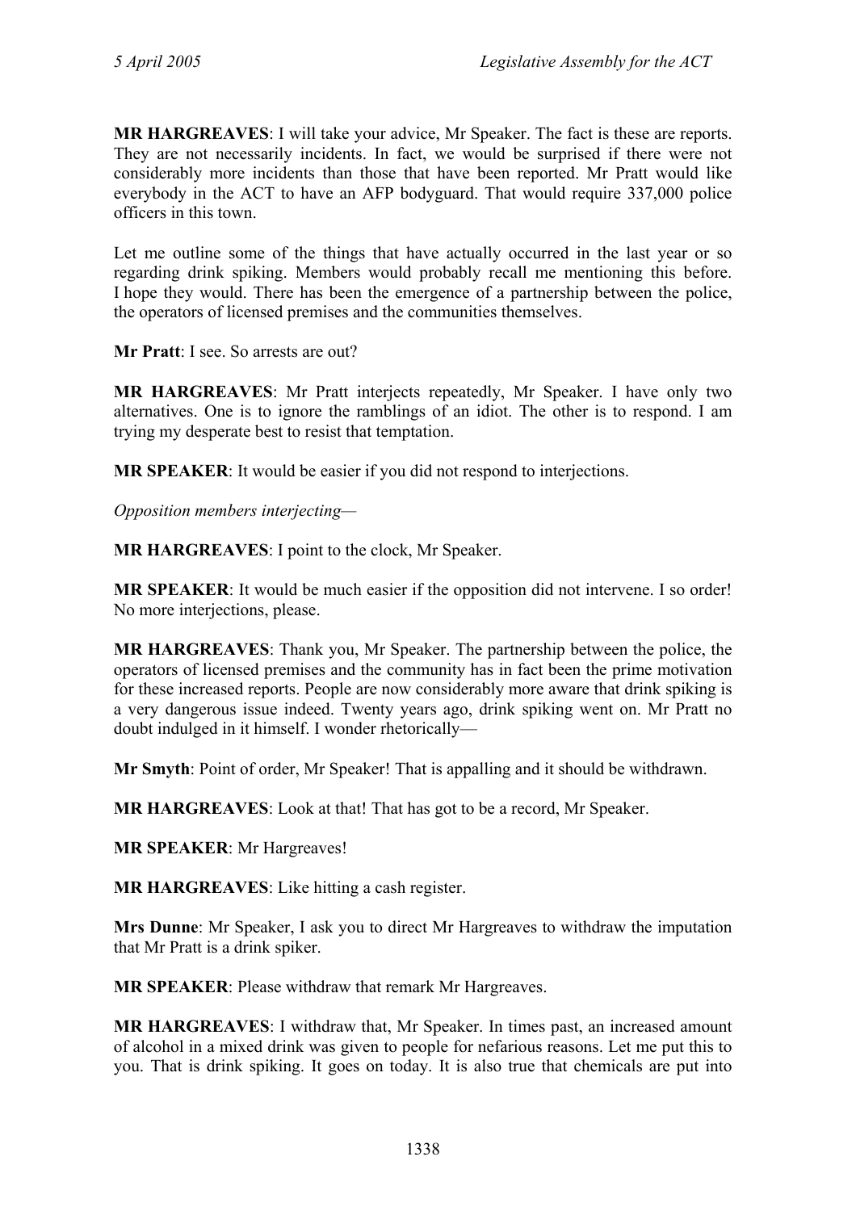**MR HARGREAVES**: I will take your advice, Mr Speaker. The fact is these are reports. They are not necessarily incidents. In fact, we would be surprised if there were not considerably more incidents than those that have been reported. Mr Pratt would like everybody in the ACT to have an AFP bodyguard. That would require 337,000 police officers in this town.

Let me outline some of the things that have actually occurred in the last year or so regarding drink spiking. Members would probably recall me mentioning this before. I hope they would. There has been the emergence of a partnership between the police, the operators of licensed premises and the communities themselves.

**Mr Pratt**: I see. So arrests are out?

**MR HARGREAVES**: Mr Pratt interjects repeatedly, Mr Speaker. I have only two alternatives. One is to ignore the ramblings of an idiot. The other is to respond. I am trying my desperate best to resist that temptation.

**MR SPEAKER**: It would be easier if you did not respond to interjections.

*Opposition members interjecting—*

**MR HARGREAVES**: I point to the clock, Mr Speaker.

**MR SPEAKER**: It would be much easier if the opposition did not intervene. I so order! No more interjections, please.

**MR HARGREAVES**: Thank you, Mr Speaker. The partnership between the police, the operators of licensed premises and the community has in fact been the prime motivation for these increased reports. People are now considerably more aware that drink spiking is a very dangerous issue indeed. Twenty years ago, drink spiking went on. Mr Pratt no doubt indulged in it himself. I wonder rhetorically—

**Mr Smyth**: Point of order, Mr Speaker! That is appalling and it should be withdrawn.

**MR HARGREAVES**: Look at that! That has got to be a record, Mr Speaker.

**MR SPEAKER**: Mr Hargreaves!

**MR HARGREAVES**: Like hitting a cash register.

**Mrs Dunne**: Mr Speaker, I ask you to direct Mr Hargreaves to withdraw the imputation that Mr Pratt is a drink spiker.

**MR SPEAKER**: Please withdraw that remark Mr Hargreaves.

**MR HARGREAVES**: I withdraw that, Mr Speaker. In times past, an increased amount of alcohol in a mixed drink was given to people for nefarious reasons. Let me put this to you. That is drink spiking. It goes on today. It is also true that chemicals are put into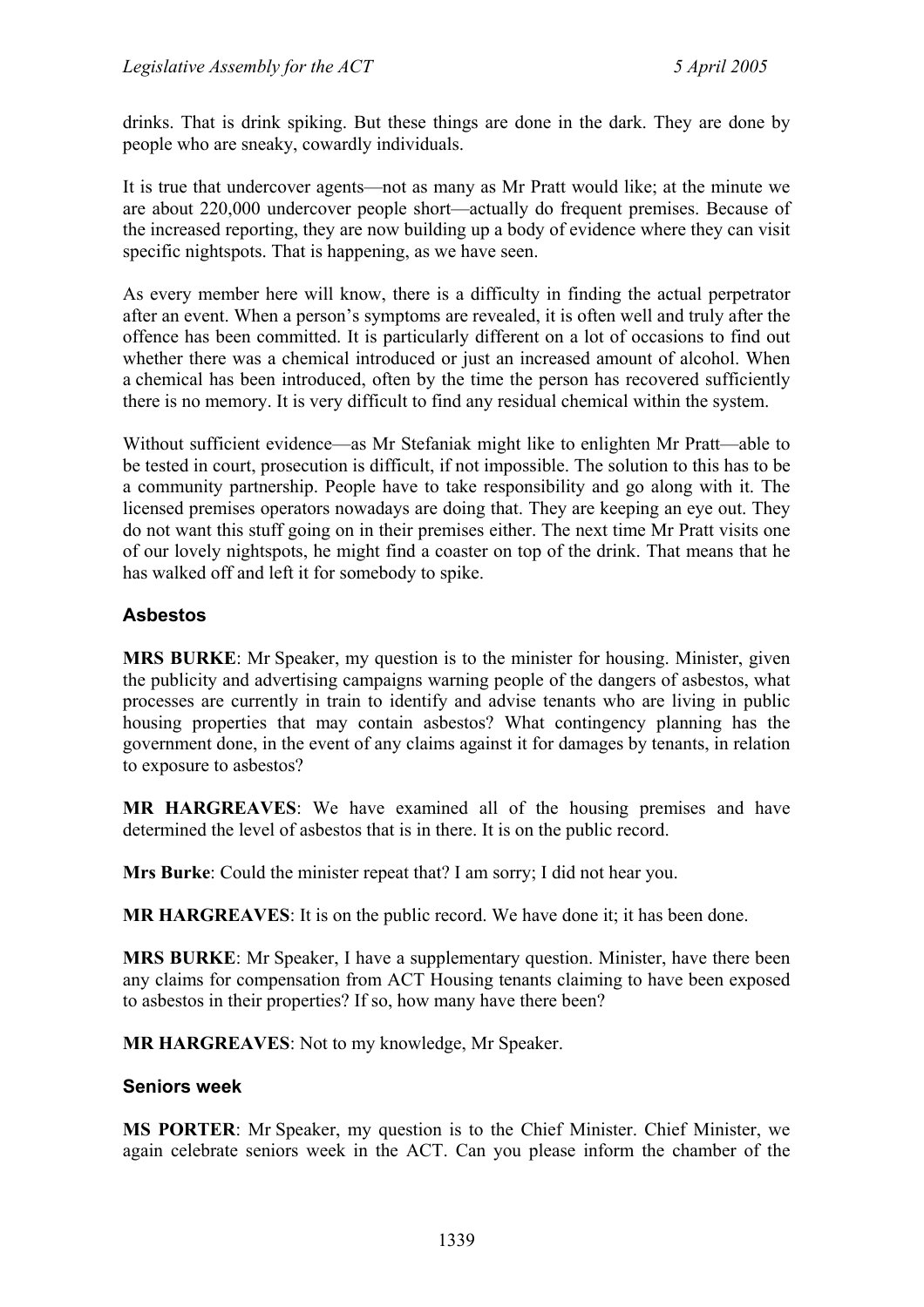drinks. That is drink spiking. But these things are done in the dark. They are done by people who are sneaky, cowardly individuals.

It is true that undercover agents—not as many as Mr Pratt would like; at the minute we are about 220,000 undercover people short—actually do frequent premises. Because of the increased reporting, they are now building up a body of evidence where they can visit specific nightspots. That is happening, as we have seen.

As every member here will know, there is a difficulty in finding the actual perpetrator after an event. When a person's symptoms are revealed, it is often well and truly after the offence has been committed. It is particularly different on a lot of occasions to find out whether there was a chemical introduced or just an increased amount of alcohol. When a chemical has been introduced, often by the time the person has recovered sufficiently there is no memory. It is very difficult to find any residual chemical within the system.

Without sufficient evidence—as Mr Stefaniak might like to enlighten Mr Pratt—able to be tested in court, prosecution is difficult, if not impossible. The solution to this has to be a community partnership. People have to take responsibility and go along with it. The licensed premises operators nowadays are doing that. They are keeping an eye out. They do not want this stuff going on in their premises either. The next time Mr Pratt visits one of our lovely nightspots, he might find a coaster on top of the drink. That means that he has walked off and left it for somebody to spike.

## Asbestos

**MRS BURKE**: Mr Speaker, my question is to the minister for housing. Minister, given the publicity and advertising campaigns warning people of the dangers of asbestos, what processes are currently in train to identify and advise tenants who are living in public housing properties that may contain asbestos? What contingency planning has the government done, in the event of any claims against it for damages by tenants, in relation to exposure to asbestos?

**MR HARGREAVES**: We have examined all of the housing premises and have determined the level of asbestos that is in there. It is on the public record.

**Mrs Burke**: Could the minister repeat that? I am sorry; I did not hear you.

**MR HARGREAVES**: It is on the public record. We have done it; it has been done.

**MRS BURKE**: Mr Speaker, I have a supplementary question. Minister, have there been any claims for compensation from ACT Housing tenants claiming to have been exposed to asbestos in their properties? If so, how many have there been?

**MR HARGREAVES**: Not to my knowledge, Mr Speaker.

## Seniors week

**MS PORTER**: Mr Speaker, my question is to the Chief Minister. Chief Minister, we again celebrate seniors week in the ACT. Can you please inform the chamber of the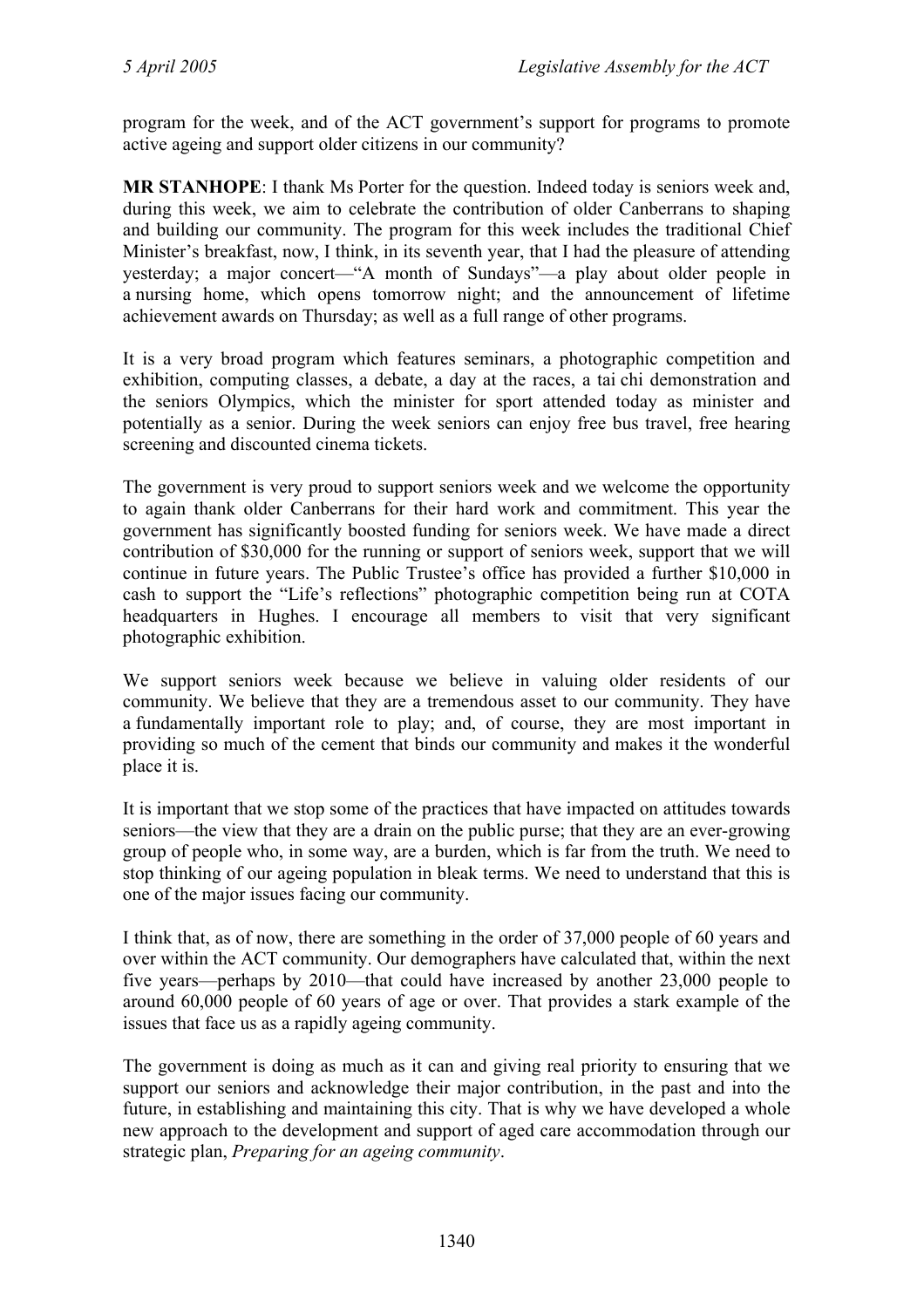program for the week, and of the ACT government's support for programs to promote active ageing and support older citizens in our community?

**MR STANHOPE**: I thank Ms Porter for the question. Indeed today is seniors week and, during this week, we aim to celebrate the contribution of older Canberrans to shaping and building our community. The program for this week includes the traditional Chief Minister's breakfast, now, I think, in its seventh year, that I had the pleasure of attending yesterday; a major concert—"A month of Sundays"—a play about older people in a nursing home, which opens tomorrow night; and the announcement of lifetime achievement awards on Thursday; as well as a full range of other programs.

It is a very broad program which features seminars, a photographic competition and exhibition, computing classes, a debate, a day at the races, a tai chi demonstration and the seniors Olympics, which the minister for sport attended today as minister and potentially as a senior. During the week seniors can enjoy free bus travel, free hearing screening and discounted cinema tickets.

The government is very proud to support seniors week and we welcome the opportunity to again thank older Canberrans for their hard work and commitment. This year the government has significantly boosted funding for seniors week. We have made a direct contribution of $30,000 for the running or support of seniors week, support that we will continue in future years. The Public Trustee's office has provided a further $10,000 in cash to support the "Life's reflections" photographic competition being run at COTA headquarters in Hughes. I encourage all members to visit that very significant photographic exhibition.

We support seniors week because we believe in valuing older residents of our community. We believe that they are a tremendous asset to our community. They have a fundamentally important role to play; and, of course, they are most important in providing so much of the cement that binds our community and makes it the wonderful place it is.

It is important that we stop some of the practices that have impacted on attitudes towards seniors—the view that they are a drain on the public purse; that they are an ever-growing group of people who, in some way, are a burden, which is far from the truth. We need to stop thinking of our ageing population in bleak terms. We need to understand that this is one of the major issues facing our community.

I think that, as of now, there are something in the order of 37,000 people of 60 years and over within the ACT community. Our demographers have calculated that, within the next five years—perhaps by 2010—that could have increased by another 23,000 people to around 60,000 people of 60 years of age or over. That provides a stark example of the issues that face us as a rapidly ageing community.

The government is doing as much as it can and giving real priority to ensuring that we support our seniors and acknowledge their major contribution, in the past and into the future, in establishing and maintaining this city. That is why we have developed a whole new approach to the development and support of aged care accommodation through our strategic plan, *Preparing for an ageing community*.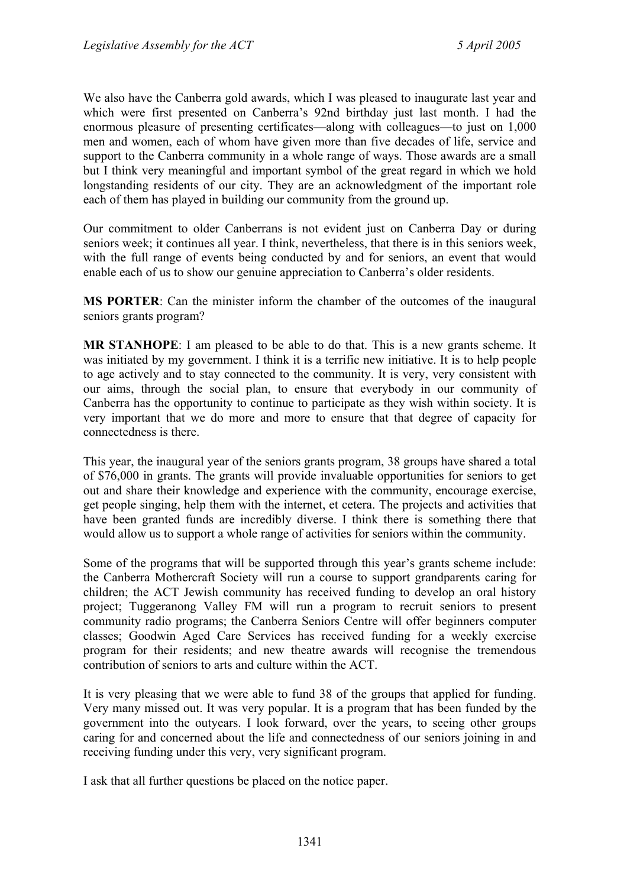We also have the Canberra gold awards, which I was pleased to inaugurate last year and which were first presented on Canberra's 92nd birthday just last month. I had the enormous pleasure of presenting certificates—along with colleagues—to just on 1,000 men and women, each of whom have given more than five decades of life, service and support to the Canberra community in a whole range of ways. Those awards are a small but I think very meaningful and important symbol of the great regard in which we hold longstanding residents of our city. They are an acknowledgment of the important role each of them has played in building our community from the ground up.

Our commitment to older Canberrans is not evident just on Canberra Day or during seniors week; it continues all year. I think, nevertheless, that there is in this seniors week, with the full range of events being conducted by and for seniors, an event that would enable each of us to show our genuine appreciation to Canberra's older residents.

**MS PORTER**: Can the minister inform the chamber of the outcomes of the inaugural seniors grants program?

**MR STANHOPE**: I am pleased to be able to do that. This is a new grants scheme. It was initiated by my government. I think it is a terrific new initiative. It is to help people to age actively and to stay connected to the community. It is very, very consistent with our aims, through the social plan, to ensure that everybody in our community of Canberra has the opportunity to continue to participate as they wish within society. It is very important that we do more and more to ensure that that degree of capacity for connectedness is there.

This year, the inaugural year of the seniors grants program, 38 groups have shared a total of $76,000 in grants. The grants will provide invaluable opportunities for seniors to get out and share their knowledge and experience with the community, encourage exercise, get people singing, help them with the internet, et cetera. The projects and activities that have been granted funds are incredibly diverse. I think there is something there that would allow us to support a whole range of activities for seniors within the community.

Some of the programs that will be supported through this year's grants scheme include: the Canberra Mothercraft Society will run a course to support grandparents caring for children; the ACT Jewish community has received funding to develop an oral history project; Tuggeranong Valley FM will run a program to recruit seniors to present community radio programs; the Canberra Seniors Centre will offer beginners computer classes; Goodwin Aged Care Services has received funding for a weekly exercise program for their residents; and new theatre awards will recognise the tremendous contribution of seniors to arts and culture within the ACT.

It is very pleasing that we were able to fund 38 of the groups that applied for funding. Very many missed out. It was very popular. It is a program that has been funded by the government into the outyears. I look forward, over the years, to seeing other groups caring for and concerned about the life and connectedness of our seniors joining in and receiving funding under this very, very significant program.

I ask that all further questions be placed on the notice paper.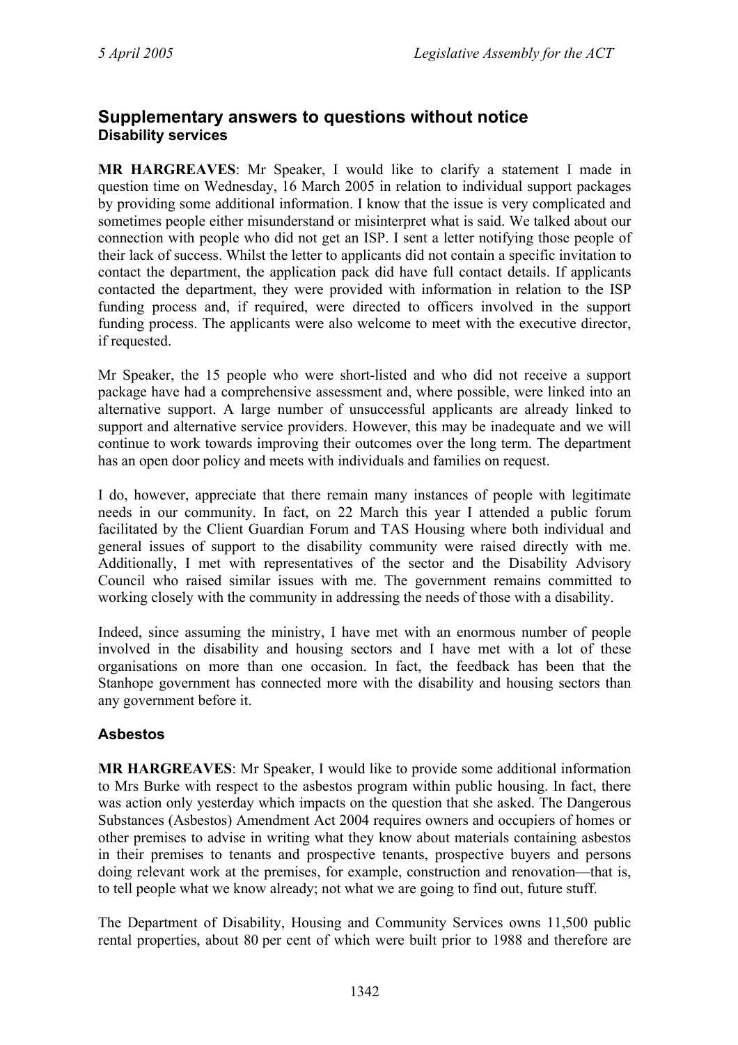## Supplementary answers to questions without notice

### Disability services

**MR HARGREAVES**: Mr Speaker, I would like to clarify a statement I made in question time on Wednesday, 16 March 2005 in relation to individual support packages by providing some additional information. I know that the issue is very complicated and sometimes people either misunderstand or misinterpret what is said. We talked about our connection with people who did not get an ISP. I sent a letter notifying those people of their lack of success. Whilst the letter to applicants did not contain a specific invitation to contact the department, the application pack did have full contact details. If applicants contacted the department, they were provided with information in relation to the ISP funding process and, if required, were directed to officers involved in the support funding process. The applicants were also welcome to meet with the executive director, if requested.

Mr Speaker, the 15 people who were short-listed and who did not receive a support package have had a comprehensive assessment and, where possible, were linked into an alternative support. A large number of unsuccessful applicants are already linked to support and alternative service providers. However, this may be inadequate and we will continue to work towards improving their outcomes over the long term. The department has an open door policy and meets with individuals and families on request.

I do, however, appreciate that there remain many instances of people with legitimate needs in our community. In fact, on 22 March this year I attended a public forum facilitated by the Client Guardian Forum and TAS Housing where both individual and general issues of support to the disability community were raised directly with me. Additionally, I met with representatives of the sector and the Disability Advisory Council who raised similar issues with me. The government remains committed to working closely with the community in addressing the needs of those with a disability.

Indeed, since assuming the ministry, I have met with an enormous number of people involved in the disability and housing sectors and I have met with a lot of these organisations on more than one occasion. In fact, the feedback has been that the Stanhope government has connected more with the disability and housing sectors than any government before it.

### Asbestos

**MR HARGREAVES**: Mr Speaker, I would like to provide some additional information to Mrs Burke with respect to the asbestos program within public housing. In fact, there was action only yesterday which impacts on the question that she asked. The Dangerous Substances (Asbestos) Amendment Act 2004 requires owners and occupiers of homes or other premises to advise in writing what they know about materials containing asbestos in their premises to tenants and prospective tenants, prospective buyers and persons doing relevant work at the premises, for example, construction and renovation—that is, to tell people what we know already; not what we are going to find out, future stuff.

The Department of Disability, Housing and Community Services owns 11,500 public rental properties, about 80 per cent of which were built prior to 1988 and therefore are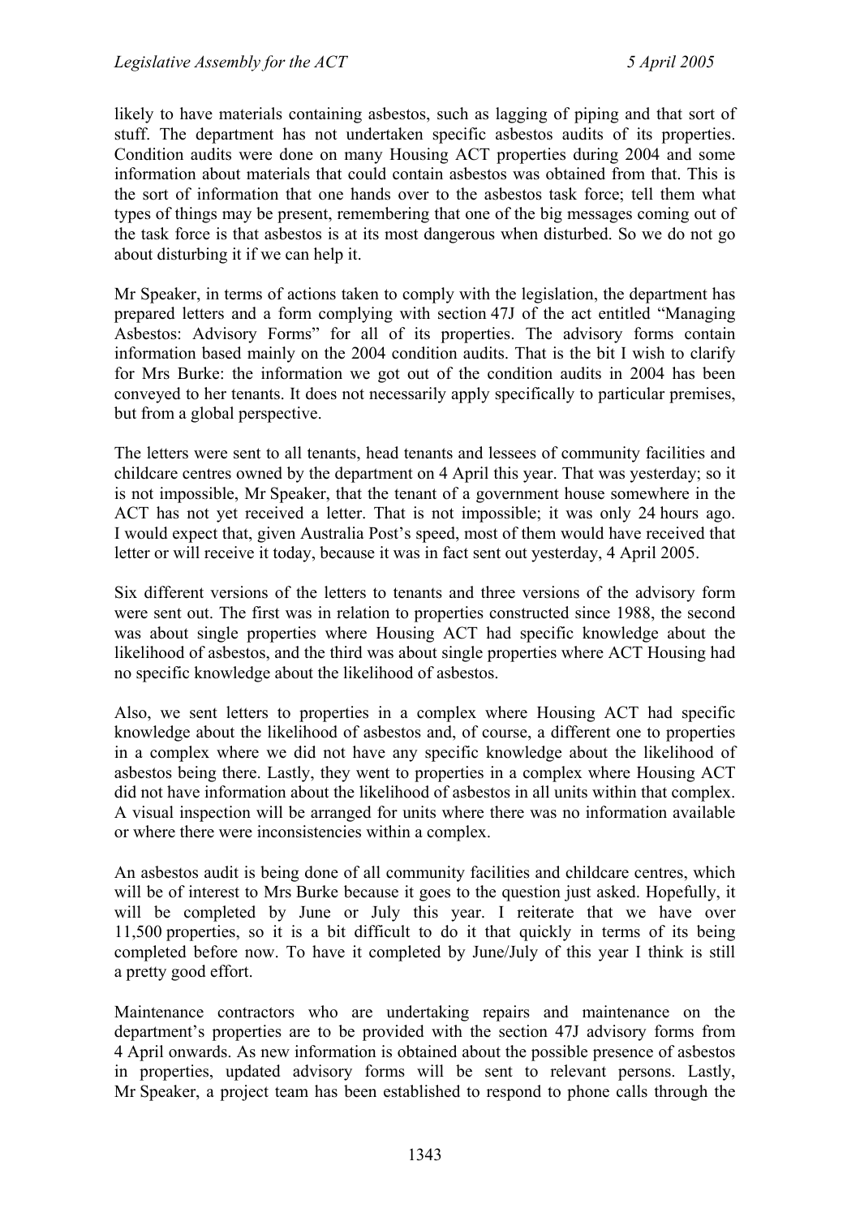likely to have materials containing asbestos, such as lagging of piping and that sort of stuff. The department has not undertaken specific asbestos audits of its properties. Condition audits were done on many Housing ACT properties during 2004 and some information about materials that could contain asbestos was obtained from that. This is the sort of information that one hands over to the asbestos task force; tell them what types of things may be present, remembering that one of the big messages coming out of the task force is that asbestos is at its most dangerous when disturbed. So we do not go about disturbing it if we can help it.

Mr Speaker, in terms of actions taken to comply with the legislation, the department has prepared letters and a form complying with section 47J of the act entitled "Managing Asbestos: Advisory Forms" for all of its properties. The advisory forms contain information based mainly on the 2004 condition audits. That is the bit I wish to clarify for Mrs Burke: the information we got out of the condition audits in 2004 has been conveyed to her tenants. It does not necessarily apply specifically to particular premises, but from a global perspective.

The letters were sent to all tenants, head tenants and lessees of community facilities and childcare centres owned by the department on 4 April this year. That was yesterday; so it is not impossible, Mr Speaker, that the tenant of a government house somewhere in the ACT has not yet received a letter. That is not impossible; it was only 24 hours ago. I would expect that, given Australia Post's speed, most of them would have received that letter or will receive it today, because it was in fact sent out yesterday, 4 April 2005.

Six different versions of the letters to tenants and three versions of the advisory form were sent out. The first was in relation to properties constructed since 1988, the second was about single properties where Housing ACT had specific knowledge about the likelihood of asbestos, and the third was about single properties where ACT Housing had no specific knowledge about the likelihood of asbestos.

Also, we sent letters to properties in a complex where Housing ACT had specific knowledge about the likelihood of asbestos and, of course, a different one to properties in a complex where we did not have any specific knowledge about the likelihood of asbestos being there. Lastly, they went to properties in a complex where Housing ACT did not have information about the likelihood of asbestos in all units within that complex. A visual inspection will be arranged for units where there was no information available or where there were inconsistencies within a complex.

An asbestos audit is being done of all community facilities and childcare centres, which will be of interest to Mrs Burke because it goes to the question just asked. Hopefully, it will be completed by June or July this year. I reiterate that we have over 11,500 properties, so it is a bit difficult to do it that quickly in terms of its being completed before now. To have it completed by June/July of this year I think is still a pretty good effort.

Maintenance contractors who are undertaking repairs and maintenance on the department's properties are to be provided with the section 47J advisory forms from 4 April onwards. As new information is obtained about the possible presence of asbestos in properties, updated advisory forms will be sent to relevant persons. Lastly, Mr Speaker, a project team has been established to respond to phone calls through the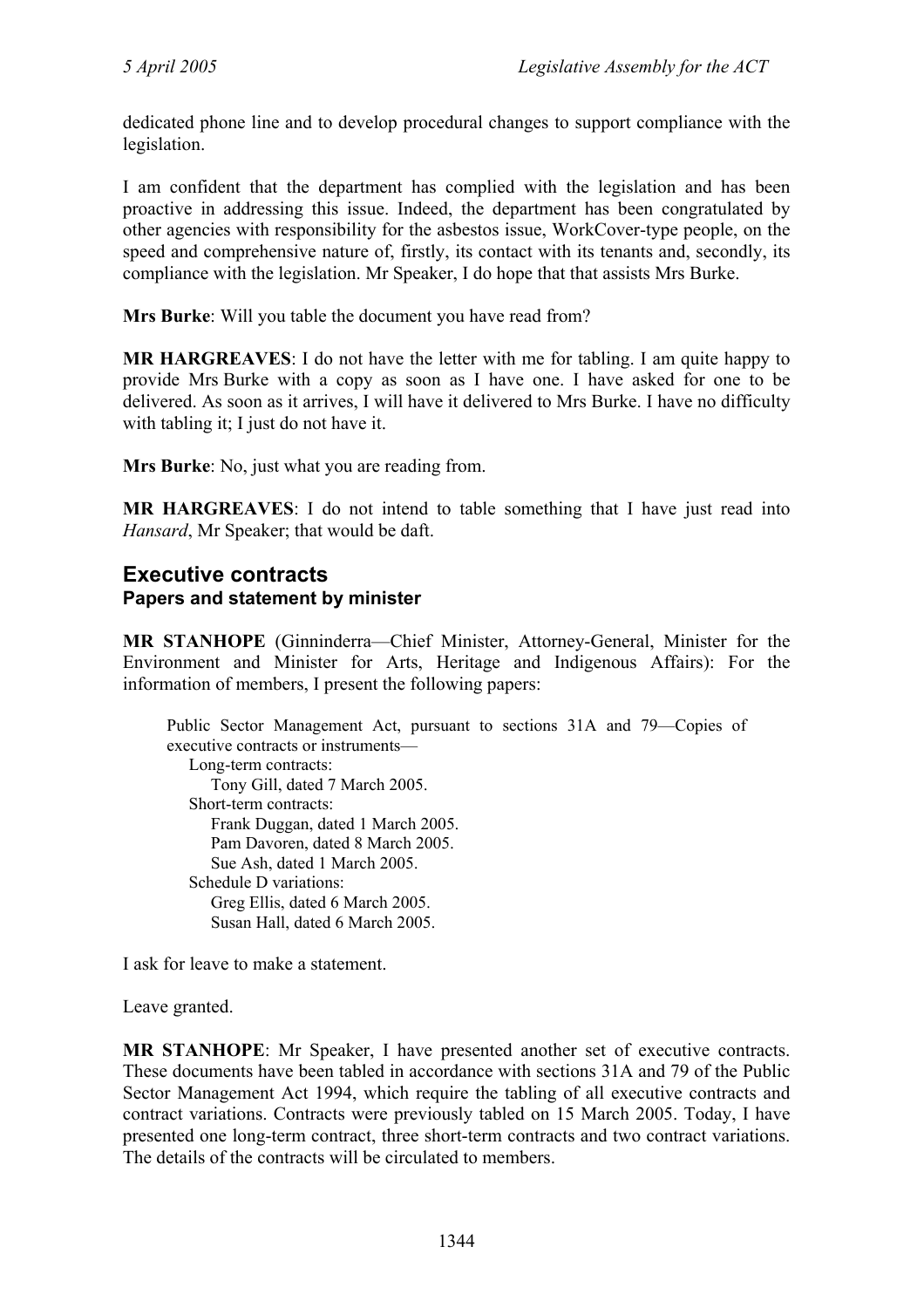dedicated phone line and to develop procedural changes to support compliance with the legislation.

I am confident that the department has complied with the legislation and has been proactive in addressing this issue. Indeed, the department has been congratulated by other agencies with responsibility for the asbestos issue, WorkCover-type people, on the speed and comprehensive nature of, firstly, its contact with its tenants and, secondly, its compliance with the legislation. Mr Speaker, I do hope that that assists Mrs Burke.

**Mrs Burke**: Will you table the document you have read from?

**MR HARGREAVES**: I do not have the letter with me for tabling. I am quite happy to provide Mrs Burke with a copy as soon as I have one. I have asked for one to be delivered. As soon as it arrives, I will have it delivered to Mrs Burke. I have no difficulty with tabling it; I just do not have it.

**Mrs Burke**: No, just what you are reading from.

**MR HARGREAVES**: I do not intend to table something that I have just read into *Hansard*, Mr Speaker; that would be daft.

## Executive contracts
### Papers and statement by minister

**MR STANHOPE** (Ginninderra—Chief Minister, Attorney-General, Minister for the Environment and Minister for Arts, Heritage and Indigenous Affairs): For the information of members, I present the following papers:

> Public Sector Management Act, pursuant to sections 31A and 79—Copies of executive contracts or instruments—
> - Long-term contracts:
>   - Tony Gill, dated 7 March 2005.
> - Short-term contracts:
>   - Frank Duggan, dated 1 March 2005.
>   - Pam Davoren, dated 8 March 2005.
>   - Sue Ash, dated 1 March 2005.
> - Schedule D variations:
>   - Greg Ellis, dated 6 March 2005.
>   - Susan Hall, dated 6 March 2005.

I ask for leave to make a statement.

Leave granted.

**MR STANHOPE**: Mr Speaker, I have presented another set of executive contracts. These documents have been tabled in accordance with sections 31A and 79 of the Public Sector Management Act 1994, which require the tabling of all executive contracts and contract variations. Contracts were previously tabled on 15 March 2005. Today, I have presented one long-term contract, three short-term contracts and two contract variations. The details of the contracts will be circulated to members.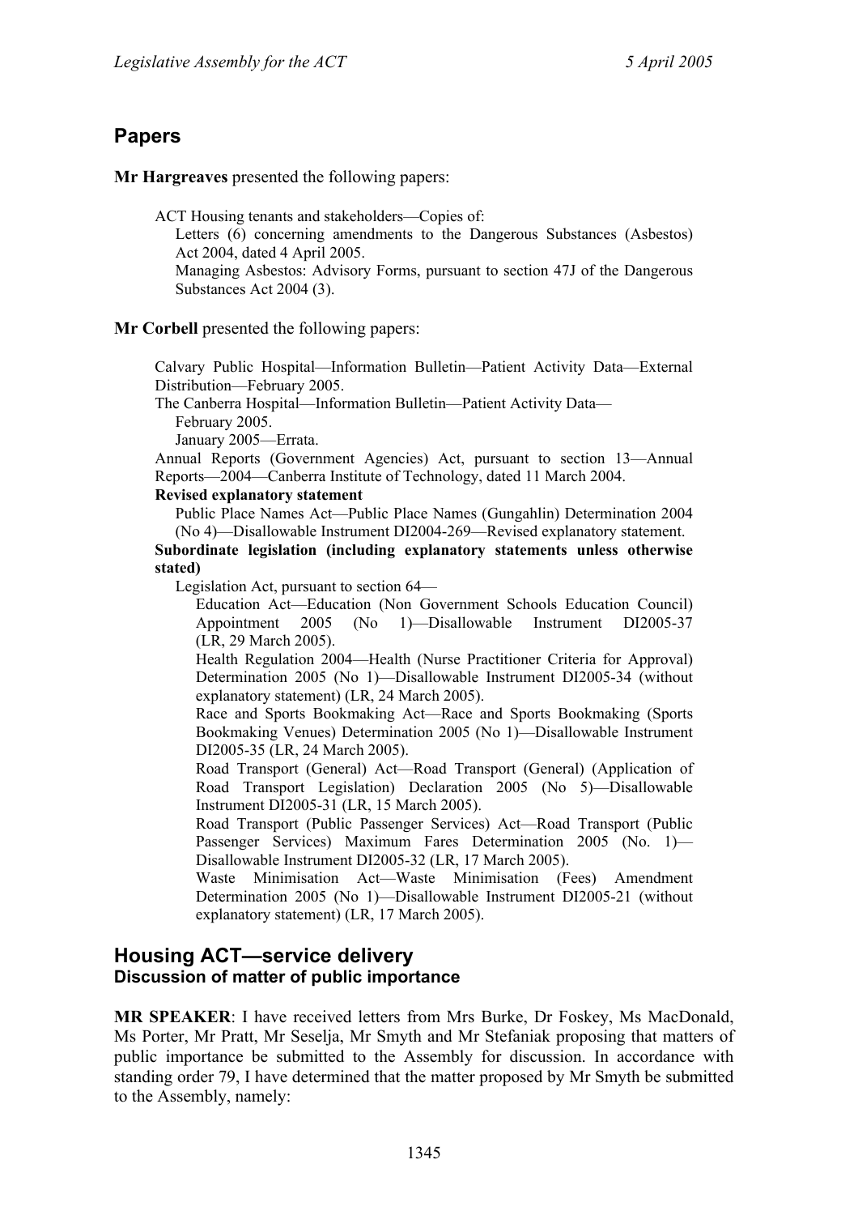## Papers

**Mr Hargreaves** presented the following papers:

ACT Housing tenants and stakeholders—Copies of:

Letters (6) concerning amendments to the Dangerous Substances (Asbestos) Act 2004, dated 4 April 2005.

Managing Asbestos: Advisory Forms, pursuant to section 47J of the Dangerous Substances Act 2004 (3).

**Mr Corbell** presented the following papers:

Calvary Public Hospital—Information Bulletin—Patient Activity Data—External Distribution—February 2005.

The Canberra Hospital—Information Bulletin—Patient Activity Data—

February 2005.

January 2005—Errata.

Annual Reports (Government Agencies) Act, pursuant to section 13—Annual Reports—2004—Canberra Institute of Technology, dated 11 March 2004.

**Revised explanatory statement**

Public Place Names Act—Public Place Names (Gungahlin) Determination 2004 (No 4)—Disallowable Instrument DI2004-269—Revised explanatory statement.

**Subordinate legislation (including explanatory statements unless otherwise stated)**

Legislation Act, pursuant to section 64—

Education Act—Education (Non Government Schools Education Council) Appointment 2005 (No 1)—Disallowable Instrument DI2005-37 (LR, 29 March 2005).

Health Regulation 2004—Health (Nurse Practitioner Criteria for Approval) Determination 2005 (No 1)—Disallowable Instrument DI2005-34 (without explanatory statement) (LR, 24 March 2005).

Race and Sports Bookmaking Act—Race and Sports Bookmaking (Sports Bookmaking Venues) Determination 2005 (No 1)—Disallowable Instrument DI2005-35 (LR, 24 March 2005).

Road Transport (General) Act—Road Transport (General) (Application of Road Transport Legislation) Declaration 2005 (No 5)—Disallowable Instrument DI2005-31 (LR, 15 March 2005).

Road Transport (Public Passenger Services) Act—Road Transport (Public Passenger Services) Maximum Fares Determination 2005 (No. 1)—Disallowable Instrument DI2005-32 (LR, 17 March 2005).

Waste Minimisation Act—Waste Minimisation (Fees) Amendment Determination 2005 (No 1)—Disallowable Instrument DI2005-21 (without explanatory statement) (LR, 17 March 2005).

## Housing ACT—service delivery
### Discussion of matter of public importance

**MR SPEAKER**: I have received letters from Mrs Burke, Dr Foskey, Ms MacDonald, Ms Porter, Mr Pratt, Mr Seselja, Mr Smyth and Mr Stefaniak proposing that matters of public importance be submitted to the Assembly for discussion. In accordance with standing order 79, I have determined that the matter proposed by Mr Smyth be submitted to the Assembly, namely: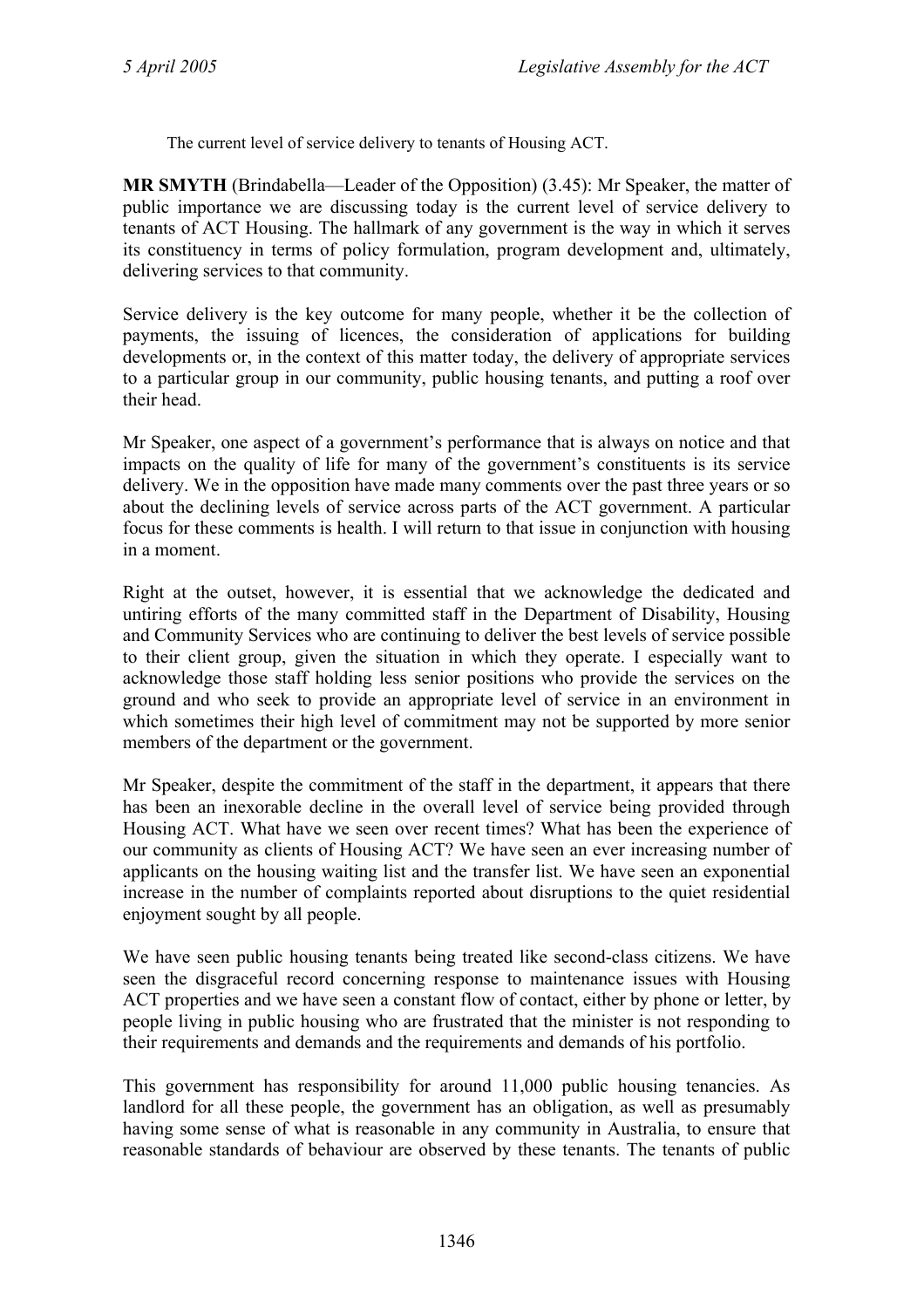The current level of service delivery to tenants of Housing ACT.

**MR SMYTH** (Brindabella—Leader of the Opposition) (3.45): Mr Speaker, the matter of public importance we are discussing today is the current level of service delivery to tenants of ACT Housing. The hallmark of any government is the way in which it serves its constituency in terms of policy formulation, program development and, ultimately, delivering services to that community.

Service delivery is the key outcome for many people, whether it be the collection of payments, the issuing of licences, the consideration of applications for building developments or, in the context of this matter today, the delivery of appropriate services to a particular group in our community, public housing tenants, and putting a roof over their head.

Mr Speaker, one aspect of a government's performance that is always on notice and that impacts on the quality of life for many of the government's constituents is its service delivery. We in the opposition have made many comments over the past three years or so about the declining levels of service across parts of the ACT government. A particular focus for these comments is health. I will return to that issue in conjunction with housing in a moment.

Right at the outset, however, it is essential that we acknowledge the dedicated and untiring efforts of the many committed staff in the Department of Disability, Housing and Community Services who are continuing to deliver the best levels of service possible to their client group, given the situation in which they operate. I especially want to acknowledge those staff holding less senior positions who provide the services on the ground and who seek to provide an appropriate level of service in an environment in which sometimes their high level of commitment may not be supported by more senior members of the department or the government.

Mr Speaker, despite the commitment of the staff in the department, it appears that there has been an inexorable decline in the overall level of service being provided through Housing ACT. What have we seen over recent times? What has been the experience of our community as clients of Housing ACT? We have seen an ever increasing number of applicants on the housing waiting list and the transfer list. We have seen an exponential increase in the number of complaints reported about disruptions to the quiet residential enjoyment sought by all people.

We have seen public housing tenants being treated like second-class citizens. We have seen the disgraceful record concerning response to maintenance issues with Housing ACT properties and we have seen a constant flow of contact, either by phone or letter, by people living in public housing who are frustrated that the minister is not responding to their requirements and demands and the requirements and demands of his portfolio.

This government has responsibility for around 11,000 public housing tenancies. As landlord for all these people, the government has an obligation, as well as presumably having some sense of what is reasonable in any community in Australia, to ensure that reasonable standards of behaviour are observed by these tenants. The tenants of public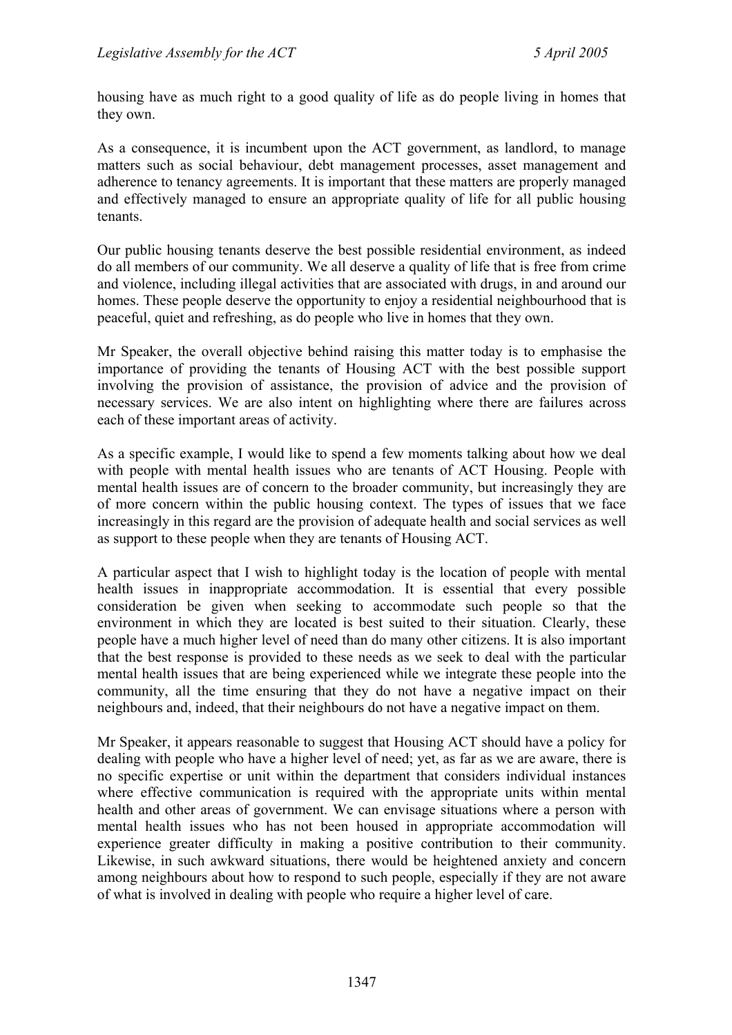housing have as much right to a good quality of life as do people living in homes that they own.

As a consequence, it is incumbent upon the ACT government, as landlord, to manage matters such as social behaviour, debt management processes, asset management and adherence to tenancy agreements. It is important that these matters are properly managed and effectively managed to ensure an appropriate quality of life for all public housing tenants.

Our public housing tenants deserve the best possible residential environment, as indeed do all members of our community. We all deserve a quality of life that is free from crime and violence, including illegal activities that are associated with drugs, in and around our homes. These people deserve the opportunity to enjoy a residential neighbourhood that is peaceful, quiet and refreshing, as do people who live in homes that they own.

Mr Speaker, the overall objective behind raising this matter today is to emphasise the importance of providing the tenants of Housing ACT with the best possible support involving the provision of assistance, the provision of advice and the provision of necessary services. We are also intent on highlighting where there are failures across each of these important areas of activity.

As a specific example, I would like to spend a few moments talking about how we deal with people with mental health issues who are tenants of ACT Housing. People with mental health issues are of concern to the broader community, but increasingly they are of more concern within the public housing context. The types of issues that we face increasingly in this regard are the provision of adequate health and social services as well as support to these people when they are tenants of Housing ACT.

A particular aspect that I wish to highlight today is the location of people with mental health issues in inappropriate accommodation. It is essential that every possible consideration be given when seeking to accommodate such people so that the environment in which they are located is best suited to their situation. Clearly, these people have a much higher level of need than do many other citizens. It is also important that the best response is provided to these needs as we seek to deal with the particular mental health issues that are being experienced while we integrate these people into the community, all the time ensuring that they do not have a negative impact on their neighbours and, indeed, that their neighbours do not have a negative impact on them.

Mr Speaker, it appears reasonable to suggest that Housing ACT should have a policy for dealing with people who have a higher level of need; yet, as far as we are aware, there is no specific expertise or unit within the department that considers individual instances where effective communication is required with the appropriate units within mental health and other areas of government. We can envisage situations where a person with mental health issues who has not been housed in appropriate accommodation will experience greater difficulty in making a positive contribution to their community. Likewise, in such awkward situations, there would be heightened anxiety and concern among neighbours about how to respond to such people, especially if they are not aware of what is involved in dealing with people who require a higher level of care.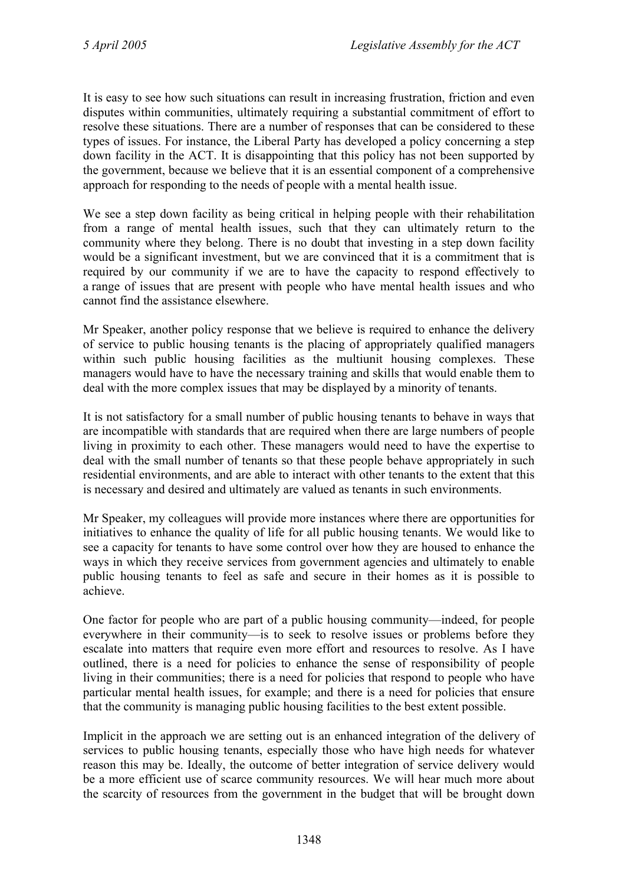It is easy to see how such situations can result in increasing frustration, friction and even disputes within communities, ultimately requiring a substantial commitment of effort to resolve these situations. There are a number of responses that can be considered to these types of issues. For instance, the Liberal Party has developed a policy concerning a step down facility in the ACT. It is disappointing that this policy has not been supported by the government, because we believe that it is an essential component of a comprehensive approach for responding to the needs of people with a mental health issue.

We see a step down facility as being critical in helping people with their rehabilitation from a range of mental health issues, such that they can ultimately return to the community where they belong. There is no doubt that investing in a step down facility would be a significant investment, but we are convinced that it is a commitment that is required by our community if we are to have the capacity to respond effectively to a range of issues that are present with people who have mental health issues and who cannot find the assistance elsewhere.

Mr Speaker, another policy response that we believe is required to enhance the delivery of service to public housing tenants is the placing of appropriately qualified managers within such public housing facilities as the multiunit housing complexes. These managers would have to have the necessary training and skills that would enable them to deal with the more complex issues that may be displayed by a minority of tenants.

It is not satisfactory for a small number of public housing tenants to behave in ways that are incompatible with standards that are required when there are large numbers of people living in proximity to each other. These managers would need to have the expertise to deal with the small number of tenants so that these people behave appropriately in such residential environments, and are able to interact with other tenants to the extent that this is necessary and desired and ultimately are valued as tenants in such environments.

Mr Speaker, my colleagues will provide more instances where there are opportunities for initiatives to enhance the quality of life for all public housing tenants. We would like to see a capacity for tenants to have some control over how they are housed to enhance the ways in which they receive services from government agencies and ultimately to enable public housing tenants to feel as safe and secure in their homes as it is possible to achieve.

One factor for people who are part of a public housing community—indeed, for people everywhere in their community—is to seek to resolve issues or problems before they escalate into matters that require even more effort and resources to resolve. As I have outlined, there is a need for policies to enhance the sense of responsibility of people living in their communities; there is a need for policies that respond to people who have particular mental health issues, for example; and there is a need for policies that ensure that the community is managing public housing facilities to the best extent possible.

Implicit in the approach we are setting out is an enhanced integration of the delivery of services to public housing tenants, especially those who have high needs for whatever reason this may be. Ideally, the outcome of better integration of service delivery would be a more efficient use of scarce community resources. We will hear much more about the scarcity of resources from the government in the budget that will be brought down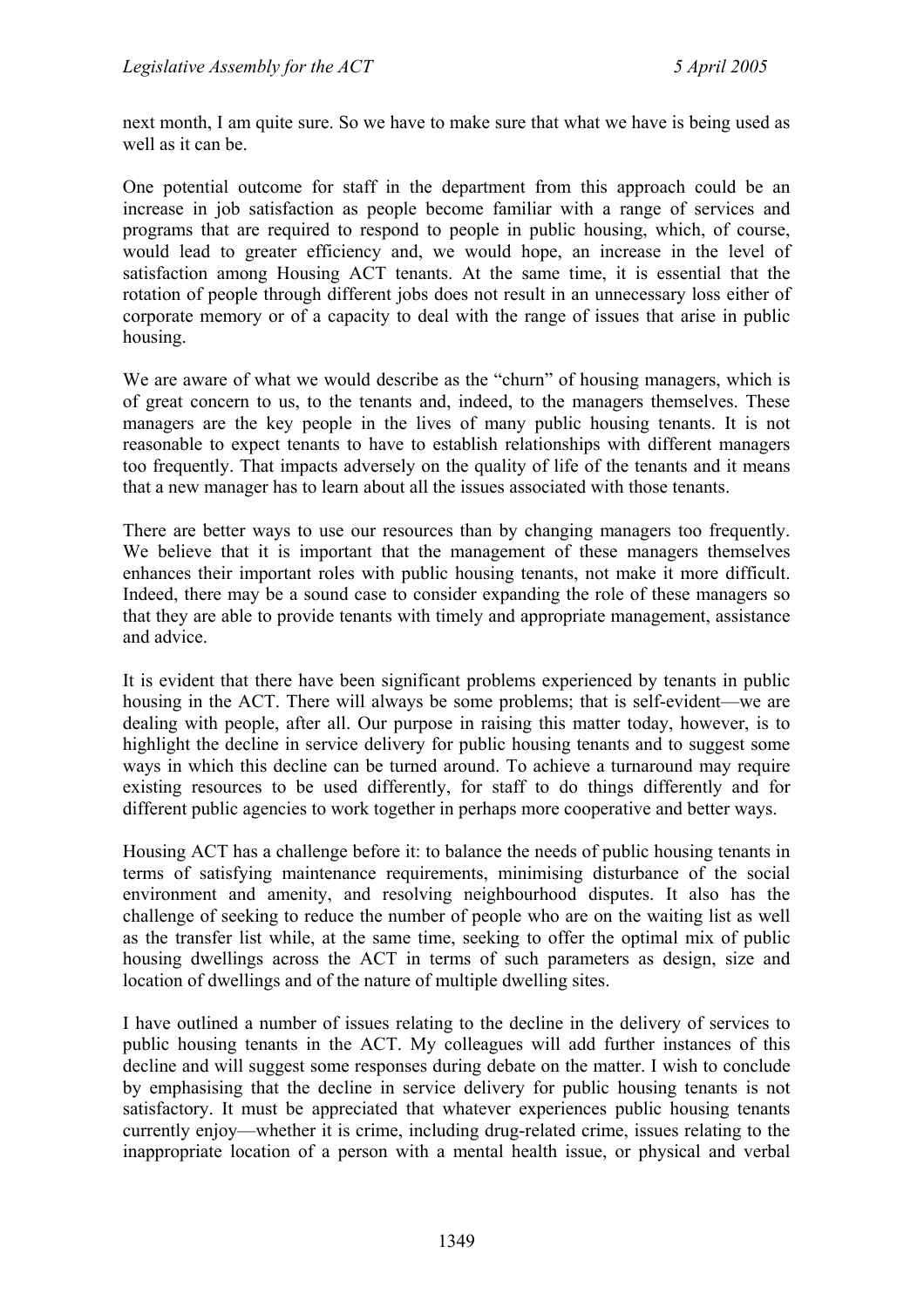next month, I am quite sure. So we have to make sure that what we have is being used as well as it can be.

One potential outcome for staff in the department from this approach could be an increase in job satisfaction as people become familiar with a range of services and programs that are required to respond to people in public housing, which, of course, would lead to greater efficiency and, we would hope, an increase in the level of satisfaction among Housing ACT tenants. At the same time, it is essential that the rotation of people through different jobs does not result in an unnecessary loss either of corporate memory or of a capacity to deal with the range of issues that arise in public housing.

We are aware of what we would describe as the "churn" of housing managers, which is of great concern to us, to the tenants and, indeed, to the managers themselves. These managers are the key people in the lives of many public housing tenants. It is not reasonable to expect tenants to have to establish relationships with different managers too frequently. That impacts adversely on the quality of life of the tenants and it means that a new manager has to learn about all the issues associated with those tenants.

There are better ways to use our resources than by changing managers too frequently. We believe that it is important that the management of these managers themselves enhances their important roles with public housing tenants, not make it more difficult. Indeed, there may be a sound case to consider expanding the role of these managers so that they are able to provide tenants with timely and appropriate management, assistance and advice.

It is evident that there have been significant problems experienced by tenants in public housing in the ACT. There will always be some problems; that is self-evident—we are dealing with people, after all. Our purpose in raising this matter today, however, is to highlight the decline in service delivery for public housing tenants and to suggest some ways in which this decline can be turned around. To achieve a turnaround may require existing resources to be used differently, for staff to do things differently and for different public agencies to work together in perhaps more cooperative and better ways.

Housing ACT has a challenge before it: to balance the needs of public housing tenants in terms of satisfying maintenance requirements, minimising disturbance of the social environment and amenity, and resolving neighbourhood disputes. It also has the challenge of seeking to reduce the number of people who are on the waiting list as well as the transfer list while, at the same time, seeking to offer the optimal mix of public housing dwellings across the ACT in terms of such parameters as design, size and location of dwellings and of the nature of multiple dwelling sites.

I have outlined a number of issues relating to the decline in the delivery of services to public housing tenants in the ACT. My colleagues will add further instances of this decline and will suggest some responses during debate on the matter. I wish to conclude by emphasising that the decline in service delivery for public housing tenants is not satisfactory. It must be appreciated that whatever experiences public housing tenants currently enjoy—whether it is crime, including drug-related crime, issues relating to the inappropriate location of a person with a mental health issue, or physical and verbal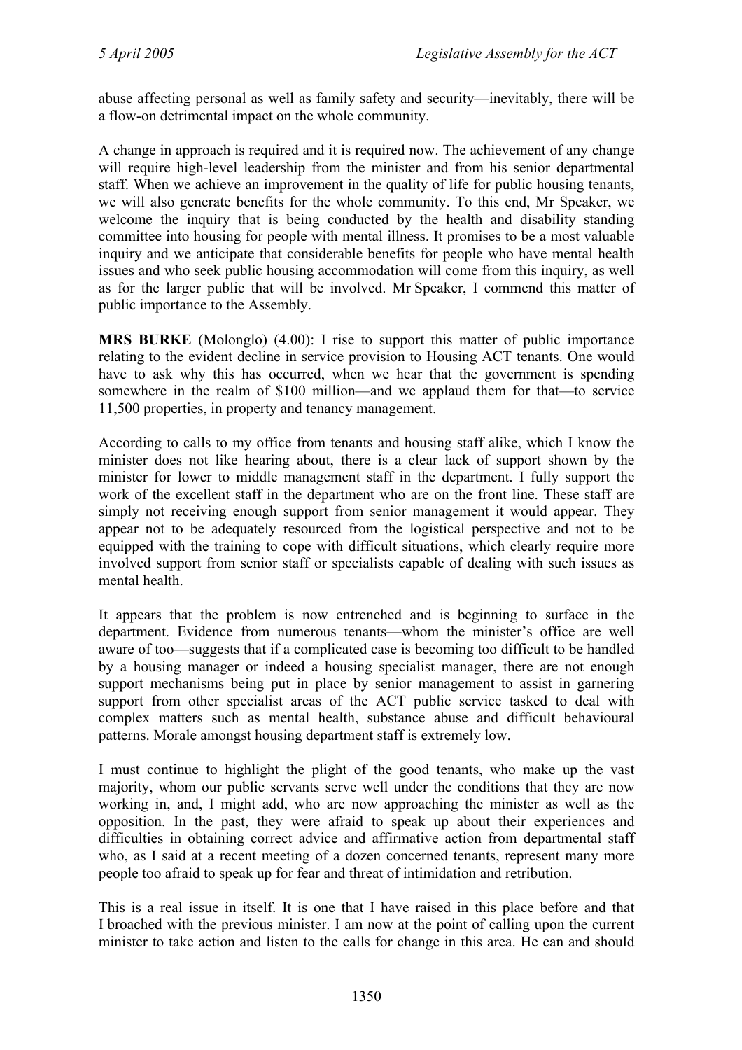abuse affecting personal as well as family safety and security—inevitably, there will be a flow-on detrimental impact on the whole community.

A change in approach is required and it is required now. The achievement of any change will require high-level leadership from the minister and from his senior departmental staff. When we achieve an improvement in the quality of life for public housing tenants, we will also generate benefits for the whole community. To this end, Mr Speaker, we welcome the inquiry that is being conducted by the health and disability standing committee into housing for people with mental illness. It promises to be a most valuable inquiry and we anticipate that considerable benefits for people who have mental health issues and who seek public housing accommodation will come from this inquiry, as well as for the larger public that will be involved. Mr Speaker, I commend this matter of public importance to the Assembly.

**MRS BURKE** (Molonglo) (4.00): I rise to support this matter of public importance relating to the evident decline in service provision to Housing ACT tenants. One would have to ask why this has occurred, when we hear that the government is spending somewhere in the realm of $100 million—and we applaud them for that—to service 11,500 properties, in property and tenancy management.

According to calls to my office from tenants and housing staff alike, which I know the minister does not like hearing about, there is a clear lack of support shown by the minister for lower to middle management staff in the department. I fully support the work of the excellent staff in the department who are on the front line. These staff are simply not receiving enough support from senior management it would appear. They appear not to be adequately resourced from the logistical perspective and not to be equipped with the training to cope with difficult situations, which clearly require more involved support from senior staff or specialists capable of dealing with such issues as mental health.

It appears that the problem is now entrenched and is beginning to surface in the department. Evidence from numerous tenants—whom the minister's office are well aware of too—suggests that if a complicated case is becoming too difficult to be handled by a housing manager or indeed a housing specialist manager, there are not enough support mechanisms being put in place by senior management to assist in garnering support from other specialist areas of the ACT public service tasked to deal with complex matters such as mental health, substance abuse and difficult behavioural patterns. Morale amongst housing department staff is extremely low.

I must continue to highlight the plight of the good tenants, who make up the vast majority, whom our public servants serve well under the conditions that they are now working in, and, I might add, who are now approaching the minister as well as the opposition. In the past, they were afraid to speak up about their experiences and difficulties in obtaining correct advice and affirmative action from departmental staff who, as I said at a recent meeting of a dozen concerned tenants, represent many more people too afraid to speak up for fear and threat of intimidation and retribution.

This is a real issue in itself. It is one that I have raised in this place before and that I broached with the previous minister. I am now at the point of calling upon the current minister to take action and listen to the calls for change in this area. He can and should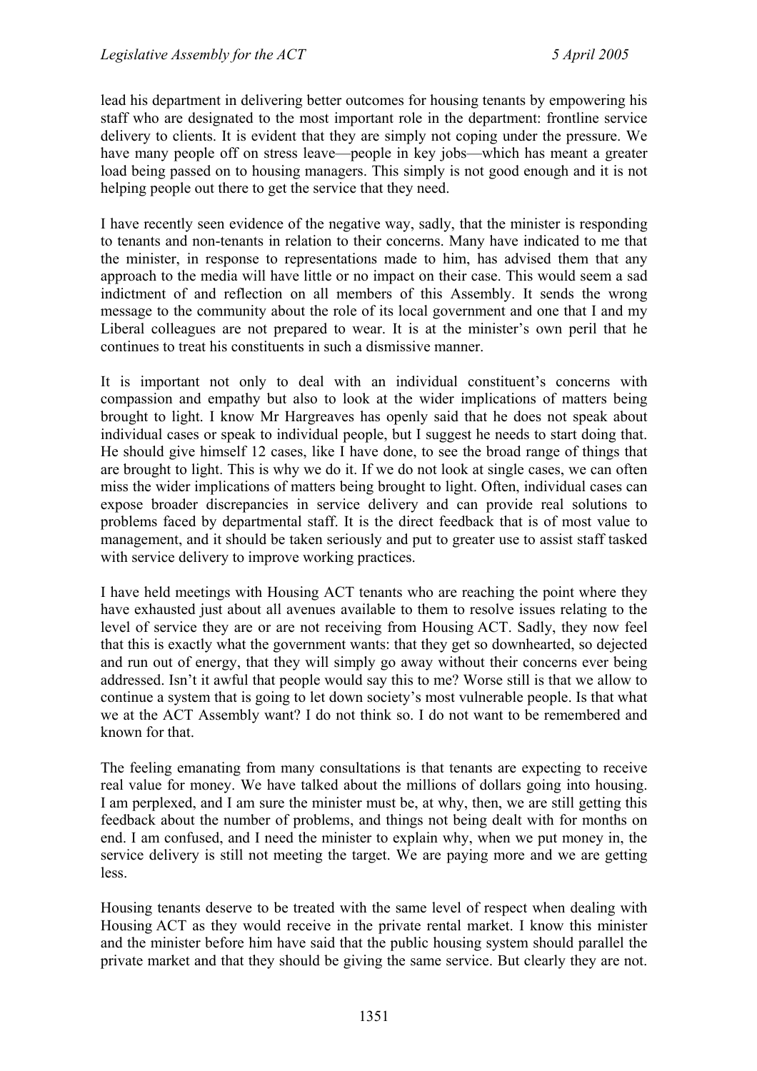lead his department in delivering better outcomes for housing tenants by empowering his staff who are designated to the most important role in the department: frontline service delivery to clients. It is evident that they are simply not coping under the pressure. We have many people off on stress leave—people in key jobs—which has meant a greater load being passed on to housing managers. This simply is not good enough and it is not helping people out there to get the service that they need.

I have recently seen evidence of the negative way, sadly, that the minister is responding to tenants and non-tenants in relation to their concerns. Many have indicated to me that the minister, in response to representations made to him, has advised them that any approach to the media will have little or no impact on their case. This would seem a sad indictment of and reflection on all members of this Assembly. It sends the wrong message to the community about the role of its local government and one that I and my Liberal colleagues are not prepared to wear. It is at the minister's own peril that he continues to treat his constituents in such a dismissive manner.

It is important not only to deal with an individual constituent's concerns with compassion and empathy but also to look at the wider implications of matters being brought to light. I know Mr Hargreaves has openly said that he does not speak about individual cases or speak to individual people, but I suggest he needs to start doing that. He should give himself 12 cases, like I have done, to see the broad range of things that are brought to light. This is why we do it. If we do not look at single cases, we can often miss the wider implications of matters being brought to light. Often, individual cases can expose broader discrepancies in service delivery and can provide real solutions to problems faced by departmental staff. It is the direct feedback that is of most value to management, and it should be taken seriously and put to greater use to assist staff tasked with service delivery to improve working practices.

I have held meetings with Housing ACT tenants who are reaching the point where they have exhausted just about all avenues available to them to resolve issues relating to the level of service they are or are not receiving from Housing ACT. Sadly, they now feel that this is exactly what the government wants: that they get so downhearted, so dejected and run out of energy, that they will simply go away without their concerns ever being addressed. Isn't it awful that people would say this to me? Worse still is that we allow to continue a system that is going to let down society's most vulnerable people. Is that what we at the ACT Assembly want? I do not think so. I do not want to be remembered and known for that.

The feeling emanating from many consultations is that tenants are expecting to receive real value for money. We have talked about the millions of dollars going into housing. I am perplexed, and I am sure the minister must be, at why, then, we are still getting this feedback about the number of problems, and things not being dealt with for months on end. I am confused, and I need the minister to explain why, when we put money in, the service delivery is still not meeting the target. We are paying more and we are getting less.

Housing tenants deserve to be treated with the same level of respect when dealing with Housing ACT as they would receive in the private rental market. I know this minister and the minister before him have said that the public housing system should parallel the private market and that they should be giving the same service. But clearly they are not.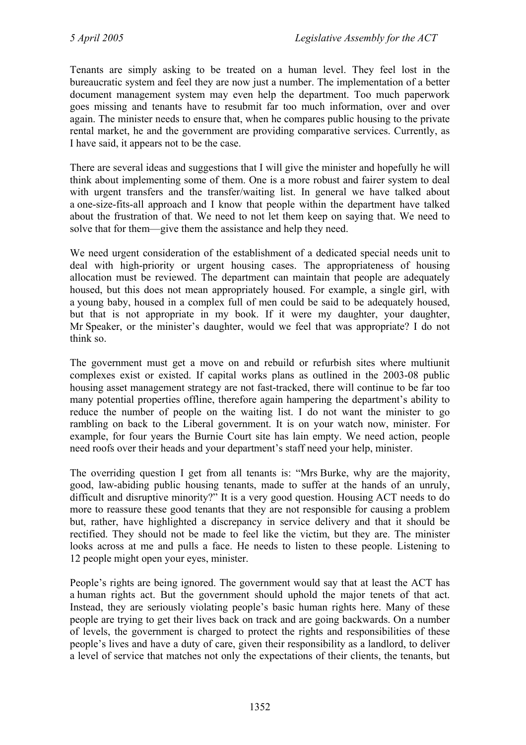Tenants are simply asking to be treated on a human level. They feel lost in the bureaucratic system and feel they are now just a number. The implementation of a better document management system may even help the department. Too much paperwork goes missing and tenants have to resubmit far too much information, over and over again. The minister needs to ensure that, when he compares public housing to the private rental market, he and the government are providing comparative services. Currently, as I have said, it appears not to be the case.

There are several ideas and suggestions that I will give the minister and hopefully he will think about implementing some of them. One is a more robust and fairer system to deal with urgent transfers and the transfer/waiting list. In general we have talked about a one-size-fits-all approach and I know that people within the department have talked about the frustration of that. We need to not let them keep on saying that. We need to solve that for them—give them the assistance and help they need.

We need urgent consideration of the establishment of a dedicated special needs unit to deal with high-priority or urgent housing cases. The appropriateness of housing allocation must be reviewed. The department can maintain that people are adequately housed, but this does not mean appropriately housed. For example, a single girl, with a young baby, housed in a complex full of men could be said to be adequately housed, but that is not appropriate in my book. If it were my daughter, your daughter, Mr Speaker, or the minister's daughter, would we feel that was appropriate? I do not think so.

The government must get a move on and rebuild or refurbish sites where multiunit complexes exist or existed. If capital works plans as outlined in the 2003-08 public housing asset management strategy are not fast-tracked, there will continue to be far too many potential properties offline, therefore again hampering the department's ability to reduce the number of people on the waiting list. I do not want the minister to go rambling on back to the Liberal government. It is on your watch now, minister. For example, for four years the Burnie Court site has lain empty. We need action, people need roofs over their heads and your department's staff need your help, minister.

The overriding question I get from all tenants is: "Mrs Burke, why are the majority, good, law-abiding public housing tenants, made to suffer at the hands of an unruly, difficult and disruptive minority?" It is a very good question. Housing ACT needs to do more to reassure these good tenants that they are not responsible for causing a problem but, rather, have highlighted a discrepancy in service delivery and that it should be rectified. They should not be made to feel like the victim, but they are. The minister looks across at me and pulls a face. He needs to listen to these people. Listening to 12 people might open your eyes, minister.

People's rights are being ignored. The government would say that at least the ACT has a human rights act. But the government should uphold the major tenets of that act. Instead, they are seriously violating people's basic human rights here. Many of these people are trying to get their lives back on track and are going backwards. On a number of levels, the government is charged to protect the rights and responsibilities of these people's lives and have a duty of care, given their responsibility as a landlord, to deliver a level of service that matches not only the expectations of their clients, the tenants, but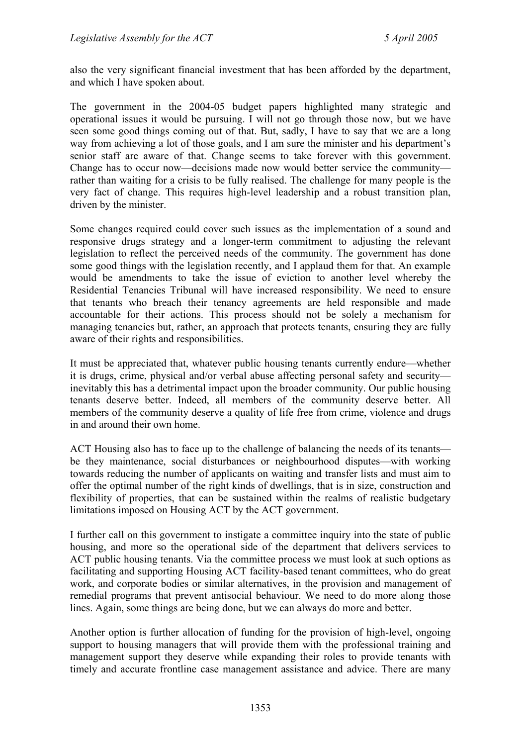also the very significant financial investment that has been afforded by the department, and which I have spoken about.

The government in the 2004-05 budget papers highlighted many strategic and operational issues it would be pursuing. I will not go through those now, but we have seen some good things coming out of that. But, sadly, I have to say that we are a long way from achieving a lot of those goals, and I am sure the minister and his department's senior staff are aware of that. Change seems to take forever with this government. Change has to occur now—decisions made now would better service the community—rather than waiting for a crisis to be fully realised. The challenge for many people is the very fact of change. This requires high-level leadership and a robust transition plan, driven by the minister.

Some changes required could cover such issues as the implementation of a sound and responsive drugs strategy and a longer-term commitment to adjusting the relevant legislation to reflect the perceived needs of the community. The government has done some good things with the legislation recently, and I applaud them for that. An example would be amendments to take the issue of eviction to another level whereby the Residential Tenancies Tribunal will have increased responsibility. We need to ensure that tenants who breach their tenancy agreements are held responsible and made accountable for their actions. This process should not be solely a mechanism for managing tenancies but, rather, an approach that protects tenants, ensuring they are fully aware of their rights and responsibilities.

It must be appreciated that, whatever public housing tenants currently endure—whether it is drugs, crime, physical and/or verbal abuse affecting personal safety and security—inevitably this has a detrimental impact upon the broader community. Our public housing tenants deserve better. Indeed, all members of the community deserve better. All members of the community deserve a quality of life free from crime, violence and drugs in and around their own home.

ACT Housing also has to face up to the challenge of balancing the needs of its tenants—be they maintenance, social disturbances or neighbourhood disputes—with working towards reducing the number of applicants on waiting and transfer lists and must aim to offer the optimal number of the right kinds of dwellings, that is in size, construction and flexibility of properties, that can be sustained within the realms of realistic budgetary limitations imposed on Housing ACT by the ACT government.

I further call on this government to instigate a committee inquiry into the state of public housing, and more so the operational side of the department that delivers services to ACT public housing tenants. Via the committee process we must look at such options as facilitating and supporting Housing ACT facility-based tenant committees, who do great work, and corporate bodies or similar alternatives, in the provision and management of remedial programs that prevent antisocial behaviour. We need to do more along those lines. Again, some things are being done, but we can always do more and better.

Another option is further allocation of funding for the provision of high-level, ongoing support to housing managers that will provide them with the professional training and management support they deserve while expanding their roles to provide tenants with timely and accurate frontline case management assistance and advice. There are many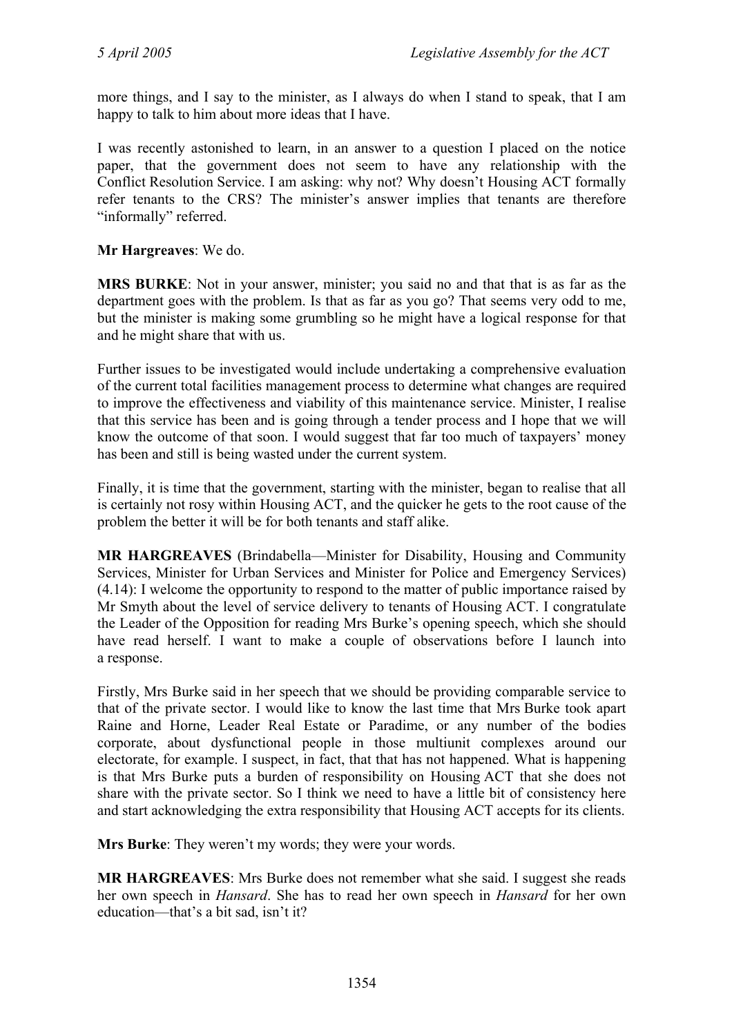more things, and I say to the minister, as I always do when I stand to speak, that I am happy to talk to him about more ideas that I have.

I was recently astonished to learn, in an answer to a question I placed on the notice paper, that the government does not seem to have any relationship with the Conflict Resolution Service. I am asking: why not? Why doesn't Housing ACT formally refer tenants to the CRS? The minister's answer implies that tenants are therefore "informally" referred.

**Mr Hargreaves**: We do.

**MRS BURKE**: Not in your answer, minister; you said no and that that is as far as the department goes with the problem. Is that as far as you go? That seems very odd to me, but the minister is making some grumbling so he might have a logical response for that and he might share that with us.

Further issues to be investigated would include undertaking a comprehensive evaluation of the current total facilities management process to determine what changes are required to improve the effectiveness and viability of this maintenance service. Minister, I realise that this service has been and is going through a tender process and I hope that we will know the outcome of that soon. I would suggest that far too much of taxpayers' money has been and still is being wasted under the current system.

Finally, it is time that the government, starting with the minister, began to realise that all is certainly not rosy within Housing ACT, and the quicker he gets to the root cause of the problem the better it will be for both tenants and staff alike.

**MR HARGREAVES** (Brindabella—Minister for Disability, Housing and Community Services, Minister for Urban Services and Minister for Police and Emergency Services) (4.14): I welcome the opportunity to respond to the matter of public importance raised by Mr Smyth about the level of service delivery to tenants of Housing ACT. I congratulate the Leader of the Opposition for reading Mrs Burke's opening speech, which she should have read herself. I want to make a couple of observations before I launch into a response.

Firstly, Mrs Burke said in her speech that we should be providing comparable service to that of the private sector. I would like to know the last time that Mrs Burke took apart Raine and Horne, Leader Real Estate or Paradime, or any number of the bodies corporate, about dysfunctional people in those multiunit complexes around our electorate, for example. I suspect, in fact, that that has not happened. What is happening is that Mrs Burke puts a burden of responsibility on Housing ACT that she does not share with the private sector. So I think we need to have a little bit of consistency here and start acknowledging the extra responsibility that Housing ACT accepts for its clients.

**Mrs Burke**: They weren't my words; they were your words.

**MR HARGREAVES**: Mrs Burke does not remember what she said. I suggest she reads her own speech in *Hansard*. She has to read her own speech in *Hansard* for her own education—that's a bit sad, isn't it?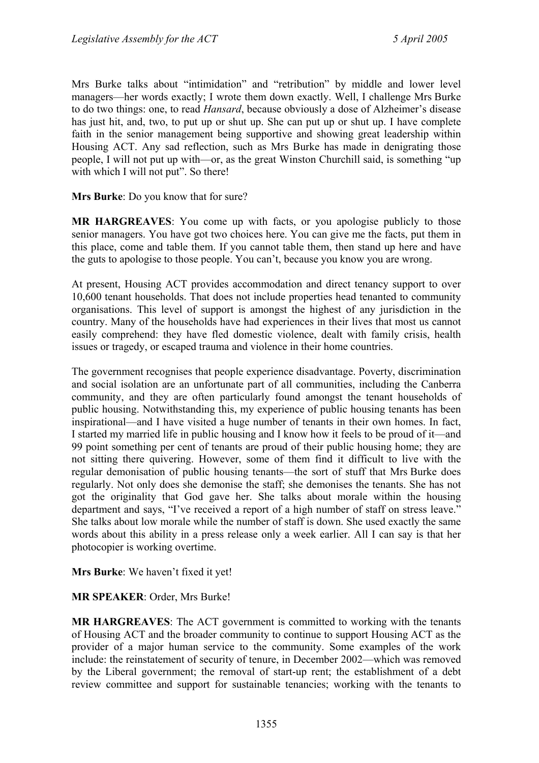Mrs Burke talks about "intimidation" and "retribution" by middle and lower level managers—her words exactly; I wrote them down exactly. Well, I challenge Mrs Burke to do two things: one, to read *Hansard*, because obviously a dose of Alzheimer's disease has just hit, and, two, to put up or shut up. She can put up or shut up. I have complete faith in the senior management being supportive and showing great leadership within Housing ACT. Any sad reflection, such as Mrs Burke has made in denigrating those people, I will not put up with—or, as the great Winston Churchill said, is something "up with which I will not put". So there!

**Mrs Burke**: Do you know that for sure?

**MR HARGREAVES**: You come up with facts, or you apologise publicly to those senior managers. You have got two choices here. You can give me the facts, put them in this place, come and table them. If you cannot table them, then stand up here and have the guts to apologise to those people. You can't, because you know you are wrong.

At present, Housing ACT provides accommodation and direct tenancy support to over 10,600 tenant households. That does not include properties head tenanted to community organisations. This level of support is amongst the highest of any jurisdiction in the country. Many of the households have had experiences in their lives that most us cannot easily comprehend: they have fled domestic violence, dealt with family crisis, health issues or tragedy, or escaped trauma and violence in their home countries.

The government recognises that people experience disadvantage. Poverty, discrimination and social isolation are an unfortunate part of all communities, including the Canberra community, and they are often particularly found amongst the tenant households of public housing. Notwithstanding this, my experience of public housing tenants has been inspirational—and I have visited a huge number of tenants in their own homes. In fact, I started my married life in public housing and I know how it feels to be proud of it—and 99 point something per cent of tenants are proud of their public housing home; they are not sitting there quivering. However, some of them find it difficult to live with the regular demonisation of public housing tenants—the sort of stuff that Mrs Burke does regularly. Not only does she demonise the staff; she demonises the tenants. She has not got the originality that God gave her. She talks about morale within the housing department and says, "I've received a report of a high number of staff on stress leave." She talks about low morale while the number of staff is down. She used exactly the same words about this ability in a press release only a week earlier. All I can say is that her photocopier is working overtime.

**Mrs Burke**: We haven't fixed it yet!

**MR SPEAKER**: Order, Mrs Burke!

**MR HARGREAVES**: The ACT government is committed to working with the tenants of Housing ACT and the broader community to continue to support Housing ACT as the provider of a major human service to the community. Some examples of the work include: the reinstatement of security of tenure, in December 2002—which was removed by the Liberal government; the removal of start-up rent; the establishment of a debt review committee and support for sustainable tenancies; working with the tenants to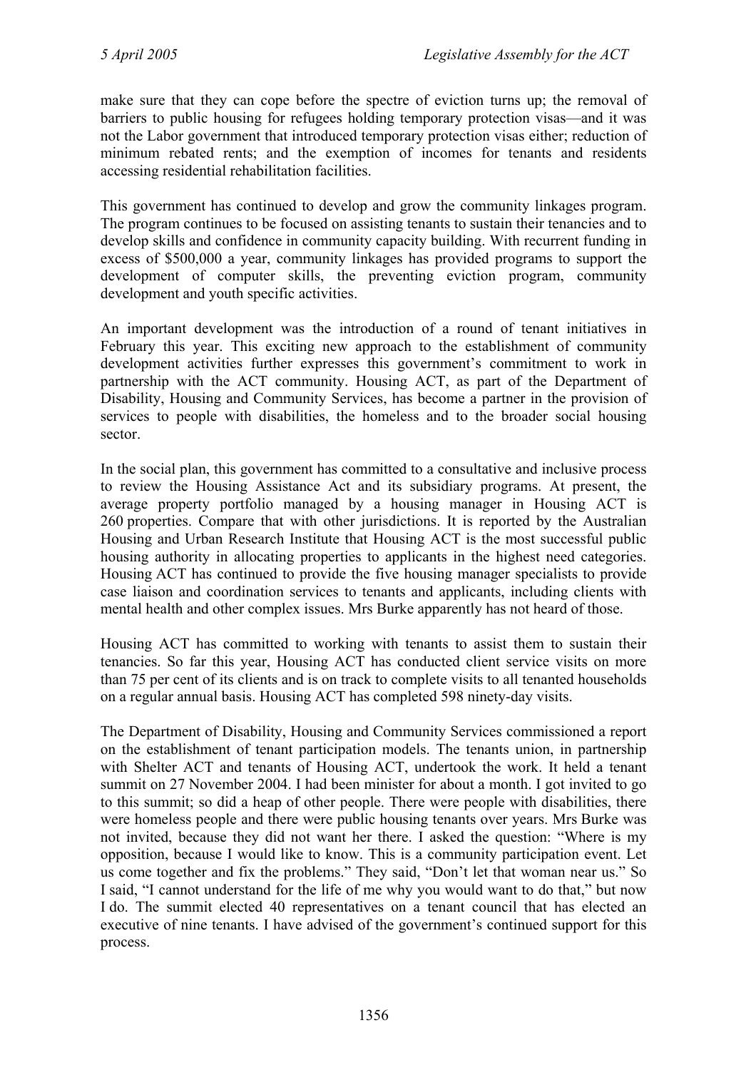make sure that they can cope before the spectre of eviction turns up; the removal of barriers to public housing for refugees holding temporary protection visas—and it was not the Labor government that introduced temporary protection visas either; reduction of minimum rebated rents; and the exemption of incomes for tenants and residents accessing residential rehabilitation facilities.

This government has continued to develop and grow the community linkages program. The program continues to be focused on assisting tenants to sustain their tenancies and to develop skills and confidence in community capacity building. With recurrent funding in excess of $500,000 a year, community linkages has provided programs to support the development of computer skills, the preventing eviction program, community development and youth specific activities.

An important development was the introduction of a round of tenant initiatives in February this year. This exciting new approach to the establishment of community development activities further expresses this government's commitment to work in partnership with the ACT community. Housing ACT, as part of the Department of Disability, Housing and Community Services, has become a partner in the provision of services to people with disabilities, the homeless and to the broader social housing sector.

In the social plan, this government has committed to a consultative and inclusive process to review the Housing Assistance Act and its subsidiary programs. At present, the average property portfolio managed by a housing manager in Housing ACT is 260 properties. Compare that with other jurisdictions. It is reported by the Australian Housing and Urban Research Institute that Housing ACT is the most successful public housing authority in allocating properties to applicants in the highest need categories. Housing ACT has continued to provide the five housing manager specialists to provide case liaison and coordination services to tenants and applicants, including clients with mental health and other complex issues. Mrs Burke apparently has not heard of those.

Housing ACT has committed to working with tenants to assist them to sustain their tenancies. So far this year, Housing ACT has conducted client service visits on more than 75 per cent of its clients and is on track to complete visits to all tenanted households on a regular annual basis. Housing ACT has completed 598 ninety-day visits.

The Department of Disability, Housing and Community Services commissioned a report on the establishment of tenant participation models. The tenants union, in partnership with Shelter ACT and tenants of Housing ACT, undertook the work. It held a tenant summit on 27 November 2004. I had been minister for about a month. I got invited to go to this summit; so did a heap of other people. There were people with disabilities, there were homeless people and there were public housing tenants over years. Mrs Burke was not invited, because they did not want her there. I asked the question: "Where is my opposition, because I would like to know. This is a community participation event. Let us come together and fix the problems." They said, "Don't let that woman near us." So I said, "I cannot understand for the life of me why you would want to do that," but now I do. The summit elected 40 representatives on a tenant council that has elected an executive of nine tenants. I have advised of the government's continued support for this process.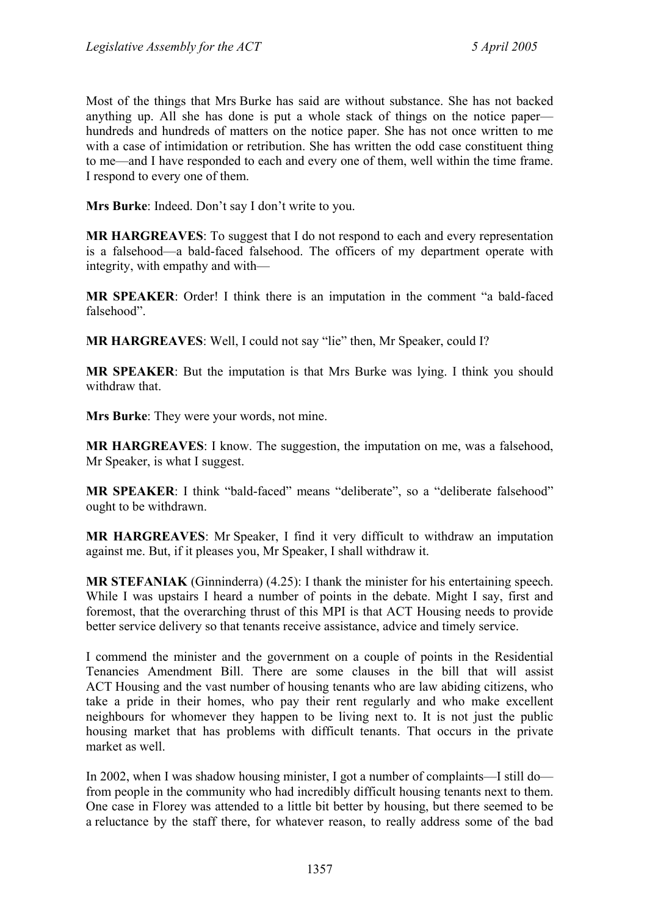Most of the things that Mrs Burke has said are without substance. She has not backed anything up. All she has done is put a whole stack of things on the notice paper—hundreds and hundreds of matters on the notice paper. She has not once written to me with a case of intimidation or retribution. She has written the odd case constituent thing to me—and I have responded to each and every one of them, well within the time frame. I respond to every one of them.

**Mrs Burke**: Indeed. Don't say I don't write to you.

**MR HARGREAVES**: To suggest that I do not respond to each and every representation is a falsehood—a bald-faced falsehood. The officers of my department operate with integrity, with empathy and with—

**MR SPEAKER**: Order! I think there is an imputation in the comment "a bald-faced falsehood".

**MR HARGREAVES**: Well, I could not say "lie" then, Mr Speaker, could I?

**MR SPEAKER**: But the imputation is that Mrs Burke was lying. I think you should withdraw that.

**Mrs Burke**: They were your words, not mine.

**MR HARGREAVES**: I know. The suggestion, the imputation on me, was a falsehood, Mr Speaker, is what I suggest.

**MR SPEAKER**: I think "bald-faced" means "deliberate", so a "deliberate falsehood" ought to be withdrawn.

**MR HARGREAVES**: Mr Speaker, I find it very difficult to withdraw an imputation against me. But, if it pleases you, Mr Speaker, I shall withdraw it.

**MR STEFANIAK** (Ginninderra) (4.25): I thank the minister for his entertaining speech. While I was upstairs I heard a number of points in the debate. Might I say, first and foremost, that the overarching thrust of this MPI is that ACT Housing needs to provide better service delivery so that tenants receive assistance, advice and timely service.

I commend the minister and the government on a couple of points in the Residential Tenancies Amendment Bill. There are some clauses in the bill that will assist ACT Housing and the vast number of housing tenants who are law abiding citizens, who take a pride in their homes, who pay their rent regularly and who make excellent neighbours for whomever they happen to be living next to. It is not just the public housing market that has problems with difficult tenants. That occurs in the private market as well.

In 2002, when I was shadow housing minister, I got a number of complaints—I still do—from people in the community who had incredibly difficult housing tenants next to them. One case in Florey was attended to a little bit better by housing, but there seemed to be a reluctance by the staff there, for whatever reason, to really address some of the bad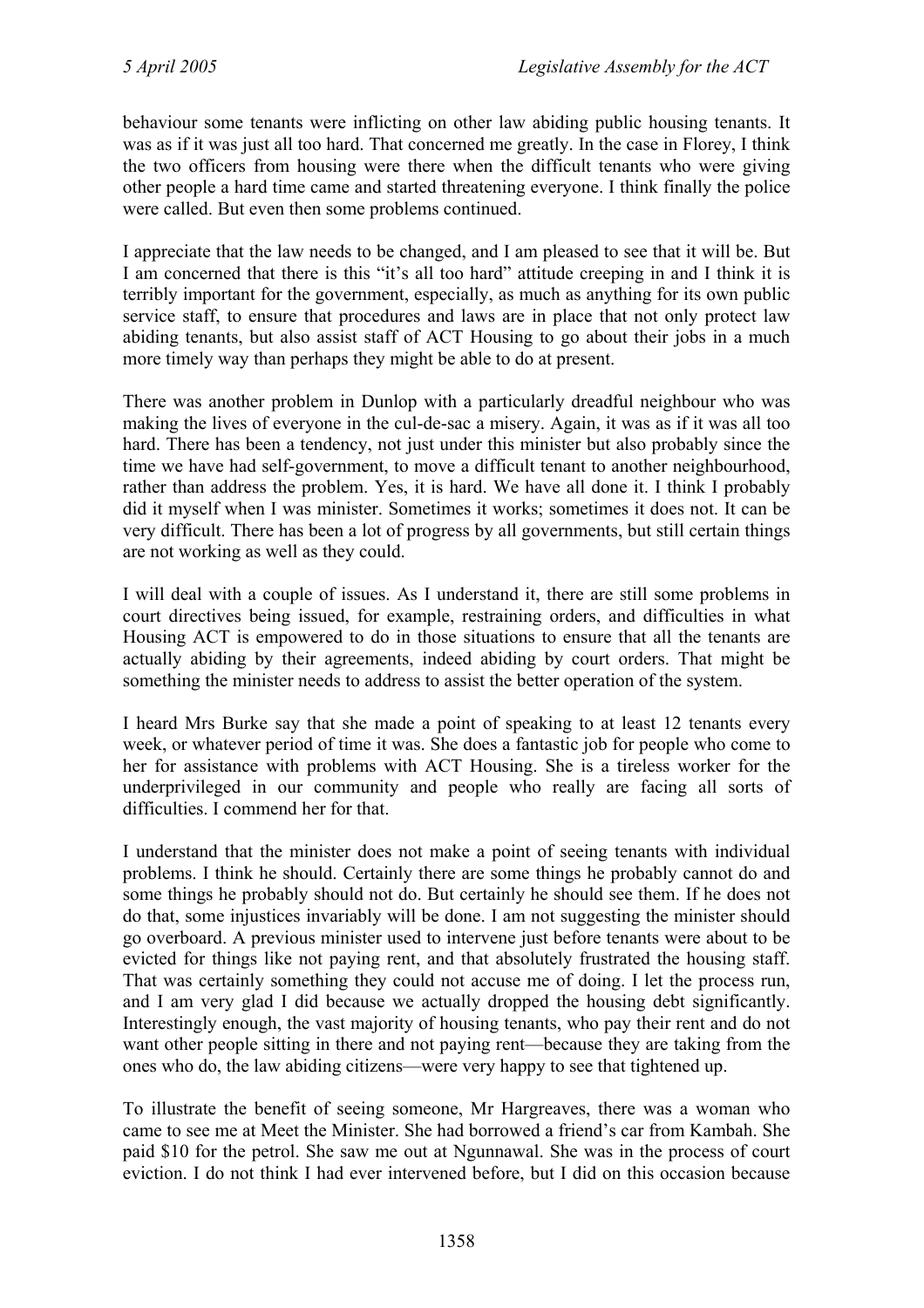behaviour some tenants were inflicting on other law abiding public housing tenants. It was as if it was just all too hard. That concerned me greatly. In the case in Florey, I think the two officers from housing were there when the difficult tenants who were giving other people a hard time came and started threatening everyone. I think finally the police were called. But even then some problems continued.

I appreciate that the law needs to be changed, and I am pleased to see that it will be. But I am concerned that there is this "it's all too hard" attitude creeping in and I think it is terribly important for the government, especially, as much as anything for its own public service staff, to ensure that procedures and laws are in place that not only protect law abiding tenants, but also assist staff of ACT Housing to go about their jobs in a much more timely way than perhaps they might be able to do at present.

There was another problem in Dunlop with a particularly dreadful neighbour who was making the lives of everyone in the cul-de-sac a misery. Again, it was as if it was all too hard. There has been a tendency, not just under this minister but also probably since the time we have had self-government, to move a difficult tenant to another neighbourhood, rather than address the problem. Yes, it is hard. We have all done it. I think I probably did it myself when I was minister. Sometimes it works; sometimes it does not. It can be very difficult. There has been a lot of progress by all governments, but still certain things are not working as well as they could.

I will deal with a couple of issues. As I understand it, there are still some problems in court directives being issued, for example, restraining orders, and difficulties in what Housing ACT is empowered to do in those situations to ensure that all the tenants are actually abiding by their agreements, indeed abiding by court orders. That might be something the minister needs to address to assist the better operation of the system.

I heard Mrs Burke say that she made a point of speaking to at least 12 tenants every week, or whatever period of time it was. She does a fantastic job for people who come to her for assistance with problems with ACT Housing. She is a tireless worker for the underprivileged in our community and people who really are facing all sorts of difficulties. I commend her for that.

I understand that the minister does not make a point of seeing tenants with individual problems. I think he should. Certainly there are some things he probably cannot do and some things he probably should not do. But certainly he should see them. If he does not do that, some injustices invariably will be done. I am not suggesting the minister should go overboard. A previous minister used to intervene just before tenants were about to be evicted for things like not paying rent, and that absolutely frustrated the housing staff. That was certainly something they could not accuse me of doing. I let the process run, and I am very glad I did because we actually dropped the housing debt significantly. Interestingly enough, the vast majority of housing tenants, who pay their rent and do not want other people sitting in there and not paying rent—because they are taking from the ones who do, the law abiding citizens—were very happy to see that tightened up.

To illustrate the benefit of seeing someone, Mr Hargreaves, there was a woman who came to see me at Meet the Minister. She had borrowed a friend's car from Kambah. She paid $10 for the petrol. She saw me out at Ngunnawal. She was in the process of court eviction. I do not think I had ever intervened before, but I did on this occasion because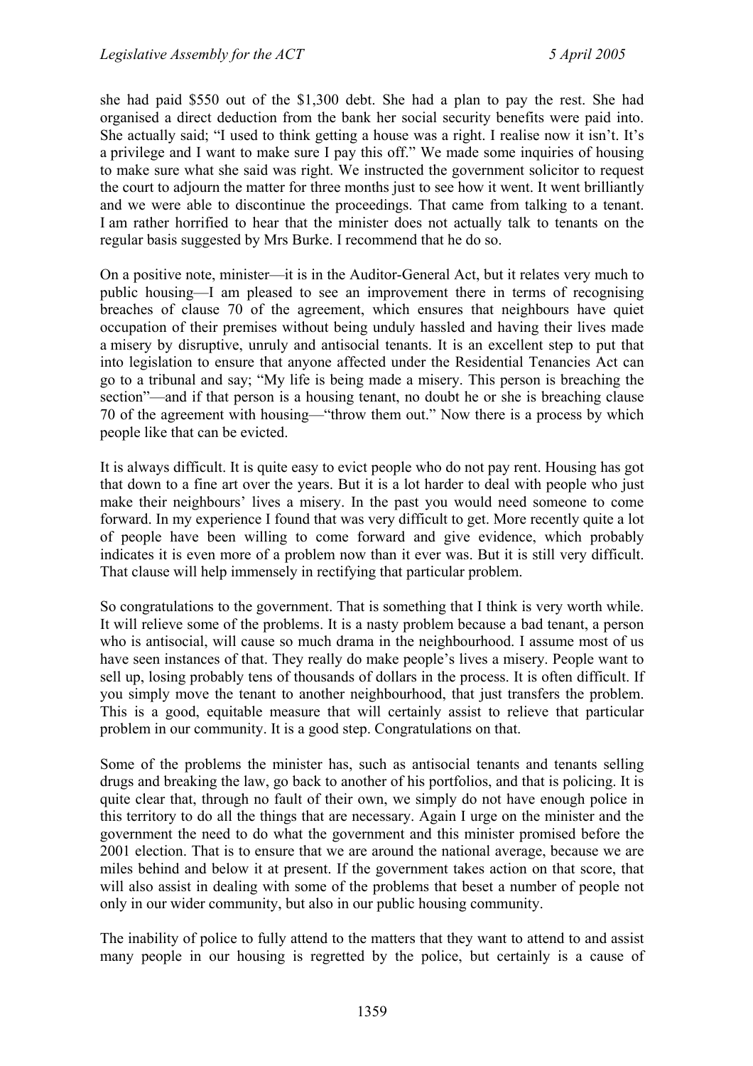she had paid $550 out of the $1,300 debt. She had a plan to pay the rest. She had organised a direct deduction from the bank her social security benefits were paid into. She actually said; "I used to think getting a house was a right. I realise now it isn't. It's a privilege and I want to make sure I pay this off." We made some inquiries of housing to make sure what she said was right. We instructed the government solicitor to request the court to adjourn the matter for three months just to see how it went. It went brilliantly and we were able to discontinue the proceedings. That came from talking to a tenant. I am rather horrified to hear that the minister does not actually talk to tenants on the regular basis suggested by Mrs Burke. I recommend that he do so.

On a positive note, minister—it is in the Auditor-General Act, but it relates very much to public housing—I am pleased to see an improvement there in terms of recognising breaches of clause 70 of the agreement, which ensures that neighbours have quiet occupation of their premises without being unduly hassled and having their lives made a misery by disruptive, unruly and antisocial tenants. It is an excellent step to put that into legislation to ensure that anyone affected under the Residential Tenancies Act can go to a tribunal and say; "My life is being made a misery. This person is breaching the section"—and if that person is a housing tenant, no doubt he or she is breaching clause 70 of the agreement with housing—"throw them out." Now there is a process by which people like that can be evicted.

It is always difficult. It is quite easy to evict people who do not pay rent. Housing has got that down to a fine art over the years. But it is a lot harder to deal with people who just make their neighbours' lives a misery. In the past you would need someone to come forward. In my experience I found that was very difficult to get. More recently quite a lot of people have been willing to come forward and give evidence, which probably indicates it is even more of a problem now than it ever was. But it is still very difficult. That clause will help immensely in rectifying that particular problem.

So congratulations to the government. That is something that I think is very worth while. It will relieve some of the problems. It is a nasty problem because a bad tenant, a person who is antisocial, will cause so much drama in the neighbourhood. I assume most of us have seen instances of that. They really do make people's lives a misery. People want to sell up, losing probably tens of thousands of dollars in the process. It is often difficult. If you simply move the tenant to another neighbourhood, that just transfers the problem. This is a good, equitable measure that will certainly assist to relieve that particular problem in our community. It is a good step. Congratulations on that.

Some of the problems the minister has, such as antisocial tenants and tenants selling drugs and breaking the law, go back to another of his portfolios, and that is policing. It is quite clear that, through no fault of their own, we simply do not have enough police in this territory to do all the things that are necessary. Again I urge on the minister and the government the need to do what the government and this minister promised before the 2001 election. That is to ensure that we are around the national average, because we are miles behind and below it at present. If the government takes action on that score, that will also assist in dealing with some of the problems that beset a number of people not only in our wider community, but also in our public housing community.

The inability of police to fully attend to the matters that they want to attend to and assist many people in our housing is regretted by the police, but certainly is a cause of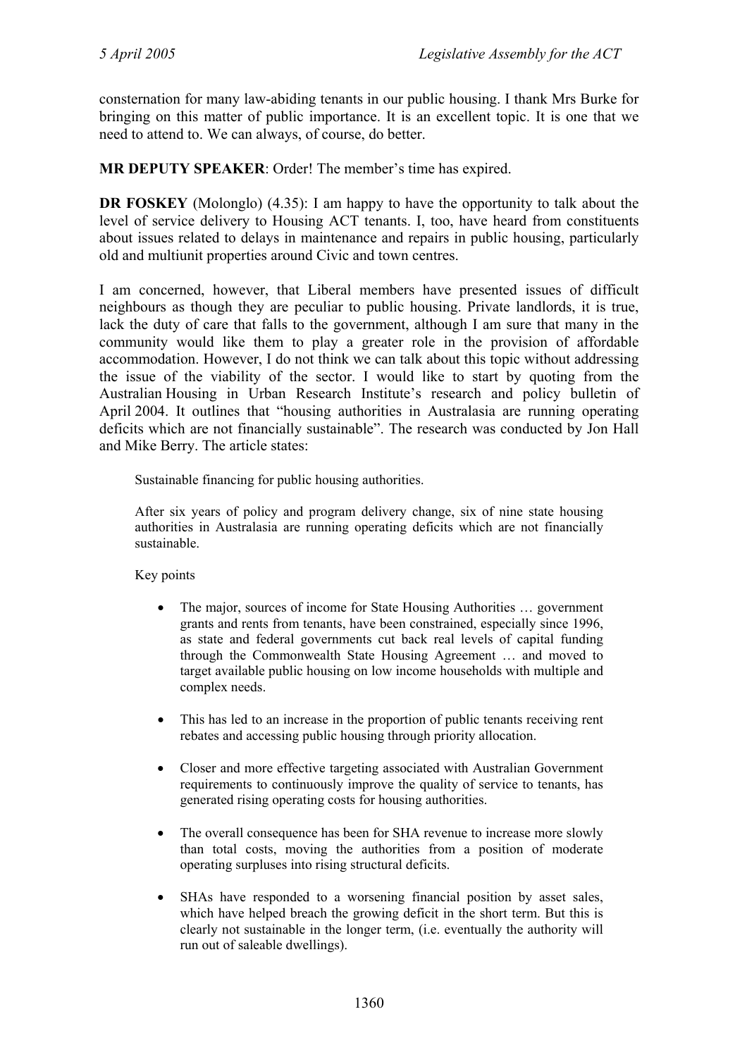consternation for many law-abiding tenants in our public housing. I thank Mrs Burke for bringing on this matter of public importance. It is an excellent topic. It is one that we need to attend to. We can always, of course, do better.

**MR DEPUTY SPEAKER**: Order! The member's time has expired.

**DR FOSKEY** (Molonglo) (4.35): I am happy to have the opportunity to talk about the level of service delivery to Housing ACT tenants. I, too, have heard from constituents about issues related to delays in maintenance and repairs in public housing, particularly old and multiunit properties around Civic and town centres.

I am concerned, however, that Liberal members have presented issues of difficult neighbours as though they are peculiar to public housing. Private landlords, it is true, lack the duty of care that falls to the government, although I am sure that many in the community would like them to play a greater role in the provision of affordable accommodation. However, I do not think we can talk about this topic without addressing the issue of the viability of the sector. I would like to start by quoting from the Australian Housing in Urban Research Institute's research and policy bulletin of April 2004. It outlines that "housing authorities in Australasia are running operating deficits which are not financially sustainable". The research was conducted by Jon Hall and Mike Berry. The article states:

> Sustainable financing for public housing authorities.
>
> After six years of policy and program delivery change, six of nine state housing authorities in Australasia are running operating deficits which are not financially sustainable.
>
> Key points
>
> - The major, sources of income for State Housing Authorities … government grants and rents from tenants, have been constrained, especially since 1996, as state and federal governments cut back real levels of capital funding through the Commonwealth State Housing Agreement … and moved to target available public housing on low income households with multiple and complex needs.
> - This has led to an increase in the proportion of public tenants receiving rent rebates and accessing public housing through priority allocation.
> - Closer and more effective targeting associated with Australian Government requirements to continuously improve the quality of service to tenants, has generated rising operating costs for housing authorities.
> - The overall consequence has been for SHA revenue to increase more slowly than total costs, moving the authorities from a position of moderate operating surpluses into rising structural deficits.
> - SHAs have responded to a worsening financial position by asset sales, which have helped breach the growing deficit in the short term. But this is clearly not sustainable in the longer term, (i.e. eventually the authority will run out of saleable dwellings).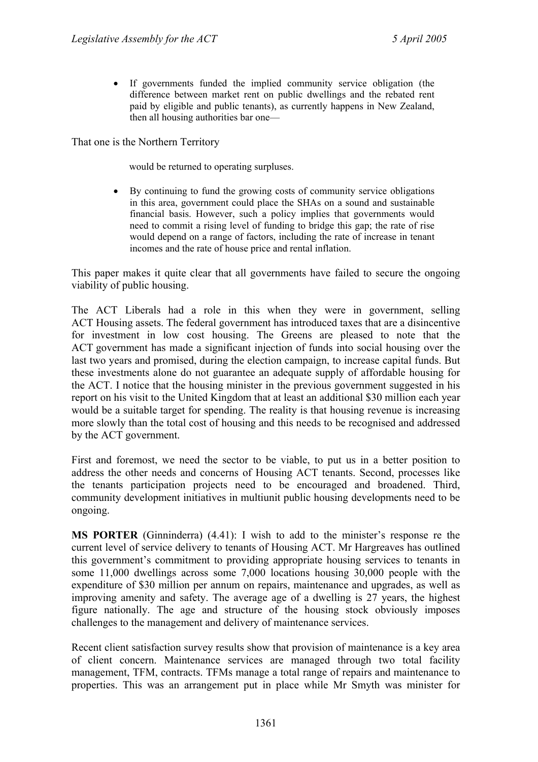- If governments funded the implied community service obligation (the difference between market rent on public dwellings and the rebated rent paid by eligible and public tenants), as currently happens in New Zealand, then all housing authorities bar one—

That one is the Northern Territory

> would be returned to operating surpluses.

- By continuing to fund the growing costs of community service obligations in this area, government could place the SHAs on a sound and sustainable financial basis. However, such a policy implies that governments would need to commit a rising level of funding to bridge this gap; the rate of rise would depend on a range of factors, including the rate of increase in tenant incomes and the rate of house price and rental inflation.

This paper makes it quite clear that all governments have failed to secure the ongoing viability of public housing.

The ACT Liberals had a role in this when they were in government, selling ACT Housing assets. The federal government has introduced taxes that are a disincentive for investment in low cost housing. The Greens are pleased to note that the ACT government has made a significant injection of funds into social housing over the last two years and promised, during the election campaign, to increase capital funds. But these investments alone do not guarantee an adequate supply of affordable housing for the ACT. I notice that the housing minister in the previous government suggested in his report on his visit to the United Kingdom that at least an additional $30 million each year would be a suitable target for spending. The reality is that housing revenue is increasing more slowly than the total cost of housing and this needs to be recognised and addressed by the ACT government.

First and foremost, we need the sector to be viable, to put us in a better position to address the other needs and concerns of Housing ACT tenants. Second, processes like the tenants participation projects need to be encouraged and broadened. Third, community development initiatives in multiunit public housing developments need to be ongoing.

**MS PORTER** (Ginninderra) (4.41): I wish to add to the minister's response re the current level of service delivery to tenants of Housing ACT. Mr Hargreaves has outlined this government's commitment to providing appropriate housing services to tenants in some 11,000 dwellings across some 7,000 locations housing 30,000 people with the expenditure of $30 million per annum on repairs, maintenance and upgrades, as well as improving amenity and safety. The average age of a dwelling is 27 years, the highest figure nationally. The age and structure of the housing stock obviously imposes challenges to the management and delivery of maintenance services.

Recent client satisfaction survey results show that provision of maintenance is a key area of client concern. Maintenance services are managed through two total facility management, TFM, contracts. TFMs manage a total range of repairs and maintenance to properties. This was an arrangement put in place while Mr Smyth was minister for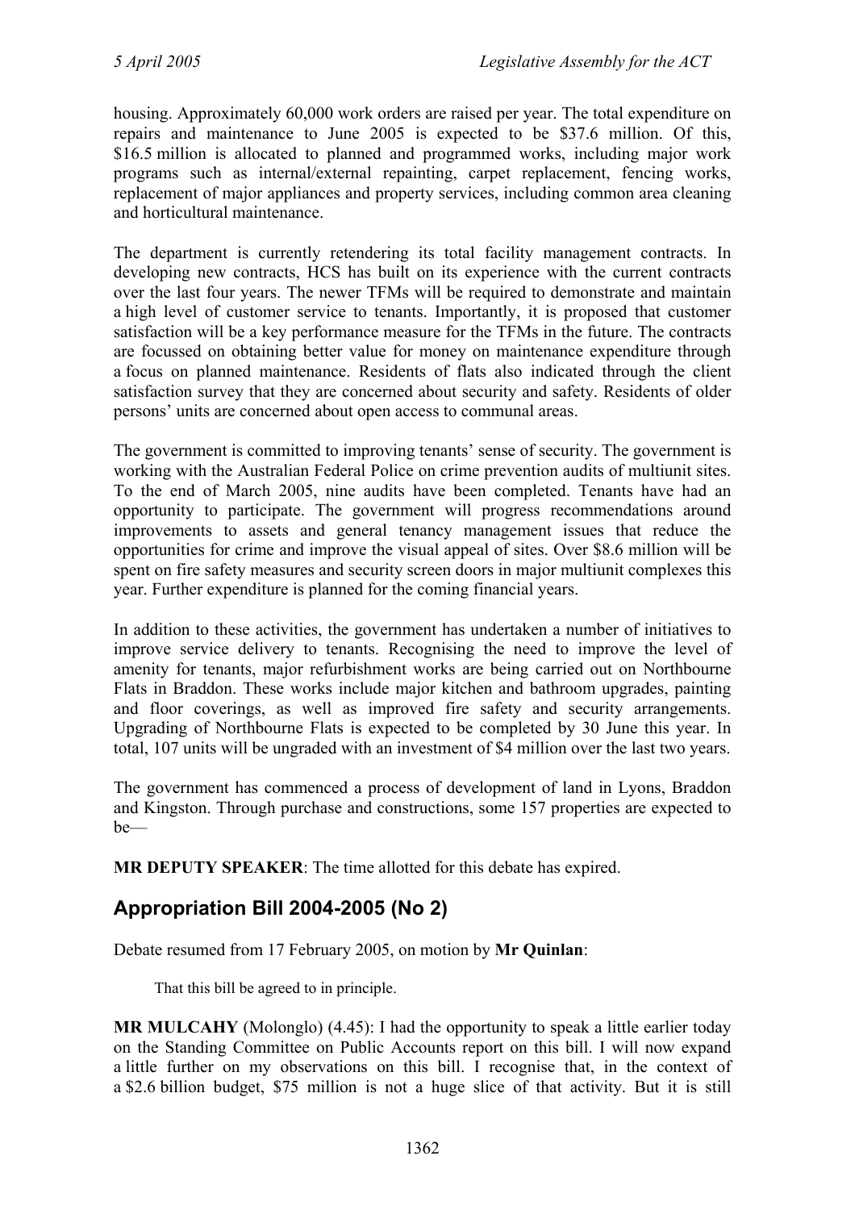housing. Approximately 60,000 work orders are raised per year. The total expenditure on repairs and maintenance to June 2005 is expected to be $37.6 million. Of this, $16.5 million is allocated to planned and programmed works, including major work programs such as internal/external repainting, carpet replacement, fencing works, replacement of major appliances and property services, including common area cleaning and horticultural maintenance.

The department is currently retendering its total facility management contracts. In developing new contracts, HCS has built on its experience with the current contracts over the last four years. The newer TFMs will be required to demonstrate and maintain a high level of customer service to tenants. Importantly, it is proposed that customer satisfaction will be a key performance measure for the TFMs in the future. The contracts are focussed on obtaining better value for money on maintenance expenditure through a focus on planned maintenance. Residents of flats also indicated through the client satisfaction survey that they are concerned about security and safety. Residents of older persons' units are concerned about open access to communal areas.

The government is committed to improving tenants' sense of security. The government is working with the Australian Federal Police on crime prevention audits of multiunit sites. To the end of March 2005, nine audits have been completed. Tenants have had an opportunity to participate. The government will progress recommendations around improvements to assets and general tenancy management issues that reduce the opportunities for crime and improve the visual appeal of sites. Over $8.6 million will be spent on fire safety measures and security screen doors in major multiunit complexes this year. Further expenditure is planned for the coming financial years.

In addition to these activities, the government has undertaken a number of initiatives to improve service delivery to tenants. Recognising the need to improve the level of amenity for tenants, major refurbishment works are being carried out on Northbourne Flats in Braddon. These works include major kitchen and bathroom upgrades, painting and floor coverings, as well as improved fire safety and security arrangements. Upgrading of Northbourne Flats is expected to be completed by 30 June this year. In total, 107 units will be ungraded with an investment of $4 million over the last two years.

The government has commenced a process of development of land in Lyons, Braddon and Kingston. Through purchase and constructions, some 157 properties are expected to be—

**MR DEPUTY SPEAKER**: The time allotted for this debate has expired.

## Appropriation Bill 2004-2005 (No 2)

Debate resumed from 17 February 2005, on motion by **Mr Quinlan**:

> That this bill be agreed to in principle.

**MR MULCAHY** (Molonglo) (4.45): I had the opportunity to speak a little earlier today on the Standing Committee on Public Accounts report on this bill. I will now expand a little further on my observations on this bill. I recognise that, in the context of a $2.6 billion budget, $75 million is not a huge slice of that activity. But it is still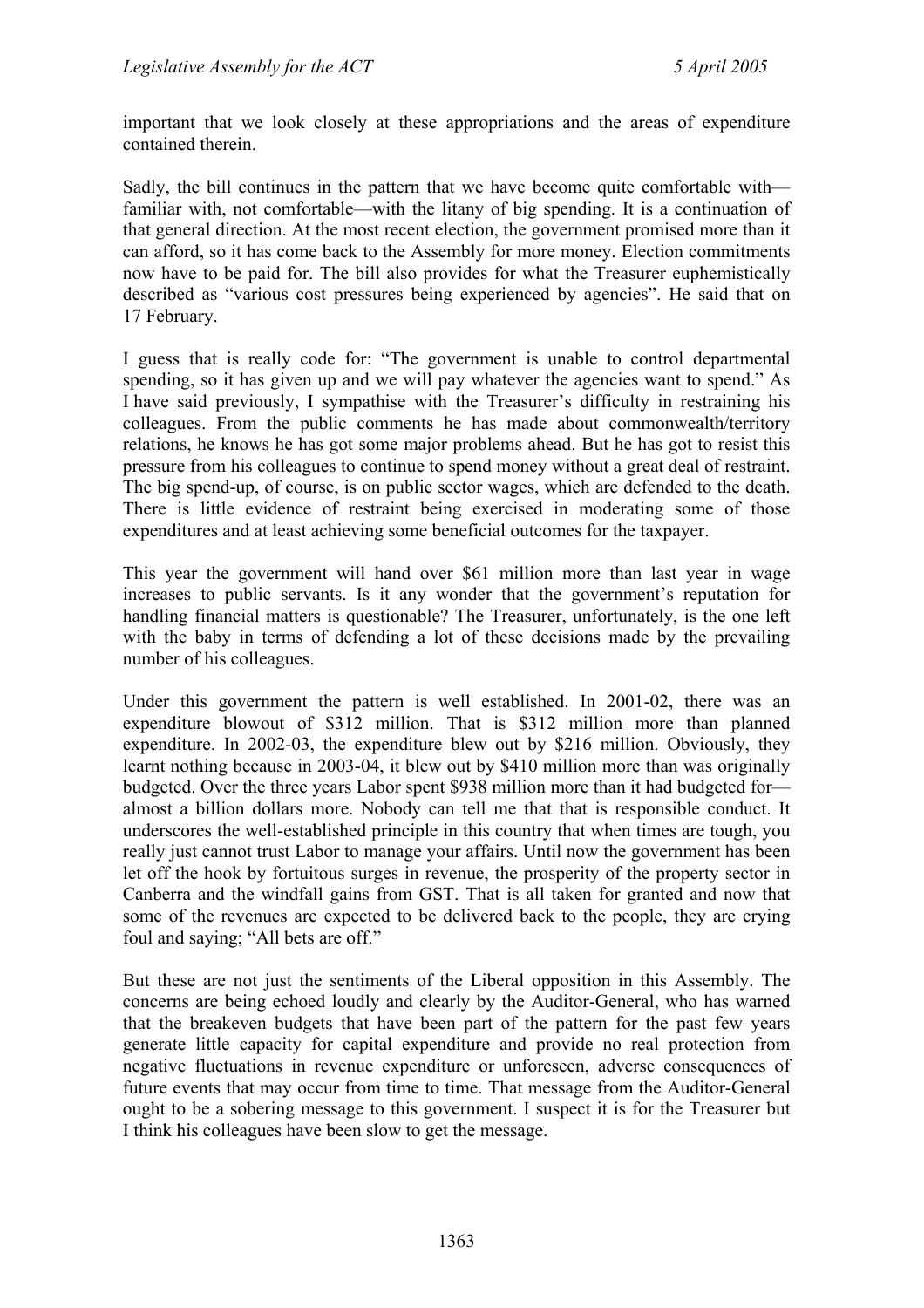important that we look closely at these appropriations and the areas of expenditure contained therein.

Sadly, the bill continues in the pattern that we have become quite comfortable with—familiar with, not comfortable—with the litany of big spending. It is a continuation of that general direction. At the most recent election, the government promised more than it can afford, so it has come back to the Assembly for more money. Election commitments now have to be paid for. The bill also provides for what the Treasurer euphemistically described as "various cost pressures being experienced by agencies". He said that on 17 February.

I guess that is really code for: "The government is unable to control departmental spending, so it has given up and we will pay whatever the agencies want to spend." As I have said previously, I sympathise with the Treasurer's difficulty in restraining his colleagues. From the public comments he has made about commonwealth/territory relations, he knows he has got some major problems ahead. But he has got to resist this pressure from his colleagues to continue to spend money without a great deal of restraint. The big spend-up, of course, is on public sector wages, which are defended to the death. There is little evidence of restraint being exercised in moderating some of those expenditures and at least achieving some beneficial outcomes for the taxpayer.

This year the government will hand over $61 million more than last year in wage increases to public servants. Is it any wonder that the government's reputation for handling financial matters is questionable? The Treasurer, unfortunately, is the one left with the baby in terms of defending a lot of these decisions made by the prevailing number of his colleagues.

Under this government the pattern is well established. In 2001-02, there was an expenditure blowout of $312 million. That is $312 million more than planned expenditure. In 2002-03, the expenditure blew out by $216 million. Obviously, they learnt nothing because in 2003-04, it blew out by $410 million more than was originally budgeted. Over the three years Labor spent $938 million more than it had budgeted for—almost a billion dollars more. Nobody can tell me that that is responsible conduct. It underscores the well-established principle in this country that when times are tough, you really just cannot trust Labor to manage your affairs. Until now the government has been let off the hook by fortuitous surges in revenue, the prosperity of the property sector in Canberra and the windfall gains from GST. That is all taken for granted and now that some of the revenues are expected to be delivered back to the people, they are crying foul and saying; "All bets are off."

But these are not just the sentiments of the Liberal opposition in this Assembly. The concerns are being echoed loudly and clearly by the Auditor-General, who has warned that the breakeven budgets that have been part of the pattern for the past few years generate little capacity for capital expenditure and provide no real protection from negative fluctuations in revenue expenditure or unforeseen, adverse consequences of future events that may occur from time to time. That message from the Auditor-General ought to be a sobering message to this government. I suspect it is for the Treasurer but I think his colleagues have been slow to get the message.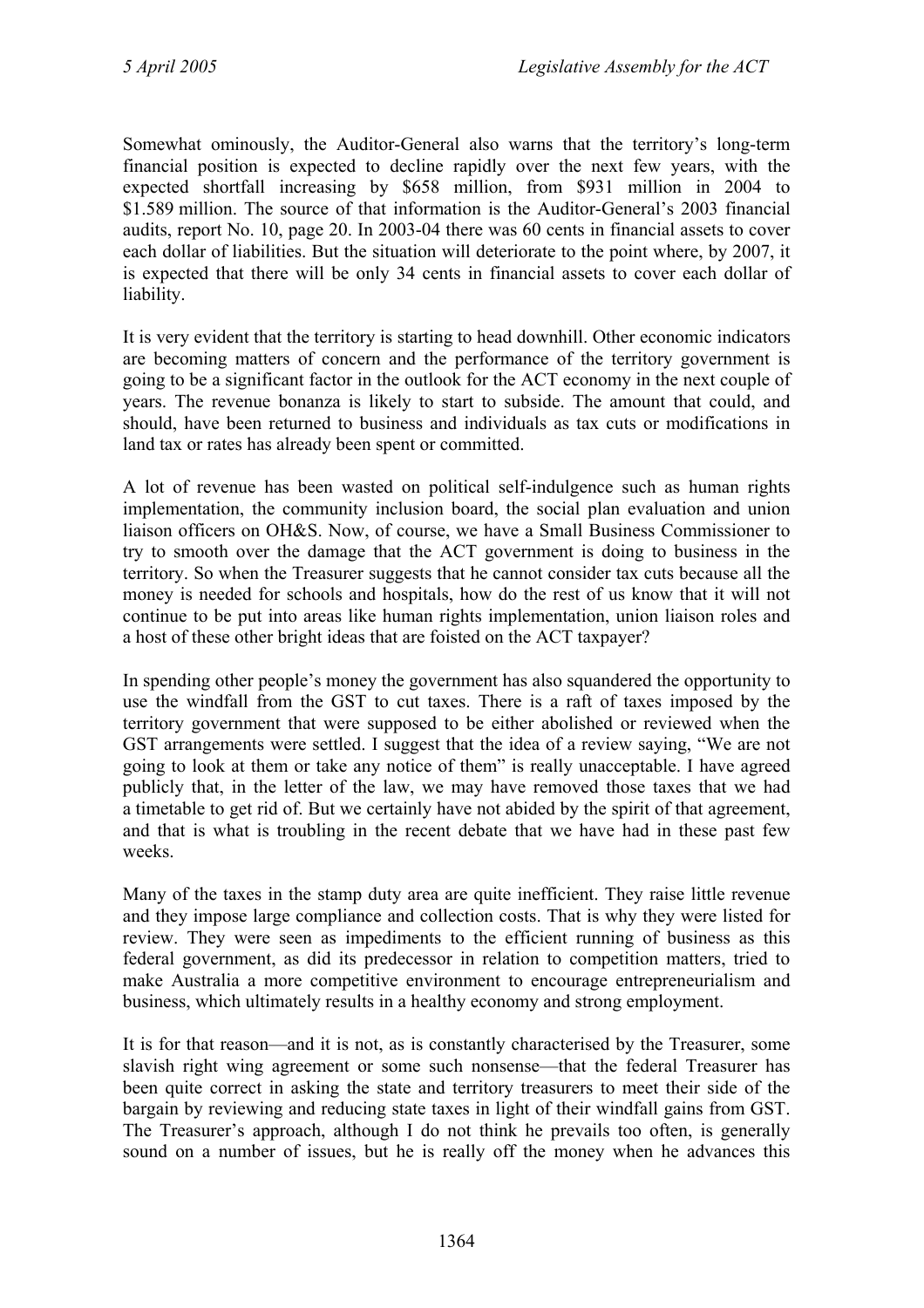Somewhat ominously, the Auditor-General also warns that the territory's long-term financial position is expected to decline rapidly over the next few years, with the expected shortfall increasing by $658 million, from $931 million in 2004 to $1.589 million. The source of that information is the Auditor-General's 2003 financial audits, report No. 10, page 20. In 2003-04 there was 60 cents in financial assets to cover each dollar of liabilities. But the situation will deteriorate to the point where, by 2007, it is expected that there will be only 34 cents in financial assets to cover each dollar of liability.

It is very evident that the territory is starting to head downhill. Other economic indicators are becoming matters of concern and the performance of the territory government is going to be a significant factor in the outlook for the ACT economy in the next couple of years. The revenue bonanza is likely to start to subside. The amount that could, and should, have been returned to business and individuals as tax cuts or modifications in land tax or rates has already been spent or committed.

A lot of revenue has been wasted on political self-indulgence such as human rights implementation, the community inclusion board, the social plan evaluation and union liaison officers on OH&S. Now, of course, we have a Small Business Commissioner to try to smooth over the damage that the ACT government is doing to business in the territory. So when the Treasurer suggests that he cannot consider tax cuts because all the money is needed for schools and hospitals, how do the rest of us know that it will not continue to be put into areas like human rights implementation, union liaison roles and a host of these other bright ideas that are foisted on the ACT taxpayer?

In spending other people's money the government has also squandered the opportunity to use the windfall from the GST to cut taxes. There is a raft of taxes imposed by the territory government that were supposed to be either abolished or reviewed when the GST arrangements were settled. I suggest that the idea of a review saying, "We are not going to look at them or take any notice of them" is really unacceptable. I have agreed publicly that, in the letter of the law, we may have removed those taxes that we had a timetable to get rid of. But we certainly have not abided by the spirit of that agreement, and that is what is troubling in the recent debate that we have had in these past few weeks.

Many of the taxes in the stamp duty area are quite inefficient. They raise little revenue and they impose large compliance and collection costs. That is why they were listed for review. They were seen as impediments to the efficient running of business as this federal government, as did its predecessor in relation to competition matters, tried to make Australia a more competitive environment to encourage entrepreneurialism and business, which ultimately results in a healthy economy and strong employment.

It is for that reason—and it is not, as is constantly characterised by the Treasurer, some slavish right wing agreement or some such nonsense—that the federal Treasurer has been quite correct in asking the state and territory treasurers to meet their side of the bargain by reviewing and reducing state taxes in light of their windfall gains from GST. The Treasurer's approach, although I do not think he prevails too often, is generally sound on a number of issues, but he is really off the money when he advances this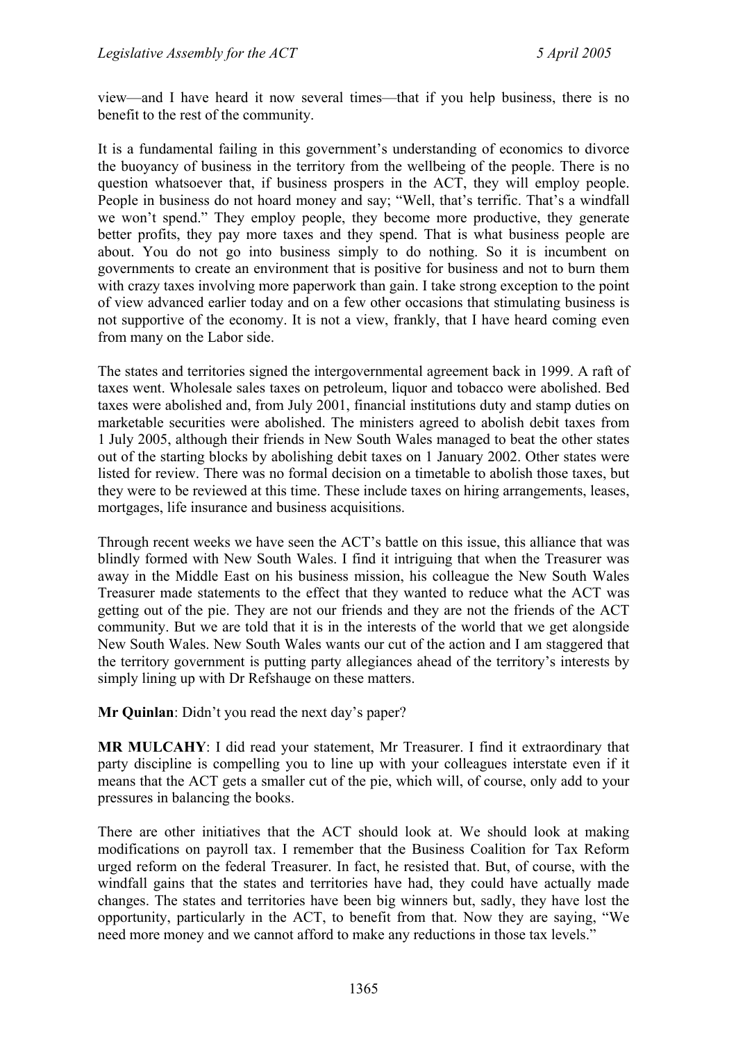view—and I have heard it now several times—that if you help business, there is no benefit to the rest of the community.

It is a fundamental failing in this government's understanding of economics to divorce the buoyancy of business in the territory from the wellbeing of the people. There is no question whatsoever that, if business prospers in the ACT, they will employ people. People in business do not hoard money and say; "Well, that's terrific. That's a windfall we won't spend." They employ people, they become more productive, they generate better profits, they pay more taxes and they spend. That is what business people are about. You do not go into business simply to do nothing. So it is incumbent on governments to create an environment that is positive for business and not to burn them with crazy taxes involving more paperwork than gain. I take strong exception to the point of view advanced earlier today and on a few other occasions that stimulating business is not supportive of the economy. It is not a view, frankly, that I have heard coming even from many on the Labor side.

The states and territories signed the intergovernmental agreement back in 1999. A raft of taxes went. Wholesale sales taxes on petroleum, liquor and tobacco were abolished. Bed taxes were abolished and, from July 2001, financial institutions duty and stamp duties on marketable securities were abolished. The ministers agreed to abolish debit taxes from 1 July 2005, although their friends in New South Wales managed to beat the other states out of the starting blocks by abolishing debit taxes on 1 January 2002. Other states were listed for review. There was no formal decision on a timetable to abolish those taxes, but they were to be reviewed at this time. These include taxes on hiring arrangements, leases, mortgages, life insurance and business acquisitions.

Through recent weeks we have seen the ACT's battle on this issue, this alliance that was blindly formed with New South Wales. I find it intriguing that when the Treasurer was away in the Middle East on his business mission, his colleague the New South Wales Treasurer made statements to the effect that they wanted to reduce what the ACT was getting out of the pie. They are not our friends and they are not the friends of the ACT community. But we are told that it is in the interests of the world that we get alongside New South Wales. New South Wales wants our cut of the action and I am staggered that the territory government is putting party allegiances ahead of the territory's interests by simply lining up with Dr Refshauge on these matters.

**Mr Quinlan**: Didn't you read the next day's paper?

**MR MULCAHY**: I did read your statement, Mr Treasurer. I find it extraordinary that party discipline is compelling you to line up with your colleagues interstate even if it means that the ACT gets a smaller cut of the pie, which will, of course, only add to your pressures in balancing the books.

There are other initiatives that the ACT should look at. We should look at making modifications on payroll tax. I remember that the Business Coalition for Tax Reform urged reform on the federal Treasurer. In fact, he resisted that. But, of course, with the windfall gains that the states and territories have had, they could have actually made changes. The states and territories have been big winners but, sadly, they have lost the opportunity, particularly in the ACT, to benefit from that. Now they are saying, "We need more money and we cannot afford to make any reductions in those tax levels."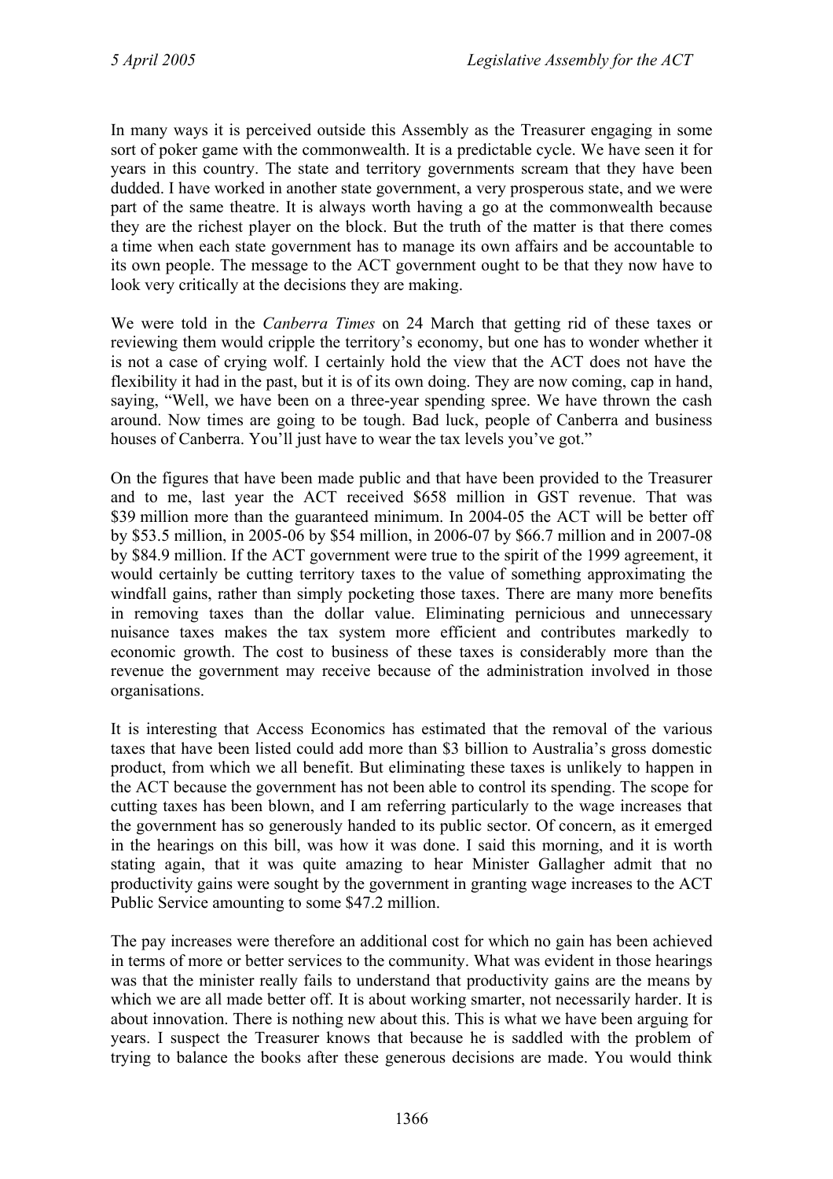In many ways it is perceived outside this Assembly as the Treasurer engaging in some sort of poker game with the commonwealth. It is a predictable cycle. We have seen it for years in this country. The state and territory governments scream that they have been dudded. I have worked in another state government, a very prosperous state, and we were part of the same theatre. It is always worth having a go at the commonwealth because they are the richest player on the block. But the truth of the matter is that there comes a time when each state government has to manage its own affairs and be accountable to its own people. The message to the ACT government ought to be that they now have to look very critically at the decisions they are making.

We were told in the *Canberra Times* on 24 March that getting rid of these taxes or reviewing them would cripple the territory's economy, but one has to wonder whether it is not a case of crying wolf. I certainly hold the view that the ACT does not have the flexibility it had in the past, but it is of its own doing. They are now coming, cap in hand, saying, "Well, we have been on a three-year spending spree. We have thrown the cash around. Now times are going to be tough. Bad luck, people of Canberra and business houses of Canberra. You'll just have to wear the tax levels you've got."

On the figures that have been made public and that have been provided to the Treasurer and to me, last year the ACT received $658 million in GST revenue. That was $39 million more than the guaranteed minimum. In 2004-05 the ACT will be better off by $53.5 million, in 2005-06 by $54 million, in 2006-07 by $66.7 million and in 2007-08 by $84.9 million. If the ACT government were true to the spirit of the 1999 agreement, it would certainly be cutting territory taxes to the value of something approximating the windfall gains, rather than simply pocketing those taxes. There are many more benefits in removing taxes than the dollar value. Eliminating pernicious and unnecessary nuisance taxes makes the tax system more efficient and contributes markedly to economic growth. The cost to business of these taxes is considerably more than the revenue the government may receive because of the administration involved in those organisations.

It is interesting that Access Economics has estimated that the removal of the various taxes that have been listed could add more than $3 billion to Australia's gross domestic product, from which we all benefit. But eliminating these taxes is unlikely to happen in the ACT because the government has not been able to control its spending. The scope for cutting taxes has been blown, and I am referring particularly to the wage increases that the government has so generously handed to its public sector. Of concern, as it emerged in the hearings on this bill, was how it was done. I said this morning, and it is worth stating again, that it was quite amazing to hear Minister Gallagher admit that no productivity gains were sought by the government in granting wage increases to the ACT Public Service amounting to some $47.2 million.

The pay increases were therefore an additional cost for which no gain has been achieved in terms of more or better services to the community. What was evident in those hearings was that the minister really fails to understand that productivity gains are the means by which we are all made better off. It is about working smarter, not necessarily harder. It is about innovation. There is nothing new about this. This is what we have been arguing for years. I suspect the Treasurer knows that because he is saddled with the problem of trying to balance the books after these generous decisions are made. You would think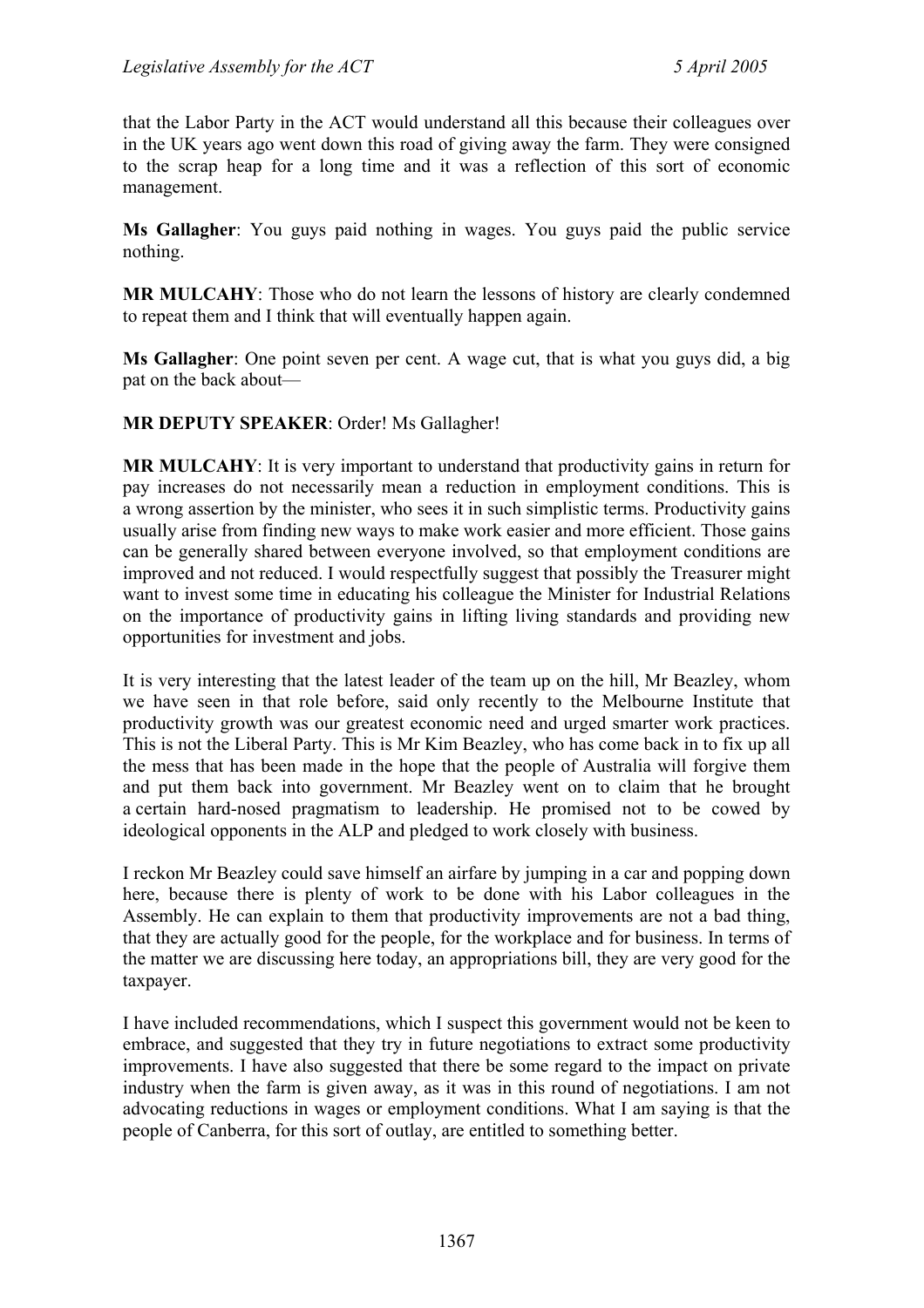that the Labor Party in the ACT would understand all this because their colleagues over in the UK years ago went down this road of giving away the farm. They were consigned to the scrap heap for a long time and it was a reflection of this sort of economic management.

**Ms Gallagher**: You guys paid nothing in wages. You guys paid the public service nothing.

**MR MULCAHY**: Those who do not learn the lessons of history are clearly condemned to repeat them and I think that will eventually happen again.

**Ms Gallagher**: One point seven per cent. A wage cut, that is what you guys did, a big pat on the back about—

**MR DEPUTY SPEAKER**: Order! Ms Gallagher!

**MR MULCAHY**: It is very important to understand that productivity gains in return for pay increases do not necessarily mean a reduction in employment conditions. This is a wrong assertion by the minister, who sees it in such simplistic terms. Productivity gains usually arise from finding new ways to make work easier and more efficient. Those gains can be generally shared between everyone involved, so that employment conditions are improved and not reduced. I would respectfully suggest that possibly the Treasurer might want to invest some time in educating his colleague the Minister for Industrial Relations on the importance of productivity gains in lifting living standards and providing new opportunities for investment and jobs.

It is very interesting that the latest leader of the team up on the hill, Mr Beazley, whom we have seen in that role before, said only recently to the Melbourne Institute that productivity growth was our greatest economic need and urged smarter work practices. This is not the Liberal Party. This is Mr Kim Beazley, who has come back in to fix up all the mess that has been made in the hope that the people of Australia will forgive them and put them back into government. Mr Beazley went on to claim that he brought a certain hard-nosed pragmatism to leadership. He promised not to be cowed by ideological opponents in the ALP and pledged to work closely with business.

I reckon Mr Beazley could save himself an airfare by jumping in a car and popping down here, because there is plenty of work to be done with his Labor colleagues in the Assembly. He can explain to them that productivity improvements are not a bad thing, that they are actually good for the people, for the workplace and for business. In terms of the matter we are discussing here today, an appropriations bill, they are very good for the taxpayer.

I have included recommendations, which I suspect this government would not be keen to embrace, and suggested that they try in future negotiations to extract some productivity improvements. I have also suggested that there be some regard to the impact on private industry when the farm is given away, as it was in this round of negotiations. I am not advocating reductions in wages or employment conditions. What I am saying is that the people of Canberra, for this sort of outlay, are entitled to something better.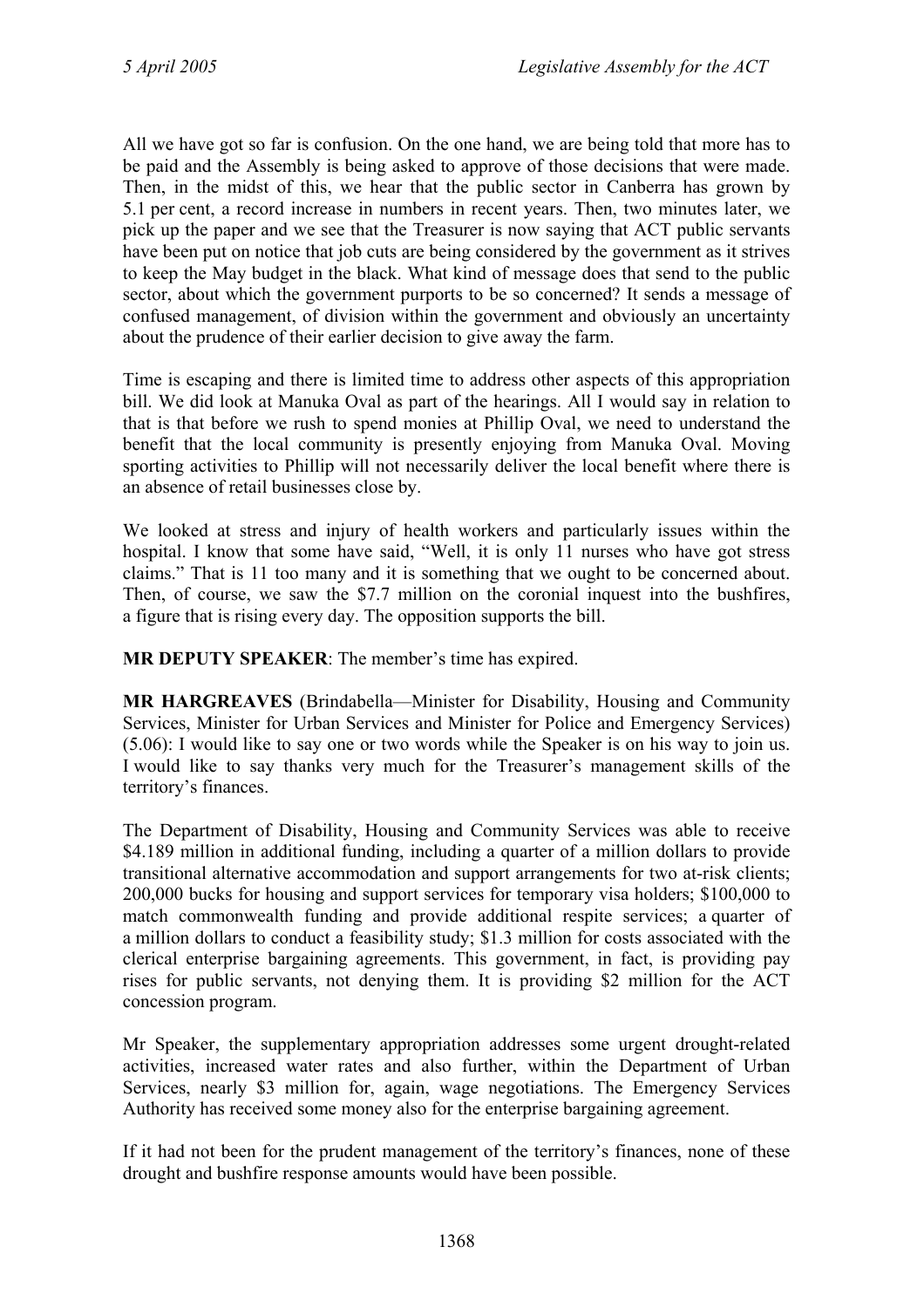All we have got so far is confusion. On the one hand, we are being told that more has to be paid and the Assembly is being asked to approve of those decisions that were made. Then, in the midst of this, we hear that the public sector in Canberra has grown by 5.1 per cent, a record increase in numbers in recent years. Then, two minutes later, we pick up the paper and we see that the Treasurer is now saying that ACT public servants have been put on notice that job cuts are being considered by the government as it strives to keep the May budget in the black. What kind of message does that send to the public sector, about which the government purports to be so concerned? It sends a message of confused management, of division within the government and obviously an uncertainty about the prudence of their earlier decision to give away the farm.

Time is escaping and there is limited time to address other aspects of this appropriation bill. We did look at Manuka Oval as part of the hearings. All I would say in relation to that is that before we rush to spend monies at Phillip Oval, we need to understand the benefit that the local community is presently enjoying from Manuka Oval. Moving sporting activities to Phillip will not necessarily deliver the local benefit where there is an absence of retail businesses close by.

We looked at stress and injury of health workers and particularly issues within the hospital. I know that some have said, "Well, it is only 11 nurses who have got stress claims." That is 11 too many and it is something that we ought to be concerned about. Then, of course, we saw the $7.7 million on the coronial inquest into the bushfires, a figure that is rising every day. The opposition supports the bill.

**MR DEPUTY SPEAKER**: The member's time has expired.

**MR HARGREAVES** (Brindabella—Minister for Disability, Housing and Community Services, Minister for Urban Services and Minister for Police and Emergency Services) (5.06): I would like to say one or two words while the Speaker is on his way to join us. I would like to say thanks very much for the Treasurer's management skills of the territory's finances.

The Department of Disability, Housing and Community Services was able to receive $4.189 million in additional funding, including a quarter of a million dollars to provide transitional alternative accommodation and support arrangements for two at-risk clients; 200,000 bucks for housing and support services for temporary visa holders; $100,000 to match commonwealth funding and provide additional respite services; a quarter of a million dollars to conduct a feasibility study; $1.3 million for costs associated with the clerical enterprise bargaining agreements. This government, in fact, is providing pay rises for public servants, not denying them. It is providing $2 million for the ACT concession program.

Mr Speaker, the supplementary appropriation addresses some urgent drought-related activities, increased water rates and also further, within the Department of Urban Services, nearly $3 million for, again, wage negotiations. The Emergency Services Authority has received some money also for the enterprise bargaining agreement.

If it had not been for the prudent management of the territory's finances, none of these drought and bushfire response amounts would have been possible.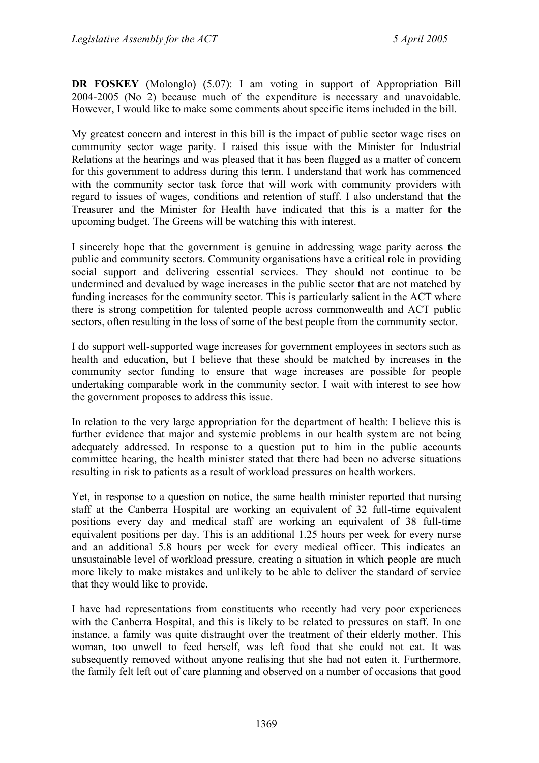**DR FOSKEY** (Molonglo) (5.07): I am voting in support of Appropriation Bill 2004-2005 (No 2) because much of the expenditure is necessary and unavoidable. However, I would like to make some comments about specific items included in the bill.

My greatest concern and interest in this bill is the impact of public sector wage rises on community sector wage parity. I raised this issue with the Minister for Industrial Relations at the hearings and was pleased that it has been flagged as a matter of concern for this government to address during this term. I understand that work has commenced with the community sector task force that will work with community providers with regard to issues of wages, conditions and retention of staff. I also understand that the Treasurer and the Minister for Health have indicated that this is a matter for the upcoming budget. The Greens will be watching this with interest.

I sincerely hope that the government is genuine in addressing wage parity across the public and community sectors. Community organisations have a critical role in providing social support and delivering essential services. They should not continue to be undermined and devalued by wage increases in the public sector that are not matched by funding increases for the community sector. This is particularly salient in the ACT where there is strong competition for talented people across commonwealth and ACT public sectors, often resulting in the loss of some of the best people from the community sector.

I do support well-supported wage increases for government employees in sectors such as health and education, but I believe that these should be matched by increases in the community sector funding to ensure that wage increases are possible for people undertaking comparable work in the community sector. I wait with interest to see how the government proposes to address this issue.

In relation to the very large appropriation for the department of health: I believe this is further evidence that major and systemic problems in our health system are not being adequately addressed. In response to a question put to him in the public accounts committee hearing, the health minister stated that there had been no adverse situations resulting in risk to patients as a result of workload pressures on health workers.

Yet, in response to a question on notice, the same health minister reported that nursing staff at the Canberra Hospital are working an equivalent of 32 full-time equivalent positions every day and medical staff are working an equivalent of 38 full-time equivalent positions per day. This is an additional 1.25 hours per week for every nurse and an additional 5.8 hours per week for every medical officer. This indicates an unsustainable level of workload pressure, creating a situation in which people are much more likely to make mistakes and unlikely to be able to deliver the standard of service that they would like to provide.

I have had representations from constituents who recently had very poor experiences with the Canberra Hospital, and this is likely to be related to pressures on staff. In one instance, a family was quite distraught over the treatment of their elderly mother. This woman, too unwell to feed herself, was left food that she could not eat. It was subsequently removed without anyone realising that she had not eaten it. Furthermore, the family felt left out of care planning and observed on a number of occasions that good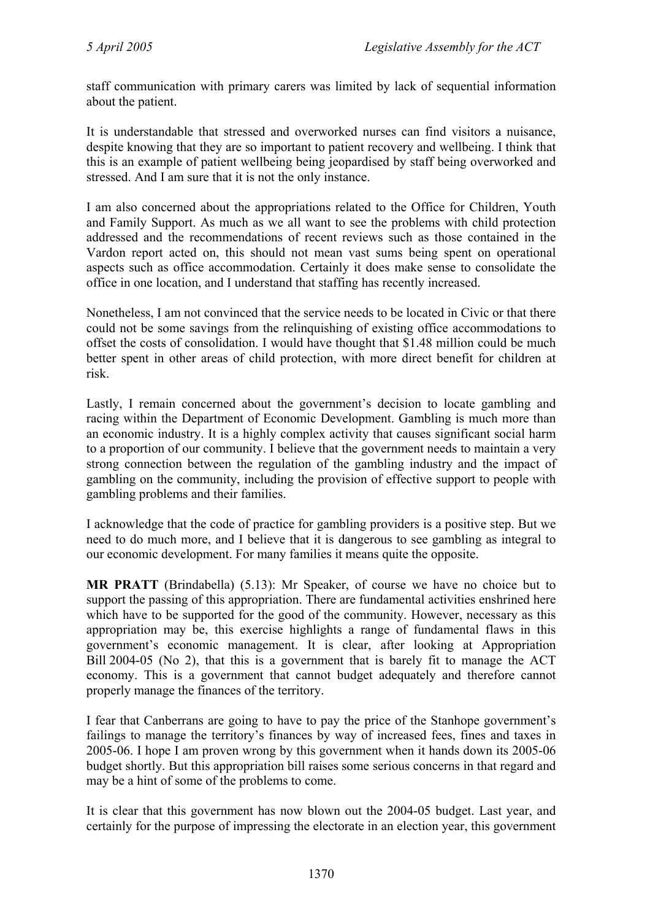staff communication with primary carers was limited by lack of sequential information about the patient.

It is understandable that stressed and overworked nurses can find visitors a nuisance, despite knowing that they are so important to patient recovery and wellbeing. I think that this is an example of patient wellbeing being jeopardised by staff being overworked and stressed. And I am sure that it is not the only instance.

I am also concerned about the appropriations related to the Office for Children, Youth and Family Support. As much as we all want to see the problems with child protection addressed and the recommendations of recent reviews such as those contained in the Vardon report acted on, this should not mean vast sums being spent on operational aspects such as office accommodation. Certainly it does make sense to consolidate the office in one location, and I understand that staffing has recently increased.

Nonetheless, I am not convinced that the service needs to be located in Civic or that there could not be some savings from the relinquishing of existing office accommodations to offset the costs of consolidation. I would have thought that $1.48 million could be much better spent in other areas of child protection, with more direct benefit for children at risk.

Lastly, I remain concerned about the government's decision to locate gambling and racing within the Department of Economic Development. Gambling is much more than an economic industry. It is a highly complex activity that causes significant social harm to a proportion of our community. I believe that the government needs to maintain a very strong connection between the regulation of the gambling industry and the impact of gambling on the community, including the provision of effective support to people with gambling problems and their families.

I acknowledge that the code of practice for gambling providers is a positive step. But we need to do much more, and I believe that it is dangerous to see gambling as integral to our economic development. For many families it means quite the opposite.

**MR PRATT** (Brindabella) (5.13): Mr Speaker, of course we have no choice but to support the passing of this appropriation. There are fundamental activities enshrined here which have to be supported for the good of the community. However, necessary as this appropriation may be, this exercise highlights a range of fundamental flaws in this government's economic management. It is clear, after looking at Appropriation Bill 2004-05 (No 2), that this is a government that is barely fit to manage the ACT economy. This is a government that cannot budget adequately and therefore cannot properly manage the finances of the territory.

I fear that Canberrans are going to have to pay the price of the Stanhope government's failings to manage the territory's finances by way of increased fees, fines and taxes in 2005-06. I hope I am proven wrong by this government when it hands down its 2005-06 budget shortly. But this appropriation bill raises some serious concerns in that regard and may be a hint of some of the problems to come.

It is clear that this government has now blown out the 2004-05 budget. Last year, and certainly for the purpose of impressing the electorate in an election year, this government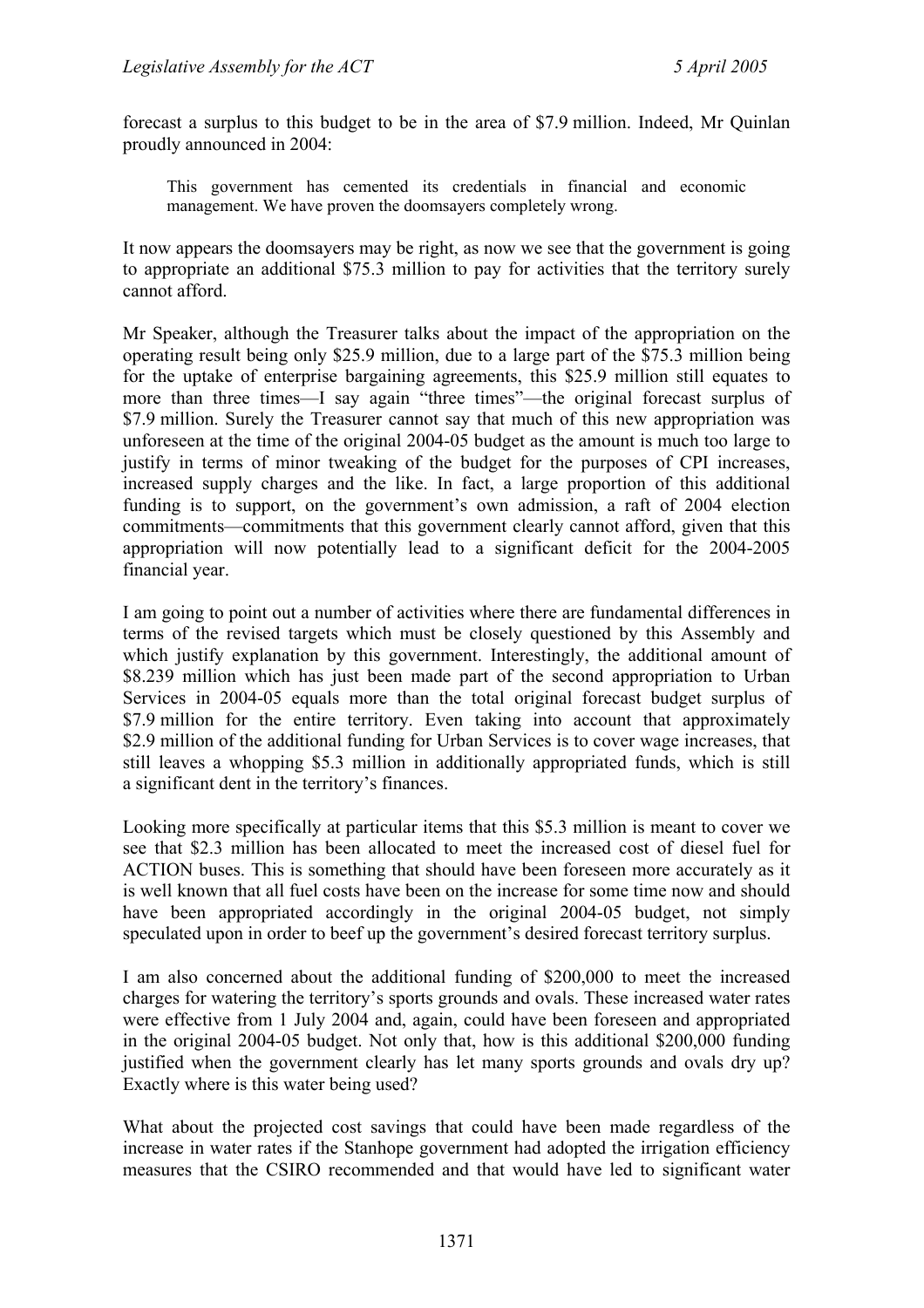forecast a surplus to this budget to be in the area of $7.9 million. Indeed, Mr Quinlan proudly announced in 2004:

> This government has cemented its credentials in financial and economic management. We have proven the doomsayers completely wrong.

It now appears the doomsayers may be right, as now we see that the government is going to appropriate an additional $75.3 million to pay for activities that the territory surely cannot afford.

Mr Speaker, although the Treasurer talks about the impact of the appropriation on the operating result being only $25.9 million, due to a large part of the $75.3 million being for the uptake of enterprise bargaining agreements, this $25.9 million still equates to more than three times—I say again "three times"—the original forecast surplus of $7.9 million. Surely the Treasurer cannot say that much of this new appropriation was unforeseen at the time of the original 2004-05 budget as the amount is much too large to justify in terms of minor tweaking of the budget for the purposes of CPI increases, increased supply charges and the like. In fact, a large proportion of this additional funding is to support, on the government's own admission, a raft of 2004 election commitments—commitments that this government clearly cannot afford, given that this appropriation will now potentially lead to a significant deficit for the 2004-2005 financial year.

I am going to point out a number of activities where there are fundamental differences in terms of the revised targets which must be closely questioned by this Assembly and which justify explanation by this government. Interestingly, the additional amount of $8.239 million which has just been made part of the second appropriation to Urban Services in 2004-05 equals more than the total original forecast budget surplus of $7.9 million for the entire territory. Even taking into account that approximately $2.9 million of the additional funding for Urban Services is to cover wage increases, that still leaves a whopping $5.3 million in additionally appropriated funds, which is still a significant dent in the territory's finances.

Looking more specifically at particular items that this $5.3 million is meant to cover we see that $2.3 million has been allocated to meet the increased cost of diesel fuel for ACTION buses. This is something that should have been foreseen more accurately as it is well known that all fuel costs have been on the increase for some time now and should have been appropriated accordingly in the original 2004-05 budget, not simply speculated upon in order to beef up the government's desired forecast territory surplus.

I am also concerned about the additional funding of $200,000 to meet the increased charges for watering the territory's sports grounds and ovals. These increased water rates were effective from 1 July 2004 and, again, could have been foreseen and appropriated in the original 2004-05 budget. Not only that, how is this additional $200,000 funding justified when the government clearly has let many sports grounds and ovals dry up? Exactly where is this water being used?

What about the projected cost savings that could have been made regardless of the increase in water rates if the Stanhope government had adopted the irrigation efficiency measures that the CSIRO recommended and that would have led to significant water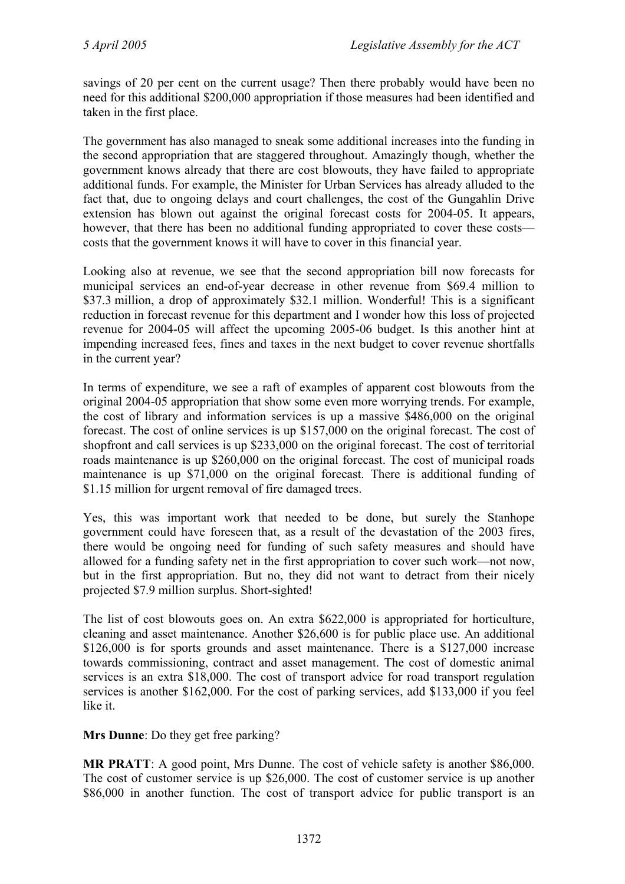savings of 20 per cent on the current usage? Then there probably would have been no need for this additional $200,000 appropriation if those measures had been identified and taken in the first place.

The government has also managed to sneak some additional increases into the funding in the second appropriation that are staggered throughout. Amazingly though, whether the government knows already that there are cost blowouts, they have failed to appropriate additional funds. For example, the Minister for Urban Services has already alluded to the fact that, due to ongoing delays and court challenges, the cost of the Gungahlin Drive extension has blown out against the original forecast costs for 2004-05. It appears, however, that there has been no additional funding appropriated to cover these costs—costs that the government knows it will have to cover in this financial year.

Looking also at revenue, we see that the second appropriation bill now forecasts for municipal services an end-of-year decrease in other revenue from $69.4 million to $37.3 million, a drop of approximately $32.1 million. Wonderful! This is a significant reduction in forecast revenue for this department and I wonder how this loss of projected revenue for 2004-05 will affect the upcoming 2005-06 budget. Is this another hint at impending increased fees, fines and taxes in the next budget to cover revenue shortfalls in the current year?

In terms of expenditure, we see a raft of examples of apparent cost blowouts from the original 2004-05 appropriation that show some even more worrying trends. For example, the cost of library and information services is up a massive $486,000 on the original forecast. The cost of online services is up $157,000 on the original forecast. The cost of shopfront and call services is up $233,000 on the original forecast. The cost of territorial roads maintenance is up $260,000 on the original forecast. The cost of municipal roads maintenance is up $71,000 on the original forecast. There is additional funding of $1.15 million for urgent removal of fire damaged trees.

Yes, this was important work that needed to be done, but surely the Stanhope government could have foreseen that, as a result of the devastation of the 2003 fires, there would be ongoing need for funding of such safety measures and should have allowed for a funding safety net in the first appropriation to cover such work—not now, but in the first appropriation. But no, they did not want to detract from their nicely projected $7.9 million surplus. Short-sighted!

The list of cost blowouts goes on. An extra $622,000 is appropriated for horticulture, cleaning and asset maintenance. Another $26,600 is for public place use. An additional $126,000 is for sports grounds and asset maintenance. There is a $127,000 increase towards commissioning, contract and asset management. The cost of domestic animal services is an extra $18,000. The cost of transport advice for road transport regulation services is another $162,000. For the cost of parking services, add $133,000 if you feel like it.

**Mrs Dunne**: Do they get free parking?

**MR PRATT**: A good point, Mrs Dunne. The cost of vehicle safety is another $86,000. The cost of customer service is up $26,000. The cost of customer service is up another $86,000 in another function. The cost of transport advice for public transport is an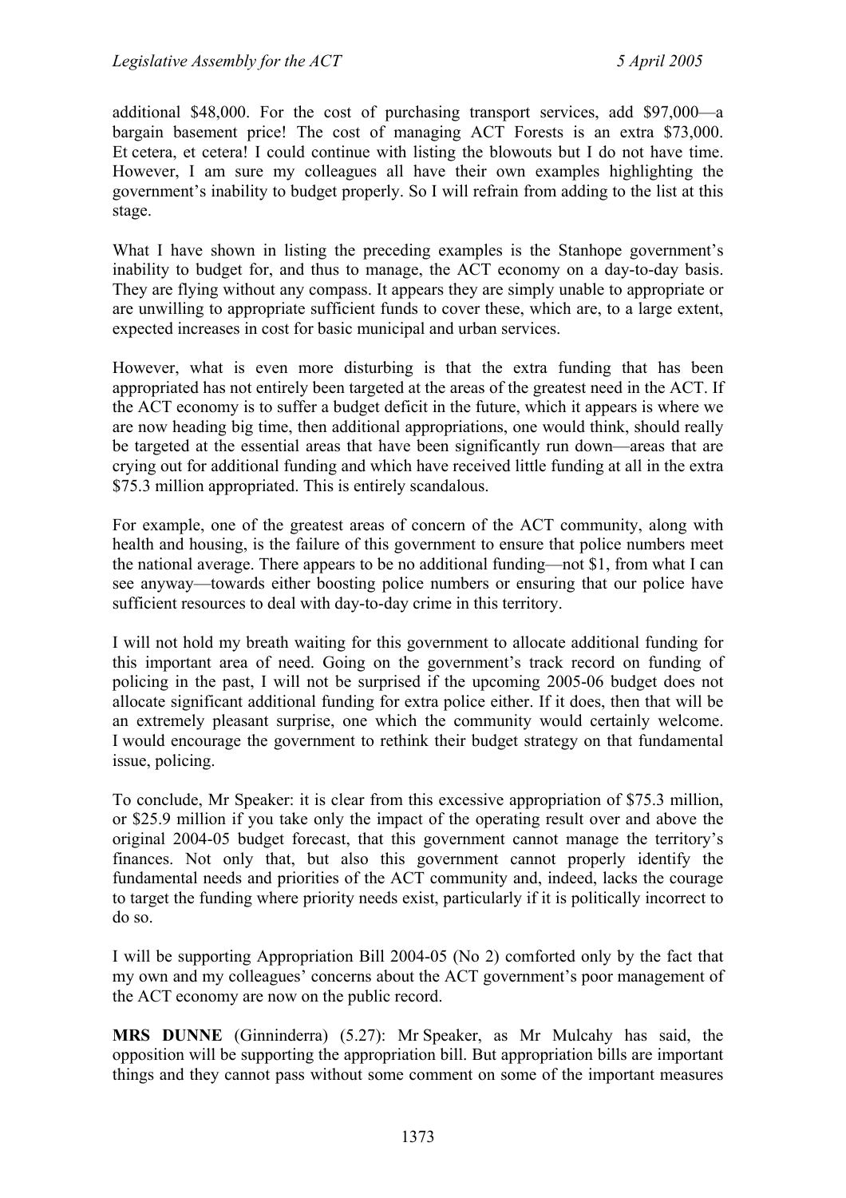additional $48,000. For the cost of purchasing transport services, add $97,000—a bargain basement price! The cost of managing ACT Forests is an extra $73,000. Et cetera, et cetera! I could continue with listing the blowouts but I do not have time. However, I am sure my colleagues all have their own examples highlighting the government's inability to budget properly. So I will refrain from adding to the list at this stage.

What I have shown in listing the preceding examples is the Stanhope government's inability to budget for, and thus to manage, the ACT economy on a day-to-day basis. They are flying without any compass. It appears they are simply unable to appropriate or are unwilling to appropriate sufficient funds to cover these, which are, to a large extent, expected increases in cost for basic municipal and urban services.

However, what is even more disturbing is that the extra funding that has been appropriated has not entirely been targeted at the areas of the greatest need in the ACT. If the ACT economy is to suffer a budget deficit in the future, which it appears is where we are now heading big time, then additional appropriations, one would think, should really be targeted at the essential areas that have been significantly run down—areas that are crying out for additional funding and which have received little funding at all in the extra $75.3 million appropriated. This is entirely scandalous.

For example, one of the greatest areas of concern of the ACT community, along with health and housing, is the failure of this government to ensure that police numbers meet the national average. There appears to be no additional funding—not $1, from what I can see anyway—towards either boosting police numbers or ensuring that our police have sufficient resources to deal with day-to-day crime in this territory.

I will not hold my breath waiting for this government to allocate additional funding for this important area of need. Going on the government's track record on funding of policing in the past, I will not be surprised if the upcoming 2005-06 budget does not allocate significant additional funding for extra police either. If it does, then that will be an extremely pleasant surprise, one which the community would certainly welcome. I would encourage the government to rethink their budget strategy on that fundamental issue, policing.

To conclude, Mr Speaker: it is clear from this excessive appropriation of $75.3 million, or $25.9 million if you take only the impact of the operating result over and above the original 2004-05 budget forecast, that this government cannot manage the territory's finances. Not only that, but also this government cannot properly identify the fundamental needs and priorities of the ACT community and, indeed, lacks the courage to target the funding where priority needs exist, particularly if it is politically incorrect to do so.

I will be supporting Appropriation Bill 2004-05 (No 2) comforted only by the fact that my own and my colleagues' concerns about the ACT government's poor management of the ACT economy are now on the public record.

**MRS DUNNE** (Ginninderra) (5.27): Mr Speaker, as Mr Mulcahy has said, the opposition will be supporting the appropriation bill. But appropriation bills are important things and they cannot pass without some comment on some of the important measures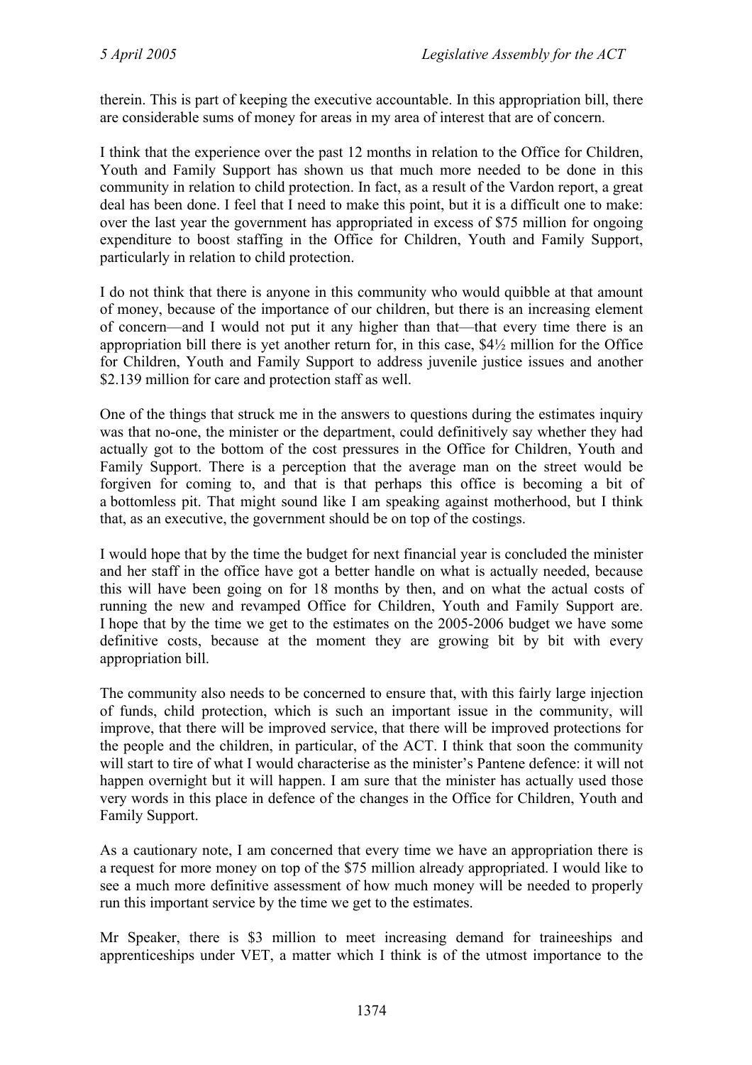therein. This is part of keeping the executive accountable. In this appropriation bill, there are considerable sums of money for areas in my area of interest that are of concern.

I think that the experience over the past 12 months in relation to the Office for Children, Youth and Family Support has shown us that much more needed to be done in this community in relation to child protection. In fact, as a result of the Vardon report, a great deal has been done. I feel that I need to make this point, but it is a difficult one to make: over the last year the government has appropriated in excess of $75 million for ongoing expenditure to boost staffing in the Office for Children, Youth and Family Support, particularly in relation to child protection.

I do not think that there is anyone in this community who would quibble at that amount of money, because of the importance of our children, but there is an increasing element of concern—and I would not put it any higher than that—that every time there is an appropriation bill there is yet another return for, in this case, $4½ million for the Office for Children, Youth and Family Support to address juvenile justice issues and another $2.139 million for care and protection staff as well.

One of the things that struck me in the answers to questions during the estimates inquiry was that no-one, the minister or the department, could definitively say whether they had actually got to the bottom of the cost pressures in the Office for Children, Youth and Family Support. There is a perception that the average man on the street would be forgiven for coming to, and that is that perhaps this office is becoming a bit of a bottomless pit. That might sound like I am speaking against motherhood, but I think that, as an executive, the government should be on top of the costings.

I would hope that by the time the budget for next financial year is concluded the minister and her staff in the office have got a better handle on what is actually needed, because this will have been going on for 18 months by then, and on what the actual costs of running the new and revamped Office for Children, Youth and Family Support are. I hope that by the time we get to the estimates on the 2005-2006 budget we have some definitive costs, because at the moment they are growing bit by bit with every appropriation bill.

The community also needs to be concerned to ensure that, with this fairly large injection of funds, child protection, which is such an important issue in the community, will improve, that there will be improved service, that there will be improved protections for the people and the children, in particular, of the ACT. I think that soon the community will start to tire of what I would characterise as the minister's Pantene defence: it will not happen overnight but it will happen. I am sure that the minister has actually used those very words in this place in defence of the changes in the Office for Children, Youth and Family Support.

As a cautionary note, I am concerned that every time we have an appropriation there is a request for more money on top of the $75 million already appropriated. I would like to see a much more definitive assessment of how much money will be needed to properly run this important service by the time we get to the estimates.

Mr Speaker, there is $3 million to meet increasing demand for traineeships and apprenticeships under VET, a matter which I think is of the utmost importance to the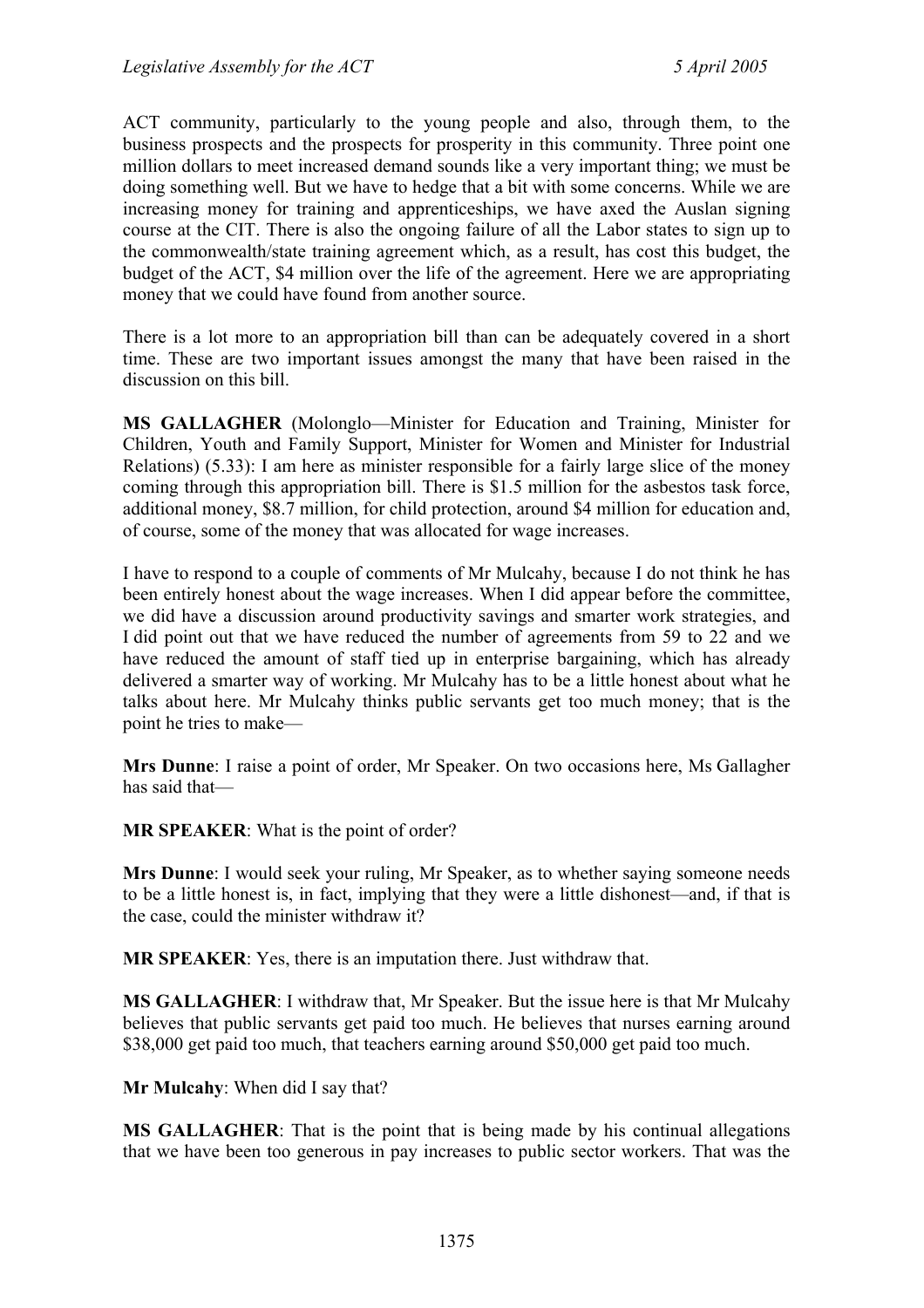ACT community, particularly to the young people and also, through them, to the business prospects and the prospects for prosperity in this community. Three point one million dollars to meet increased demand sounds like a very important thing; we must be doing something well. But we have to hedge that a bit with some concerns. While we are increasing money for training and apprenticeships, we have axed the Auslan signing course at the CIT. There is also the ongoing failure of all the Labor states to sign up to the commonwealth/state training agreement which, as a result, has cost this budget, the budget of the ACT, $4 million over the life of the agreement. Here we are appropriating money that we could have found from another source.

There is a lot more to an appropriation bill than can be adequately covered in a short time. These are two important issues amongst the many that have been raised in the discussion on this bill.

**MS GALLAGHER** (Molonglo—Minister for Education and Training, Minister for Children, Youth and Family Support, Minister for Women and Minister for Industrial Relations) (5.33): I am here as minister responsible for a fairly large slice of the money coming through this appropriation bill. There is $1.5 million for the asbestos task force, additional money, $8.7 million, for child protection, around $4 million for education and, of course, some of the money that was allocated for wage increases.

I have to respond to a couple of comments of Mr Mulcahy, because I do not think he has been entirely honest about the wage increases. When I did appear before the committee, we did have a discussion around productivity savings and smarter work strategies, and I did point out that we have reduced the number of agreements from 59 to 22 and we have reduced the amount of staff tied up in enterprise bargaining, which has already delivered a smarter way of working. Mr Mulcahy has to be a little honest about what he talks about here. Mr Mulcahy thinks public servants get too much money; that is the point he tries to make—

**Mrs Dunne**: I raise a point of order, Mr Speaker. On two occasions here, Ms Gallagher has said that—

**MR SPEAKER**: What is the point of order?

**Mrs Dunne**: I would seek your ruling, Mr Speaker, as to whether saying someone needs to be a little honest is, in fact, implying that they were a little dishonest—and, if that is the case, could the minister withdraw it?

**MR SPEAKER**: Yes, there is an imputation there. Just withdraw that.

**MS GALLAGHER**: I withdraw that, Mr Speaker. But the issue here is that Mr Mulcahy believes that public servants get paid too much. He believes that nurses earning around $38,000 get paid too much, that teachers earning around $50,000 get paid too much.

**Mr Mulcahy**: When did I say that?

**MS GALLAGHER**: That is the point that is being made by his continual allegations that we have been too generous in pay increases to public sector workers. That was the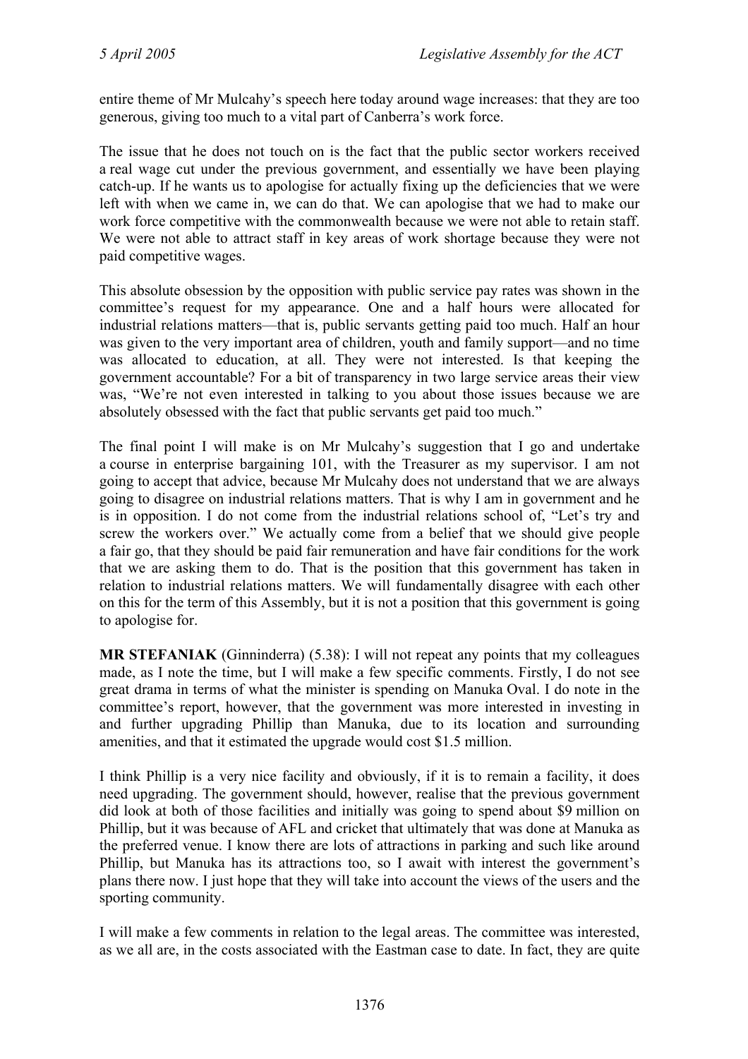entire theme of Mr Mulcahy's speech here today around wage increases: that they are too generous, giving too much to a vital part of Canberra's work force.

The issue that he does not touch on is the fact that the public sector workers received a real wage cut under the previous government, and essentially we have been playing catch-up. If he wants us to apologise for actually fixing up the deficiencies that we were left with when we came in, we can do that. We can apologise that we had to make our work force competitive with the commonwealth because we were not able to retain staff. We were not able to attract staff in key areas of work shortage because they were not paid competitive wages.

This absolute obsession by the opposition with public service pay rates was shown in the committee's request for my appearance. One and a half hours were allocated for industrial relations matters—that is, public servants getting paid too much. Half an hour was given to the very important area of children, youth and family support—and no time was allocated to education, at all. They were not interested. Is that keeping the government accountable? For a bit of transparency in two large service areas their view was, "We're not even interested in talking to you about those issues because we are absolutely obsessed with the fact that public servants get paid too much."

The final point I will make is on Mr Mulcahy's suggestion that I go and undertake a course in enterprise bargaining 101, with the Treasurer as my supervisor. I am not going to accept that advice, because Mr Mulcahy does not understand that we are always going to disagree on industrial relations matters. That is why I am in government and he is in opposition. I do not come from the industrial relations school of, "Let's try and screw the workers over." We actually come from a belief that we should give people a fair go, that they should be paid fair remuneration and have fair conditions for the work that we are asking them to do. That is the position that this government has taken in relation to industrial relations matters. We will fundamentally disagree with each other on this for the term of this Assembly, but it is not a position that this government is going to apologise for.

**MR STEFANIAK** (Ginninderra) (5.38): I will not repeat any points that my colleagues made, as I note the time, but I will make a few specific comments. Firstly, I do not see great drama in terms of what the minister is spending on Manuka Oval. I do note in the committee's report, however, that the government was more interested in investing in and further upgrading Phillip than Manuka, due to its location and surrounding amenities, and that it estimated the upgrade would cost $1.5 million.

I think Phillip is a very nice facility and obviously, if it is to remain a facility, it does need upgrading. The government should, however, realise that the previous government did look at both of those facilities and initially was going to spend about $9 million on Phillip, but it was because of AFL and cricket that ultimately that was done at Manuka as the preferred venue. I know there are lots of attractions in parking and such like around Phillip, but Manuka has its attractions too, so I await with interest the government's plans there now. I just hope that they will take into account the views of the users and the sporting community.

I will make a few comments in relation to the legal areas. The committee was interested, as we all are, in the costs associated with the Eastman case to date. In fact, they are quite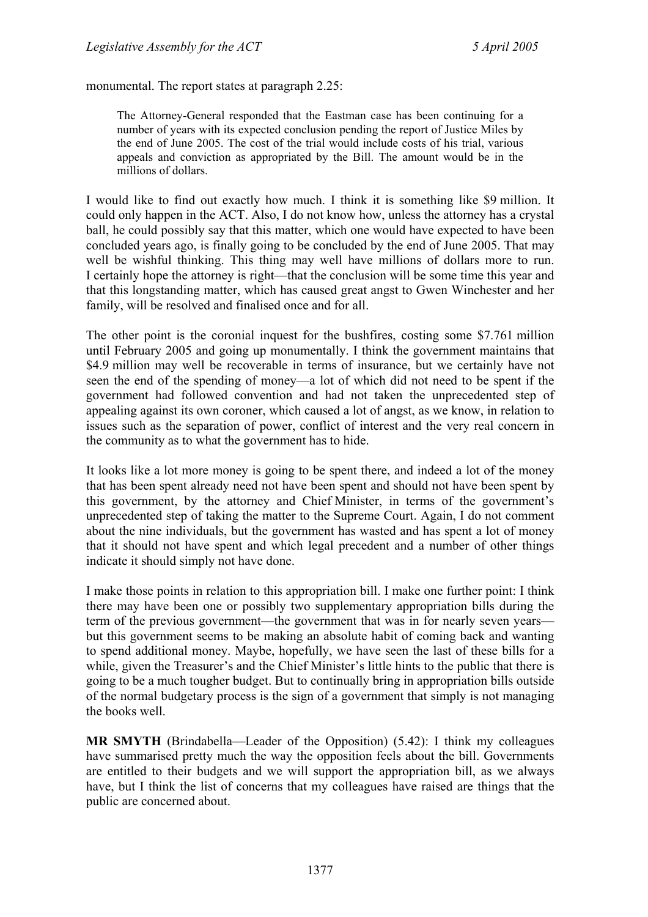monumental. The report states at paragraph 2.25:

> The Attorney-General responded that the Eastman case has been continuing for a number of years with its expected conclusion pending the report of Justice Miles by the end of June 2005. The cost of the trial would include costs of his trial, various appeals and conviction as appropriated by the Bill. The amount would be in the millions of dollars.

I would like to find out exactly how much. I think it is something like $9 million. It could only happen in the ACT. Also, I do not know how, unless the attorney has a crystal ball, he could possibly say that this matter, which one would have expected to have been concluded years ago, is finally going to be concluded by the end of June 2005. That may well be wishful thinking. This thing may well have millions of dollars more to run. I certainly hope the attorney is right—that the conclusion will be some time this year and that this longstanding matter, which has caused great angst to Gwen Winchester and her family, will be resolved and finalised once and for all.

The other point is the coronial inquest for the bushfires, costing some $7.761 million until February 2005 and going up monumentally. I think the government maintains that $4.9 million may well be recoverable in terms of insurance, but we certainly have not seen the end of the spending of money—a lot of which did not need to be spent if the government had followed convention and had not taken the unprecedented step of appealing against its own coroner, which caused a lot of angst, as we know, in relation to issues such as the separation of power, conflict of interest and the very real concern in the community as to what the government has to hide.

It looks like a lot more money is going to be spent there, and indeed a lot of the money that has been spent already need not have been spent and should not have been spent by this government, by the attorney and Chief Minister, in terms of the government's unprecedented step of taking the matter to the Supreme Court. Again, I do not comment about the nine individuals, but the government has wasted and has spent a lot of money that it should not have spent and which legal precedent and a number of other things indicate it should simply not have done.

I make those points in relation to this appropriation bill. I make one further point: I think there may have been one or possibly two supplementary appropriation bills during the term of the previous government—the government that was in for nearly seven years—but this government seems to be making an absolute habit of coming back and wanting to spend additional money. Maybe, hopefully, we have seen the last of these bills for a while, given the Treasurer's and the Chief Minister's little hints to the public that there is going to be a much tougher budget. But to continually bring in appropriation bills outside of the normal budgetary process is the sign of a government that simply is not managing the books well.

**MR SMYTH** (Brindabella—Leader of the Opposition) (5.42): I think my colleagues have summarised pretty much the way the opposition feels about the bill. Governments are entitled to their budgets and we will support the appropriation bill, as we always have, but I think the list of concerns that my colleagues have raised are things that the public are concerned about.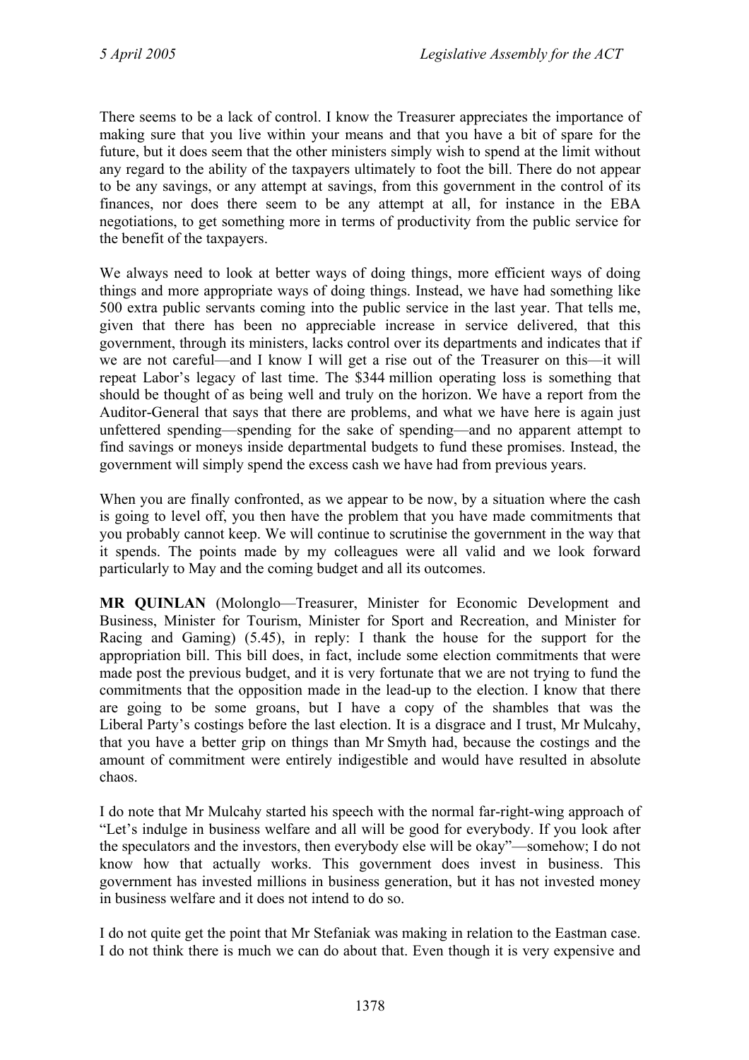There seems to be a lack of control. I know the Treasurer appreciates the importance of making sure that you live within your means and that you have a bit of spare for the future, but it does seem that the other ministers simply wish to spend at the limit without any regard to the ability of the taxpayers ultimately to foot the bill. There do not appear to be any savings, or any attempt at savings, from this government in the control of its finances, nor does there seem to be any attempt at all, for instance in the EBA negotiations, to get something more in terms of productivity from the public service for the benefit of the taxpayers.

We always need to look at better ways of doing things, more efficient ways of doing things and more appropriate ways of doing things. Instead, we have had something like 500 extra public servants coming into the public service in the last year. That tells me, given that there has been no appreciable increase in service delivered, that this government, through its ministers, lacks control over its departments and indicates that if we are not careful—and I know I will get a rise out of the Treasurer on this—it will repeat Labor's legacy of last time. The \$344 million operating loss is something that should be thought of as being well and truly on the horizon. We have a report from the Auditor-General that says that there are problems, and what we have here is again just unfettered spending—spending for the sake of spending—and no apparent attempt to find savings or moneys inside departmental budgets to fund these promises. Instead, the government will simply spend the excess cash we have had from previous years.

When you are finally confronted, as we appear to be now, by a situation where the cash is going to level off, you then have the problem that you have made commitments that you probably cannot keep. We will continue to scrutinise the government in the way that it spends. The points made by my colleagues were all valid and we look forward particularly to May and the coming budget and all its outcomes.

**MR QUINLAN** (Molonglo—Treasurer, Minister for Economic Development and Business, Minister for Tourism, Minister for Sport and Recreation, and Minister for Racing and Gaming) (5.45), in reply: I thank the house for the support for the appropriation bill. This bill does, in fact, include some election commitments that were made post the previous budget, and it is very fortunate that we are not trying to fund the commitments that the opposition made in the lead-up to the election. I know that there are going to be some groans, but I have a copy of the shambles that was the Liberal Party's costings before the last election. It is a disgrace and I trust, Mr Mulcahy, that you have a better grip on things than Mr Smyth had, because the costings and the amount of commitment were entirely indigestible and would have resulted in absolute chaos.

I do note that Mr Mulcahy started his speech with the normal far-right-wing approach of "Let's indulge in business welfare and all will be good for everybody. If you look after the speculators and the investors, then everybody else will be okay"—somehow; I do not know how that actually works. This government does invest in business. This government has invested millions in business generation, but it has not invested money in business welfare and it does not intend to do so.

I do not quite get the point that Mr Stefaniak was making in relation to the Eastman case. I do not think there is much we can do about that. Even though it is very expensive and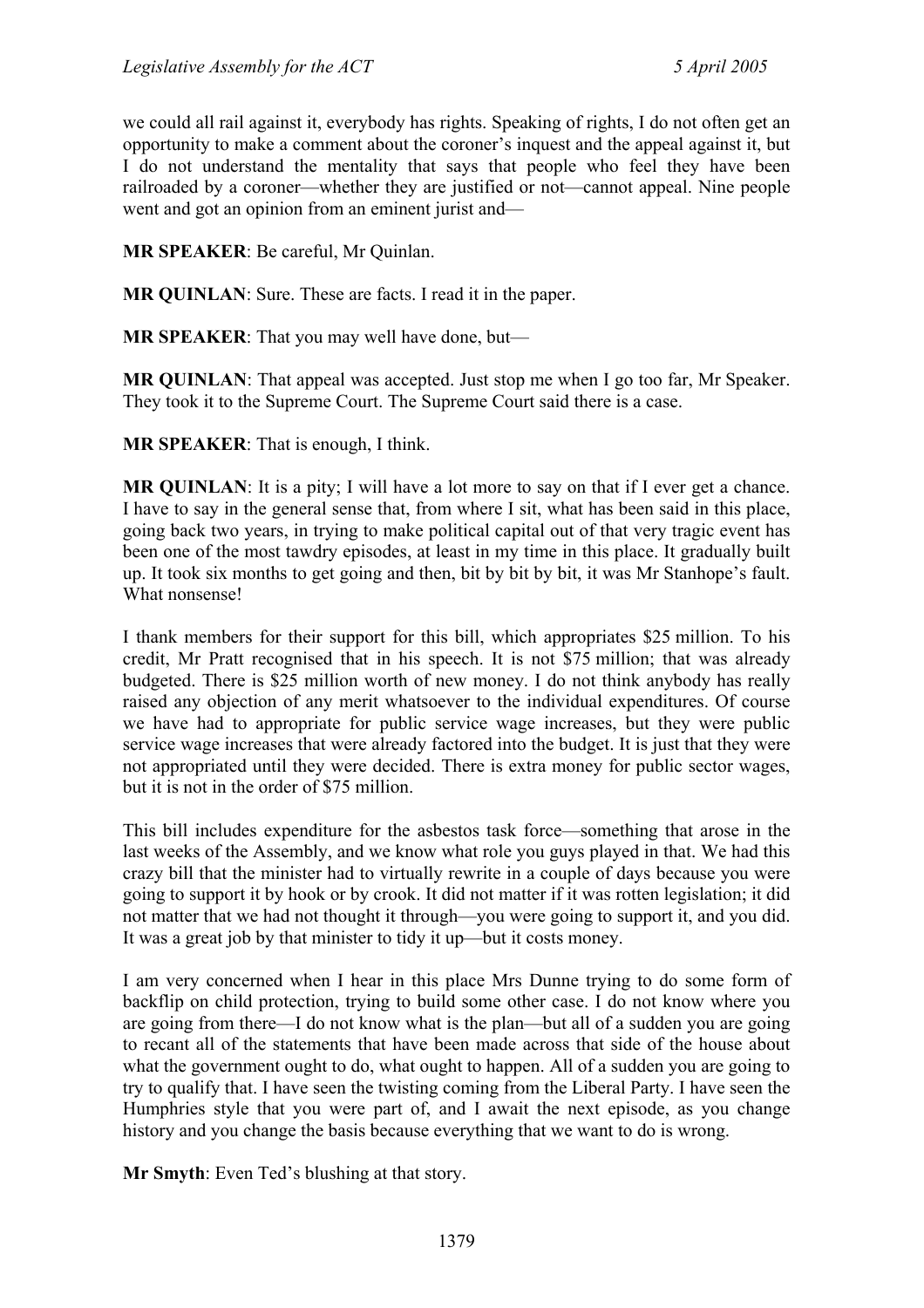we could all rail against it, everybody has rights. Speaking of rights, I do not often get an opportunity to make a comment about the coroner's inquest and the appeal against it, but I do not understand the mentality that says that people who feel they have been railroaded by a coroner—whether they are justified or not—cannot appeal. Nine people went and got an opinion from an eminent jurist and—

**MR SPEAKER**: Be careful, Mr Quinlan.

**MR QUINLAN**: Sure. These are facts. I read it in the paper.

**MR SPEAKER**: That you may well have done, but—

**MR QUINLAN**: That appeal was accepted. Just stop me when I go too far, Mr Speaker. They took it to the Supreme Court. The Supreme Court said there is a case.

**MR SPEAKER**: That is enough, I think.

**MR QUINLAN**: It is a pity; I will have a lot more to say on that if I ever get a chance. I have to say in the general sense that, from where I sit, what has been said in this place, going back two years, in trying to make political capital out of that very tragic event has been one of the most tawdry episodes, at least in my time in this place. It gradually built up. It took six months to get going and then, bit by bit by bit, it was Mr Stanhope's fault. What nonsense!

I thank members for their support for this bill, which appropriates $25 million. To his credit, Mr Pratt recognised that in his speech. It is not $75 million; that was already budgeted. There is $25 million worth of new money. I do not think anybody has really raised any objection of any merit whatsoever to the individual expenditures. Of course we have had to appropriate for public service wage increases, but they were public service wage increases that were already factored into the budget. It is just that they were not appropriated until they were decided. There is extra money for public sector wages, but it is not in the order of $75 million.

This bill includes expenditure for the asbestos task force—something that arose in the last weeks of the Assembly, and we know what role you guys played in that. We had this crazy bill that the minister had to virtually rewrite in a couple of days because you were going to support it by hook or by crook. It did not matter if it was rotten legislation; it did not matter that we had not thought it through—you were going to support it, and you did. It was a great job by that minister to tidy it up—but it costs money.

I am very concerned when I hear in this place Mrs Dunne trying to do some form of backflip on child protection, trying to build some other case. I do not know where you are going from there—I do not know what is the plan—but all of a sudden you are going to recant all of the statements that have been made across that side of the house about what the government ought to do, what ought to happen. All of a sudden you are going to try to qualify that. I have seen the twisting coming from the Liberal Party. I have seen the Humphries style that you were part of, and I await the next episode, as you change history and you change the basis because everything that we want to do is wrong.

**Mr Smyth**: Even Ted's blushing at that story.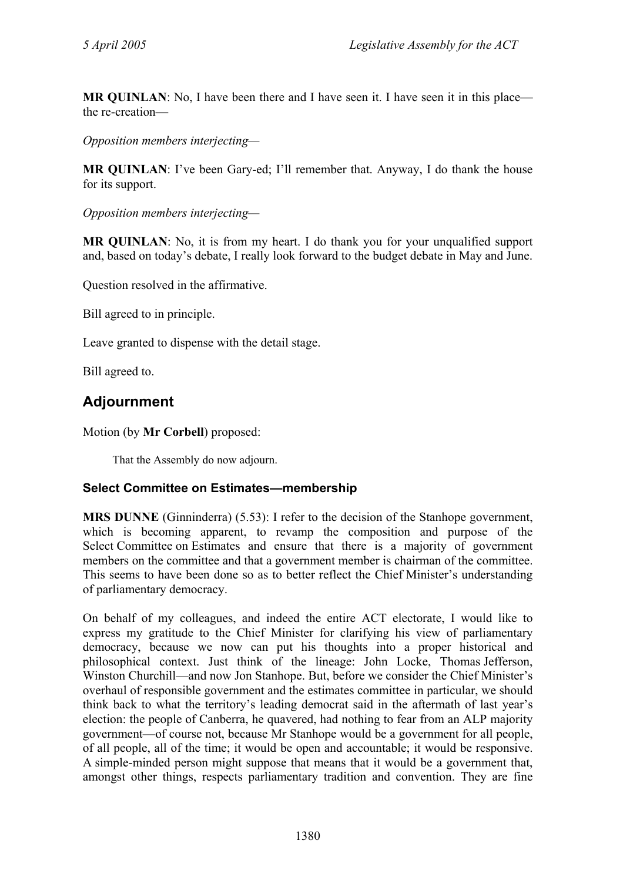**MR QUINLAN**: No, I have been there and I have seen it. I have seen it in this place—the re-creation—

*Opposition members interjecting*—

**MR QUINLAN**: I've been Gary-ed; I'll remember that. Anyway, I do thank the house for its support.

*Opposition members interjecting*—

**MR QUINLAN**: No, it is from my heart. I do thank you for your unqualified support and, based on today's debate, I really look forward to the budget debate in May and June.

Question resolved in the affirmative.

Bill agreed to in principle.

Leave granted to dispense with the detail stage.

Bill agreed to.

## Adjournment

Motion (by **Mr Corbell**) proposed:

> That the Assembly do now adjourn.

### Select Committee on Estimates—membership

**MRS DUNNE** (Ginninderra) (5.53): I refer to the decision of the Stanhope government, which is becoming apparent, to revamp the composition and purpose of the Select Committee on Estimates and ensure that there is a majority of government members on the committee and that a government member is chairman of the committee. This seems to have been done so as to better reflect the Chief Minister's understanding of parliamentary democracy.

On behalf of my colleagues, and indeed the entire ACT electorate, I would like to express my gratitude to the Chief Minister for clarifying his view of parliamentary democracy, because we now can put his thoughts into a proper historical and philosophical context. Just think of the lineage: John Locke, Thomas Jefferson, Winston Churchill—and now Jon Stanhope. But, before we consider the Chief Minister's overhaul of responsible government and the estimates committee in particular, we should think back to what the territory's leading democrat said in the aftermath of last year's election: the people of Canberra, he quavered, had nothing to fear from an ALP majority government—of course not, because Mr Stanhope would be a government for all people, of all people, all of the time; it would be open and accountable; it would be responsive. A simple-minded person might suppose that means that it would be a government that, amongst other things, respects parliamentary tradition and convention. They are fine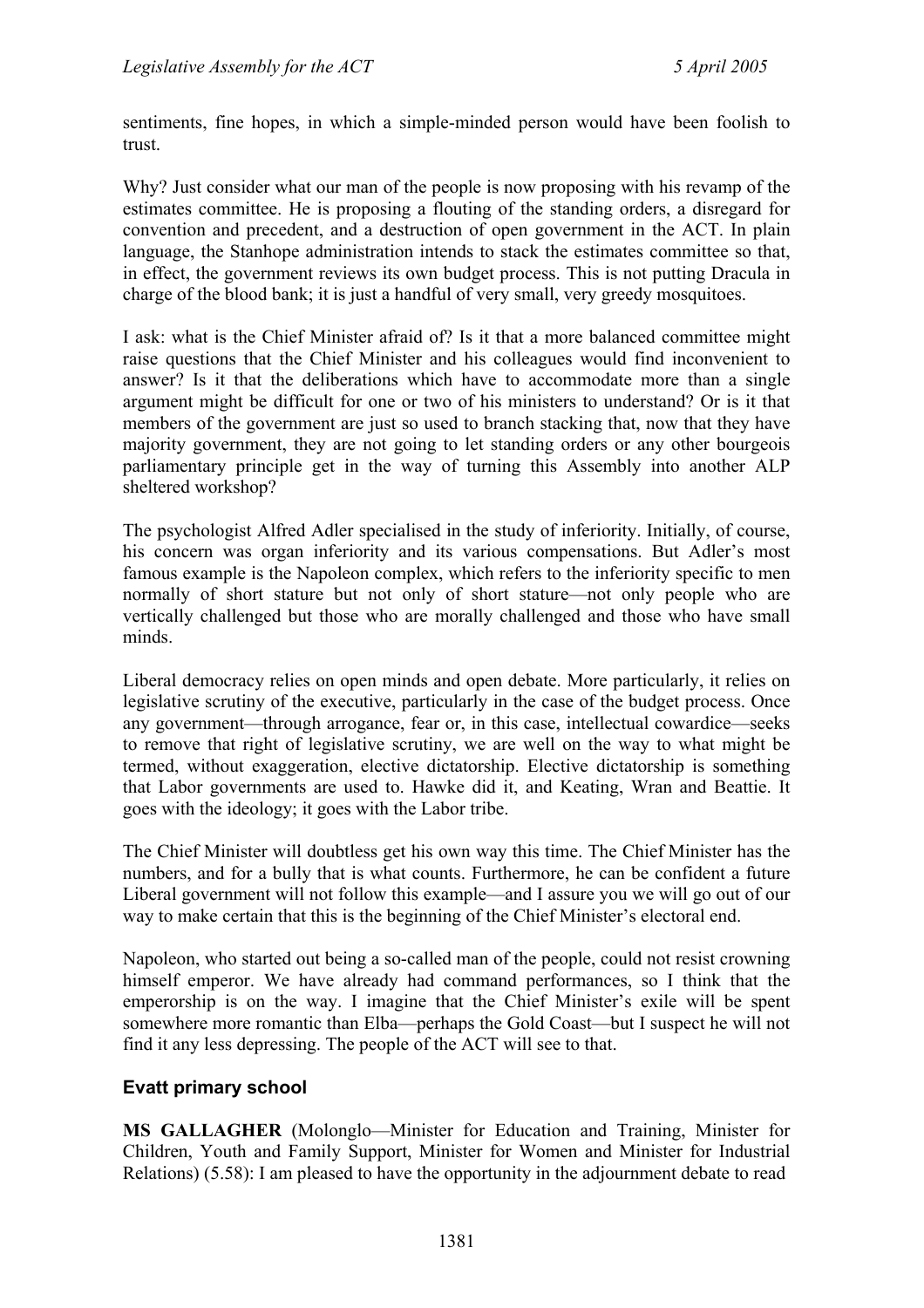sentiments, fine hopes, in which a simple-minded person would have been foolish to trust.

Why? Just consider what our man of the people is now proposing with his revamp of the estimates committee. He is proposing a flouting of the standing orders, a disregard for convention and precedent, and a destruction of open government in the ACT. In plain language, the Stanhope administration intends to stack the estimates committee so that, in effect, the government reviews its own budget process. This is not putting Dracula in charge of the blood bank; it is just a handful of very small, very greedy mosquitoes.

I ask: what is the Chief Minister afraid of? Is it that a more balanced committee might raise questions that the Chief Minister and his colleagues would find inconvenient to answer? Is it that the deliberations which have to accommodate more than a single argument might be difficult for one or two of his ministers to understand? Or is it that members of the government are just so used to branch stacking that, now that they have majority government, they are not going to let standing orders or any other bourgeois parliamentary principle get in the way of turning this Assembly into another ALP sheltered workshop?

The psychologist Alfred Adler specialised in the study of inferiority. Initially, of course, his concern was organ inferiority and its various compensations. But Adler's most famous example is the Napoleon complex, which refers to the inferiority specific to men normally of short stature but not only of short stature—not only people who are vertically challenged but those who are morally challenged and those who have small minds.

Liberal democracy relies on open minds and open debate. More particularly, it relies on legislative scrutiny of the executive, particularly in the case of the budget process. Once any government—through arrogance, fear or, in this case, intellectual cowardice—seeks to remove that right of legislative scrutiny, we are well on the way to what might be termed, without exaggeration, elective dictatorship. Elective dictatorship is something that Labor governments are used to. Hawke did it, and Keating, Wran and Beattie. It goes with the ideology; it goes with the Labor tribe.

The Chief Minister will doubtless get his own way this time. The Chief Minister has the numbers, and for a bully that is what counts. Furthermore, he can be confident a future Liberal government will not follow this example—and I assure you we will go out of our way to make certain that this is the beginning of the Chief Minister's electoral end.

Napoleon, who started out being a so-called man of the people, could not resist crowning himself emperor. We have already had command performances, so I think that the emperorship is on the way. I imagine that the Chief Minister's exile will be spent somewhere more romantic than Elba—perhaps the Gold Coast—but I suspect he will not find it any less depressing. The people of the ACT will see to that.

## Evatt primary school

**MS GALLAGHER** (Molonglo—Minister for Education and Training, Minister for Children, Youth and Family Support, Minister for Women and Minister for Industrial Relations) (5.58): I am pleased to have the opportunity in the adjournment debate to read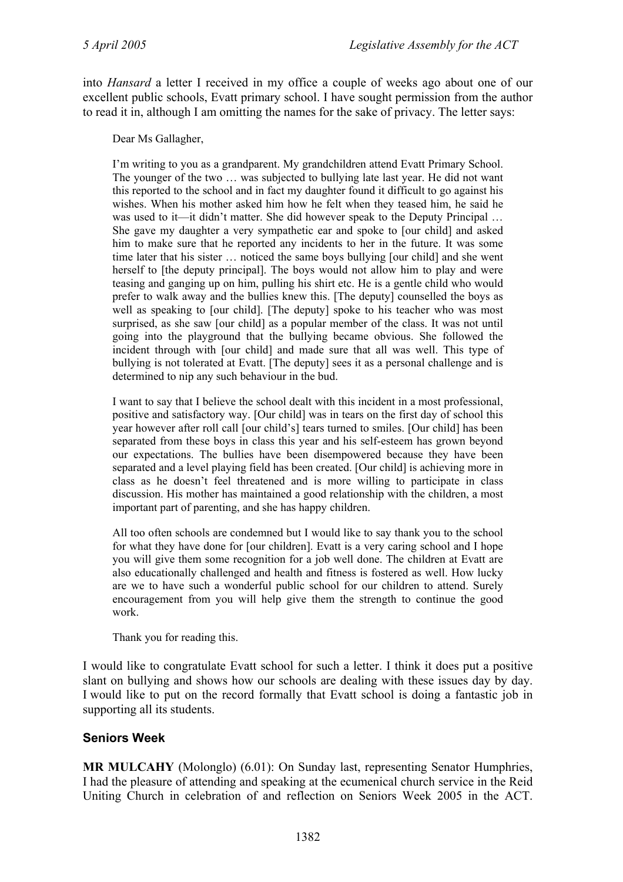into *Hansard* a letter I received in my office a couple of weeks ago about one of our excellent public schools, Evatt primary school. I have sought permission from the author to read it in, although I am omitting the names for the sake of privacy. The letter says:

> Dear Ms Gallagher,
>
> I'm writing to you as a grandparent. My grandchildren attend Evatt Primary School. The younger of the two … was subjected to bullying late last year. He did not want this reported to the school and in fact my daughter found it difficult to go against his wishes. When his mother asked him how he felt when they teased him, he said he was used to it—it didn't matter. She did however speak to the Deputy Principal … She gave my daughter a very sympathetic ear and spoke to [our child] and asked him to make sure that he reported any incidents to her in the future. It was some time later that his sister … noticed the same boys bullying [our child] and she went herself to [the deputy principal]. The boys would not allow him to play and were teasing and ganging up on him, pulling his shirt etc. He is a gentle child who would prefer to walk away and the bullies knew this. [The deputy] counselled the boys as well as speaking to [our child]. [The deputy] spoke to his teacher who was most surprised, as she saw [our child] as a popular member of the class. It was not until going into the playground that the bullying became obvious. She followed the incident through with [our child] and made sure that all was well. This type of bullying is not tolerated at Evatt. [The deputy] sees it as a personal challenge and is determined to nip any such behaviour in the bud.
>
> I want to say that I believe the school dealt with this incident in a most professional, positive and satisfactory way. [Our child] was in tears on the first day of school this year however after roll call [our child's] tears turned to smiles. [Our child] has been separated from these boys in class this year and his self-esteem has grown beyond our expectations. The bullies have been disempowered because they have been separated and a level playing field has been created. [Our child] is achieving more in class as he doesn't feel threatened and is more willing to participate in class discussion. His mother has maintained a good relationship with the children, a most important part of parenting, and she has happy children.
>
> All too often schools are condemned but I would like to say thank you to the school for what they have done for [our children]. Evatt is a very caring school and I hope you will give them some recognition for a job well done. The children at Evatt are also educationally challenged and health and fitness is fostered as well. How lucky are we to have such a wonderful public school for our children to attend. Surely encouragement from you will help give them the strength to continue the good work.
>
> Thank you for reading this.

I would like to congratulate Evatt school for such a letter. I think it does put a positive slant on bullying and shows how our schools are dealing with these issues day by day. I would like to put on the record formally that Evatt school is doing a fantastic job in supporting all its students.

## Seniors Week

**MR MULCAHY** (Molonglo) (6.01): On Sunday last, representing Senator Humphries, I had the pleasure of attending and speaking at the ecumenical church service in the Reid Uniting Church in celebration of and reflection on Seniors Week 2005 in the ACT.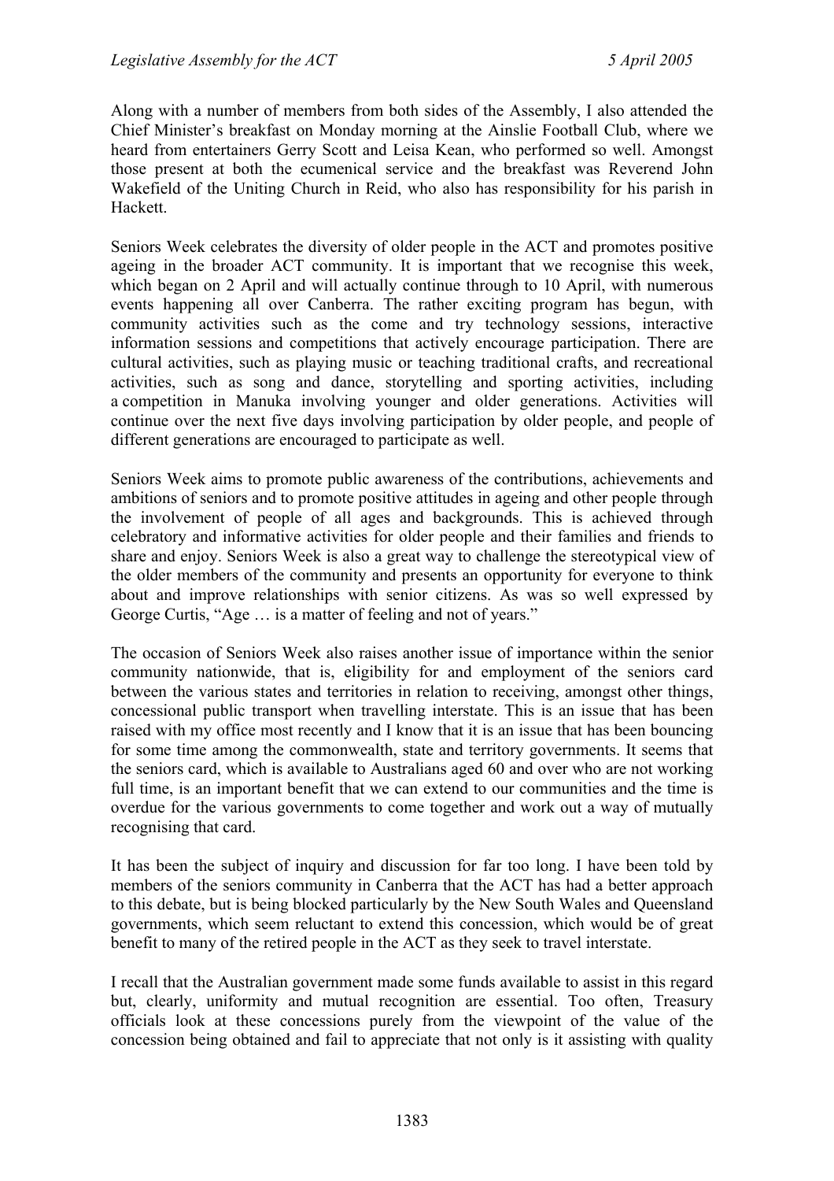Along with a number of members from both sides of the Assembly, I also attended the Chief Minister's breakfast on Monday morning at the Ainslie Football Club, where we heard from entertainers Gerry Scott and Leisa Kean, who performed so well. Amongst those present at both the ecumenical service and the breakfast was Reverend John Wakefield of the Uniting Church in Reid, who also has responsibility for his parish in Hackett.

Seniors Week celebrates the diversity of older people in the ACT and promotes positive ageing in the broader ACT community. It is important that we recognise this week, which began on 2 April and will actually continue through to 10 April, with numerous events happening all over Canberra. The rather exciting program has begun, with community activities such as the come and try technology sessions, interactive information sessions and competitions that actively encourage participation. There are cultural activities, such as playing music or teaching traditional crafts, and recreational activities, such as song and dance, storytelling and sporting activities, including a competition in Manuka involving younger and older generations. Activities will continue over the next five days involving participation by older people, and people of different generations are encouraged to participate as well.

Seniors Week aims to promote public awareness of the contributions, achievements and ambitions of seniors and to promote positive attitudes in ageing and other people through the involvement of people of all ages and backgrounds. This is achieved through celebratory and informative activities for older people and their families and friends to share and enjoy. Seniors Week is also a great way to challenge the stereotypical view of the older members of the community and presents an opportunity for everyone to think about and improve relationships with senior citizens. As was so well expressed by George Curtis, "Age … is a matter of feeling and not of years."

The occasion of Seniors Week also raises another issue of importance within the senior community nationwide, that is, eligibility for and employment of the seniors card between the various states and territories in relation to receiving, amongst other things, concessional public transport when travelling interstate. This is an issue that has been raised with my office most recently and I know that it is an issue that has been bouncing for some time among the commonwealth, state and territory governments. It seems that the seniors card, which is available to Australians aged 60 and over who are not working full time, is an important benefit that we can extend to our communities and the time is overdue for the various governments to come together and work out a way of mutually recognising that card.

It has been the subject of inquiry and discussion for far too long. I have been told by members of the seniors community in Canberra that the ACT has had a better approach to this debate, but is being blocked particularly by the New South Wales and Queensland governments, which seem reluctant to extend this concession, which would be of great benefit to many of the retired people in the ACT as they seek to travel interstate.

I recall that the Australian government made some funds available to assist in this regard but, clearly, uniformity and mutual recognition are essential. Too often, Treasury officials look at these concessions purely from the viewpoint of the value of the concession being obtained and fail to appreciate that not only is it assisting with quality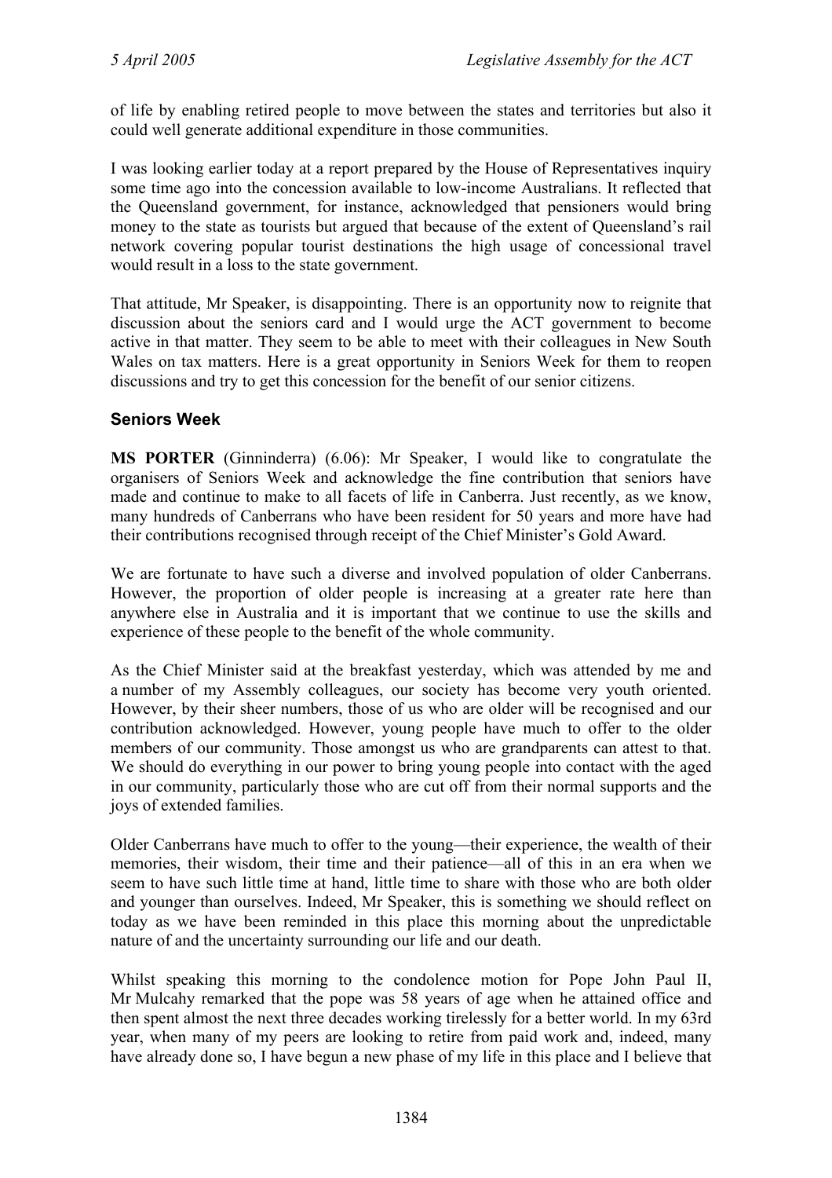of life by enabling retired people to move between the states and territories but also it could well generate additional expenditure in those communities.

I was looking earlier today at a report prepared by the House of Representatives inquiry some time ago into the concession available to low-income Australians. It reflected that the Queensland government, for instance, acknowledged that pensioners would bring money to the state as tourists but argued that because of the extent of Queensland's rail network covering popular tourist destinations the high usage of concessional travel would result in a loss to the state government.

That attitude, Mr Speaker, is disappointing. There is an opportunity now to reignite that discussion about the seniors card and I would urge the ACT government to become active in that matter. They seem to be able to meet with their colleagues in New South Wales on tax matters. Here is a great opportunity in Seniors Week for them to reopen discussions and try to get this concession for the benefit of our senior citizens.

### Seniors Week

**MS PORTER** (Ginninderra) (6.06): Mr Speaker, I would like to congratulate the organisers of Seniors Week and acknowledge the fine contribution that seniors have made and continue to make to all facets of life in Canberra. Just recently, as we know, many hundreds of Canberrans who have been resident for 50 years and more have had their contributions recognised through receipt of the Chief Minister's Gold Award.

We are fortunate to have such a diverse and involved population of older Canberrans. However, the proportion of older people is increasing at a greater rate here than anywhere else in Australia and it is important that we continue to use the skills and experience of these people to the benefit of the whole community.

As the Chief Minister said at the breakfast yesterday, which was attended by me and a number of my Assembly colleagues, our society has become very youth oriented. However, by their sheer numbers, those of us who are older will be recognised and our contribution acknowledged. However, young people have much to offer to the older members of our community. Those amongst us who are grandparents can attest to that. We should do everything in our power to bring young people into contact with the aged in our community, particularly those who are cut off from their normal supports and the joys of extended families.

Older Canberrans have much to offer to the young—their experience, the wealth of their memories, their wisdom, their time and their patience—all of this in an era when we seem to have such little time at hand, little time to share with those who are both older and younger than ourselves. Indeed, Mr Speaker, this is something we should reflect on today as we have been reminded in this place this morning about the unpredictable nature of and the uncertainty surrounding our life and our death.

Whilst speaking this morning to the condolence motion for Pope John Paul II, Mr Mulcahy remarked that the pope was 58 years of age when he attained office and then spent almost the next three decades working tirelessly for a better world. In my 63rd year, when many of my peers are looking to retire from paid work and, indeed, many have already done so, I have begun a new phase of my life in this place and I believe that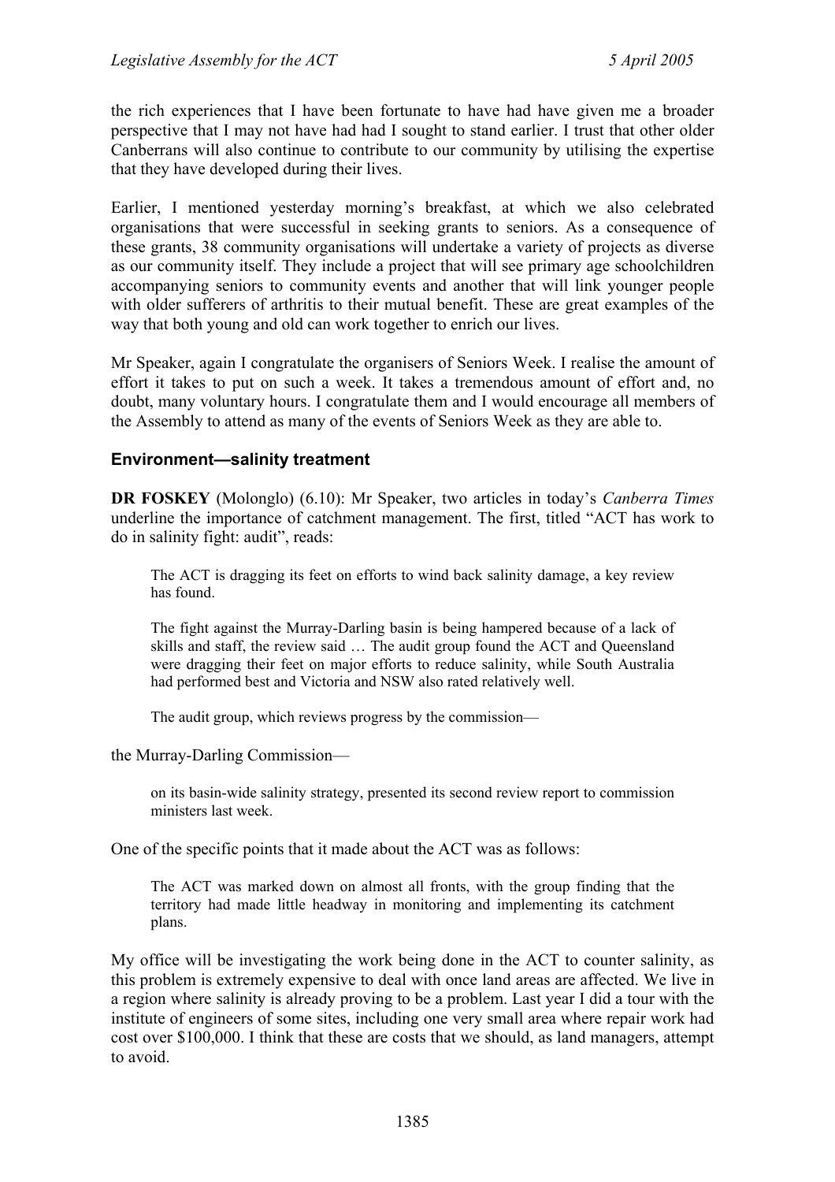the rich experiences that I have been fortunate to have had have given me a broader perspective that I may not have had had I sought to stand earlier. I trust that other older Canberrans will also continue to contribute to our community by utilising the expertise that they have developed during their lives.

Earlier, I mentioned yesterday morning's breakfast, at which we also celebrated organisations that were successful in seeking grants to seniors. As a consequence of these grants, 38 community organisations will undertake a variety of projects as diverse as our community itself. They include a project that will see primary age schoolchildren accompanying seniors to community events and another that will link younger people with older sufferers of arthritis to their mutual benefit. These are great examples of the way that both young and old can work together to enrich our lives.

Mr Speaker, again I congratulate the organisers of Seniors Week. I realise the amount of effort it takes to put on such a week. It takes a tremendous amount of effort and, no doubt, many voluntary hours. I congratulate them and I would encourage all members of the Assembly to attend as many of the events of Seniors Week as they are able to.

### Environment—salinity treatment

**DR FOSKEY** (Molonglo) (6.10): Mr Speaker, two articles in today's *Canberra Times* underline the importance of catchment management. The first, titled "ACT has work to do in salinity fight: audit", reads:

> The ACT is dragging its feet on efforts to wind back salinity damage, a key review has found.
>
> The fight against the Murray-Darling basin is being hampered because of a lack of skills and staff, the review said … The audit group found the ACT and Queensland were dragging their feet on major efforts to reduce salinity, while South Australia had performed best and Victoria and NSW also rated relatively well.
>
> The audit group, which reviews progress by the commission—

the Murray-Darling Commission—

> on its basin-wide salinity strategy, presented its second review report to commission ministers last week.

One of the specific points that it made about the ACT was as follows:

> The ACT was marked down on almost all fronts, with the group finding that the territory had made little headway in monitoring and implementing its catchment plans.

My office will be investigating the work being done in the ACT to counter salinity, as this problem is extremely expensive to deal with once land areas are affected. We live in a region where salinity is already proving to be a problem. Last year I did a tour with the institute of engineers of some sites, including one very small area where repair work had cost over $100,000. I think that these are costs that we should, as land managers, attempt to avoid.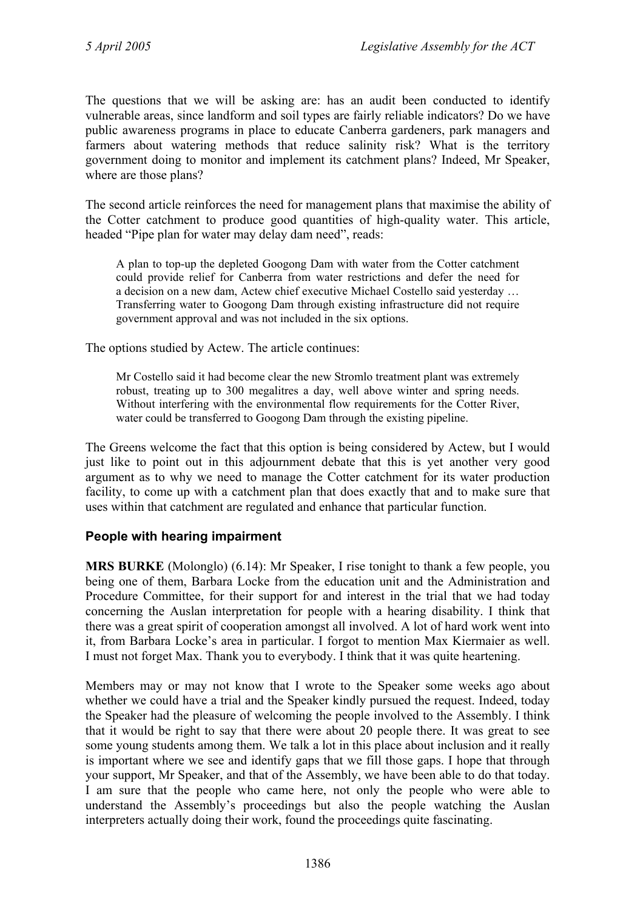The questions that we will be asking are: has an audit been conducted to identify vulnerable areas, since landform and soil types are fairly reliable indicators? Do we have public awareness programs in place to educate Canberra gardeners, park managers and farmers about watering methods that reduce salinity risk? What is the territory government doing to monitor and implement its catchment plans? Indeed, Mr Speaker, where are those plans?

The second article reinforces the need for management plans that maximise the ability of the Cotter catchment to produce good quantities of high-quality water. This article, headed "Pipe plan for water may delay dam need", reads:

> A plan to top-up the depleted Googong Dam with water from the Cotter catchment could provide relief for Canberra from water restrictions and defer the need for a decision on a new dam, Actew chief executive Michael Costello said yesterday … Transferring water to Googong Dam through existing infrastructure did not require government approval and was not included in the six options.

The options studied by Actew. The article continues:

> Mr Costello said it had become clear the new Stromlo treatment plant was extremely robust, treating up to 300 megalitres a day, well above winter and spring needs. Without interfering with the environmental flow requirements for the Cotter River, water could be transferred to Googong Dam through the existing pipeline.

The Greens welcome the fact that this option is being considered by Actew, but I would just like to point out in this adjournment debate that this is yet another very good argument as to why we need to manage the Cotter catchment for its water production facility, to come up with a catchment plan that does exactly that and to make sure that uses within that catchment are regulated and enhance that particular function.

### People with hearing impairment

**MRS BURKE** (Molonglo) (6.14): Mr Speaker, I rise tonight to thank a few people, you being one of them, Barbara Locke from the education unit and the Administration and Procedure Committee, for their support for and interest in the trial that we had today concerning the Auslan interpretation for people with a hearing disability. I think that there was a great spirit of cooperation amongst all involved. A lot of hard work went into it, from Barbara Locke's area in particular. I forgot to mention Max Kiermaier as well. I must not forget Max. Thank you to everybody. I think that it was quite heartening.

Members may or may not know that I wrote to the Speaker some weeks ago about whether we could have a trial and the Speaker kindly pursued the request. Indeed, today the Speaker had the pleasure of welcoming the people involved to the Assembly. I think that it would be right to say that there were about 20 people there. It was great to see some young students among them. We talk a lot in this place about inclusion and it really is important where we see and identify gaps that we fill those gaps. I hope that through your support, Mr Speaker, and that of the Assembly, we have been able to do that today. I am sure that the people who came here, not only the people who were able to understand the Assembly's proceedings but also the people watching the Auslan interpreters actually doing their work, found the proceedings quite fascinating.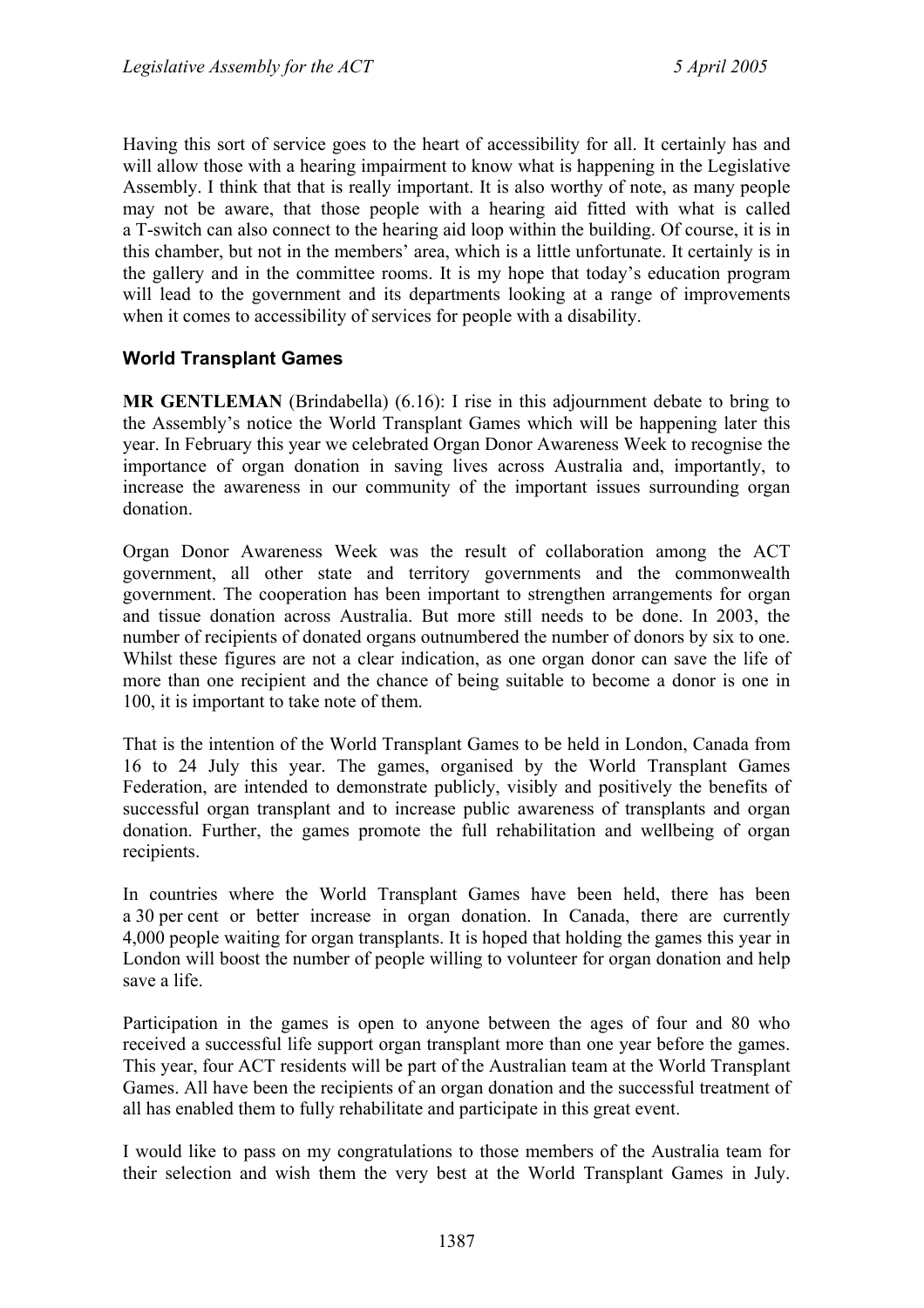Having this sort of service goes to the heart of accessibility for all. It certainly has and will allow those with a hearing impairment to know what is happening in the Legislative Assembly. I think that that is really important. It is also worthy of note, as many people may not be aware, that those people with a hearing aid fitted with what is called a T-switch can also connect to the hearing aid loop within the building. Of course, it is in this chamber, but not in the members' area, which is a little unfortunate. It certainly is in the gallery and in the committee rooms. It is my hope that today's education program will lead to the government and its departments looking at a range of improvements when it comes to accessibility of services for people with a disability.

### World Transplant Games

**MR GENTLEMAN** (Brindabella) (6.16): I rise in this adjournment debate to bring to the Assembly's notice the World Transplant Games which will be happening later this year. In February this year we celebrated Organ Donor Awareness Week to recognise the importance of organ donation in saving lives across Australia and, importantly, to increase the awareness in our community of the important issues surrounding organ donation.

Organ Donor Awareness Week was the result of collaboration among the ACT government, all other state and territory governments and the commonwealth government. The cooperation has been important to strengthen arrangements for organ and tissue donation across Australia. But more still needs to be done. In 2003, the number of recipients of donated organs outnumbered the number of donors by six to one. Whilst these figures are not a clear indication, as one organ donor can save the life of more than one recipient and the chance of being suitable to become a donor is one in 100, it is important to take note of them.

That is the intention of the World Transplant Games to be held in London, Canada from 16 to 24 July this year. The games, organised by the World Transplant Games Federation, are intended to demonstrate publicly, visibly and positively the benefits of successful organ transplant and to increase public awareness of transplants and organ donation. Further, the games promote the full rehabilitation and wellbeing of organ recipients.

In countries where the World Transplant Games have been held, there has been a 30 per cent or better increase in organ donation. In Canada, there are currently 4,000 people waiting for organ transplants. It is hoped that holding the games this year in London will boost the number of people willing to volunteer for organ donation and help save a life.

Participation in the games is open to anyone between the ages of four and 80 who received a successful life support organ transplant more than one year before the games. This year, four ACT residents will be part of the Australian team at the World Transplant Games. All have been the recipients of an organ donation and the successful treatment of all has enabled them to fully rehabilitate and participate in this great event.

I would like to pass on my congratulations to those members of the Australia team for their selection and wish them the very best at the World Transplant Games in July.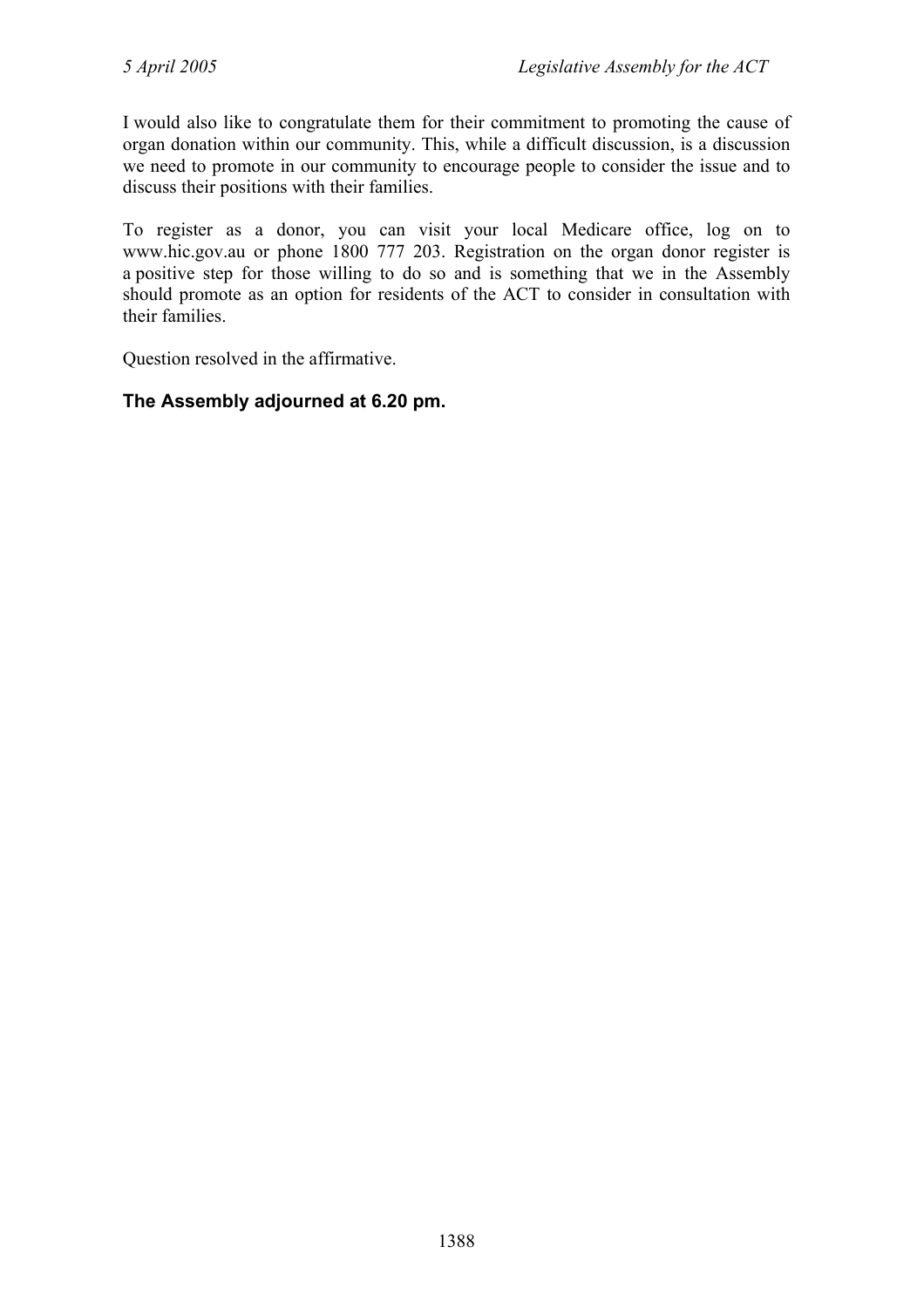I would also like to congratulate them for their commitment to promoting the cause of organ donation within our community. This, while a difficult discussion, is a discussion we need to promote in our community to encourage people to consider the issue and to discuss their positions with their families.

To register as a donor, you can visit your local Medicare office, log on to www.hic.gov.au or phone 1800 777 203. Registration on the organ donor register is a positive step for those willing to do so and is something that we in the Assembly should promote as an option for residents of the ACT to consider in consultation with their families.

Question resolved in the affirmative.

**The Assembly adjourned at 6.20 pm.**